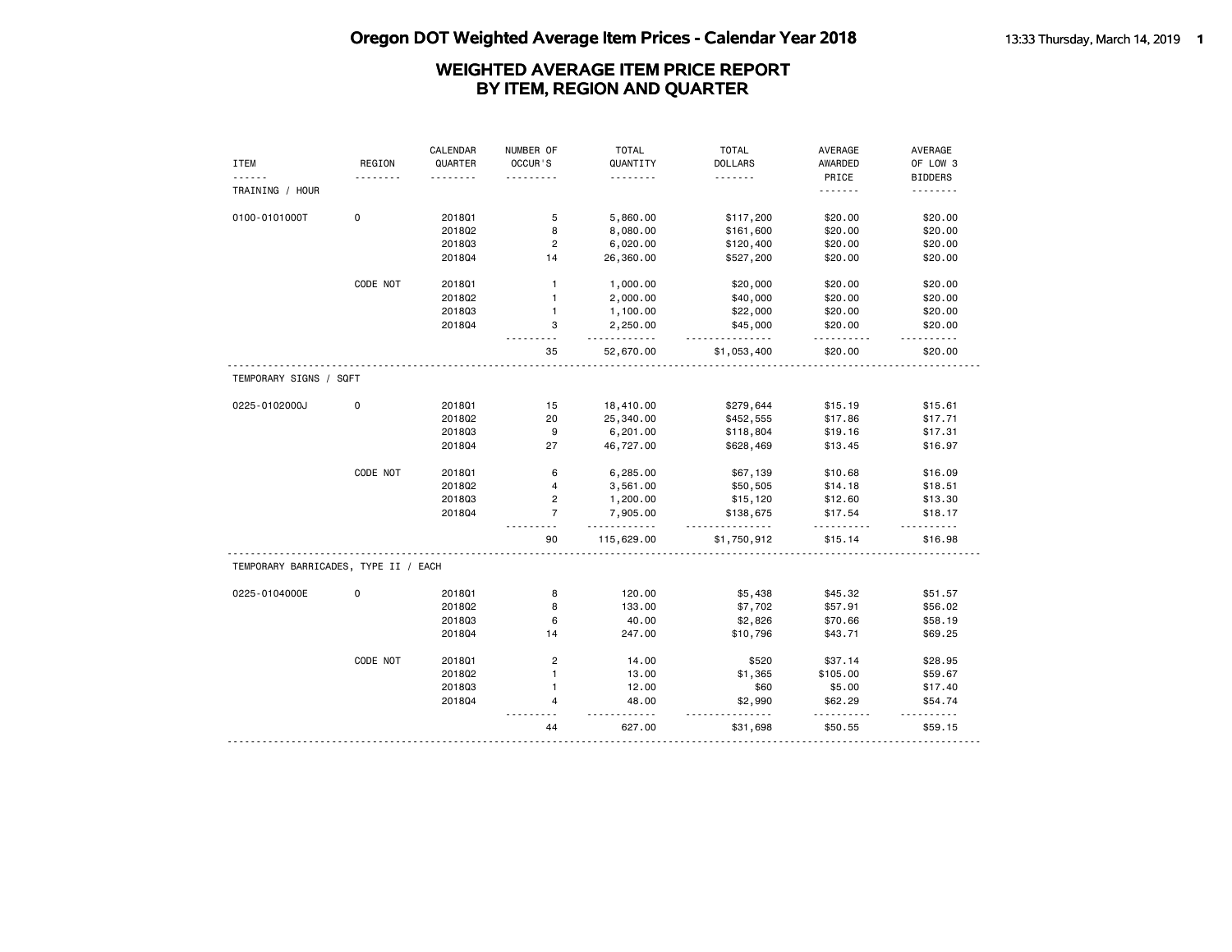# Oregon DOT Weighted Average Item Prices - Calendar Year 2018

## WEIGHTED AVERAGE ITEM PRICE REPORT BY ITEM, REGION AND QUARTER

| ITEM | REGION | CALENDAR QUARTER | NUMBER OF OCCUR'S | TOTAL QUANTITY | TOTAL DOLLARS | AVERAGE AWARDED PRICE | AVERAGE OF LOW 3 BIDDERS |
|---|---|---|---|---|---|---|---|
| TRAINING / HOUR | | | | | | | |
| 0100-0101000T | 0 | 2018Q1 | 5 | 5,860.00 | $117,200 | $20.00 | $20.00 |
| | | 2018Q2 | 8 | 8,080.00 | $161,600 | $20.00 | $20.00 |
| | | 2018Q3 | 2 | 6,020.00 | $120,400 | $20.00 | $20.00 |
| | | 2018Q4 | 14 | 26,360.00 | $527,200 | $20.00 | $20.00 |
| | CODE NOT | 2018Q1 | 1 | 1,000.00 | $20,000 | $20.00 | $20.00 |
| | | 2018Q2 | 1 | 2,000.00 | $40,000 | $20.00 | $20.00 |
| | | 2018Q3 | 1 | 1,100.00 | $22,000 | $20.00 | $20.00 |
| | | 2018Q4 | 3 | 2,250.00 | $45,000 | $20.00 | $20.00 |
| | | | 35 | 52,670.00 | $1,053,400 | $20.00 | $20.00 |
| TEMPORARY SIGNS / SQFT | | | | | | | |
| 0225-0102000J | 0 | 2018Q1 | 15 | 18,410.00 | $279,644 | $15.19 | $15.61 |
| | | 2018Q2 | 20 | 25,340.00 | $452,555 | $17.86 | $17.71 |
| | | 2018Q3 | 9 | 6,201.00 | $118,804 | $19.16 | $17.31 |
| | | 2018Q4 | 27 | 46,727.00 | $628,469 | $13.45 | $16.97 |
| | CODE NOT | 2018Q1 | 6 | 6,285.00 | $67,139 | $10.68 | $16.09 |
| | | 2018Q2 | 4 | 3,561.00 | $50,505 | $14.18 | $18.51 |
| | | 2018Q3 | 2 | 1,200.00 | $15,120 | $12.60 | $13.30 |
| | | 2018Q4 | 7 | 7,905.00 | $138,675 | $17.54 | $18.17 |
| | | | 90 | 115,629.00 | $1,750,912 | $15.14 | $16.98 |
| TEMPORARY BARRICADES, TYPE II / EACH | | | | | | | |
| 0225-0104000E | 0 | 2018Q1 | 8 | 120.00 | $5,438 | $45.32 | $51.57 |
| | | 2018Q2 | 8 | 133.00 | $7,702 | $57.91 | $56.02 |
| | | 2018Q3 | 6 | 40.00 | $2,826 | $70.66 | $58.19 |
| | | 2018Q4 | 14 | 247.00 | $10,796 | $43.71 | $69.25 |
| | CODE NOT | 2018Q1 | 2 | 14.00 | $520 | $37.14 | $28.95 |
| | | 2018Q2 | 1 | 13.00 | $1,365 | $105.00 | $59.67 |
| | | 2018Q3 | 1 | 12.00 | $60 | $5.00 | $17.40 |
| | | 2018Q4 | 4 | 48.00 | $2,990 | $62.29 | $54.74 |
| | | | 44 | 627.00 | $31,698 | $50.55 | $59.15 |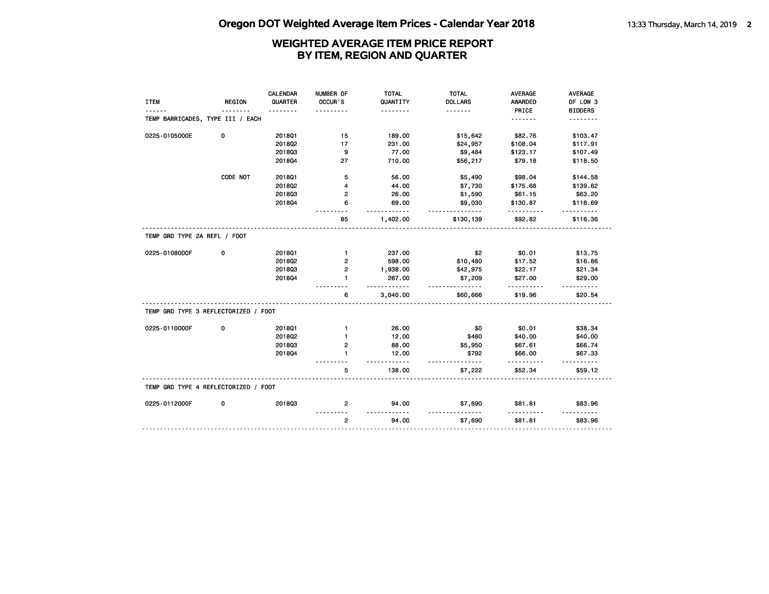# Oregon DOT Weighted Average Item Prices - Calendar Year 2018

## WEIGHTED AVERAGE ITEM PRICE REPORT BY ITEM, REGION AND QUARTER

| ITEM | REGION | CALENDAR QUARTER | NUMBER OF OCCUR'S | TOTAL QUANTITY | TOTAL DOLLARS | AVERAGE AWARDED PRICE | AVERAGE OF LOW 3 BIDDERS |
|---|---|---|---|---|---|---|---|
| TEMP BARRICADES, TYPE III / EACH | | | | | | | |
| 0225-0105000E | 0 | 2018Q1 | 15 | 189.00 | $15,642 | $82.76 | $103.47 |
| | | 2018Q2 | 17 | 231.00 | $24,957 | $108.04 | $117.91 |
| | | 2018Q3 | 9 | 77.00 | $9,484 | $123.17 | $107.49 |
| | | 2018Q4 | 27 | 710.00 | $56,217 | $79.18 | $118.50 |
| | CODE NOT | 2018Q1 | 5 | 56.00 | $5,490 | $98.04 | $144.58 |
| | | 2018Q2 | 4 | 44.00 | $7,730 | $175.68 | $139.62 |
| | | 2018Q3 | 2 | 26.00 | $1,590 | $61.15 | $63.20 |
| | | 2018Q4 | 6 | 69.00 | $9,030 | $130.87 | $116.69 |
| | | | 85 | 1,402.00 | $130,139 | $92.82 | $116.36 |
| TEMP GRD TYPE 2A REFL / FOOT | | | | | | | |
| 0225-0108000F | 0 | 2018Q1 | 1 | 237.00 | $2 | $0.01 | $13.75 |
| | | 2018Q2 | 2 | 598.00 | $10,480 | $17.52 | $16.86 |
| | | 2018Q3 | 2 | 1,938.00 | $42,975 | $22.17 | $21.34 |
| | | 2018Q4 | 1 | 267.00 | $7,209 | $27.00 | $29.00 |
| | | | 6 | 3,040.00 | $60,666 | $19.96 | $20.54 |
| TEMP GRD TYPE 3 REFLECTORIZED / FOOT | | | | | | | |
| 0225-0110000F | 0 | 2018Q1 | 1 | 26.00 | $0 | $0.01 | $38.34 |
| | | 2018Q2 | 1 | 12.00 | $480 | $40.00 | $40.00 |
| | | 2018Q3 | 2 | 88.00 | $5,950 | $67.61 | $66.74 |
| | | 2018Q4 | 1 | 12.00 | $792 | $66.00 | $67.33 |
| | | | 5 | 138.00 | $7,222 | $52.34 | $59.12 |
| TEMP GRD TYPE 4 REFLECTORIZED / FOOT | | | | | | | |
| 0225-0112000F | 0 | 2018Q3 | 2 | 94.00 | $7,690 | $81.81 | $83.96 |
| | | | 2 | 94.00 | $7,690 | $81.81 | $83.96 |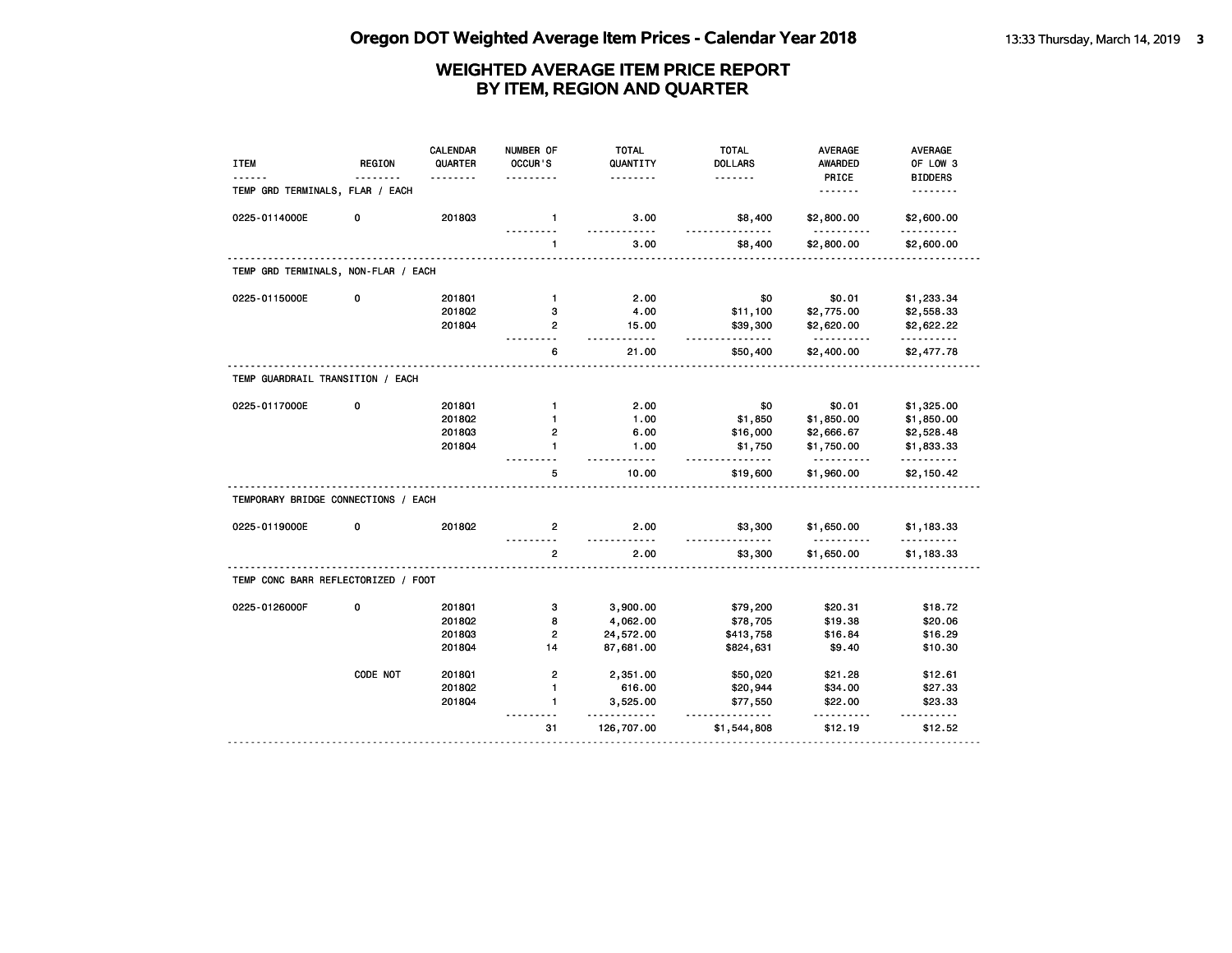# Oregon DOT Weighted Average Item Prices - Calendar Year 2018

## WEIGHTED AVERAGE ITEM PRICE REPORT BY ITEM, REGION AND QUARTER

| ITEM | REGION | CALENDAR QUARTER | NUMBER OF OCCUR'S | TOTAL QUANTITY | TOTAL DOLLARS | AVERAGE AWARDED PRICE | AVERAGE OF LOW 3 BIDDERS |
|---|---|---|---|---|---|---|---|
| **TEMP GRD TERMINALS, FLAR / EACH** | | | | | | | |
| 0225-0114000E | 0 | 2018Q3 | 1 | 3.00 | $8,400 | $2,800.00 | $2,600.00 |
| | | | 1 | 3.00 | $8,400 | $2,800.00 | $2,600.00 |
| **TEMP GRD TERMINALS, NON-FLAR / EACH** | | | | | | | |
| 0225-0115000E | 0 | 2018Q1 | 1 | 2.00 | $0 | $0.01 | $1,233.34 |
| | | 2018Q2 | 3 | 4.00 | $11,100 | $2,775.00 | $2,558.33 |
| | | 2018Q4 | 2 | 15.00 | $39,300 | $2,620.00 | $2,622.22 |
| | | | 6 | 21.00 | $50,400 | $2,400.00 | $2,477.78 |
| **TEMP GUARDRAIL TRANSITION / EACH** | | | | | | | |
| 0225-0117000E | 0 | 2018Q1 | 1 | 2.00 | $0 | $0.01 | $1,325.00 |
| | | 2018Q2 | 1 | 1.00 | $1,850 | $1,850.00 | $1,850.00 |
| | | 2018Q3 | 2 | 6.00 | $16,000 | $2,666.67 | $2,528.48 |
| | | 2018Q4 | 1 | 1.00 | $1,750 | $1,750.00 | $1,833.33 |
| | | | 5 | 10.00 | $19,600 | $1,960.00 | $2,150.42 |
| **TEMPORARY BRIDGE CONNECTIONS / EACH** | | | | | | | |
| 0225-0119000E | 0 | 2018Q2 | 2 | 2.00 | $3,300 | $1,650.00 | $1,183.33 |
| | | | 2 | 2.00 | $3,300 | $1,650.00 | $1,183.33 |
| **TEMP CONC BARR REFLECTORIZED / FOOT** | | | | | | | |
| 0225-0126000F | 0 | 2018Q1 | 3 | 3,900.00 | $79,200 | $20.31 | $18.72 |
| | | 2018Q2 | 8 | 4,062.00 | $78,705 | $19.38 | $20.06 |
| | | 2018Q3 | 2 | 24,572.00 | $413,758 | $16.84 | $16.29 |
| | | 2018Q4 | 14 | 87,681.00 | $824,631 | $9.40 | $10.30 |
| | CODE NOT | 2018Q1 | 2 | 2,351.00 | $50,020 | $21.28 | $12.61 |
| | | 2018Q2 | 1 | 616.00 | $20,944 | $34.00 | $27.33 |
| | | 2018Q4 | 1 | 3,525.00 | $77,550 | $22.00 | $23.33 |
| | | | 31 | 126,707.00 | $1,544,808 | $12.19 | $12.52 |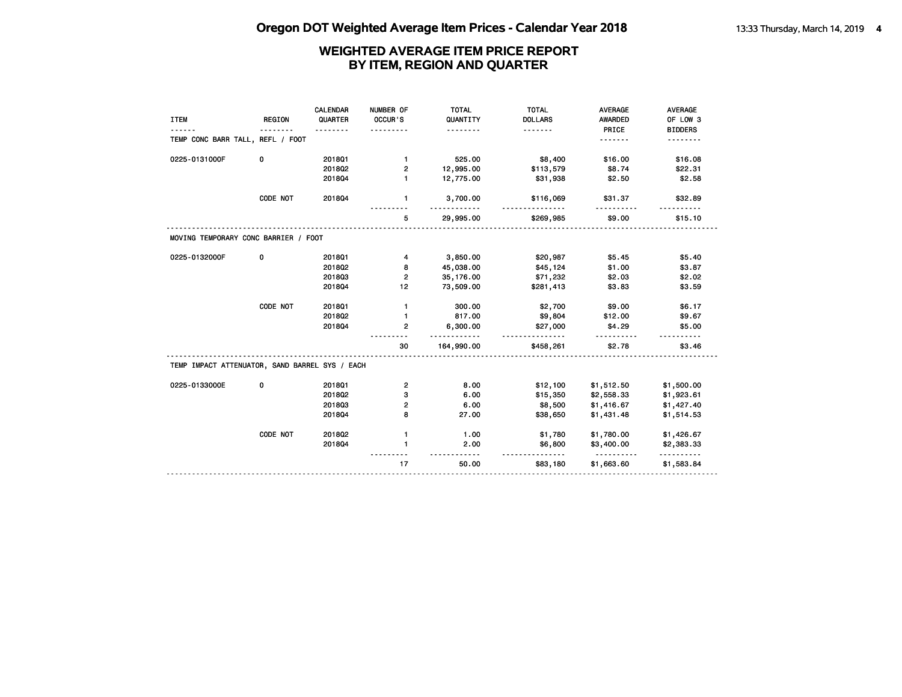# Oregon DOT Weighted Average Item Prices - Calendar Year 2018

## WEIGHTED AVERAGE ITEM PRICE REPORT BY ITEM, REGION AND QUARTER

| ITEM | REGION | CALENDAR QUARTER | NUMBER OF OCCUR'S | TOTAL QUANTITY | TOTAL DOLLARS | AVERAGE AWARDED PRICE | AVERAGE OF LOW 3 BIDDERS |
|---|---|---|---|---|---|---|---|
| TEMP CONC BARR TALL, REFL / FOOT | | | | | | | |
| 0225-0131000F | 0 | 2018Q1 | 1 | 525.00 | $8,400 | $16.00 | $16.08 |
| | | 2018Q2 | 2 | 12,995.00 | $113,579 | $8.74 | $22.31 |
| | | 2018Q4 | 1 | 12,775.00 | $31,938 | $2.50 | $2.58 |
| | CODE NOT | 2018Q4 | 1 | 3,700.00 | $116,069 | $31.37 | $32.89 |
| | | | 5 | 29,995.00 | $269,985 | $9.00 | $15.10 |
| MOVING TEMPORARY CONC BARRIER / FOOT | | | | | | | |
| 0225-0132000F | 0 | 2018Q1 | 4 | 3,850.00 | $20,987 | $5.45 | $5.40 |
| | | 2018Q2 | 8 | 45,038.00 | $45,124 | $1.00 | $3.87 |
| | | 2018Q3 | 2 | 35,176.00 | $71,232 | $2.03 | $2.02 |
| | | 2018Q4 | 12 | 73,509.00 | $281,413 | $3.83 | $3.59 |
| | CODE NOT | 2018Q1 | 1 | 300.00 | $2,700 | $9.00 | $6.17 |
| | | 2018Q2 | 1 | 817.00 | $9,804 | $12.00 | $9.67 |
| | | 2018Q4 | 2 | 6,300.00 | $27,000 | $4.29 | $5.00 |
| | | | 30 | 164,990.00 | $458,261 | $2.78 | $3.46 |
| TEMP IMPACT ATTENUATOR, SAND BARREL SYS / EACH | | | | | | | |
| 0225-0133000E | 0 | 2018Q1 | 2 | 8.00 | $12,100 | $1,512.50 | $1,500.00 |
| | | 2018Q2 | 3 | 6.00 | $15,350 | $2,558.33 | $1,923.61 |
| | | 2018Q3 | 2 | 6.00 | $8,500 | $1,416.67 | $1,427.40 |
| | | 2018Q4 | 8 | 27.00 | $38,650 | $1,431.48 | $1,514.53 |
| | CODE NOT | 2018Q2 | 1 | 1.00 | $1,780 | $1,780.00 | $1,426.67 |
| | | 2018Q4 | 1 | 2.00 | $6,800 | $3,400.00 | $2,383.33 |
| | | | 17 | 50.00 | $83,180 | $1,663.60 | $1,583.84 |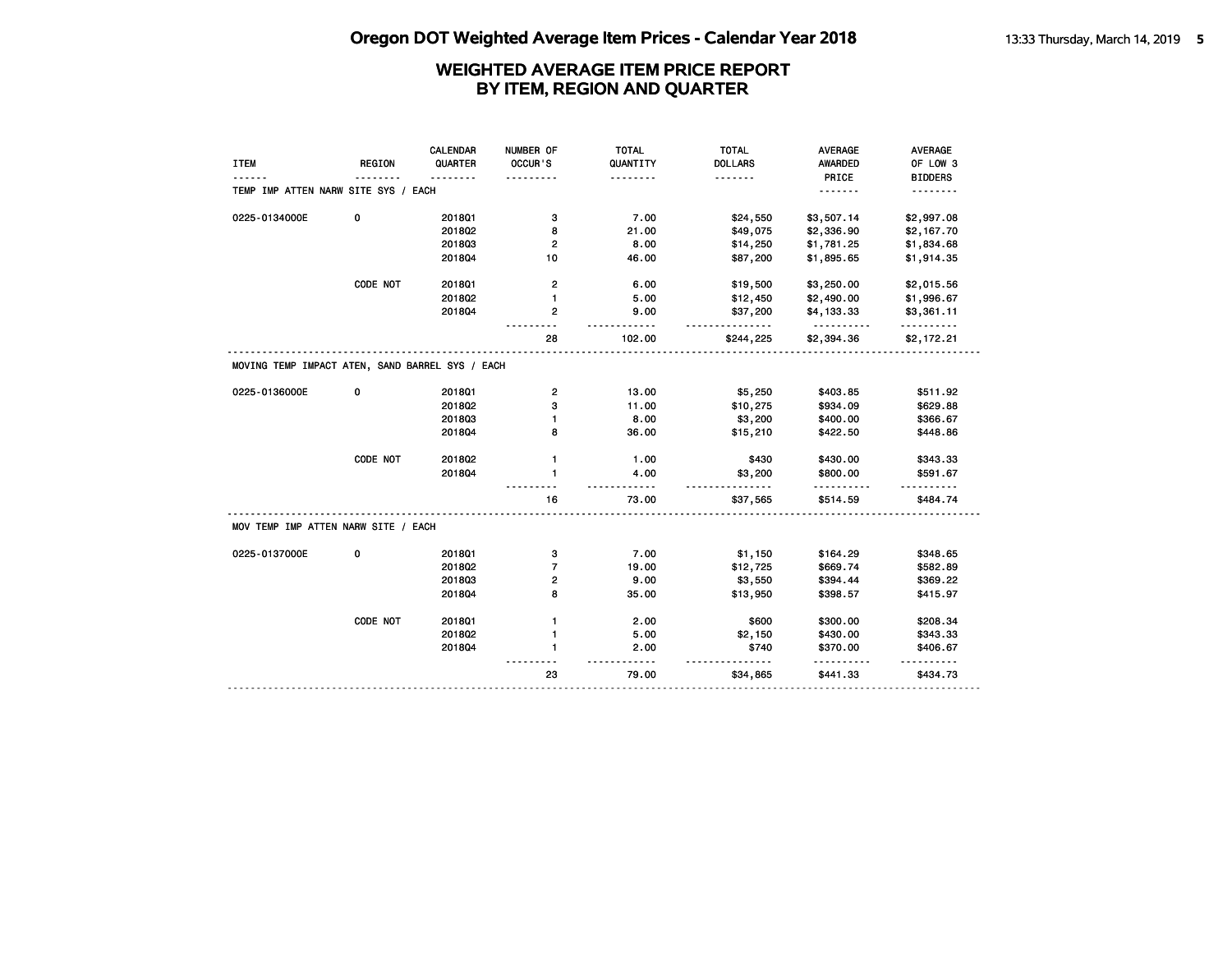# Oregon DOT Weighted Average Item Prices - Calendar Year 2018

## WEIGHTED AVERAGE ITEM PRICE REPORT BY ITEM, REGION AND QUARTER

| ITEM | REGION | CALENDAR QUARTER | NUMBER OF OCCUR'S | TOTAL QUANTITY | TOTAL DOLLARS | AVERAGE AWARDED PRICE | AVERAGE OF LOW 3 BIDDERS |
|---|---|---|---|---|---|---|---|
| **TEMP IMP ATTEN NARW SITE SYS / EACH** | | | | | | | |
| 0225-0134000E | 0 | 2018Q1 | 3 | 7.00 | $24,550 | $3,507.14 | $2,997.08 |
| | | 2018Q2 | 8 | 21.00 | $49,075 | $2,336.90 | $2,167.70 |
| | | 2018Q3 | 2 | 8.00 | $14,250 | $1,781.25 | $1,834.68 |
| | | 2018Q4 | 10 | 46.00 | $87,200 | $1,895.65 | $1,914.35 |
| | CODE NOT | 2018Q1 | 2 | 6.00 | $19,500 | $3,250.00 | $2,015.56 |
| | | 2018Q2 | 1 | 5.00 | $12,450 | $2,490.00 | $1,996.67 |
| | | 2018Q4 | 2 | 9.00 | $37,200 | $4,133.33 | $3,361.11 |
| | | | 28 | 102.00 | $244,225 | $2,394.36 | $2,172.21 |
| **MOVING TEMP IMPACT ATEN, SAND BARREL SYS / EACH** | | | | | | | |
| 0225-0136000E | 0 | 2018Q1 | 2 | 13.00 | $5,250 | $403.85 | $511.92 |
| | | 2018Q2 | 3 | 11.00 | $10,275 | $934.09 | $629.88 |
| | | 2018Q3 | 1 | 8.00 | $3,200 | $400.00 | $366.67 |
| | | 2018Q4 | 8 | 36.00 | $15,210 | $422.50 | $448.86 |
| | CODE NOT | 2018Q2 | 1 | 1.00 | $430 | $430.00 | $343.33 |
| | | 2018Q4 | 1 | 4.00 | $3,200 | $800.00 | $591.67 |
| | | | 16 | 73.00 | $37,565 | $514.59 | $484.74 |
| **MOV TEMP IMP ATTEN NARW SITE / EACH** | | | | | | | |
| 0225-0137000E | 0 | 2018Q1 | 3 | 7.00 | $1,150 | $164.29 | $348.65 |
| | | 2018Q2 | 7 | 19.00 | $12,725 | $669.74 | $582.89 |
| | | 2018Q3 | 2 | 9.00 | $3,550 | $394.44 | $369.22 |
| | | 2018Q4 | 8 | 35.00 | $13,950 | $398.57 | $415.97 |
| | CODE NOT | 2018Q1 | 1 | 2.00 | $600 | $300.00 | $208.34 |
| | | 2018Q2 | 1 | 5.00 | $2,150 | $430.00 | $343.33 |
| | | 2018Q4 | 1 | 2.00 | $740 | $370.00 | $406.67 |
| | | | 23 | 79.00 | $34,865 | $441.33 | $434.73 |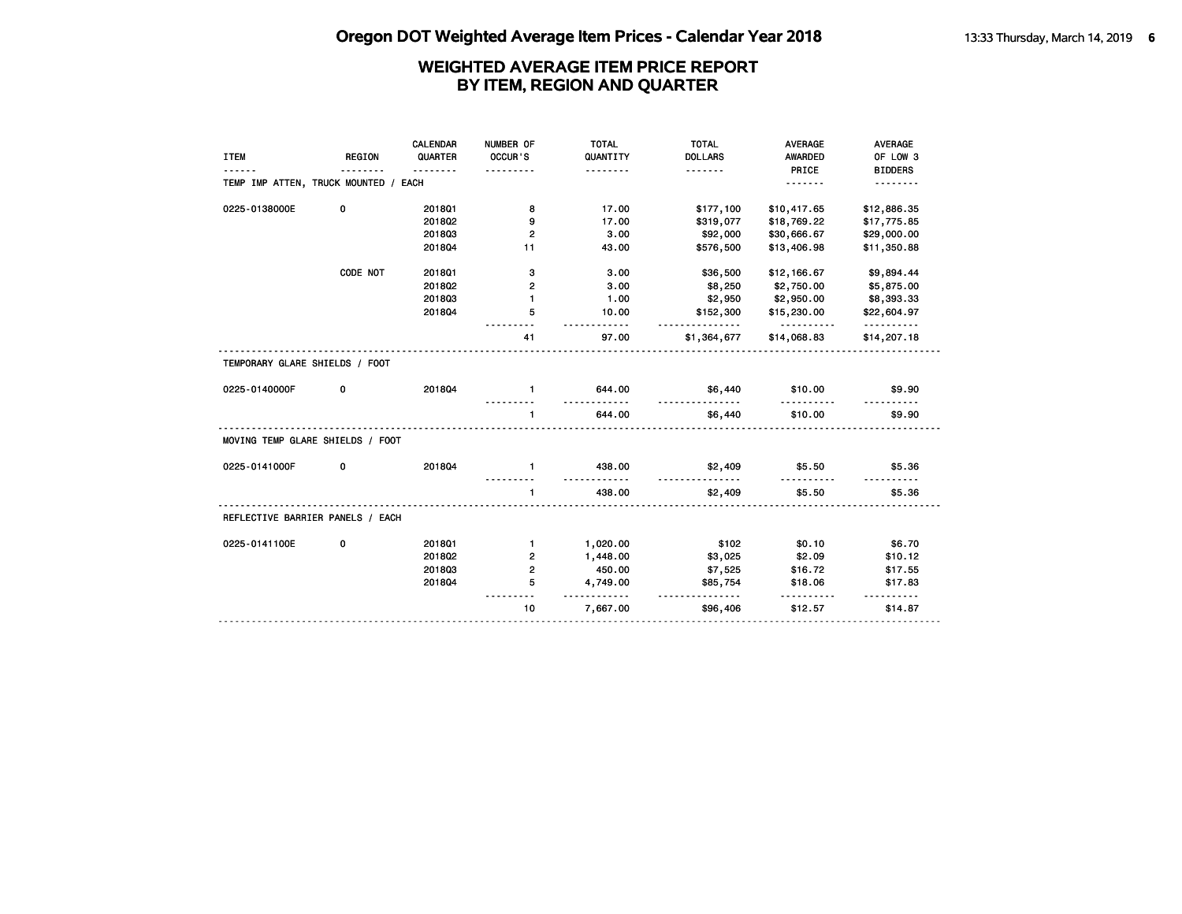## Oregon DOT Weighted Average Item Prices - Calendar Year 2018

### WEIGHTED AVERAGE ITEM PRICE REPORT BY ITEM, REGION AND QUARTER

| ITEM | REGION | CALENDAR QUARTER | NUMBER OF OCCUR'S | TOTAL QUANTITY | TOTAL DOLLARS | AVERAGE AWARDED PRICE | AVERAGE OF LOW 3 BIDDERS |
|---|---|---|---|---|---|---|---|
| TEMP IMP ATTEN, TRUCK MOUNTED / EACH | | | | | | | |
| 0225-0138000E | 0 | 2018Q1 | 8 | 17.00 | $177,100 | $10,417.65 | $12,886.35 |
| | | 2018Q2 | 9 | 17.00 | $319,077 | $18,769.22 | $17,775.85 |
| | | 2018Q3 | 2 | 3.00 | $92,000 | $30,666.67 | $29,000.00 |
| | | 2018Q4 | 11 | 43.00 | $576,500 | $13,406.98 | $11,350.88 |
| | CODE NOT | 2018Q1 | 3 | 3.00 | $36,500 | $12,166.67 | $9,894.44 |
| | | 2018Q2 | 2 | 3.00 | $8,250 | $2,750.00 | $5,875.00 |
| | | 2018Q3 | 1 | 1.00 | $2,950 | $2,950.00 | $8,393.33 |
| | | 2018Q4 | 5 | 10.00 | $152,300 | $15,230.00 | $22,604.97 |
| | | | 41 | 97.00 | $1,364,677 | $14,068.83 | $14,207.18 |
| TEMPORARY GLARE SHIELDS / FOOT | | | | | | | |
| 0225-0140000F | 0 | 2018Q4 | 1 | 644.00 | $6,440 | $10.00 | $9.90 |
| | | | 1 | 644.00 | $6,440 | $10.00 | $9.90 |
| MOVING TEMP GLARE SHIELDS / FOOT | | | | | | | |
| 0225-0141000F | 0 | 2018Q4 | 1 | 438.00 | $2,409 | $5.50 | $5.36 |
| | | | 1 | 438.00 | $2,409 | $5.50 | $5.36 |
| REFLECTIVE BARRIER PANELS / EACH | | | | | | | |
| 0225-0141100E | 0 | 2018Q1 | 1 | 1,020.00 | $102 | $0.10 | $6.70 |
| | | 2018Q2 | 2 | 1,448.00 | $3,025 | $2.09 | $10.12 |
| | | 2018Q3 | 2 | 450.00 | $7,525 | $16.72 | $17.55 |
| | | 2018Q4 | 5 | 4,749.00 | $85,754 | $18.06 | $17.83 |
| | | | 10 | 7,667.00 | $96,406 | $12.57 | $14.87 |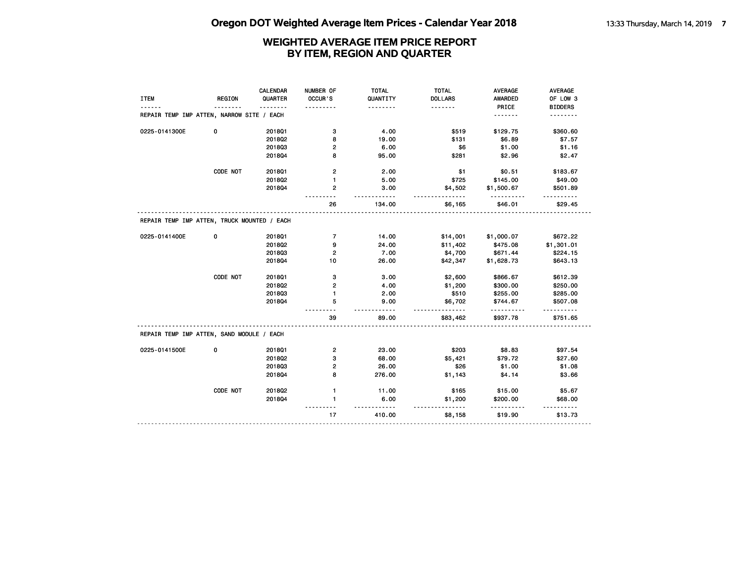# Oregon DOT Weighted Average Item Prices - Calendar Year 2018

## WEIGHTED AVERAGE ITEM PRICE REPORT
## BY ITEM, REGION AND QUARTER

| ITEM | REGION | CALENDAR QUARTER | NUMBER OF OCCUR'S | TOTAL QUANTITY | TOTAL DOLLARS | AVERAGE AWARDED PRICE | AVERAGE OF LOW 3 BIDDERS |
|---|---|---|---|---|---|---|---|
| REPAIR TEMP IMP ATTEN, NARROW SITE / EACH | | | | | | | |
| 0225-0141300E | 0 | 2018Q1 | 3 | 4.00 | $519 | $129.75 | $360.60 |
| | | 2018Q2 | 8 | 19.00 | $131 | $6.89 | $7.57 |
| | | 2018Q3 | 2 | 6.00 | $6 | $1.00 | $1.16 |
| | | 2018Q4 | 8 | 95.00 | $281 | $2.96 | $2.47 |
| | CODE NOT | 2018Q1 | 2 | 2.00 | $1 | $0.51 | $183.67 |
| | | 2018Q2 | 1 | 5.00 | $725 | $145.00 | $49.00 |
| | | 2018Q4 | 2 | 3.00 | $4,502 | $1,500.67 | $501.89 |
| | | | 26 | 134.00 | $6,165 | $46.01 | $29.45 |
| REPAIR TEMP IMP ATTEN, TRUCK MOUNTED / EACH | | | | | | | |
| 0225-0141400E | 0 | 2018Q1 | 7 | 14.00 | $14,001 | $1,000.07 | $672.22 |
| | | 2018Q2 | 9 | 24.00 | $11,402 | $475.08 | $1,301.01 |
| | | 2018Q3 | 2 | 7.00 | $4,700 | $671.44 | $224.15 |
| | | 2018Q4 | 10 | 26.00 | $42,347 | $1,628.73 | $643.13 |
| | CODE NOT | 2018Q1 | 3 | 3.00 | $2,600 | $866.67 | $612.39 |
| | | 2018Q2 | 2 | 4.00 | $1,200 | $300.00 | $250.00 |
| | | 2018Q3 | 1 | 2.00 | $510 | $255.00 | $285.00 |
| | | 2018Q4 | 5 | 9.00 | $6,702 | $744.67 | $507.08 |
| | | | 39 | 89.00 | $83,462 | $937.78 | $751.65 |
| REPAIR TEMP IMP ATTEN, SAND MODULE / EACH | | | | | | | |
| 0225-0141500E | 0 | 2018Q1 | 2 | 23.00 | $203 | $8.83 | $97.54 |
| | | 2018Q2 | 3 | 68.00 | $5,421 | $79.72 | $27.60 |
| | | 2018Q3 | 2 | 26.00 | $26 | $1.00 | $1.08 |
| | | 2018Q4 | 8 | 276.00 | $1,143 | $4.14 | $3.66 |
| | CODE NOT | 2018Q2 | 1 | 11.00 | $165 | $15.00 | $5.67 |
| | | 2018Q4 | 1 | 6.00 | $1,200 | $200.00 | $68.00 |
| | | | 17 | 410.00 | $8,158 | $19.90 | $13.73 |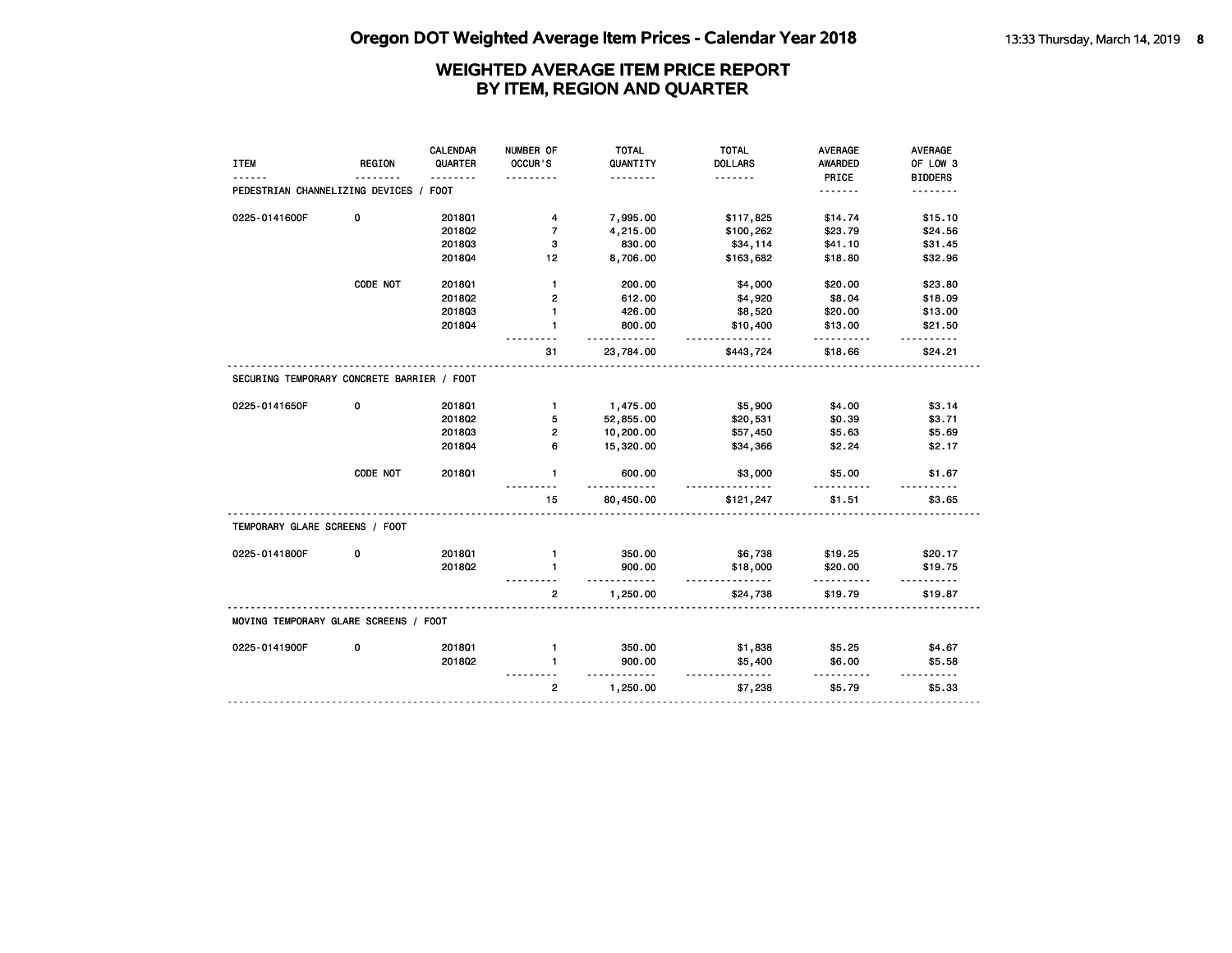# WEIGHTED AVERAGE ITEM PRICE REPORT
## BY ITEM, REGION AND QUARTER

| ITEM | REGION | CALENDAR QUARTER | NUMBER OF OCCUR'S | TOTAL QUANTITY | TOTAL DOLLARS | AVERAGE AWARDED PRICE | AVERAGE OF LOW 3 BIDDERS |
|---|---|---|---|---|---|---|---|
| PEDESTRIAN CHANNELIZING DEVICES / FOOT | | | | | | | |
| 0225-0141600F | 0 | 2018Q1 | 4 | 7,995.00 | $117,825 | $14.74 | $15.10 |
| | | 2018Q2 | 7 | 4,215.00 | $100,262 | $23.79 | $24.56 |
| | | 2018Q3 | 3 | 830.00 | $34,114 | $41.10 | $31.45 |
| | | 2018Q4 | 12 | 8,706.00 | $163,682 | $18.80 | $32.96 |
| | CODE NOT | 2018Q1 | 1 | 200.00 | $4,000 | $20.00 | $23.80 |
| | | 2018Q2 | 2 | 612.00 | $4,920 | $8.04 | $18.09 |
| | | 2018Q3 | 1 | 426.00 | $8,520 | $20.00 | $13.00 |
| | | 2018Q4 | 1 | 800.00 | $10,400 | $13.00 | $21.50 |
| | | | 31 | 23,784.00 | $443,724 | $18.66 | $24.21 |
| SECURING TEMPORARY CONCRETE BARRIER / FOOT | | | | | | | |
| 0225-0141650F | 0 | 2018Q1 | 1 | 1,475.00 | $5,900 | $4.00 | $3.14 |
| | | 2018Q2 | 5 | 52,855.00 | $20,531 | $0.39 | $3.71 |
| | | 2018Q3 | 2 | 10,200.00 | $57,450 | $5.63 | $5.69 |
| | | 2018Q4 | 6 | 15,320.00 | $34,366 | $2.24 | $2.17 |
| | CODE NOT | 2018Q1 | 1 | 600.00 | $3,000 | $5.00 | $1.67 |
| | | | 15 | 80,450.00 | $121,247 | $1.51 | $3.65 |
| TEMPORARY GLARE SCREENS / FOOT | | | | | | | |
| 0225-0141800F | 0 | 2018Q1 | 1 | 350.00 | $6,738 | $19.25 | $20.17 |
| | | 2018Q2 | 1 | 900.00 | $18,000 | $20.00 | $19.75 |
| | | | 2 | 1,250.00 | $24,738 | $19.79 | $19.87 |
| MOVING TEMPORARY GLARE SCREENS / FOOT | | | | | | | |
| 0225-0141900F | 0 | 2018Q1 | 1 | 350.00 | $1,838 | $5.25 | $4.67 |
| | | 2018Q2 | 1 | 900.00 | $5,400 | $6.00 | $5.58 |
| | | | 2 | 1,250.00 | $7,238 | $5.79 | $5.33 |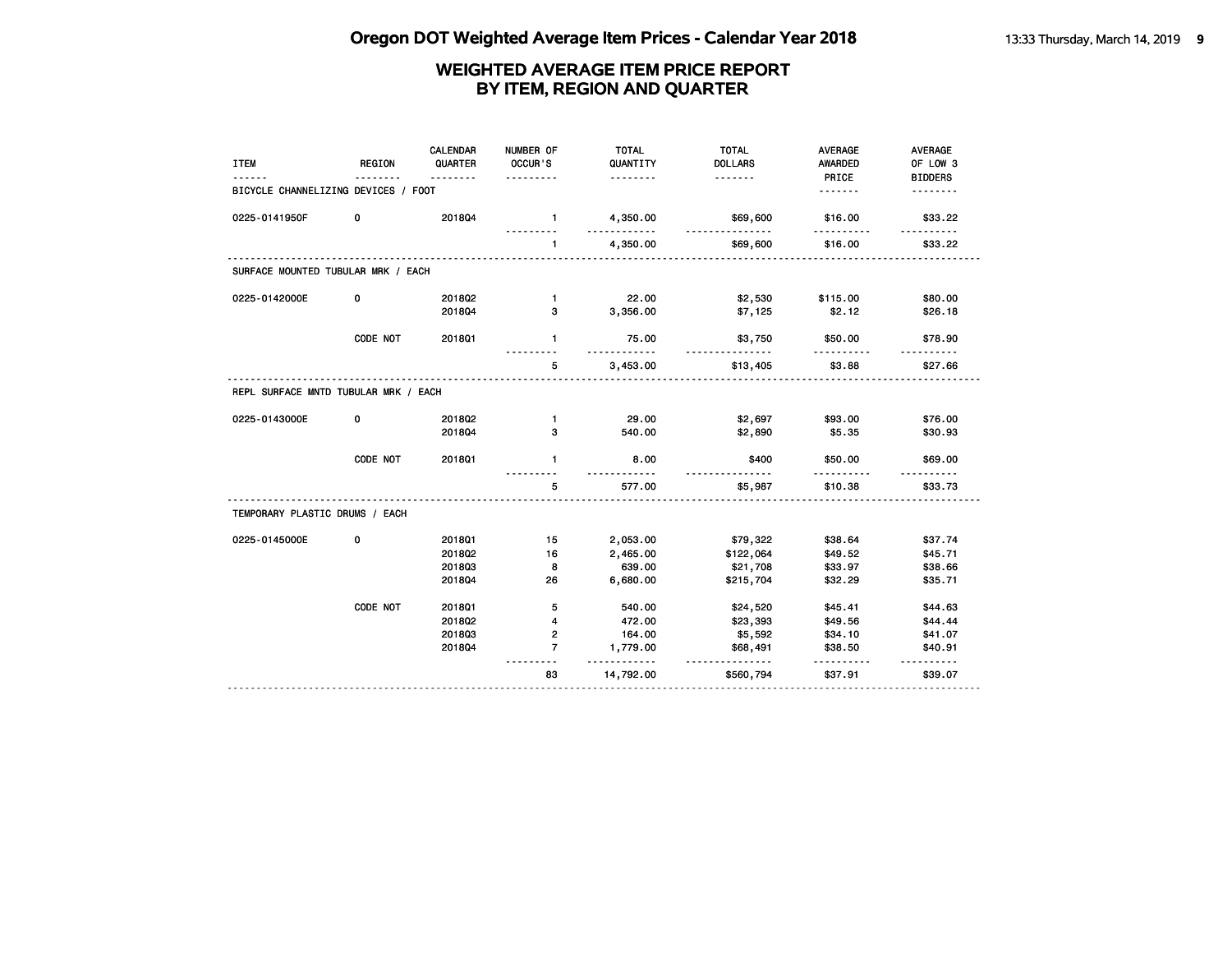# Oregon DOT Weighted Average Item Prices - Calendar Year 2018

## WEIGHTED AVERAGE ITEM PRICE REPORT BY ITEM, REGION AND QUARTER

| ITEM | REGION | CALENDAR QUARTER | NUMBER OF OCCUR'S | TOTAL QUANTITY | TOTAL DOLLARS | AVERAGE AWARDED PRICE | AVERAGE OF LOW 3 BIDDERS |
|---|---|---|---|---|---|---|---|
| **BICYCLE CHANNELIZING DEVICES / FOOT** | | | | | | | |
| 0225-0141950F | 0 | 2018Q4 | 1 | 4,350.00 | $69,600 | $16.00 | $33.22 |
| | | | 1 | 4,350.00 | $69,600 | $16.00 | $33.22 |
| **SURFACE MOUNTED TUBULAR MRK / EACH** | | | | | | | |
| 0225-0142000E | 0 | 2018Q2 | 1 | 22.00 | $2,530 | $115.00 | $80.00 |
| | | 2018Q4 | 3 | 3,356.00 | $7,125 | $2.12 | $26.18 |
| | CODE NOT | 2018Q1 | 1 | 75.00 | $3,750 | $50.00 | $78.90 |
| | | | 5 | 3,453.00 | $13,405 | $3.88 | $27.66 |
| **REPL SURFACE MNTD TUBULAR MRK / EACH** | | | | | | | |
| 0225-0143000E | 0 | 2018Q2 | 1 | 29.00 | $2,697 | $93.00 | $76.00 |
| | | 2018Q4 | 3 | 540.00 | $2,890 | $5.35 | $30.93 |
| | CODE NOT | 2018Q1 | 1 | 8.00 | $400 | $50.00 | $69.00 |
| | | | 5 | 577.00 | $5,987 | $10.38 | $33.73 |
| **TEMPORARY PLASTIC DRUMS / EACH** | | | | | | | |
| 0225-0145000E | 0 | 2018Q1 | 15 | 2,053.00 | $79,322 | $38.64 | $37.74 |
| | | 2018Q2 | 16 | 2,465.00 | $122,064 | $49.52 | $45.71 |
| | | 2018Q3 | 8 | 639.00 | $21,708 | $33.97 | $38.66 |
| | | 2018Q4 | 26 | 6,680.00 | $215,704 | $32.29 | $35.71 |
| | CODE NOT | 2018Q1 | 5 | 540.00 | $24,520 | $45.41 | $44.63 |
| | | 2018Q2 | 4 | 472.00 | $23,393 | $49.56 | $44.44 |
| | | 2018Q3 | 2 | 164.00 | $5,592 | $34.10 | $41.07 |
| | | 2018Q4 | 7 | 1,779.00 | $68,491 | $38.50 | $40.91 |
| | | | 83 | 14,792.00 | $560,794 | $37.91 | $39.07 |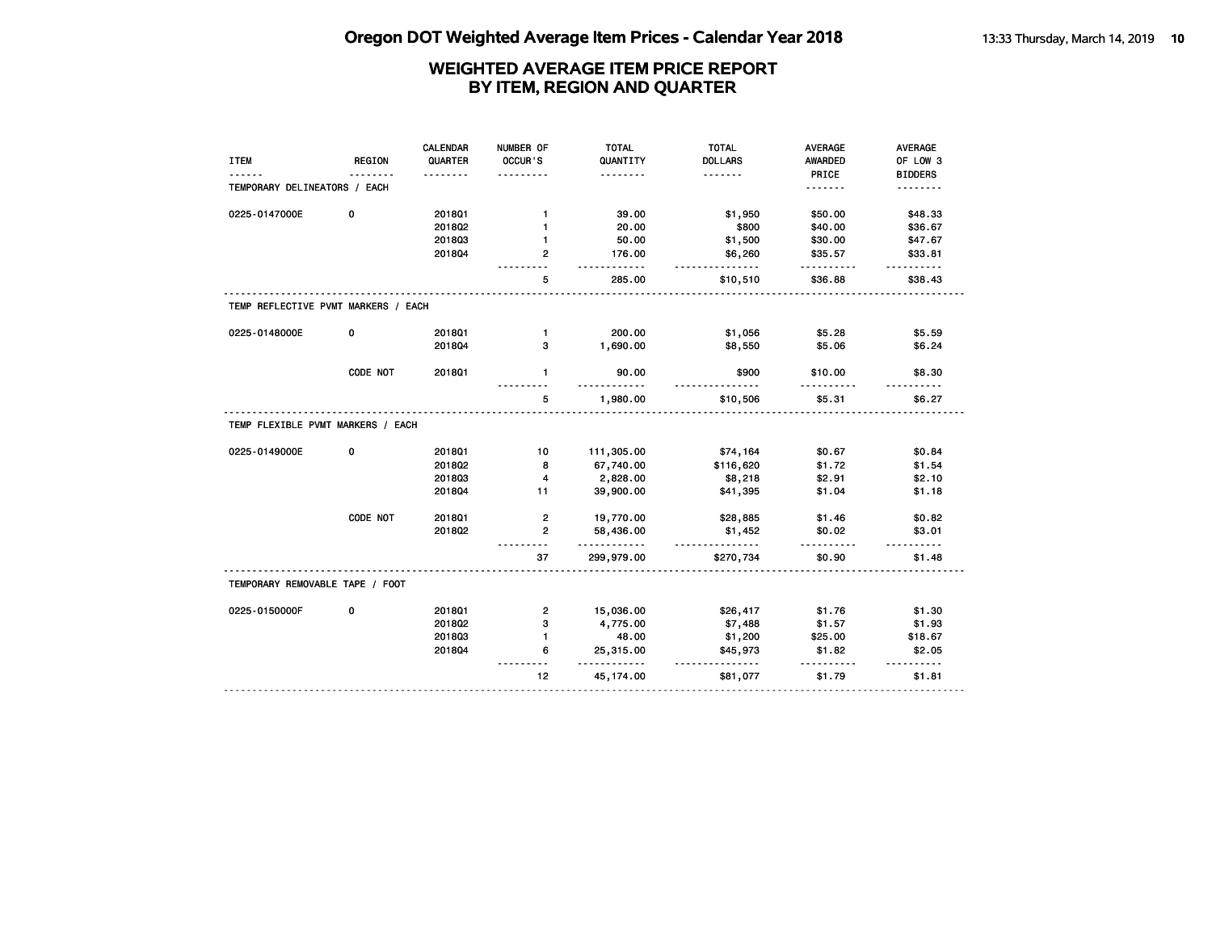# Oregon DOT Weighted Average Item Prices - Calendar Year 2018

## WEIGHTED AVERAGE ITEM PRICE REPORT BY ITEM, REGION AND QUARTER

| ITEM | REGION | CALENDAR QUARTER | NUMBER OF OCCUR'S | TOTAL QUANTITY | TOTAL DOLLARS | AVERAGE AWARDED PRICE | AVERAGE OF LOW 3 BIDDERS |
|---|---|---|---|---|---|---|---|
| **TEMPORARY DELINEATORS / EACH** | | | | | | | |
| 0225-0147000E | 0 | 2018Q1 | 1 | 39.00 | $1,950 | $50.00 | $48.33 |
| | | 2018Q2 | 1 | 20.00 | $800 | $40.00 | $36.67 |
| | | 2018Q3 | 1 | 50.00 | $1,500 | $30.00 | $47.67 |
| | | 2018Q4 | 2 | 176.00 | $6,260 | $35.57 | $33.81 |
| | | | 5 | 285.00 | $10,510 | $36.88 | $38.43 |
| **TEMP REFLECTIVE PVMT MARKERS / EACH** | | | | | | | |
| 0225-0148000E | 0 | 2018Q1 | 1 | 200.00 | $1,056 | $5.28 | $5.59 |
| | | 2018Q4 | 3 | 1,690.00 | $8,550 | $5.06 | $6.24 |
| | CODE NOT | 2018Q1 | 1 | 90.00 | $900 | $10.00 | $8.30 |
| | | | 5 | 1,980.00 | $10,506 | $5.31 | $6.27 |
| **TEMP FLEXIBLE PVMT MARKERS / EACH** | | | | | | | |
| 0225-0149000E | 0 | 2018Q1 | 10 | 111,305.00 | $74,164 | $0.67 | $0.84 |
| | | 2018Q2 | 8 | 67,740.00 | $116,620 | $1.72 | $1.54 |
| | | 2018Q3 | 4 | 2,828.00 | $8,218 | $2.91 | $2.10 |
| | | 2018Q4 | 11 | 39,900.00 | $41,395 | $1.04 | $1.18 |
| | CODE NOT | 2018Q1 | 2 | 19,770.00 | $28,885 | $1.46 | $0.82 |
| | | 2018Q2 | 2 | 58,436.00 | $1,452 | $0.02 | $3.01 |
| | | | 37 | 299,979.00 | $270,734 | $0.90 | $1.48 |
| **TEMPORARY REMOVABLE TAPE / FOOT** | | | | | | | |
| 0225-0150000F | 0 | 2018Q1 | 2 | 15,036.00 | $26,417 | $1.76 | $1.30 |
| | | 2018Q2 | 3 | 4,775.00 | $7,488 | $1.57 | $1.93 |
| | | 2018Q3 | 1 | 48.00 | $1,200 | $25.00 | $18.67 |
| | | 2018Q4 | 6 | 25,315.00 | $45,973 | $1.82 | $2.05 |
| | | | 12 | 45,174.00 | $81,077 | $1.79 | $1.81 |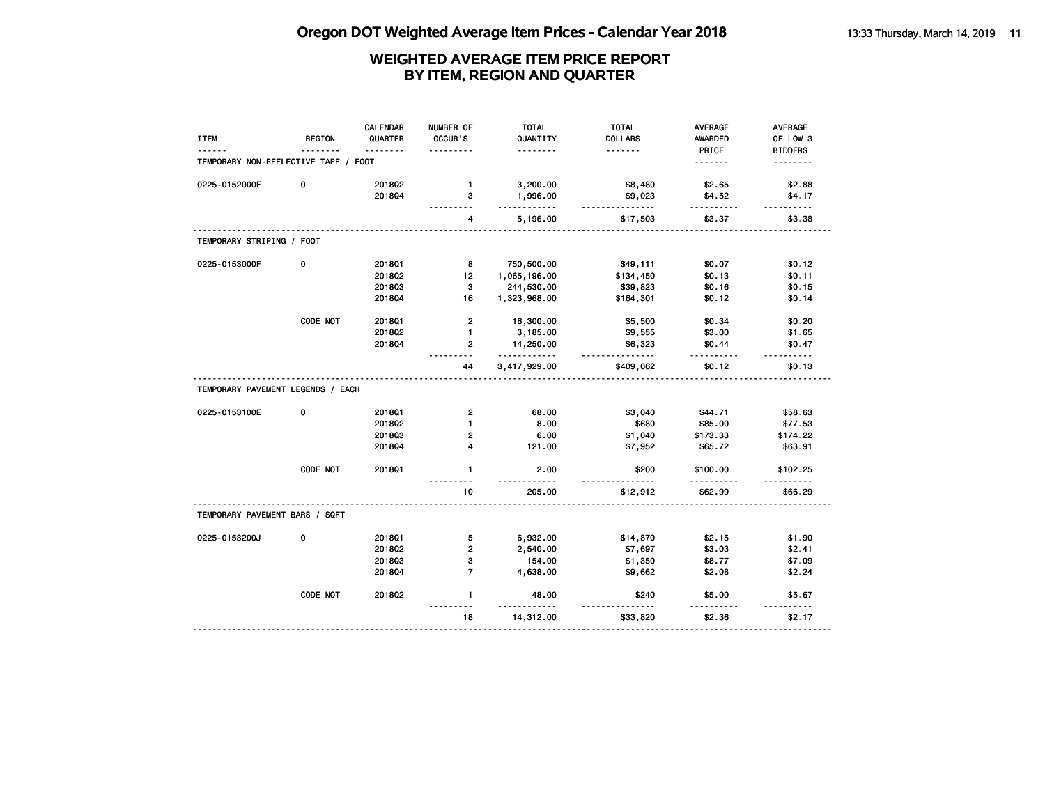# Oregon DOT Weighted Average Item Prices - Calendar Year 2018

## WEIGHTED AVERAGE ITEM PRICE REPORT BY ITEM, REGION AND QUARTER

| ITEM | REGION | CALENDAR QUARTER | NUMBER OF OCCUR'S | TOTAL QUANTITY | TOTAL DOLLARS | AVERAGE AWARDED PRICE | AVERAGE OF LOW 3 BIDDERS |
|---|---|---|---|---|---|---|---|
| TEMPORARY NON-REFLECTIVE TAPE / FOOT | | | | | | | |
| 0225-0152000F | 0 | 2018Q2 | 1 | 3,200.00 | $8,480 | $2.65 | $2.88 |
| | | 2018Q4 | 3 | 1,996.00 | $9,023 | $4.52 | $4.17 |
| | | | 4 | 5,196.00 | $17,503 | $3.37 | $3.38 |
| TEMPORARY STRIPING / FOOT | | | | | | | |
| 0225-0153000F | 0 | 2018Q1 | 8 | 750,500.00 | $49,111 | $0.07 | $0.12 |
| | | 2018Q2 | 12 | 1,065,196.00 | $134,450 | $0.13 | $0.11 |
| | | 2018Q3 | 3 | 244,530.00 | $39,823 | $0.16 | $0.15 |
| | | 2018Q4 | 16 | 1,323,968.00 | $164,301 | $0.12 | $0.14 |
| | CODE NOT | 2018Q1 | 2 | 16,300.00 | $5,500 | $0.34 | $0.20 |
| | | 2018Q2 | 1 | 3,185.00 | $9,555 | $3.00 | $1.65 |
| | | 2018Q4 | 2 | 14,250.00 | $6,323 | $0.44 | $0.47 |
| | | | 44 | 3,417,929.00 | $409,062 | $0.12 | $0.13 |
| TEMPORARY PAVEMENT LEGENDS / EACH | | | | | | | |
| 0225-0153100E | 0 | 2018Q1 | 2 | 68.00 | $3,040 | $44.71 | $58.63 |
| | | 2018Q2 | 1 | 8.00 | $680 | $85.00 | $77.53 |
| | | 2018Q3 | 2 | 6.00 | $1,040 | $173.33 | $174.22 |
| | | 2018Q4 | 4 | 121.00 | $7,952 | $65.72 | $63.91 |
| | CODE NOT | 2018Q1 | 1 | 2.00 | $200 | $100.00 | $102.25 |
| | | | 10 | 205.00 | $12,912 | $62.99 | $66.29 |
| TEMPORARY PAVEMENT BARS / SQFT | | | | | | | |
| 0225-0153200J | 0 | 2018Q1 | 5 | 6,932.00 | $14,870 | $2.15 | $1.90 |
| | | 2018Q2 | 2 | 2,540.00 | $7,697 | $3.03 | $2.41 |
| | | 2018Q3 | 3 | 154.00 | $1,350 | $8.77 | $7.09 |
| | | 2018Q4 | 7 | 4,638.00 | $9,662 | $2.08 | $2.24 |
| | CODE NOT | 2018Q2 | 1 | 48.00 | $240 | $5.00 | $5.67 |
| | | | 18 | 14,312.00 | $33,820 | $2.36 | $2.17 |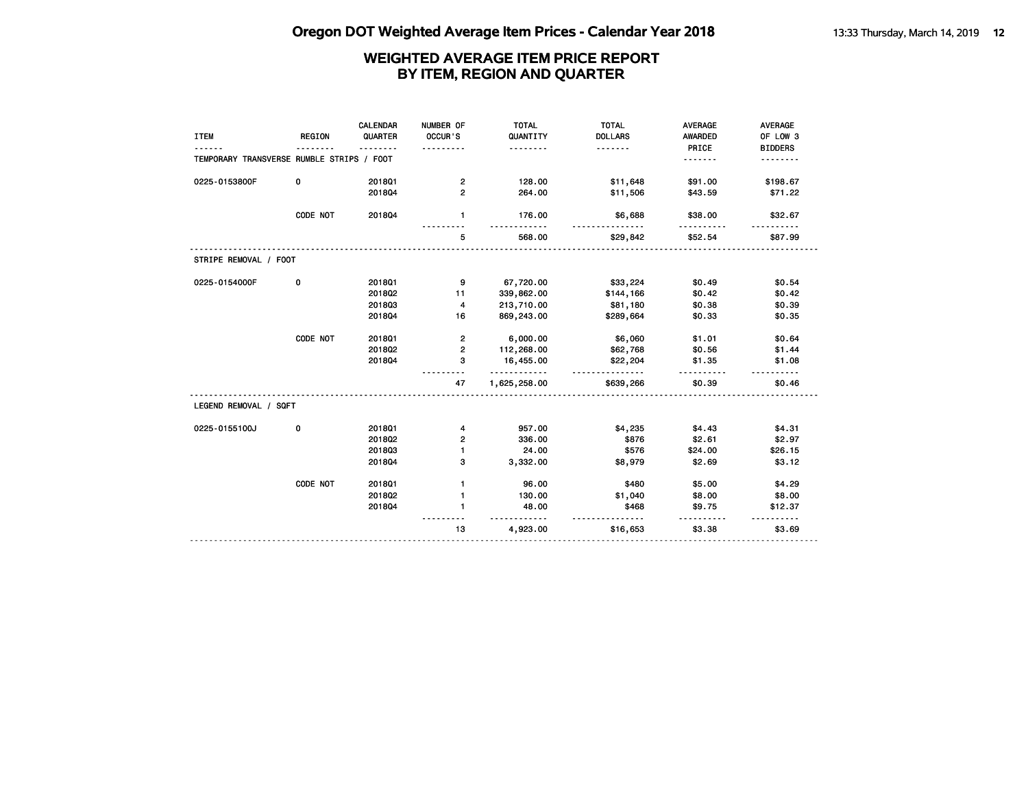# Oregon DOT Weighted Average Item Prices - Calendar Year 2018

## WEIGHTED AVERAGE ITEM PRICE REPORT
## BY ITEM, REGION AND QUARTER

| ITEM | REGION | CALENDAR QUARTER | NUMBER OF OCCUR'S | TOTAL QUANTITY | TOTAL DOLLARS | AVERAGE AWARDED PRICE | AVERAGE OF LOW 3 BIDDERS |
|---|---|---|---|---|---|---|---|
| **TEMPORARY TRANSVERSE RUMBLE STRIPS / FOOT** | | | | | | | |
| 0225-0153800F | 0 | 2018Q1 | 2 | 128.00 | $11,648 | $91.00 | $198.67 |
| | | 2018Q4 | 2 | 264.00 | $11,506 | $43.59 | $71.22 |
| | CODE NOT | 2018Q4 | 1 | 176.00 | $6,688 | $38.00 | $32.67 |
| | | | 5 | 568.00 | $29,842 | $52.54 | $87.99 |
| **STRIPE REMOVAL / FOOT** | | | | | | | |
| 0225-0154000F | 0 | 2018Q1 | 9 | 67,720.00 | $33,224 | $0.49 | $0.54 |
| | | 2018Q2 | 11 | 339,862.00 | $144,166 | $0.42 | $0.42 |
| | | 2018Q3 | 4 | 213,710.00 | $81,180 | $0.38 | $0.39 |
| | | 2018Q4 | 16 | 869,243.00 | $289,664 | $0.33 | $0.35 |
| | CODE NOT | 2018Q1 | 2 | 6,000.00 | $6,060 | $1.01 | $0.64 |
| | | 2018Q2 | 2 | 112,268.00 | $62,768 | $0.56 | $1.44 |
| | | 2018Q4 | 3 | 16,455.00 | $22,204 | $1.35 | $1.08 |
| | | | 47 | 1,625,258.00 | $639,266 | $0.39 | $0.46 |
| **LEGEND REMOVAL / SQFT** | | | | | | | |
| 0225-0155100J | 0 | 2018Q1 | 4 | 957.00 | $4,235 | $4.43 | $4.31 |
| | | 2018Q2 | 2 | 336.00 | $876 | $2.61 | $2.97 |
| | | 2018Q3 | 1 | 24.00 | $576 | $24.00 | $26.15 |
| | | 2018Q4 | 3 | 3,332.00 | $8,979 | $2.69 | $3.12 |
| | CODE NOT | 2018Q1 | 1 | 96.00 | $480 | $5.00 | $4.29 |
| | | 2018Q2 | 1 | 130.00 | $1,040 | $8.00 | $8.00 |
| | | 2018Q4 | 1 | 48.00 | $468 | $9.75 | $12.37 |
| | | | 13 | 4,923.00 | $16,653 | $3.38 | $3.69 |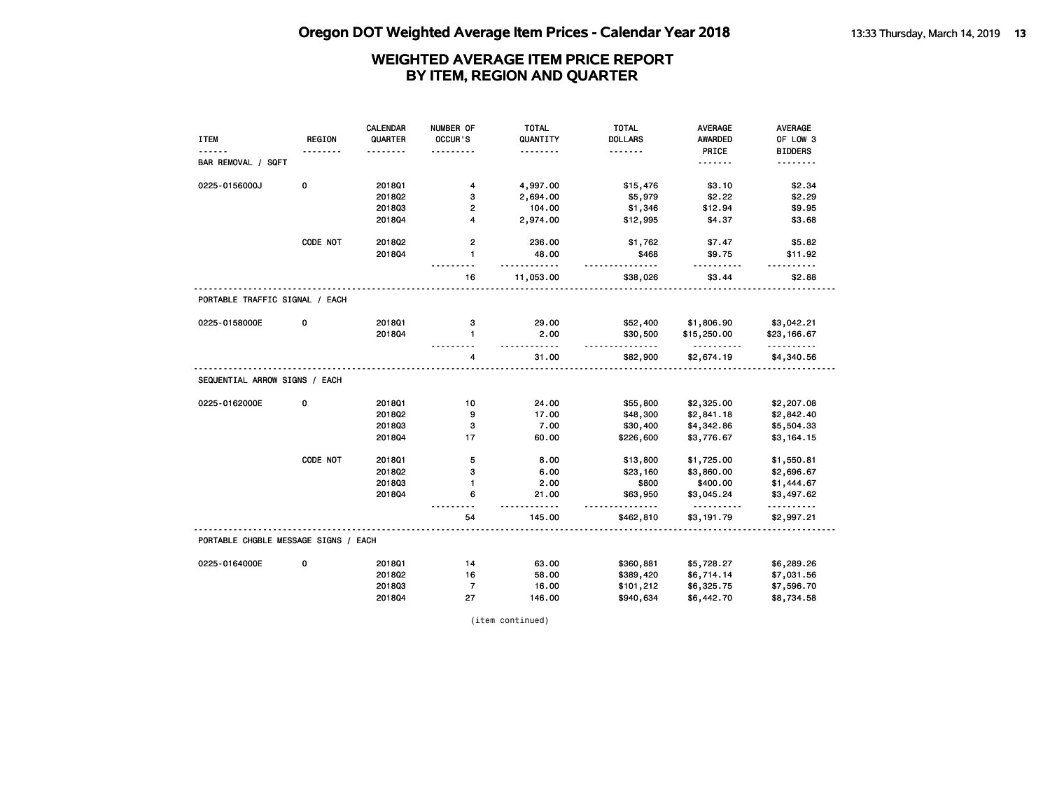# Oregon DOT Weighted Average Item Prices - Calendar Year 2018

## WEIGHTED AVERAGE ITEM PRICE REPORT BY ITEM, REGION AND QUARTER

| ITEM | REGION | CALENDAR QUARTER | NUMBER OF OCCUR'S | TOTAL QUANTITY | TOTAL DOLLARS | AVERAGE AWARDED PRICE | AVERAGE OF LOW 3 BIDDERS |
|---|---|---|---|---|---|---|---|
| BAR REMOVAL / SQFT | | | | | | | |
| 0225-0156000J | 0 | 2018Q1 | 4 | 4,997.00 | $15,476 | $3.10 | $2.34 |
| | | 2018Q2 | 3 | 2,694.00 | $5,979 | $2.22 | $2.29 |
| | | 2018Q3 | 2 | 104.00 | $1,346 | $12.94 | $9.95 |
| | | 2018Q4 | 4 | 2,974.00 | $12,995 | $4.37 | $3.68 |
| | CODE NOT | 2018Q2 | 2 | 236.00 | $1,762 | $7.47 | $5.82 |
| | | 2018Q4 | 1 | 48.00 | $468 | $9.75 | $11.92 |
| | | | 16 | 11,053.00 | $38,026 | $3.44 | $2.88 |
| PORTABLE TRAFFIC SIGNAL / EACH | | | | | | | |
| 0225-0158000E | 0 | 2018Q1 | 3 | 29.00 | $52,400 | $1,806.90 | $3,042.21 |
| | | 2018Q4 | 1 | 2.00 | $30,500 | $15,250.00 | $23,166.67 |
| | | | 4 | 31.00 | $82,900 | $2,674.19 | $4,340.56 |
| SEQUENTIAL ARROW SIGNS / EACH | | | | | | | |
| 0225-0162000E | 0 | 2018Q1 | 10 | 24.00 | $55,800 | $2,325.00 | $2,207.08 |
| | | 2018Q2 | 9 | 17.00 | $48,300 | $2,841.18 | $2,842.40 |
| | | 2018Q3 | 3 | 7.00 | $30,400 | $4,342.86 | $5,504.33 |
| | | 2018Q4 | 17 | 60.00 | $226,600 | $3,776.67 | $3,164.15 |
| | CODE NOT | 2018Q1 | 5 | 8.00 | $13,800 | $1,725.00 | $1,550.81 |
| | | 2018Q2 | 3 | 6.00 | $23,160 | $3,860.00 | $2,696.67 |
| | | 2018Q3 | 1 | 2.00 | $800 | $400.00 | $1,444.67 |
| | | 2018Q4 | 6 | 21.00 | $63,950 | $3,045.24 | $3,497.62 |
| | | | 54 | 145.00 | $462,810 | $3,191.79 | $2,997.21 |
| PORTABLE CHGBLE MESSAGE SIGNS / EACH | | | | | | | |
| 0225-0164000E | 0 | 2018Q1 | 14 | 63.00 | $360,881 | $5,728.27 | $6,289.26 |
| | | 2018Q2 | 16 | 58.00 | $389,420 | $6,714.14 | $7,031.56 |
| | | 2018Q3 | 7 | 16.00 | $101,212 | $6,325.75 | $7,596.70 |
| | | 2018Q4 | 27 | 146.00 | $940,634 | $6,442.70 | $8,734.58 |

(item continued)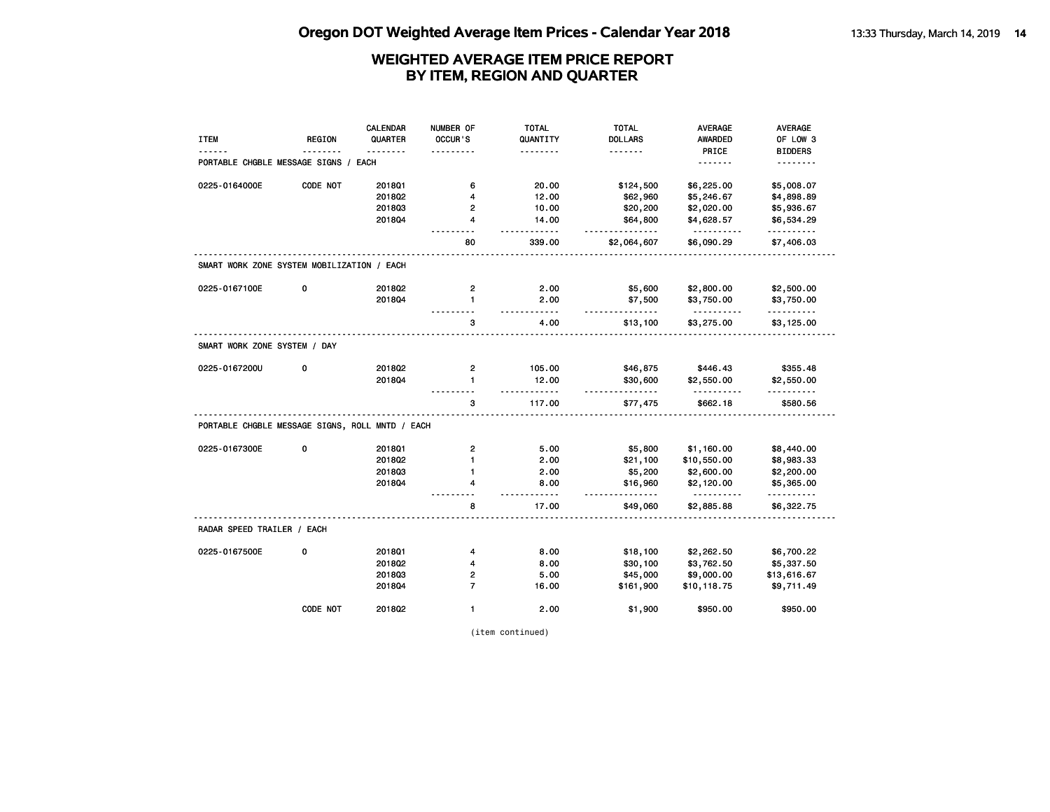# WEIGHTED AVERAGE ITEM PRICE REPORT
## BY ITEM, REGION AND QUARTER

| ITEM | REGION | CALENDAR QUARTER | NUMBER OF OCCUR'S | TOTAL QUANTITY | TOTAL DOLLARS | AVERAGE AWARDED PRICE | AVERAGE OF LOW 3 BIDDERS |
|---|---|---|---|---|---|---|---|
| **PORTABLE CHGBLE MESSAGE SIGNS / EACH** | | | | | | | |
| 0225-0164000E | CODE NOT | 2018Q1 | 6 | 20.00 | $124,500 | $6,225.00 | $5,008.07 |
| | | 2018Q2 | 4 | 12.00 | $62,960 | $5,246.67 | $4,898.89 |
| | | 2018Q3 | 2 | 10.00 | $20,200 | $2,020.00 | $5,936.67 |
| | | 2018Q4 | 4 | 14.00 | $64,800 | $4,628.57 | $6,534.29 |
| | | | 80 | 339.00 | $2,064,607 | $6,090.29 | $7,406.03 |
| **SMART WORK ZONE SYSTEM MOBILIZATION / EACH** | | | | | | | |
| 0225-0167100E | 0 | 2018Q2 | 2 | 2.00 | $5,600 | $2,800.00 | $2,500.00 |
| | | 2018Q4 | 1 | 2.00 | $7,500 | $3,750.00 | $3,750.00 |
| | | | 3 | 4.00 | $13,100 | $3,275.00 | $3,125.00 |
| **SMART WORK ZONE SYSTEM / DAY** | | | | | | | |
| 0225-0167200U | 0 | 2018Q2 | 2 | 105.00 | $46,875 | $446.43 | $355.48 |
| | | 2018Q4 | 1 | 12.00 | $30,600 | $2,550.00 | $2,550.00 |
| | | | 3 | 117.00 | $77,475 | $662.18 | $580.56 |
| **PORTABLE CHGBLE MESSAGE SIGNS, ROLL MNTD / EACH** | | | | | | | |
| 0225-0167300E | 0 | 2018Q1 | 2 | 5.00 | $5,800 | $1,160.00 | $8,440.00 |
| | | 2018Q2 | 1 | 2.00 | $21,100 | $10,550.00 | $8,983.33 |
| | | 2018Q3 | 1 | 2.00 | $5,200 | $2,600.00 | $2,200.00 |
| | | 2018Q4 | 4 | 8.00 | $16,960 | $2,120.00 | $5,365.00 |
| | | | 8 | 17.00 | $49,060 | $2,885.88 | $6,322.75 |
| **RADAR SPEED TRAILER / EACH** | | | | | | | |
| 0225-0167500E | 0 | 2018Q1 | 4 | 8.00 | $18,100 | $2,262.50 | $6,700.22 |
| | | 2018Q2 | 4 | 8.00 | $30,100 | $3,762.50 | $5,337.50 |
| | | 2018Q3 | 2 | 5.00 | $45,000 | $9,000.00 | $13,616.67 |
| | | 2018Q4 | 7 | 16.00 | $161,900 | $10,118.75 | $9,711.49 |
| | CODE NOT | 2018Q2 | 1 | 2.00 | $1,900 | $950.00 | $950.00 |

(item continued)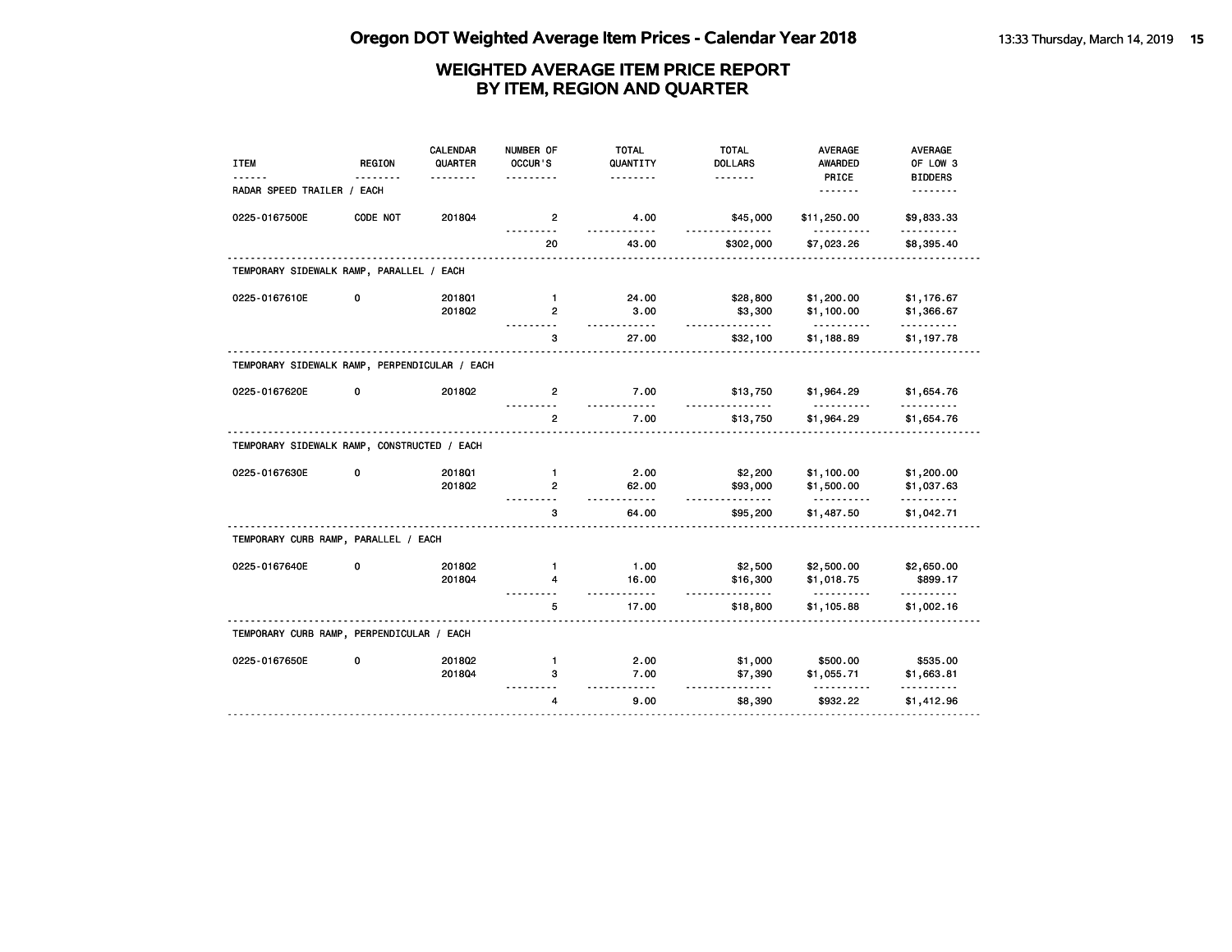## WEIGHTED AVERAGE ITEM PRICE REPORT
## BY ITEM, REGION AND QUARTER

| ITEM | REGION | CALENDAR QUARTER | NUMBER OF OCCUR'S | TOTAL QUANTITY | TOTAL DOLLARS | AVERAGE AWARDED PRICE | AVERAGE OF LOW 3 BIDDERS |
|---|---|---|---|---|---|---|---|
| RADAR SPEED TRAILER / EACH | | | | | | | |
| 0225-0167500E | CODE NOT | 2018Q4 | 2 | 4.00 | $45,000 | $11,250.00 | $9,833.33 |
| | | | 20 | 43.00 | $302,000 | $7,023.26 | $8,395.40 |
| TEMPORARY SIDEWALK RAMP, PARALLEL / EACH | | | | | | | |
| 0225-0167610E | 0 | 2018Q1 | 1 | 24.00 | $28,800 | $1,200.00 | $1,176.67 |
| | | 2018Q2 | 2 | 3.00 | $3,300 | $1,100.00 | $1,366.67 |
| | | | 3 | 27.00 | $32,100 | $1,188.89 | $1,197.78 |
| TEMPORARY SIDEWALK RAMP, PERPENDICULAR / EACH | | | | | | | |
| 0225-0167620E | 0 | 2018Q2 | 2 | 7.00 | $13,750 | $1,964.29 | $1,654.76 |
| | | | 2 | 7.00 | $13,750 | $1,964.29 | $1,654.76 |
| TEMPORARY SIDEWALK RAMP, CONSTRUCTED / EACH | | | | | | | |
| 0225-0167630E | 0 | 2018Q1 | 1 | 2.00 | $2,200 | $1,100.00 | $1,200.00 |
| | | 2018Q2 | 2 | 62.00 | $93,000 | $1,500.00 | $1,037.63 |
| | | | 3 | 64.00 | $95,200 | $1,487.50 | $1,042.71 |
| TEMPORARY CURB RAMP, PARALLEL / EACH | | | | | | | |
| 0225-0167640E | 0 | 2018Q2 | 1 | 1.00 | $2,500 | $2,500.00 | $2,650.00 |
| | | 2018Q4 | 4 | 16.00 | $16,300 | $1,018.75 | $899.17 |
| | | | 5 | 17.00 | $18,800 | $1,105.88 | $1,002.16 |
| TEMPORARY CURB RAMP, PERPENDICULAR / EACH | | | | | | | |
| 0225-0167650E | 0 | 2018Q2 | 1 | 2.00 | $1,000 | $500.00 | $535.00 |
| | | 2018Q4 | 3 | 7.00 | $7,390 | $1,055.71 | $1,663.81 |
| | | | 4 | 9.00 | $8,390 | $932.22 | $1,412.96 |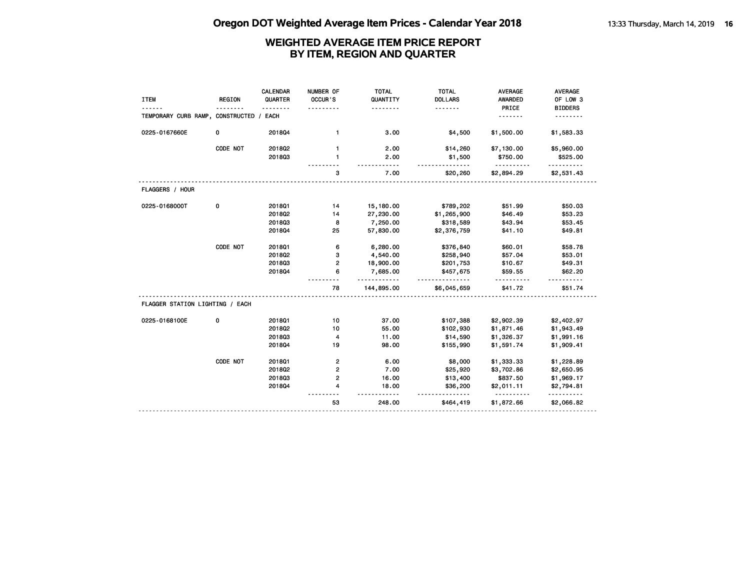## WEIGHTED AVERAGE ITEM PRICE REPORT
## BY ITEM, REGION AND QUARTER

| ITEM | REGION | CALENDAR QUARTER | NUMBER OF OCCUR'S | TOTAL QUANTITY | TOTAL DOLLARS | AVERAGE AWARDED PRICE | AVERAGE OF LOW 3 BIDDERS |
|---|---|---|---|---|---|---|---|
| TEMPORARY CURB RAMP, CONSTRUCTED / EACH | | | | | | | |
| 0225-0167660E | 0 | 2018Q4 | 1 | 3.00 | $4,500 | $1,500.00 | $1,583.33 |
| | CODE NOT | 2018Q2 | 1 | 2.00 | $14,260 | $7,130.00 | $5,960.00 |
| | | 2018Q3 | 1 | 2.00 | $1,500 | $750.00 | $525.00 |
| | | | 3 | 7.00 | $20,260 | $2,894.29 | $2,531.43 |
| FLAGGERS / HOUR | | | | | | | |
| 0225-0168000T | 0 | 2018Q1 | 14 | 15,180.00 | $789,202 | $51.99 | $50.03 |
| | | 2018Q2 | 14 | 27,230.00 | $1,265,900 | $46.49 | $53.23 |
| | | 2018Q3 | 8 | 7,250.00 | $318,589 | $43.94 | $53.45 |
| | | 2018Q4 | 25 | 57,830.00 | $2,376,759 | $41.10 | $49.81 |
| | CODE NOT | 2018Q1 | 6 | 6,280.00 | $376,840 | $60.01 | $58.78 |
| | | 2018Q2 | 3 | 4,540.00 | $258,940 | $57.04 | $53.01 |
| | | 2018Q3 | 2 | 18,900.00 | $201,753 | $10.67 | $49.31 |
| | | 2018Q4 | 6 | 7,685.00 | $457,675 | $59.55 | $62.20 |
| | | | 78 | 144,895.00 | $6,045,659 | $41.72 | $51.74 |
| FLAGGER STATION LIGHTING / EACH | | | | | | | |
| 0225-0168100E | 0 | 2018Q1 | 10 | 37.00 | $107,388 | $2,902.39 | $2,402.97 |
| | | 2018Q2 | 10 | 55.00 | $102,930 | $1,871.46 | $1,943.49 |
| | | 2018Q3 | 4 | 11.00 | $14,590 | $1,326.37 | $1,991.16 |
| | | 2018Q4 | 19 | 98.00 | $155,990 | $1,591.74 | $1,909.41 |
| | CODE NOT | 2018Q1 | 2 | 6.00 | $8,000 | $1,333.33 | $1,228.89 |
| | | 2018Q2 | 2 | 7.00 | $25,920 | $3,702.86 | $2,650.95 |
| | | 2018Q3 | 2 | 16.00 | $13,400 | $837.50 | $1,969.17 |
| | | 2018Q4 | 4 | 18.00 | $36,200 | $2,011.11 | $2,794.81 |
| | | | 53 | 248.00 | $464,419 | $1,872.66 | $2,066.82 |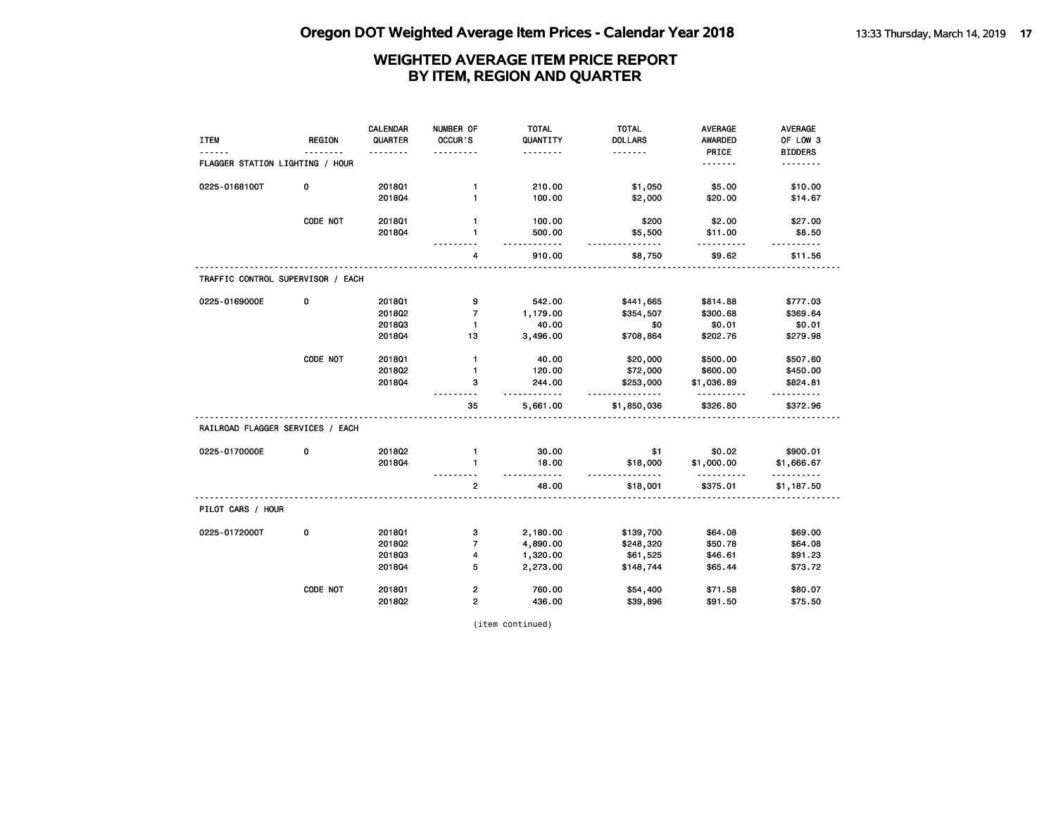# Oregon DOT Weighted Average Item Prices - Calendar Year 2018

## WEIGHTED AVERAGE ITEM PRICE REPORT BY ITEM, REGION AND QUARTER

| ITEM | REGION | CALENDAR QUARTER | NUMBER OF OCCUR'S | TOTAL QUANTITY | TOTAL DOLLARS | AVERAGE AWARDED PRICE | AVERAGE OF LOW 3 BIDDERS |
|---|---|---|---|---|---|---|---|
| FLAGGER STATION LIGHTING / HOUR | | | | | | | |
| 0225-0168100T | 0 | 2018Q1 | 1 | 210.00 | $1,050 | $5.00 | $10.00 |
| | | 2018Q4 | 1 | 100.00 | $2,000 | $20.00 | $14.67 |
| | CODE NOT | 2018Q1 | 1 | 100.00 | $200 | $2.00 | $27.00 |
| | | 2018Q4 | 1 | 500.00 | $5,500 | $11.00 | $8.50 |
| | | | 4 | 910.00 | $8,750 | $9.62 | $11.56 |
| TRAFFIC CONTROL SUPERVISOR / EACH | | | | | | | |
| 0225-0169000E | 0 | 2018Q1 | 9 | 542.00 | $441,665 | $814.88 | $777.03 |
| | | 2018Q2 | 7 | 1,179.00 | $354,507 | $300.68 | $369.64 |
| | | 2018Q3 | 1 | 40.00 | $0 | $0.01 | $0.01 |
| | | 2018Q4 | 13 | 3,496.00 | $708,864 | $202.76 | $279.98 |
| | CODE NOT | 2018Q1 | 1 | 40.00 | $20,000 | $500.00 | $507.60 |
| | | 2018Q2 | 1 | 120.00 | $72,000 | $600.00 | $450.00 |
| | | 2018Q4 | 3 | 244.00 | $253,000 | $1,036.89 | $824.81 |
| | | | 35 | 5,661.00 | $1,850,036 | $326.80 | $372.96 |
| RAILROAD FLAGGER SERVICES / EACH | | | | | | | |
| 0225-0170000E | 0 | 2018Q2 | 1 | 30.00 | $1 | $0.02 | $900.01 |
| | | 2018Q4 | 1 | 18.00 | $18,000 | $1,000.00 | $1,666.67 |
| | | | 2 | 48.00 | $18,001 | $375.01 | $1,187.50 |
| PILOT CARS / HOUR | | | | | | | |
| 0225-0172000T | 0 | 2018Q1 | 3 | 2,180.00 | $139,700 | $64.08 | $69.00 |
| | | 2018Q2 | 7 | 4,890.00 | $248,320 | $50.78 | $64.08 |
| | | 2018Q3 | 4 | 1,320.00 | $61,525 | $46.61 | $91.23 |
| | | 2018Q4 | 5 | 2,273.00 | $148,744 | $65.44 | $73.72 |
| | CODE NOT | 2018Q1 | 2 | 760.00 | $54,400 | $71.58 | $80.07 |
| | | 2018Q2 | 2 | 436.00 | $39,896 | $91.50 | $75.50 |

(item continued)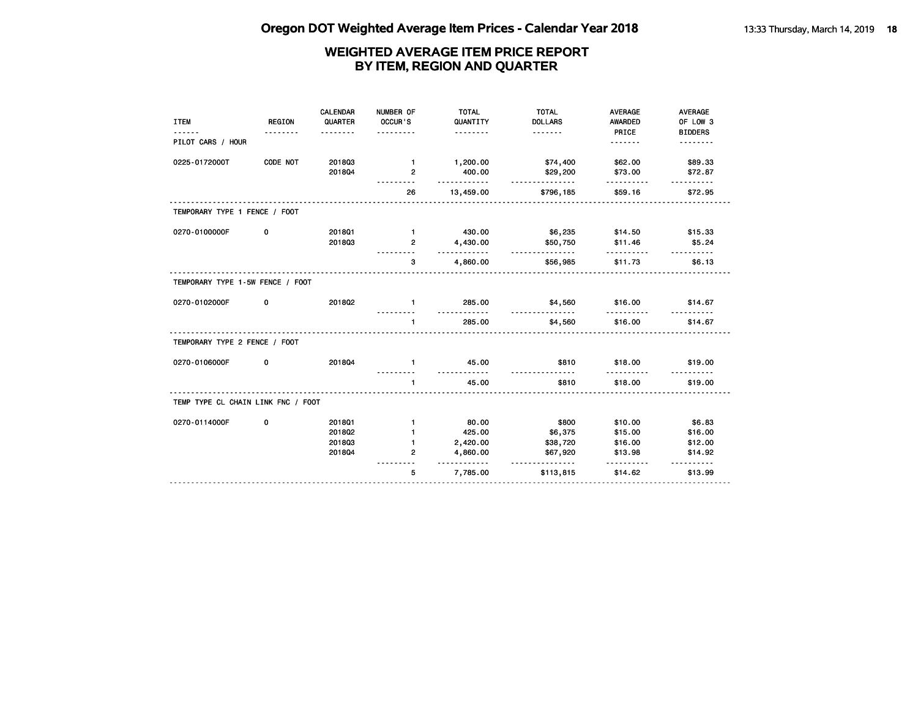# Oregon DOT Weighted Average Item Prices - Calendar Year 2018

## WEIGHTED AVERAGE ITEM PRICE REPORT BY ITEM, REGION AND QUARTER

| ITEM | REGION | CALENDAR QUARTER | NUMBER OF OCCUR'S | TOTAL QUANTITY | TOTAL DOLLARS | AVERAGE AWARDED PRICE | AVERAGE OF LOW 3 BIDDERS |
|---|---|---|---|---|---|---|---|
| PILOT CARS / HOUR | | | | | | | |
| 0225-0172000T | CODE NOT | 2018Q3 | 1 | 1,200.00 | $74,400 | $62.00 | $89.33 |
| | | 2018Q4 | 2 | 400.00 | $29,200 | $73.00 | $72.87 |
| | | | 26 | 13,459.00 | $796,185 | $59.16 | $72.95 |
| TEMPORARY TYPE 1 FENCE / FOOT | | | | | | | |
| 0270-0100000F | 0 | 2018Q1 | 1 | 430.00 | $6,235 | $14.50 | $15.33 |
| | | 2018Q3 | 2 | 4,430.00 | $50,750 | $11.46 | $5.24 |
| | | | 3 | 4,860.00 | $56,985 | $11.73 | $6.13 |
| TEMPORARY TYPE 1-5W FENCE / FOOT | | | | | | | |
| 0270-0102000F | 0 | 2018Q2 | 1 | 285.00 | $4,560 | $16.00 | $14.67 |
| | | | 1 | 285.00 | $4,560 | $16.00 | $14.67 |
| TEMPORARY TYPE 2 FENCE / FOOT | | | | | | | |
| 0270-0106000F | 0 | 2018Q4 | 1 | 45.00 | $810 | $18.00 | $19.00 |
| | | | 1 | 45.00 | $810 | $18.00 | $19.00 |
| TEMP TYPE CL CHAIN LINK FNC / FOOT | | | | | | | |
| 0270-0114000F | 0 | 2018Q1 | 1 | 80.00 | $800 | $10.00 | $6.83 |
| | | 2018Q2 | 1 | 425.00 | $6,375 | $15.00 | $16.00 |
| | | 2018Q3 | 1 | 2,420.00 | $38,720 | $16.00 | $12.00 |
| | | 2018Q4 | 2 | 4,860.00 | $67,920 | $13.98 | $14.92 |
| | | | 5 | 7,785.00 | $113,815 | $14.62 | $13.99 |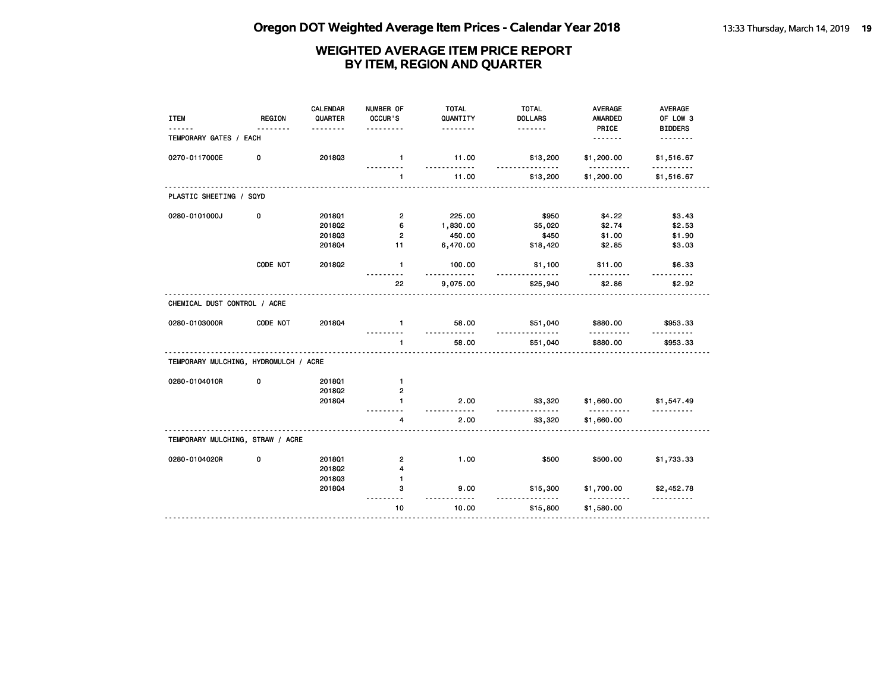# Oregon DOT Weighted Average Item Prices - Calendar Year 2018

## WEIGHTED AVERAGE ITEM PRICE REPORT BY ITEM, REGION AND QUARTER

| ITEM | REGION | CALENDAR QUARTER | NUMBER OF OCCUR'S | TOTAL QUANTITY | TOTAL DOLLARS | AVERAGE AWARDED PRICE | AVERAGE OF LOW 3 BIDDERS |
|---|---|---|---|---|---|---|---|
| TEMPORARY GATES / EACH | | | | | | | |
| 0270-0117000E | 0 | 2018Q3 | 1 | 11.00 | $13,200 | $1,200.00 | $1,516.67 |
| | | | 1 | 11.00 | $13,200 | $1,200.00 | $1,516.67 |
| PLASTIC SHEETING / SQYD | | | | | | | |
| 0280-0101000J | 0 | 2018Q1 | 2 | 225.00 | $950 | $4.22 | $3.43 |
| | | 2018Q2 | 6 | 1,830.00 | $5,020 | $2.74 | $2.53 |
| | | 2018Q3 | 2 | 450.00 | $450 | $1.00 | $1.90 |
| | | 2018Q4 | 11 | 6,470.00 | $18,420 | $2.85 | $3.03 |
| | CODE NOT | 2018Q2 | 1 | 100.00 | $1,100 | $11.00 | $6.33 |
| | | | 22 | 9,075.00 | $25,940 | $2.86 | $2.92 |
| CHEMICAL DUST CONTROL / ACRE | | | | | | | |
| 0280-0103000R | CODE NOT | 2018Q4 | 1 | 58.00 | $51,040 | $880.00 | $953.33 |
| | | | 1 | 58.00 | $51,040 | $880.00 | $953.33 |
| TEMPORARY MULCHING, HYDROMULCH / ACRE | | | | | | | |
| 0280-0104010R | 0 | 2018Q1 | 1 | | | | |
| | | 2018Q2 | 2 | | | | |
| | | 2018Q4 | 1 | 2.00 | $3,320 | $1,660.00 | $1,547.49 |
| | | | 4 | 2.00 | $3,320 | $1,660.00 | |
| TEMPORARY MULCHING, STRAW / ACRE | | | | | | | |
| 0280-0104020R | 0 | 2018Q1 | 2 | 1.00 | $500 | $500.00 | $1,733.33 |
| | | 2018Q2 | 4 | | | | |
| | | 2018Q3 | 1 | | | | |
| | | 2018Q4 | 3 | 9.00 | $15,300 | $1,700.00 | $2,452.78 |
| | | | 10 | 10.00 | $15,800 | $1,580.00 | |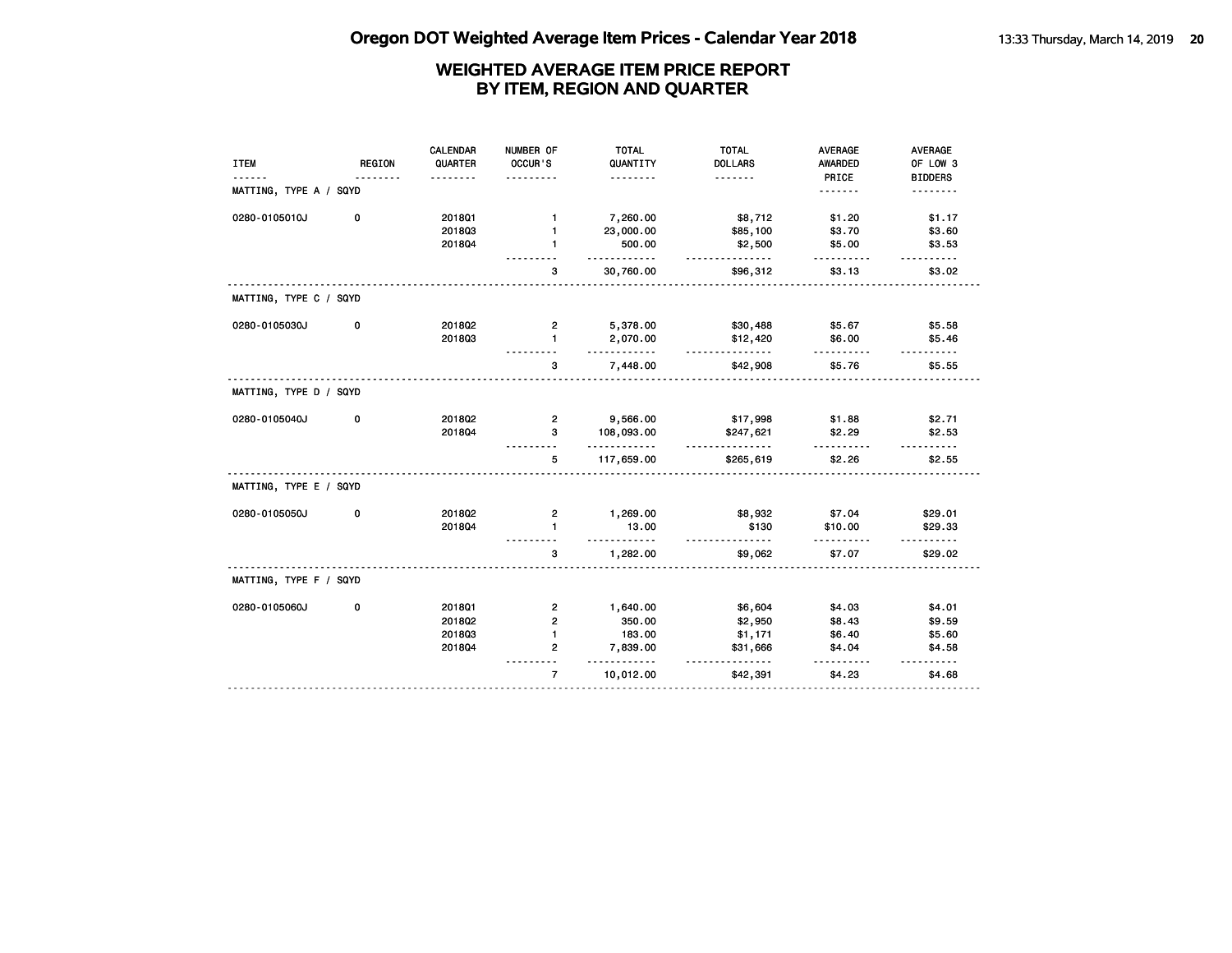# Oregon DOT Weighted Average Item Prices - Calendar Year 2018

## WEIGHTED AVERAGE ITEM PRICE REPORT BY ITEM, REGION AND QUARTER

| ITEM | REGION | CALENDAR QUARTER | NUMBER OF OCCUR'S | TOTAL QUANTITY | TOTAL DOLLARS | AVERAGE AWARDED PRICE | AVERAGE OF LOW 3 BIDDERS |
|---|---|---|---|---|---|---|---|
| MATTING, TYPE A / SQYD | | | | | | | |
| 0280-0105010J | 0 | 2018Q1 | 1 | 7,260.00 | $8,712 | $1.20 | $1.17 |
| | | 2018Q3 | 1 | 23,000.00 | $85,100 | $3.70 | $3.60 |
| | | 2018Q4 | 1 | 500.00 | $2,500 | $5.00 | $3.53 |
| | | | 3 | 30,760.00 | $96,312 | $3.13 | $3.02 |
| MATTING, TYPE C / SQYD | | | | | | | |
| 0280-0105030J | 0 | 2018Q2 | 2 | 5,378.00 | $30,488 | $5.67 | $5.58 |
| | | 2018Q3 | 1 | 2,070.00 | $12,420 | $6.00 | $5.46 |
| | | | 3 | 7,448.00 | $42,908 | $5.76 | $5.55 |
| MATTING, TYPE D / SQYD | | | | | | | |
| 0280-0105040J | 0 | 2018Q2 | 2 | 9,566.00 | $17,998 | $1.88 | $2.71 |
| | | 2018Q4 | 3 | 108,093.00 | $247,621 | $2.29 | $2.53 |
| | | | 5 | 117,659.00 | $265,619 | $2.26 | $2.55 |
| MATTING, TYPE E / SQYD | | | | | | | |
| 0280-0105050J | 0 | 2018Q2 | 2 | 1,269.00 | $8,932 | $7.04 | $29.01 |
| | | 2018Q4 | 1 | 13.00 | $130 | $10.00 | $29.33 |
| | | | 3 | 1,282.00 | $9,062 | $7.07 | $29.02 |
| MATTING, TYPE F / SQYD | | | | | | | |
| 0280-0105060J | 0 | 2018Q1 | 2 | 1,640.00 | $6,604 | $4.03 | $4.01 |
| | | 2018Q2 | 2 | 350.00 | $2,950 | $8.43 | $9.59 |
| | | 2018Q3 | 1 | 183.00 | $1,171 | $6.40 | $5.60 |
| | | 2018Q4 | 2 | 7,839.00 | $31,666 | $4.04 | $4.58 |
| | | | 7 | 10,012.00 | $42,391 | $4.23 | $4.68 |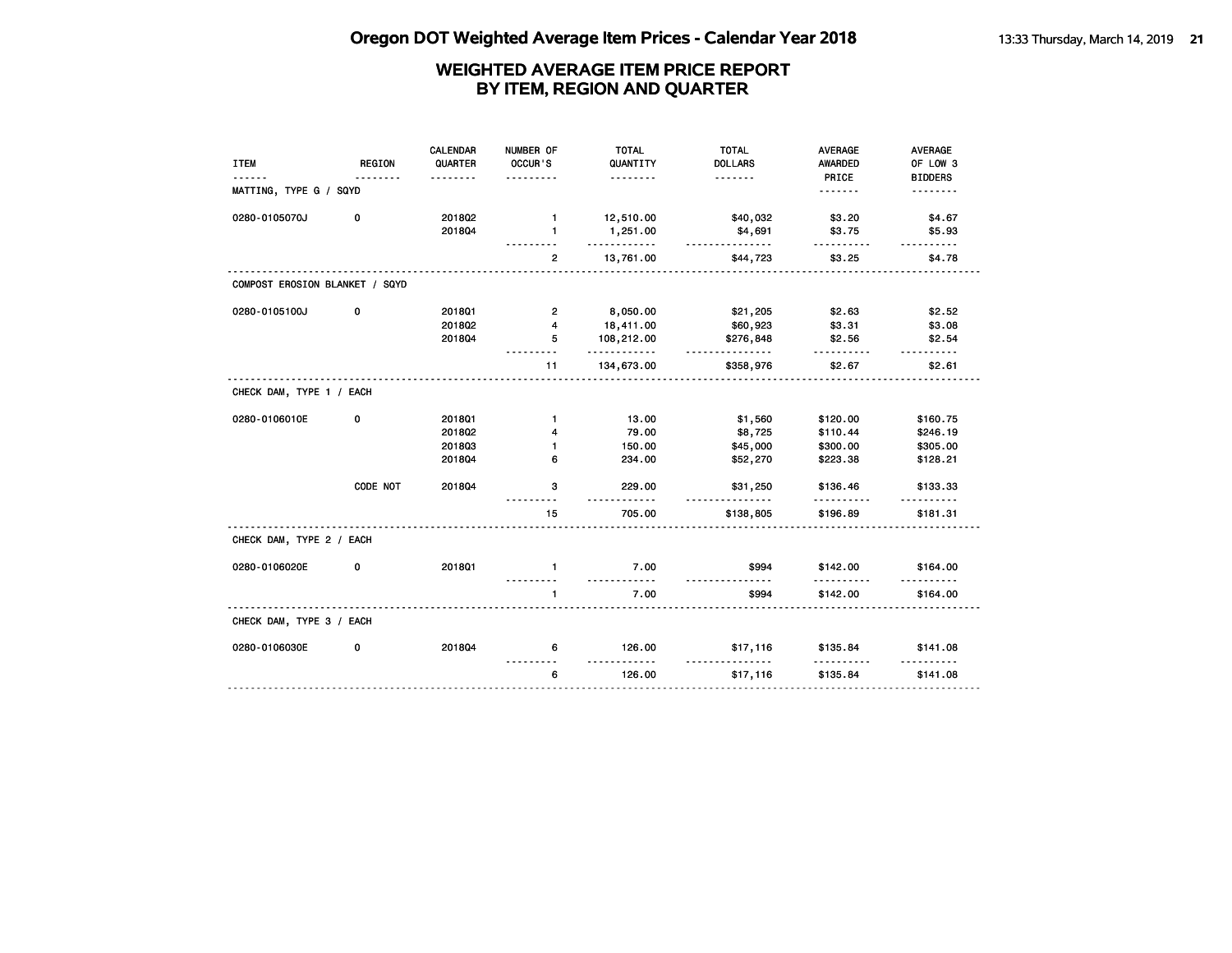# Oregon DOT Weighted Average Item Prices - Calendar Year 2018

## WEIGHTED AVERAGE ITEM PRICE REPORT BY ITEM, REGION AND QUARTER

| ITEM | REGION | CALENDAR QUARTER | NUMBER OF OCCUR'S | TOTAL QUANTITY | TOTAL DOLLARS | AVERAGE AWARDED PRICE | AVERAGE OF LOW 3 BIDDERS |
|---|---|---|---|---|---|---|---|
| MATTING, TYPE G / SQYD | | | | | | | |
| 0280-0105070J | 0 | 2018Q2 | 1 | 12,510.00 | $40,032 | $3.20 | $4.67 |
| | | 2018Q4 | 1 | 1,251.00 | $4,691 | $3.75 | $5.93 |
| | | | 2 | 13,761.00 | $44,723 | $3.25 | $4.78 |
| COMPOST EROSION BLANKET / SQYD | | | | | | | |
| 0280-0105100J | 0 | 2018Q1 | 2 | 8,050.00 | $21,205 | $2.63 | $2.52 |
| | | 2018Q2 | 4 | 18,411.00 | $60,923 | $3.31 | $3.08 |
| | | 2018Q4 | 5 | 108,212.00 | $276,848 | $2.56 | $2.54 |
| | | | 11 | 134,673.00 | $358,976 | $2.67 | $2.61 |
| CHECK DAM, TYPE 1 / EACH | | | | | | | |
| 0280-0106010E | 0 | 2018Q1 | 1 | 13.00 | $1,560 | $120.00 | $160.75 |
| | | 2018Q2 | 4 | 79.00 | $8,725 | $110.44 | $246.19 |
| | | 2018Q3 | 1 | 150.00 | $45,000 | $300.00 | $305.00 |
| | | 2018Q4 | 6 | 234.00 | $52,270 | $223.38 | $128.21 |
| | CODE NOT | 2018Q4 | 3 | 229.00 | $31,250 | $136.46 | $133.33 |
| | | | 15 | 705.00 | $138,805 | $196.89 | $181.31 |
| CHECK DAM, TYPE 2 / EACH | | | | | | | |
| 0280-0106020E | 0 | 2018Q1 | 1 | 7.00 | $994 | $142.00 | $164.00 |
| | | | 1 | 7.00 | $994 | $142.00 | $164.00 |
| CHECK DAM, TYPE 3 / EACH | | | | | | | |
| 0280-0106030E | 0 | 2018Q4 | 6 | 126.00 | $17,116 | $135.84 | $141.08 |
| | | | 6 | 126.00 | $17,116 | $135.84 | $141.08 |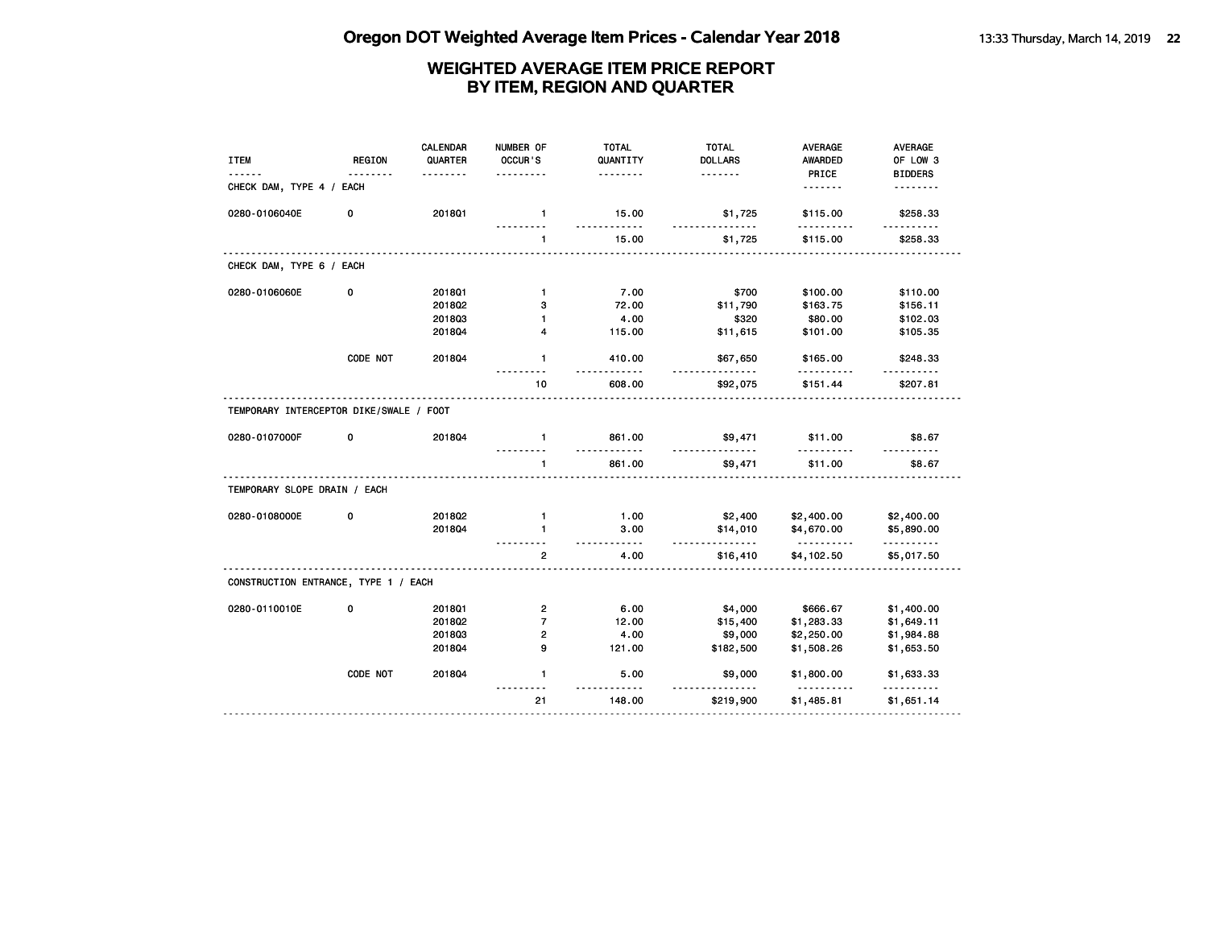# Oregon DOT Weighted Average Item Prices - Calendar Year 2018

## WEIGHTED AVERAGE ITEM PRICE REPORT BY ITEM, REGION AND QUARTER

| ITEM | REGION | CALENDAR QUARTER | NUMBER OF OCCUR'S | TOTAL QUANTITY | TOTAL DOLLARS | AVERAGE AWARDED PRICE | AVERAGE OF LOW 3 BIDDERS |
|---|---|---|---|---|---|---|---|
| **CHECK DAM, TYPE 4 / EACH** | | | | | | | |
| 0280-0106040E | 0 | 2018Q1 | 1 | 15.00 | $1,725 | $115.00 | $258.33 |
| | | | 1 | 15.00 | $1,725 | $115.00 | $258.33 |
| **CHECK DAM, TYPE 6 / EACH** | | | | | | | |
| 0280-0106060E | 0 | 2018Q1 | 1 | 7.00 | $700 | $100.00 | $110.00 |
| | | 2018Q2 | 3 | 72.00 | $11,790 | $163.75 | $156.11 |
| | | 2018Q3 | 1 | 4.00 | $320 | $80.00 | $102.03 |
| | | 2018Q4 | 4 | 115.00 | $11,615 | $101.00 | $105.35 |
| | CODE NOT | 2018Q4 | 1 | 410.00 | $67,650 | $165.00 | $248.33 |
| | | | 10 | 608.00 | $92,075 | $151.44 | $207.81 |
| **TEMPORARY INTERCEPTOR DIKE/SWALE / FOOT** | | | | | | | |
| 0280-0107000F | 0 | 2018Q4 | 1 | 861.00 | $9,471 | $11.00 | $8.67 |
| | | | 1 | 861.00 | $9,471 | $11.00 | $8.67 |
| **TEMPORARY SLOPE DRAIN / EACH** | | | | | | | |
| 0280-0108000E | 0 | 2018Q2 | 1 | 1.00 | $2,400 | $2,400.00 | $2,400.00 |
| | | 2018Q4 | 1 | 3.00 | $14,010 | $4,670.00 | $5,890.00 |
| | | | 2 | 4.00 | $16,410 | $4,102.50 | $5,017.50 |
| **CONSTRUCTION ENTRANCE, TYPE 1 / EACH** | | | | | | | |
| 0280-0110010E | 0 | 2018Q1 | 2 | 6.00 | $4,000 | $666.67 | $1,400.00 |
| | | 2018Q2 | 7 | 12.00 | $15,400 | $1,283.33 | $1,649.11 |
| | | 2018Q3 | 2 | 4.00 | $9,000 | $2,250.00 | $1,984.88 |
| | | 2018Q4 | 9 | 121.00 | $182,500 | $1,508.26 | $1,653.50 |
| | CODE NOT | 2018Q4 | 1 | 5.00 | $9,000 | $1,800.00 | $1,633.33 |
| | | | 21 | 148.00 | $219,900 | $1,485.81 | $1,651.14 |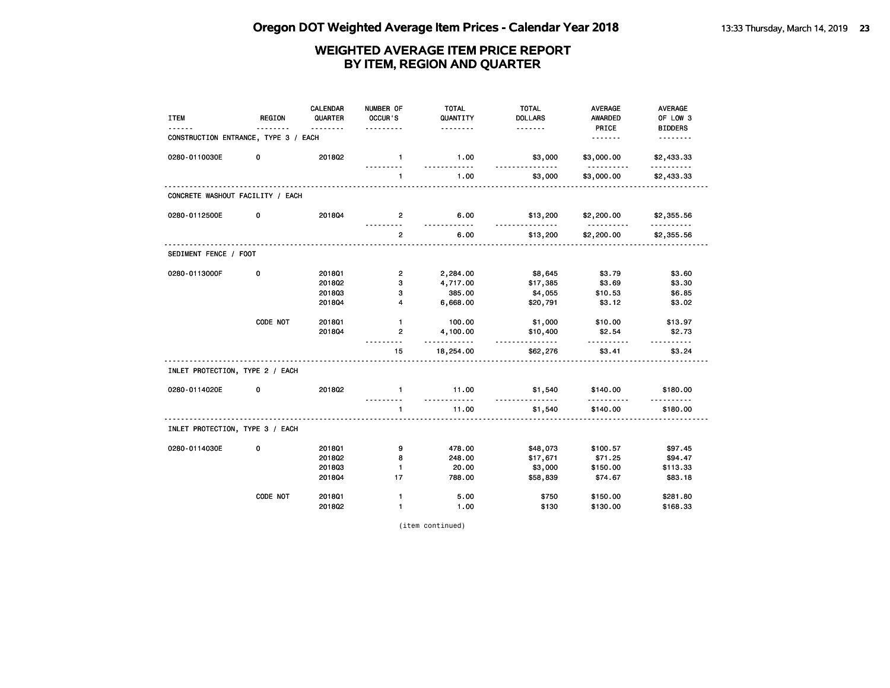# Oregon DOT Weighted Average Item Prices - Calendar Year 2018

## WEIGHTED AVERAGE ITEM PRICE REPORT BY ITEM, REGION AND QUARTER

| ITEM | REGION | CALENDAR QUARTER | NUMBER OF OCCUR'S | TOTAL QUANTITY | TOTAL DOLLARS | AVERAGE AWARDED PRICE | AVERAGE OF LOW 3 BIDDERS |
|---|---|---|---|---|---|---|---|
| **CONSTRUCTION ENTRANCE, TYPE 3 / EACH** | | | | | | | |
| 0280-0110030E | 0 | 2018Q2 | 1 | 1.00 | $3,000 | $3,000.00 | $2,433.33 |
| | | | 1 | 1.00 | $3,000 | $3,000.00 | $2,433.33 |
| **CONCRETE WASHOUT FACILITY / EACH** | | | | | | | |
| 0280-0112500E | 0 | 2018Q4 | 2 | 6.00 | $13,200 | $2,200.00 | $2,355.56 |
| | | | 2 | 6.00 | $13,200 | $2,200.00 | $2,355.56 |
| **SEDIMENT FENCE / FOOT** | | | | | | | |
| 0280-0113000F | 0 | 2018Q1 | 2 | 2,284.00 | $8,645 | $3.79 | $3.60 |
| | | 2018Q2 | 3 | 4,717.00 | $17,385 | $3.69 | $3.30 |
| | | 2018Q3 | 3 | 385.00 | $4,055 | $10.53 | $6.85 |
| | | 2018Q4 | 4 | 6,668.00 | $20,791 | $3.12 | $3.02 |
| | CODE NOT | 2018Q1 | 1 | 100.00 | $1,000 | $10.00 | $13.97 |
| | | 2018Q4 | 2 | 4,100.00 | $10,400 | $2.54 | $2.73 |
| | | | 15 | 18,254.00 | $62,276 | $3.41 | $3.24 |
| **INLET PROTECTION, TYPE 2 / EACH** | | | | | | | |
| 0280-0114020E | 0 | 2018Q2 | 1 | 11.00 | $1,540 | $140.00 | $180.00 |
| | | | 1 | 11.00 | $1,540 | $140.00 | $180.00 |
| **INLET PROTECTION, TYPE 3 / EACH** | | | | | | | |
| 0280-0114030E | 0 | 2018Q1 | 9 | 478.00 | $48,073 | $100.57 | $97.45 |
| | | 2018Q2 | 8 | 248.00 | $17,671 | $71.25 | $94.47 |
| | | 2018Q3 | 1 | 20.00 | $3,000 | $150.00 | $113.33 |
| | | 2018Q4 | 17 | 788.00 | $58,839 | $74.67 | $83.18 |
| | CODE NOT | 2018Q1 | 1 | 5.00 | $750 | $150.00 | $281.80 |
| | | 2018Q2 | 1 | 1.00 | $130 | $130.00 | $168.33 |

(item continued)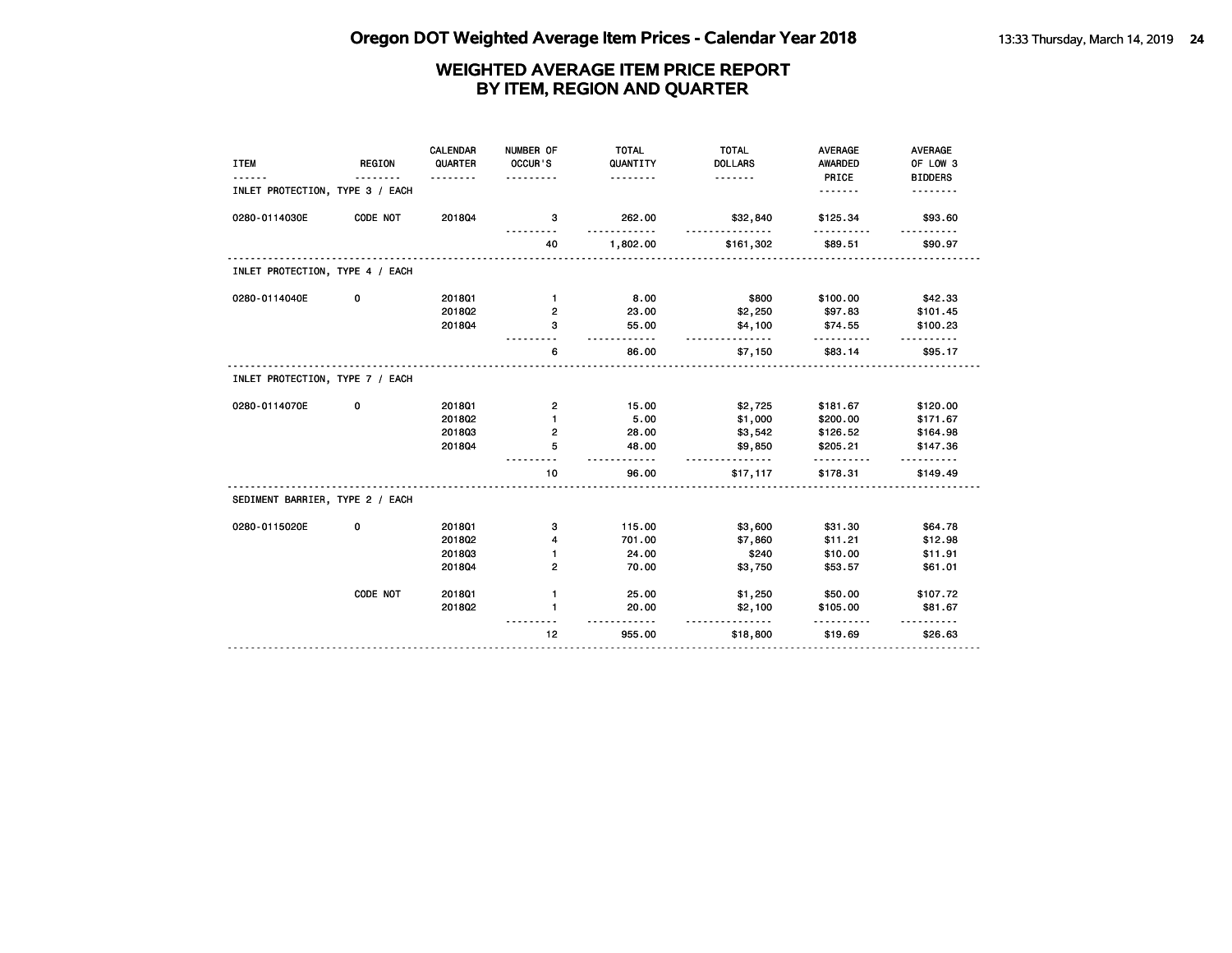# Oregon DOT Weighted Average Item Prices - Calendar Year 2018

## WEIGHTED AVERAGE ITEM PRICE REPORT
## BY ITEM, REGION AND QUARTER

| ITEM | REGION | CALENDAR QUARTER | NUMBER OF OCCUR'S | TOTAL QUANTITY | TOTAL DOLLARS | AVERAGE AWARDED PRICE | AVERAGE OF LOW 3 BIDDERS |
|---|---|---|---|---|---|---|---|
| **INLET PROTECTION, TYPE 3 / EACH** | | | | | | | |
| 0280-0114030E | CODE NOT | 2018Q4 | 3 | 262.00 | $32,840 | $125.34 | $93.60 |
| | | | 40 | 1,802.00 | $161,302 | $89.51 | $90.97 |
| **INLET PROTECTION, TYPE 4 / EACH** | | | | | | | |
| 0280-0114040E | 0 | 2018Q1 | 1 | 8.00 | $800 | $100.00 | $42.33 |
| | | 2018Q2 | 2 | 23.00 | $2,250 | $97.83 | $101.45 |
| | | 2018Q4 | 3 | 55.00 | $4,100 | $74.55 | $100.23 |
| | | | 6 | 86.00 | $7,150 | $83.14 | $95.17 |
| **INLET PROTECTION, TYPE 7 / EACH** | | | | | | | |
| 0280-0114070E | 0 | 2018Q1 | 2 | 15.00 | $2,725 | $181.67 | $120.00 |
| | | 2018Q2 | 1 | 5.00 | $1,000 | $200.00 | $171.67 |
| | | 2018Q3 | 2 | 28.00 | $3,542 | $126.52 | $164.98 |
| | | 2018Q4 | 5 | 48.00 | $9,850 | $205.21 | $147.36 |
| | | | 10 | 96.00 | $17,117 | $178.31 | $149.49 |
| **SEDIMENT BARRIER, TYPE 2 / EACH** | | | | | | | |
| 0280-0115020E | 0 | 2018Q1 | 3 | 115.00 | $3,600 | $31.30 | $64.78 |
| | | 2018Q2 | 4 | 701.00 | $7,860 | $11.21 | $12.98 |
| | | 2018Q3 | 1 | 24.00 | $240 | $10.00 | $11.91 |
| | | 2018Q4 | 2 | 70.00 | $3,750 | $53.57 | $61.01 |
| | CODE NOT | 2018Q1 | 1 | 25.00 | $1,250 | $50.00 | $107.72 |
| | | 2018Q2 | 1 | 20.00 | $2,100 | $105.00 | $81.67 |
| | | | 12 | 955.00 | $18,800 | $19.69 | $26.63 |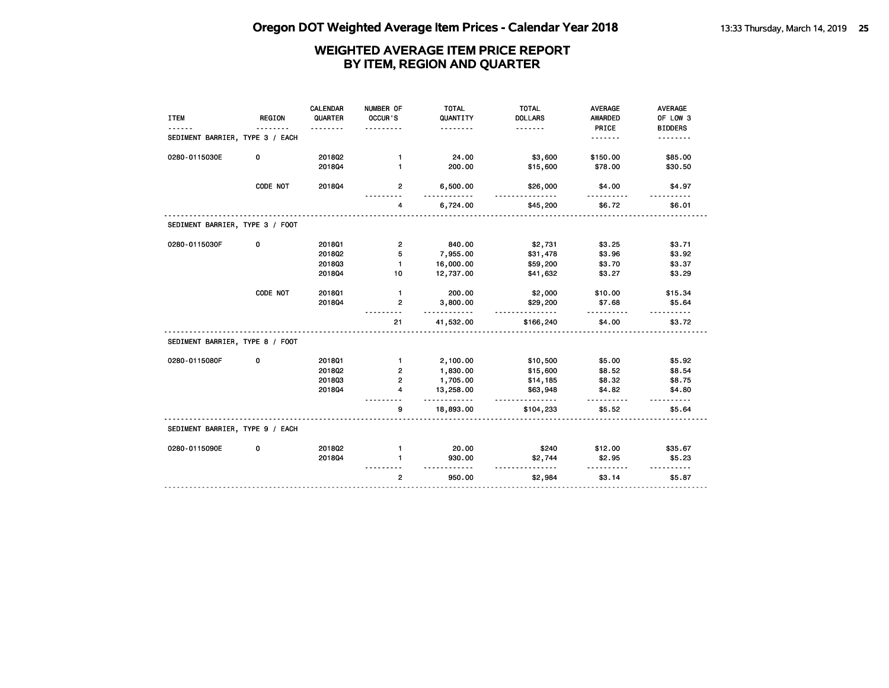# Oregon DOT Weighted Average Item Prices - Calendar Year 2018

## WEIGHTED AVERAGE ITEM PRICE REPORT
## BY ITEM, REGION AND QUARTER

| ITEM | REGION | CALENDAR QUARTER | NUMBER OF OCCUR'S | TOTAL QUANTITY | TOTAL DOLLARS | AVERAGE AWARDED PRICE | AVERAGE OF LOW 3 BIDDERS |
|---|---|---|---|---|---|---|---|
| **SEDIMENT BARRIER, TYPE 3 / EACH** | | | | | | | |
| 0280-0115030E | 0 | 2018Q2 | 1 | 24.00 | $3,600 | $150.00 | $85.00 |
| | | 2018Q4 | 1 | 200.00 | $15,600 | $78.00 | $30.50 |
| | CODE NOT | 2018Q4 | 2 | 6,500.00 | $26,000 | $4.00 | $4.97 |
| | | | 4 | 6,724.00 | $45,200 | $6.72 | $6.01 |
| **SEDIMENT BARRIER, TYPE 3 / FOOT** | | | | | | | |
| 0280-0115030F | 0 | 2018Q1 | 2 | 840.00 | $2,731 | $3.25 | $3.71 |
| | | 2018Q2 | 5 | 7,955.00 | $31,478 | $3.96 | $3.92 |
| | | 2018Q3 | 1 | 16,000.00 | $59,200 | $3.70 | $3.37 |
| | | 2018Q4 | 10 | 12,737.00 | $41,632 | $3.27 | $3.29 |
| | CODE NOT | 2018Q1 | 1 | 200.00 | $2,000 | $10.00 | $15.34 |
| | | 2018Q4 | 2 | 3,800.00 | $29,200 | $7.68 | $5.64 |
| | | | 21 | 41,532.00 | $166,240 | $4.00 | $3.72 |
| **SEDIMENT BARRIER, TYPE 8 / FOOT** | | | | | | | |
| 0280-0115080F | 0 | 2018Q1 | 1 | 2,100.00 | $10,500 | $5.00 | $5.92 |
| | | 2018Q2 | 2 | 1,830.00 | $15,600 | $8.52 | $8.54 |
| | | 2018Q3 | 2 | 1,705.00 | $14,185 | $8.32 | $8.75 |
| | | 2018Q4 | 4 | 13,258.00 | $63,948 | $4.82 | $4.80 |
| | | | 9 | 18,893.00 | $104,233 | $5.52 | $5.64 |
| **SEDIMENT BARRIER, TYPE 9 / EACH** | | | | | | | |
| 0280-0115090E | 0 | 2018Q2 | 1 | 20.00 | $240 | $12.00 | $35.67 |
| | | 2018Q4 | 1 | 930.00 | $2,744 | $2.95 | $5.23 |
| | | | 2 | 950.00 | $2,984 | $3.14 | $5.87 |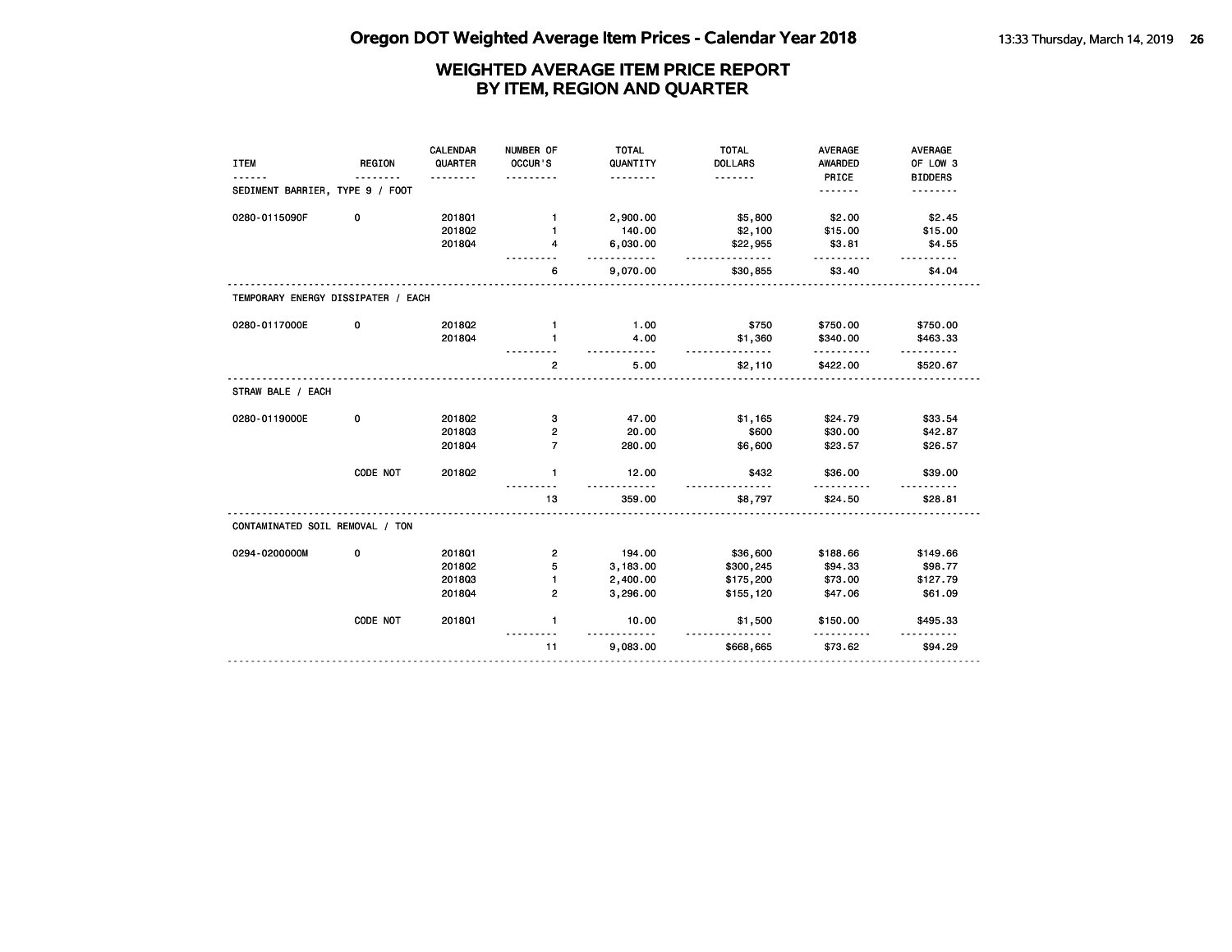# Oregon DOT Weighted Average Item Prices - Calendar Year 2018

## WEIGHTED AVERAGE ITEM PRICE REPORT
## BY ITEM, REGION AND QUARTER

| ITEM | REGION | CALENDAR QUARTER | NUMBER OF OCCUR'S | TOTAL QUANTITY | TOTAL DOLLARS | AVERAGE AWARDED PRICE | AVERAGE OF LOW 3 BIDDERS |
|---|---|---|---|---|---|---|---|
| **SEDIMENT BARRIER, TYPE 9 / FOOT** | | | | | | | |
| 0280-0115090F | 0 | 2018Q1 | 1 | 2,900.00 | $5,800 | $2.00 | $2.45 |
| | | 2018Q2 | 1 | 140.00 | $2,100 | $15.00 | $15.00 |
| | | 2018Q4 | 4 | 6,030.00 | $22,955 | $3.81 | $4.55 |
| | | | 6 | 9,070.00 | $30,855 | $3.40 | $4.04 |
| **TEMPORARY ENERGY DISSIPATER / EACH** | | | | | | | |
| 0280-0117000E | 0 | 2018Q2 | 1 | 1.00 | $750 | $750.00 | $750.00 |
| | | 2018Q4 | 1 | 4.00 | $1,360 | $340.00 | $463.33 |
| | | | 2 | 5.00 | $2,110 | $422.00 | $520.67 |
| **STRAW BALE / EACH** | | | | | | | |
| 0280-0119000E | 0 | 2018Q2 | 3 | 47.00 | $1,165 | $24.79 | $33.54 |
| | | 2018Q3 | 2 | 20.00 | $600 | $30.00 | $42.87 |
| | | 2018Q4 | 7 | 280.00 | $6,600 | $23.57 | $26.57 |
| | CODE NOT | 2018Q2 | 1 | 12.00 | $432 | $36.00 | $39.00 |
| | | | 13 | 359.00 | $8,797 | $24.50 | $28.81 |
| **CONTAMINATED SOIL REMOVAL / TON** | | | | | | | |
| 0294-0200000M | 0 | 2018Q1 | 2 | 194.00 | $36,600 | $188.66 | $149.66 |
| | | 2018Q2 | 5 | 3,183.00 | $300,245 | $94.33 | $98.77 |
| | | 2018Q3 | 1 | 2,400.00 | $175,200 | $73.00 | $127.79 |
| | | 2018Q4 | 2 | 3,296.00 | $155,120 | $47.06 | $61.09 |
| | CODE NOT | 2018Q1 | 1 | 10.00 | $1,500 | $150.00 | $495.33 |
| | | | 11 | 9,083.00 | $668,665 | $73.62 | $94.29 |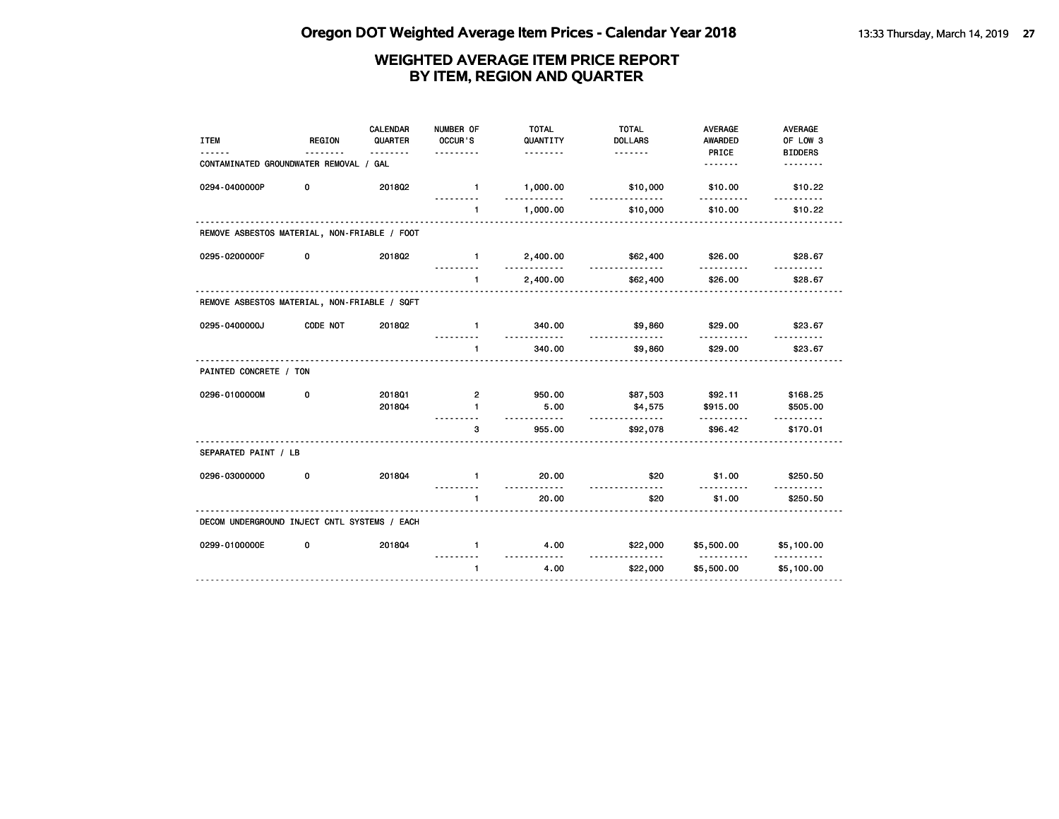# Oregon DOT Weighted Average Item Prices - Calendar Year 2018

## WEIGHTED AVERAGE ITEM PRICE REPORT
## BY ITEM, REGION AND QUARTER

| ITEM | REGION | CALENDAR QUARTER | NUMBER OF OCCUR'S | TOTAL QUANTITY | TOTAL DOLLARS | AVERAGE AWARDED PRICE | AVERAGE OF LOW 3 BIDDERS |
|---|---|---|---|---|---|---|---|
| **CONTAMINATED GROUNDWATER REMOVAL / GAL** | | | | | | | |
| 0294-0400000P | 0 | 2018Q2 | 1 | 1,000.00 | $10,000 | $10.00 | $10.22 |
| | | | 1 | 1,000.00 | $10,000 | $10.00 | $10.22 |
| **REMOVE ASBESTOS MATERIAL, NON-FRIABLE / FOOT** | | | | | | | |
| 0295-0200000F | 0 | 2018Q2 | 1 | 2,400.00 | $62,400 | $26.00 | $28.67 |
| | | | 1 | 2,400.00 | $62,400 | $26.00 | $28.67 |
| **REMOVE ASBESTOS MATERIAL, NON-FRIABLE / SQFT** | | | | | | | |
| 0295-0400000J | CODE NOT | 2018Q2 | 1 | 340.00 | $9,860 | $29.00 | $23.67 |
| | | | 1 | 340.00 | $9,860 | $29.00 | $23.67 |
| **PAINTED CONCRETE / TON** | | | | | | | |
| 0296-0100000M | 0 | 2018Q1 | 2 | 950.00 | $87,503 | $92.11 | $168.25 |
| | | 2018Q4 | 1 | 5.00 | $4,575 | $915.00 | $505.00 |
| | | | 3 | 955.00 | $92,078 | $96.42 | $170.01 |
| **SEPARATED PAINT / LB** | | | | | | | |
| 0296-0300000O | 0 | 2018Q4 | 1 | 20.00 | $20 | $1.00 | $250.50 |
| | | | 1 | 20.00 | $20 | $1.00 | $250.50 |
| **DECOM UNDERGROUND INJECT CNTL SYSTEMS / EACH** | | | | | | | |
| 0299-0100000E | 0 | 2018Q4 | 1 | 4.00 | $22,000 | $5,500.00 | $5,100.00 |
| | | | 1 | 4.00 | $22,000 | $5,500.00 | $5,100.00 |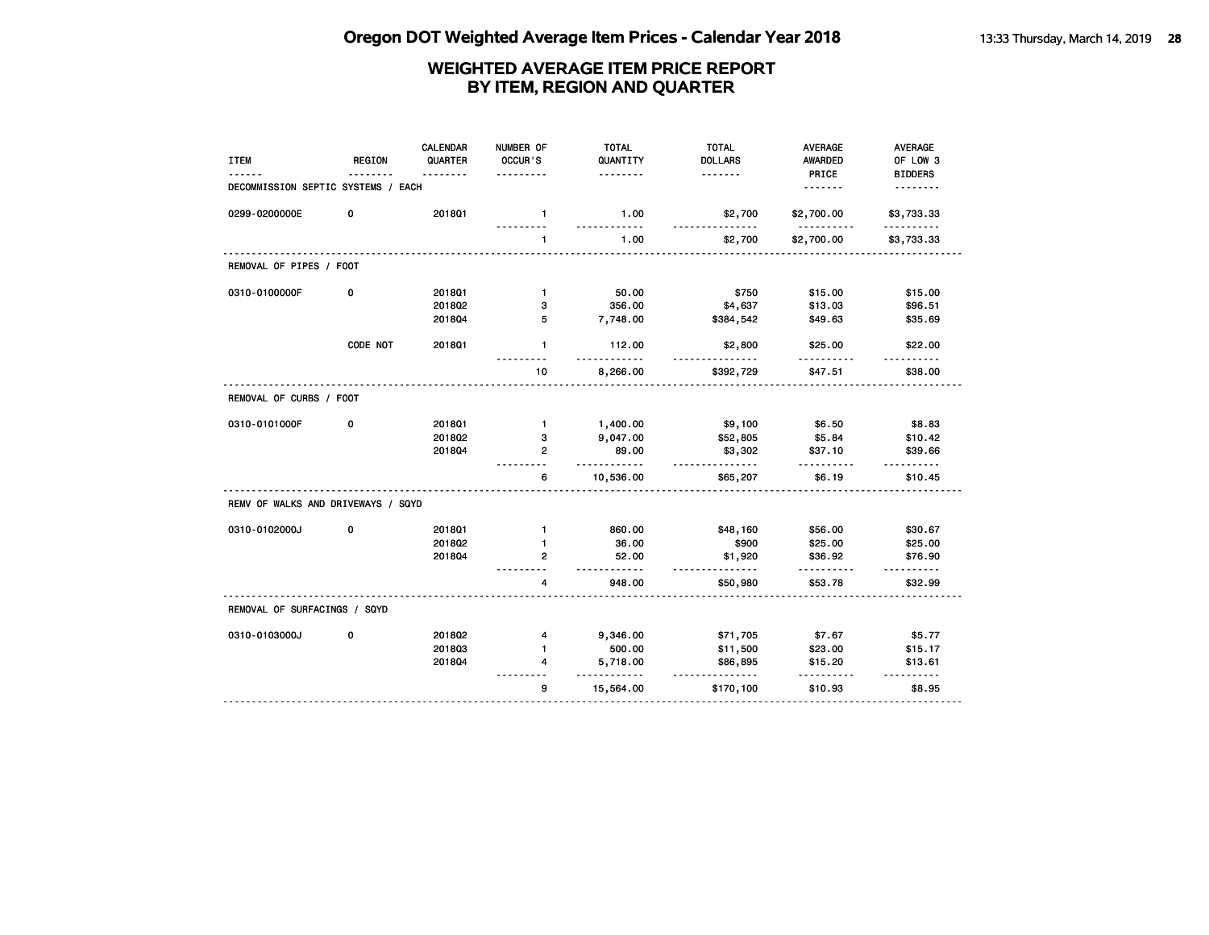# Oregon DOT Weighted Average Item Prices - Calendar Year 2018

## WEIGHTED AVERAGE ITEM PRICE REPORT BY ITEM, REGION AND QUARTER

| ITEM | REGION | CALENDAR QUARTER | NUMBER OF OCCUR'S | TOTAL QUANTITY | TOTAL DOLLARS | AVERAGE AWARDED PRICE | AVERAGE OF LOW 3 BIDDERS |
|---|---|---|---|---|---|---|---|
| DECOMMISSION SEPTIC SYSTEMS / EACH | | | | | | | |
| 0299-0200000E | 0 | 2018Q1 | 1 | 1.00 | $2,700 | $2,700.00 | $3,733.33 |
| | | | 1 | 1.00 | $2,700 | $2,700.00 | $3,733.33 |
| REMOVAL OF PIPES / FOOT | | | | | | | |
| 0310-0100000F | 0 | 2018Q1 | 1 | 50.00 | $750 | $15.00 | $15.00 |
| | | 2018Q2 | 3 | 356.00 | $4,637 | $13.03 | $96.51 |
| | | 2018Q4 | 5 | 7,748.00 | $384,542 | $49.63 | $35.69 |
| | CODE NOT | 2018Q1 | 1 | 112.00 | $2,800 | $25.00 | $22.00 |
| | | | 10 | 8,266.00 | $392,729 | $47.51 | $38.00 |
| REMOVAL OF CURBS / FOOT | | | | | | | |
| 0310-0101000F | 0 | 2018Q1 | 1 | 1,400.00 | $9,100 | $6.50 | $8.83 |
| | | 2018Q2 | 3 | 9,047.00 | $52,805 | $5.84 | $10.42 |
| | | 2018Q4 | 2 | 89.00 | $3,302 | $37.10 | $39.66 |
| | | | 6 | 10,536.00 | $65,207 | $6.19 | $10.45 |
| REMV OF WALKS AND DRIVEWAYS / SQYD | | | | | | | |
| 0310-0102000J | 0 | 2018Q1 | 1 | 860.00 | $48,160 | $56.00 | $30.67 |
| | | 2018Q2 | 1 | 36.00 | $900 | $25.00 | $25.00 |
| | | 2018Q4 | 2 | 52.00 | $1,920 | $36.92 | $76.90 |
| | | | 4 | 948.00 | $50,980 | $53.78 | $32.99 |
| REMOVAL OF SURFACINGS / SQYD | | | | | | | |
| 0310-0103000J | 0 | 2018Q2 | 4 | 9,346.00 | $71,705 | $7.67 | $5.77 |
| | | 2018Q3 | 1 | 500.00 | $11,500 | $23.00 | $15.17 |
| | | 2018Q4 | 4 | 5,718.00 | $86,895 | $15.20 | $13.61 |
| | | | 9 | 15,564.00 | $170,100 | $10.93 | $8.95 |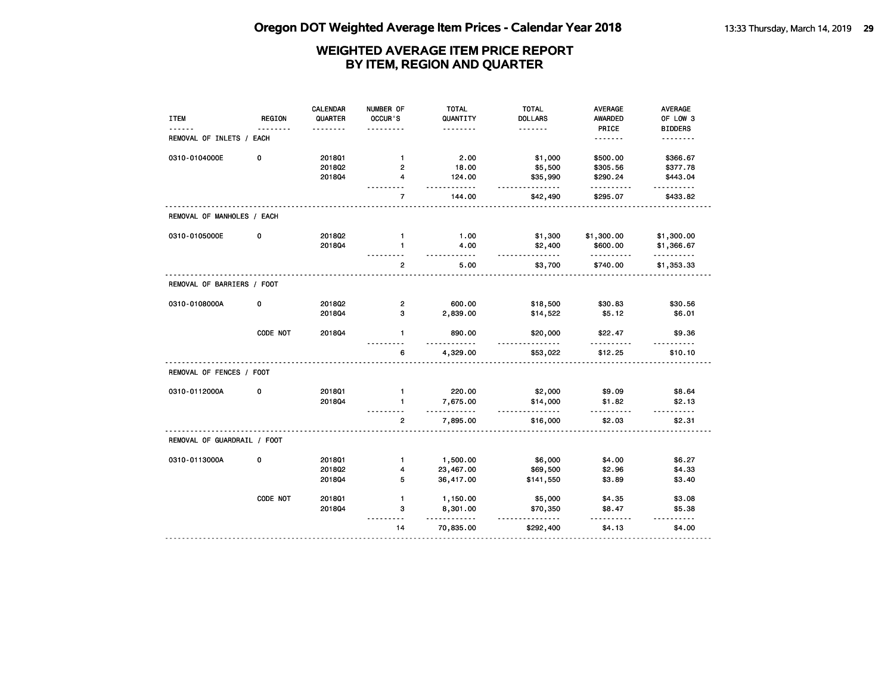# Oregon DOT Weighted Average Item Prices - Calendar Year 2018

## WEIGHTED AVERAGE ITEM PRICE REPORT BY ITEM, REGION AND QUARTER

| ITEM | REGION | CALENDAR QUARTER | NUMBER OF OCCUR'S | TOTAL QUANTITY | TOTAL DOLLARS | AVERAGE AWARDED PRICE | AVERAGE OF LOW 3 BIDDERS |
|---|---|---|---|---|---|---|---|
| **REMOVAL OF INLETS / EACH** | | | | | | | |
| 0310-0104000E | 0 | 2018Q1 | 1 | 2.00 | $1,000 | $500.00 | $366.67 |
| | | 2018Q2 | 2 | 18.00 | $5,500 | $305.56 | $377.78 |
| | | 2018Q4 | 4 | 124.00 | $35,990 | $290.24 | $443.04 |
| | | | 7 | 144.00 | $42,490 | $295.07 | $433.82 |
| **REMOVAL OF MANHOLES / EACH** | | | | | | | |
| 0310-0105000E | 0 | 2018Q2 | 1 | 1.00 | $1,300 | $1,300.00 | $1,300.00 |
| | | 2018Q4 | 1 | 4.00 | $2,400 | $600.00 | $1,366.67 |
| | | | 2 | 5.00 | $3,700 | $740.00 | $1,353.33 |
| **REMOVAL OF BARRIERS / FOOT** | | | | | | | |
| 0310-0108000A | 0 | 2018Q2 | 2 | 600.00 | $18,500 | $30.83 | $30.56 |
| | | 2018Q4 | 3 | 2,839.00 | $14,522 | $5.12 | $6.01 |
| | CODE NOT | 2018Q4 | 1 | 890.00 | $20,000 | $22.47 | $9.36 |
| | | | 6 | 4,329.00 | $53,022 | $12.25 | $10.10 |
| **REMOVAL OF FENCES / FOOT** | | | | | | | |
| 0310-0112000A | 0 | 2018Q1 | 1 | 220.00 | $2,000 | $9.09 | $8.64 |
| | | 2018Q4 | 1 | 7,675.00 | $14,000 | $1.82 | $2.13 |
| | | | 2 | 7,895.00 | $16,000 | $2.03 | $2.31 |
| **REMOVAL OF GUARDRAIL / FOOT** | | | | | | | |
| 0310-0113000A | 0 | 2018Q1 | 1 | 1,500.00 | $6,000 | $4.00 | $6.27 |
| | | 2018Q2 | 4 | 23,467.00 | $69,500 | $2.96 | $4.33 |
| | | 2018Q4 | 5 | 36,417.00 | $141,550 | $3.89 | $3.40 |
| | CODE NOT | 2018Q1 | 1 | 1,150.00 | $5,000 | $4.35 | $3.08 |
| | | 2018Q4 | 3 | 8,301.00 | $70,350 | $8.47 | $5.38 |
| | | | 14 | 70,835.00 | $292,400 | $4.13 | $4.00 |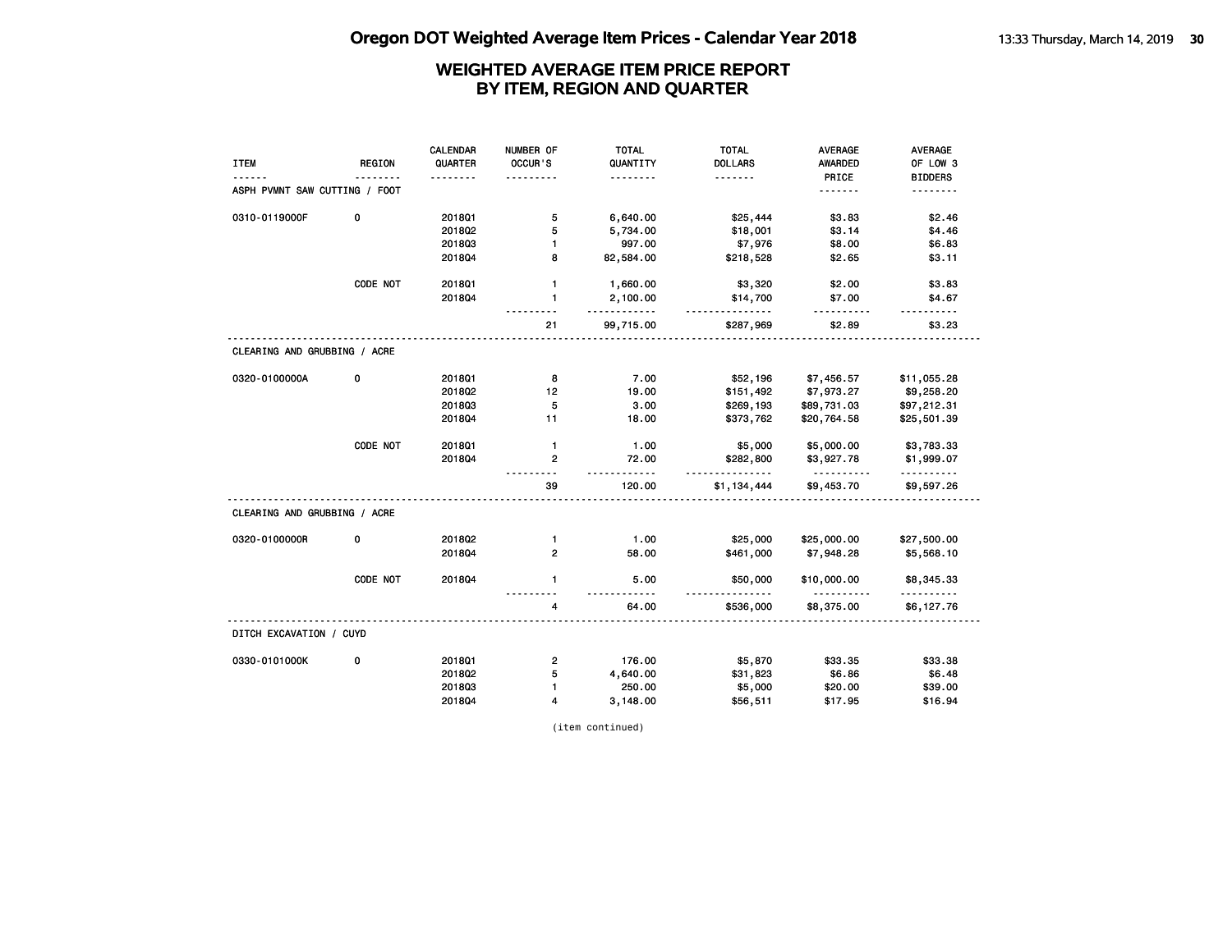# Oregon DOT Weighted Average Item Prices - Calendar Year 2018

## WEIGHTED AVERAGE ITEM PRICE REPORT BY ITEM, REGION AND QUARTER

| ITEM | REGION | CALENDAR QUARTER | NUMBER OF OCCUR'S | TOTAL QUANTITY | TOTAL DOLLARS | AVERAGE AWARDED PRICE | AVERAGE OF LOW 3 BIDDERS |
|---|---|---|---|---|---|---|---|
| ASPH PVMNT SAW CUTTING / FOOT | | | | | | | |
| 0310-0119000F | 0 | 2018Q1 | 5 | 6,640.00 | $25,444 | $3.83 | $2.46 |
| | | 2018Q2 | 5 | 5,734.00 | $18,001 | $3.14 | $4.46 |
| | | 2018Q3 | 1 | 997.00 | $7,976 | $8.00 | $6.83 |
| | | 2018Q4 | 8 | 82,584.00 | $218,528 | $2.65 | $3.11 |
| | CODE NOT | 2018Q1 | 1 | 1,660.00 | $3,320 | $2.00 | $3.83 |
| | | 2018Q4 | 1 | 2,100.00 | $14,700 | $7.00 | $4.67 |
| | | | 21 | 99,715.00 | $287,969 | $2.89 | $3.23 |
| CLEARING AND GRUBBING / ACRE | | | | | | | |
| 0320-0100000A | 0 | 2018Q1 | 8 | 7.00 | $52,196 | $7,456.57 | $11,055.28 |
| | | 2018Q2 | 12 | 19.00 | $151,492 | $7,973.27 | $9,258.20 |
| | | 2018Q3 | 5 | 3.00 | $269,193 | $89,731.03 | $97,212.31 |
| | | 2018Q4 | 11 | 18.00 | $373,762 | $20,764.58 | $25,501.39 |
| | CODE NOT | 2018Q1 | 1 | 1.00 | $5,000 | $5,000.00 | $3,783.33 |
| | | 2018Q4 | 2 | 72.00 | $282,800 | $3,927.78 | $1,999.07 |
| | | | 39 | 120.00 | $1,134,444 | $9,453.70 | $9,597.26 |
| CLEARING AND GRUBBING / ACRE | | | | | | | |
| 0320-0100000R | 0 | 2018Q2 | 1 | 1.00 | $25,000 | $25,000.00 | $27,500.00 |
| | | 2018Q4 | 2 | 58.00 | $461,000 | $7,948.28 | $5,568.10 |
| | CODE NOT | 2018Q4 | 1 | 5.00 | $50,000 | $10,000.00 | $8,345.33 |
| | | | 4 | 64.00 | $536,000 | $8,375.00 | $6,127.76 |
| DITCH EXCAVATION / CUYD | | | | | | | |
| 0330-0101000K | 0 | 2018Q1 | 2 | 176.00 | $5,870 | $33.35 | $33.38 |
| | | 2018Q2 | 5 | 4,640.00 | $31,823 | $6.86 | $6.48 |
| | | 2018Q3 | 1 | 250.00 | $5,000 | $20.00 | $39.00 |
| | | 2018Q4 | 4 | 3,148.00 | $56,511 | $17.95 | $16.94 |

(item continued)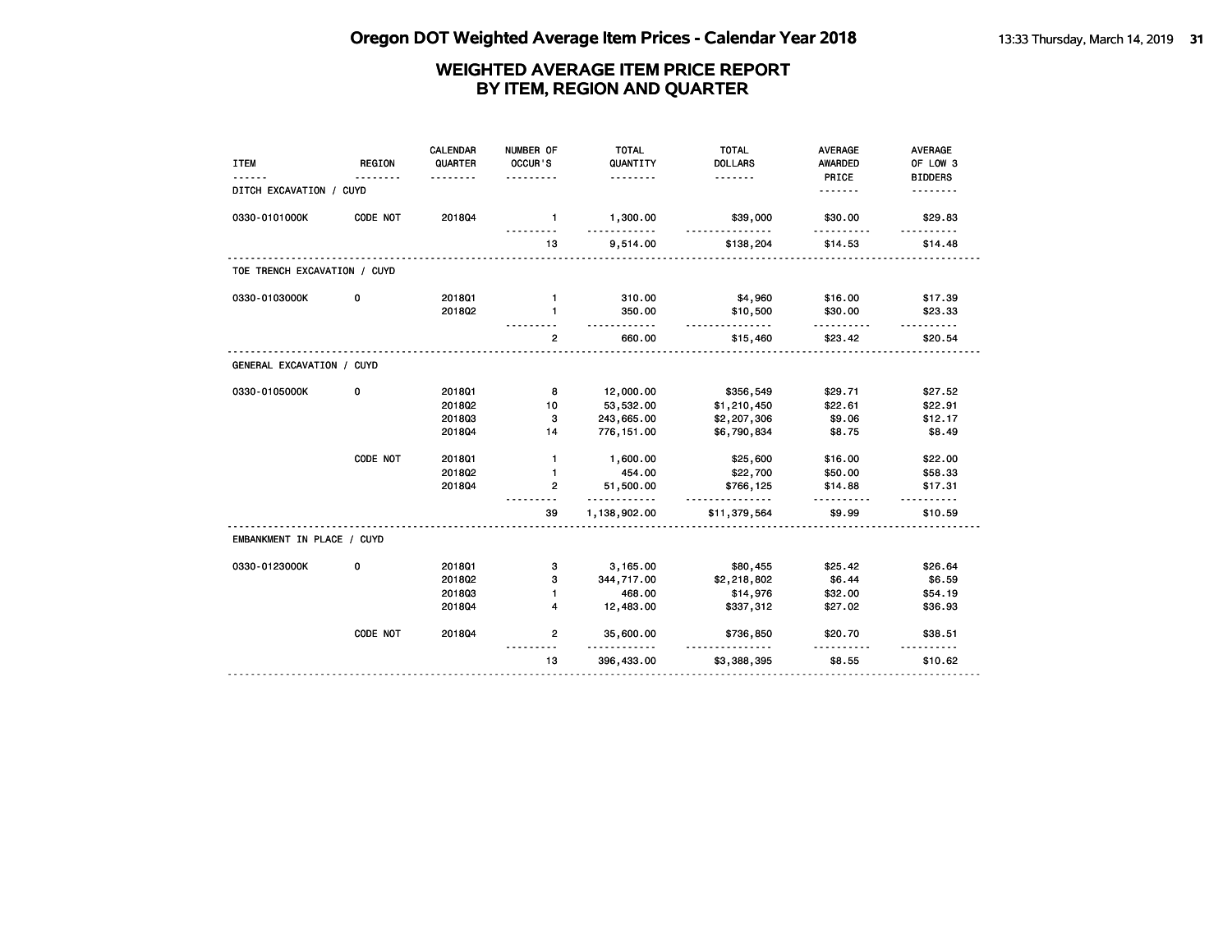## Oregon DOT Weighted Average Item Prices - Calendar Year 2018

### WEIGHTED AVERAGE ITEM PRICE REPORT BY ITEM, REGION AND QUARTER

| ITEM | REGION | CALENDAR QUARTER | NUMBER OF OCCUR'S | TOTAL QUANTITY | TOTAL DOLLARS | AVERAGE AWARDED PRICE | AVERAGE OF LOW 3 BIDDERS |
|---|---|---|---|---|---|---|---|
| DITCH EXCAVATION / CUYD | | | | | | | |
| 0330-0101000K | CODE NOT | 2018Q4 | 1 | 1,300.00 | $39,000 | $30.00 | $29.83 |
| | | | 13 | 9,514.00 | $138,204 | $14.53 | $14.48 |
| TOE TRENCH EXCAVATION / CUYD | | | | | | | |
| 0330-0103000K | 0 | 2018Q1 | 1 | 310.00 | $4,960 | $16.00 | $17.39 |
| | | 2018Q2 | 1 | 350.00 | $10,500 | $30.00 | $23.33 |
| | | | 2 | 660.00 | $15,460 | $23.42 | $20.54 |
| GENERAL EXCAVATION / CUYD | | | | | | | |
| 0330-0105000K | 0 | 2018Q1 | 8 | 12,000.00 | $356,549 | $29.71 | $27.52 |
| | | 2018Q2 | 10 | 53,532.00 | $1,210,450 | $22.61 | $22.91 |
| | | 2018Q3 | 3 | 243,665.00 | $2,207,306 | $9.06 | $12.17 |
| | | 2018Q4 | 14 | 776,151.00 | $6,790,834 | $8.75 | $8.49 |
| | CODE NOT | 2018Q1 | 1 | 1,600.00 | $25,600 | $16.00 | $22.00 |
| | | 2018Q2 | 1 | 454.00 | $22,700 | $50.00 | $58.33 |
| | | 2018Q4 | 2 | 51,500.00 | $766,125 | $14.88 | $17.31 |
| | | | 39 | 1,138,902.00 | $11,379,564 | $9.99 | $10.59 |
| EMBANKMENT IN PLACE / CUYD | | | | | | | |
| 0330-0123000K | 0 | 2018Q1 | 3 | 3,165.00 | $80,455 | $25.42 | $26.64 |
| | | 2018Q2 | 3 | 344,717.00 | $2,218,802 | $6.44 | $6.59 |
| | | 2018Q3 | 1 | 468.00 | $14,976 | $32.00 | $54.19 |
| | | 2018Q4 | 4 | 12,483.00 | $337,312 | $27.02 | $36.93 |
| | CODE NOT | 2018Q4 | 2 | 35,600.00 | $736,850 | $20.70 | $38.51 |
| | | | 13 | 396,433.00 | $3,388,395 | $8.55 | $10.62 |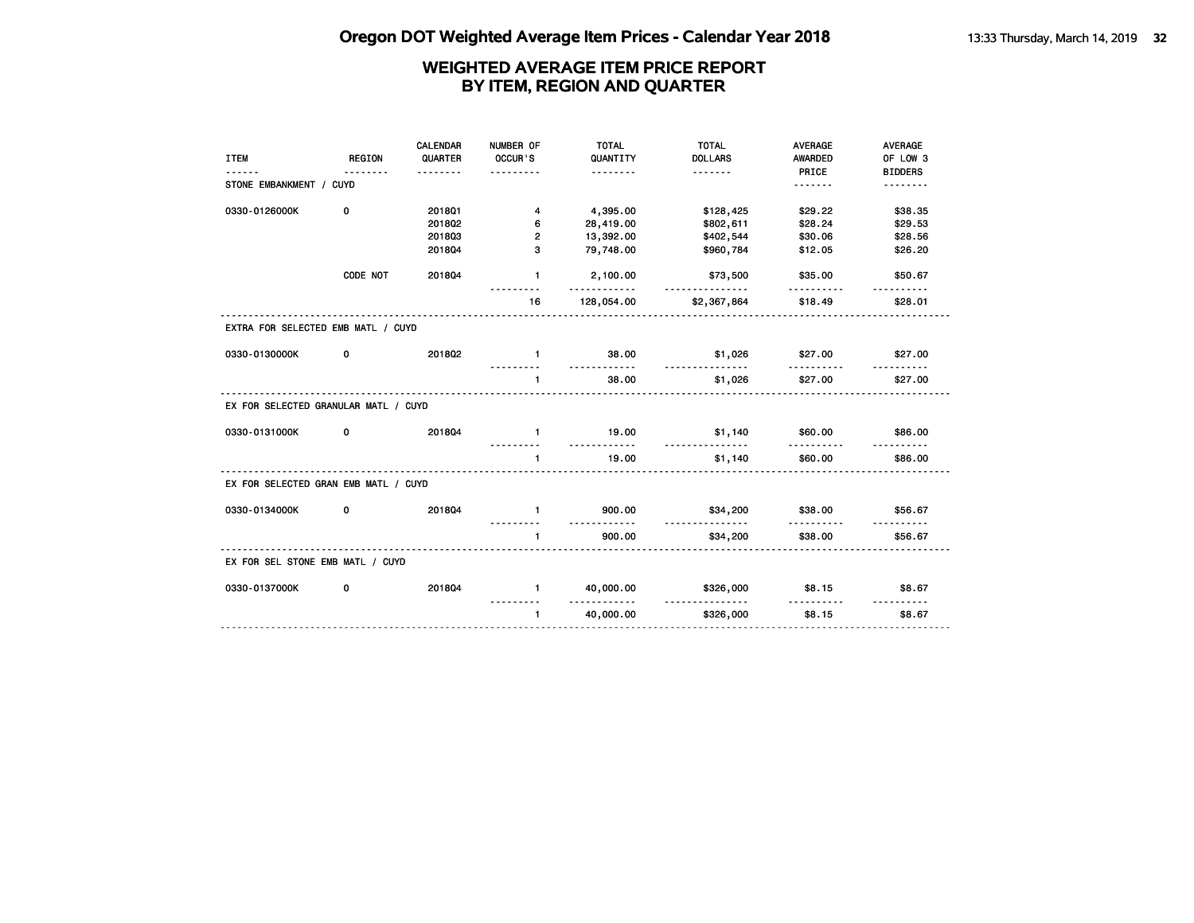# Oregon DOT Weighted Average Item Prices - Calendar Year 2018

## WEIGHTED AVERAGE ITEM PRICE REPORT BY ITEM, REGION AND QUARTER

| ITEM | REGION | CALENDAR QUARTER | NUMBER OF OCCUR'S | TOTAL QUANTITY | TOTAL DOLLARS | AVERAGE AWARDED PRICE | AVERAGE OF LOW 3 BIDDERS |
|---|---|---|---|---|---|---|---|
| STONE EMBANKMENT / CUYD | | | | | | | |
| 0330-0126000K | 0 | 2018Q1 | 4 | 4,395.00 | $128,425 | $29.22 | $38.35 |
| | | 2018Q2 | 6 | 28,419.00 | $802,611 | $28.24 | $29.53 |
| | | 2018Q3 | 2 | 13,392.00 | $402,544 | $30.06 | $28.56 |
| | | 2018Q4 | 3 | 79,748.00 | $960,784 | $12.05 | $26.20 |
| | CODE NOT | 2018Q4 | 1 | 2,100.00 | $73,500 | $35.00 | $50.67 |
| | | | 16 | 128,054.00 | $2,367,864 | $18.49 | $28.01 |
| EXTRA FOR SELECTED EMB MATL / CUYD | | | | | | | |
| 0330-0130000K | 0 | 2018Q2 | 1 | 38.00 | $1,026 | $27.00 | $27.00 |
| | | | 1 | 38.00 | $1,026 | $27.00 | $27.00 |
| EX FOR SELECTED GRANULAR MATL / CUYD | | | | | | | |
| 0330-0131000K | 0 | 2018Q4 | 1 | 19.00 | $1,140 | $60.00 | $86.00 |
| | | | 1 | 19.00 | $1,140 | $60.00 | $86.00 |
| EX FOR SELECTED GRAN EMB MATL / CUYD | | | | | | | |
| 0330-0134000K | 0 | 2018Q4 | 1 | 900.00 | $34,200 | $38.00 | $56.67 |
| | | | 1 | 900.00 | $34,200 | $38.00 | $56.67 |
| EX FOR SEL STONE EMB MATL / CUYD | | | | | | | |
| 0330-0137000K | 0 | 2018Q4 | 1 | 40,000.00 | $326,000 | $8.15 | $8.67 |
| | | | 1 | 40,000.00 | $326,000 | $8.15 | $8.67 |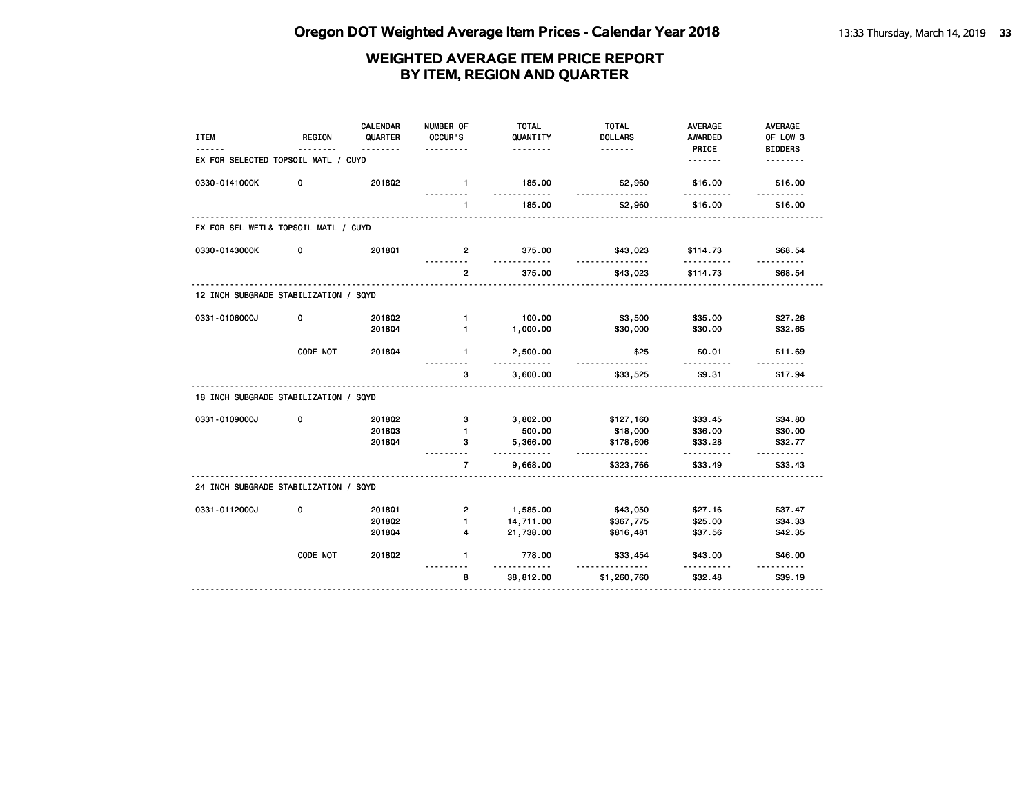# Oregon DOT Weighted Average Item Prices - Calendar Year 2018

## WEIGHTED AVERAGE ITEM PRICE REPORT BY ITEM, REGION AND QUARTER

| ITEM | REGION | CALENDAR QUARTER | NUMBER OF OCCUR'S | TOTAL QUANTITY | TOTAL DOLLARS | AVERAGE AWARDED PRICE | AVERAGE OF LOW 3 BIDDERS |
|---|---|---|---|---|---|---|---|
| **EX FOR SELECTED TOPSOIL MATL / CUYD** | | | | | | | |
| 0330-0141000K | 0 | 2018Q2 | 1 | 185.00 | $2,960 | $16.00 | $16.00 |
| | | | 1 | 185.00 | $2,960 | $16.00 | $16.00 |
| **EX FOR SEL WETL& TOPSOIL MATL / CUYD** | | | | | | | |
| 0330-0143000K | 0 | 2018Q1 | 2 | 375.00 | $43,023 | $114.73 | $68.54 |
| | | | 2 | 375.00 | $43,023 | $114.73 | $68.54 |
| **12 INCH SUBGRADE STABILIZATION / SQYD** | | | | | | | |
| 0331-0106000J | 0 | 2018Q2 | 1 | 100.00 | $3,500 | $35.00 | $27.26 |
| | | 2018Q4 | 1 | 1,000.00 | $30,000 | $30.00 | $32.65 |
| | CODE NOT | 2018Q4 | 1 | 2,500.00 | $25 | $0.01 | $11.69 |
| | | | 3 | 3,600.00 | $33,525 | $9.31 | $17.94 |
| **18 INCH SUBGRADE STABILIZATION / SQYD** | | | | | | | |
| 0331-0109000J | 0 | 2018Q2 | 3 | 3,802.00 | $127,160 | $33.45 | $34.80 |
| | | 2018Q3 | 1 | 500.00 | $18,000 | $36.00 | $30.00 |
| | | 2018Q4 | 3 | 5,366.00 | $178,606 | $33.28 | $32.77 |
| | | | 7 | 9,668.00 | $323,766 | $33.49 | $33.43 |
| **24 INCH SUBGRADE STABILIZATION / SQYD** | | | | | | | |
| 0331-0112000J | 0 | 2018Q1 | 2 | 1,585.00 | $43,050 | $27.16 | $37.47 |
| | | 2018Q2 | 1 | 14,711.00 | $367,775 | $25.00 | $34.33 |
| | | 2018Q4 | 4 | 21,738.00 | $816,481 | $37.56 | $42.35 |
| | CODE NOT | 2018Q2 | 1 | 778.00 | $33,454 | $43.00 | $46.00 |
| | | | 8 | 38,812.00 | $1,260,760 | $32.48 | $39.19 |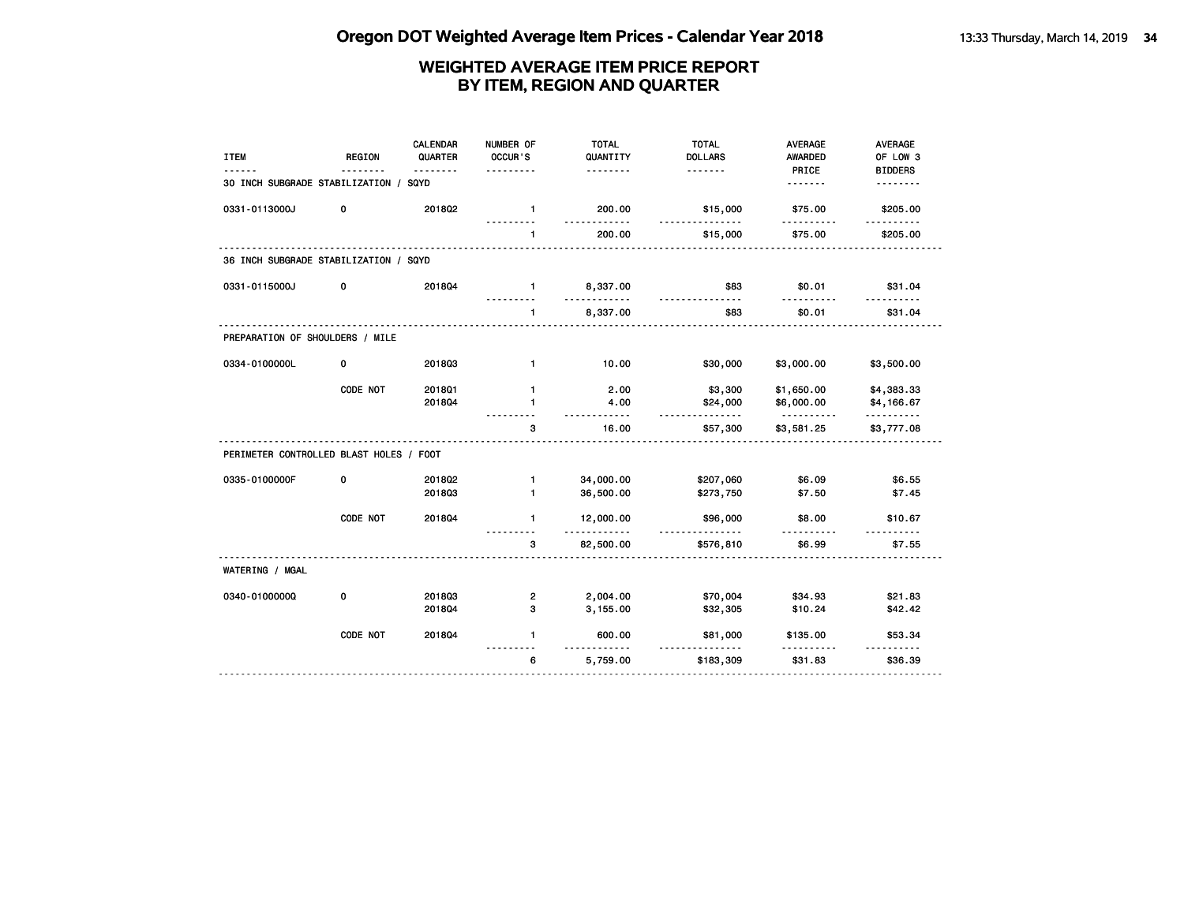# Oregon DOT Weighted Average Item Prices - Calendar Year 2018

## WEIGHTED AVERAGE ITEM PRICE REPORT BY ITEM, REGION AND QUARTER

| ITEM | REGION | CALENDAR QUARTER | NUMBER OF OCCUR'S | TOTAL QUANTITY | TOTAL DOLLARS | AVERAGE AWARDED PRICE | AVERAGE OF LOW 3 BIDDERS |
|---|---|---|---|---|---|---|---|
| **30 INCH SUBGRADE STABILIZATION / SQYD** | | | | | | | |
| 0331-0113000J | 0 | 2018Q2 | 1 | 200.00 | $15,000 | $75.00 | $205.00 |
| | | | 1 | 200.00 | $15,000 | $75.00 | $205.00 |
| **36 INCH SUBGRADE STABILIZATION / SQYD** | | | | | | | |
| 0331-0115000J | 0 | 2018Q4 | 1 | 8,337.00 | $83 | $0.01 | $31.04 |
| | | | 1 | 8,337.00 | $83 | $0.01 | $31.04 |
| **PREPARATION OF SHOULDERS / MILE** | | | | | | | |
| 0334-0100000L | 0 | 2018Q3 | 1 | 10.00 | $30,000 | $3,000.00 | $3,500.00 |
| | CODE NOT | 2018Q1 | 1 | 2.00 | $3,300 | $1,650.00 | $4,383.33 |
| | | 2018Q4 | 1 | 4.00 | $24,000 | $6,000.00 | $4,166.67 |
| | | | 3 | 16.00 | $57,300 | $3,581.25 | $3,777.08 |
| **PERIMETER CONTROLLED BLAST HOLES / FOOT** | | | | | | | |
| 0335-0100000F | 0 | 2018Q2 | 1 | 34,000.00 | $207,060 | $6.09 | $6.55 |
| | | 2018Q3 | 1 | 36,500.00 | $273,750 | $7.50 | $7.45 |
| | CODE NOT | 2018Q4 | 1 | 12,000.00 | $96,000 | $8.00 | $10.67 |
| | | | 3 | 82,500.00 | $576,810 | $6.99 | $7.55 |
| **WATERING / MGAL** | | | | | | | |
| 0340-0100000Q | 0 | 2018Q3 | 2 | 2,004.00 | $70,004 | $34.93 | $21.83 |
| | | 2018Q4 | 3 | 3,155.00 | $32,305 | $10.24 | $42.42 |
| | CODE NOT | 2018Q4 | 1 | 600.00 | $81,000 | $135.00 | $53.34 |
| | | | 6 | 5,759.00 | $183,309 | $31.83 | $36.39 |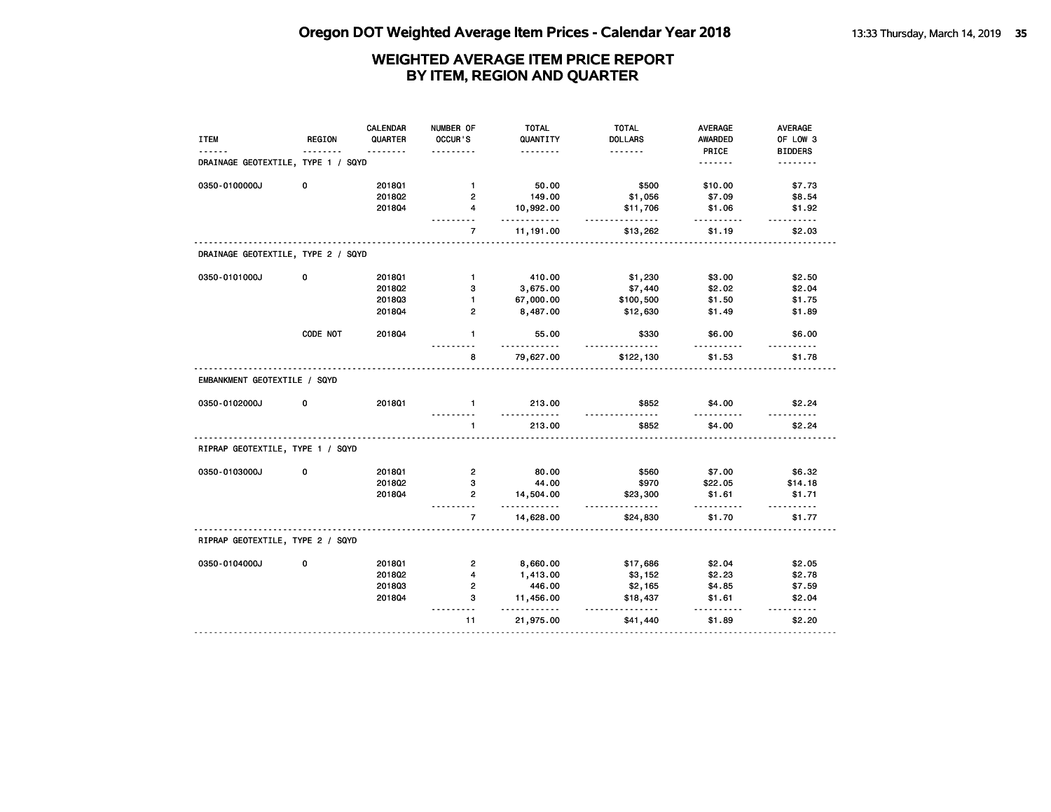# Oregon DOT Weighted Average Item Prices - Calendar Year 2018

## WEIGHTED AVERAGE ITEM PRICE REPORT BY ITEM, REGION AND QUARTER

| ITEM | REGION | CALENDAR QUARTER | NUMBER OF OCCUR'S | TOTAL QUANTITY | TOTAL DOLLARS | AVERAGE AWARDED PRICE | AVERAGE OF LOW 3 BIDDERS |
|---|---|---|---|---|---|---|---|
| **DRAINAGE GEOTEXTILE, TYPE 1 / SQYD** | | | | | | | |
| 0350-0100000J | 0 | 2018Q1 | 1 | 50.00 | $500 | $10.00 | $7.73 |
| | | 2018Q2 | 2 | 149.00 | $1,056 | $7.09 | $8.54 |
| | | 2018Q4 | 4 | 10,992.00 | $11,706 | $1.06 | $1.92 |
| | | | 7 | 11,191.00 | $13,262 | $1.19 | $2.03 |
| **DRAINAGE GEOTEXTILE, TYPE 2 / SQYD** | | | | | | | |
| 0350-0101000J | 0 | 2018Q1 | 1 | 410.00 | $1,230 | $3.00 | $2.50 |
| | | 2018Q2 | 3 | 3,675.00 | $7,440 | $2.02 | $2.04 |
| | | 2018Q3 | 1 | 67,000.00 | $100,500 | $1.50 | $1.75 |
| | | 2018Q4 | 2 | 8,487.00 | $12,630 | $1.49 | $1.89 |
| | CODE NOT | 2018Q4 | 1 | 55.00 | $330 | $6.00 | $6.00 |
| | | | 8 | 79,627.00 | $122,130 | $1.53 | $1.78 |
| **EMBANKMENT GEOTEXTILE / SQYD** | | | | | | | |
| 0350-0102000J | 0 | 2018Q1 | 1 | 213.00 | $852 | $4.00 | $2.24 |
| | | | 1 | 213.00 | $852 | $4.00 | $2.24 |
| **RIPRAP GEOTEXTILE, TYPE 1 / SQYD** | | | | | | | |
| 0350-0103000J | 0 | 2018Q1 | 2 | 80.00 | $560 | $7.00 | $6.32 |
| | | 2018Q2 | 3 | 44.00 | $970 | $22.05 | $14.18 |
| | | 2018Q4 | 2 | 14,504.00 | $23,300 | $1.61 | $1.71 |
| | | | 7 | 14,628.00 | $24,830 | $1.70 | $1.77 |
| **RIPRAP GEOTEXTILE, TYPE 2 / SQYD** | | | | | | | |
| 0350-0104000J | 0 | 2018Q1 | 2 | 8,660.00 | $17,686 | $2.04 | $2.05 |
| | | 2018Q2 | 4 | 1,413.00 | $3,152 | $2.23 | $2.78 |
| | | 2018Q3 | 2 | 446.00 | $2,165 | $4.85 | $7.59 |
| | | 2018Q4 | 3 | 11,456.00 | $18,437 | $1.61 | $2.04 |
| | | | 11 | 21,975.00 | $41,440 | $1.89 | $2.20 |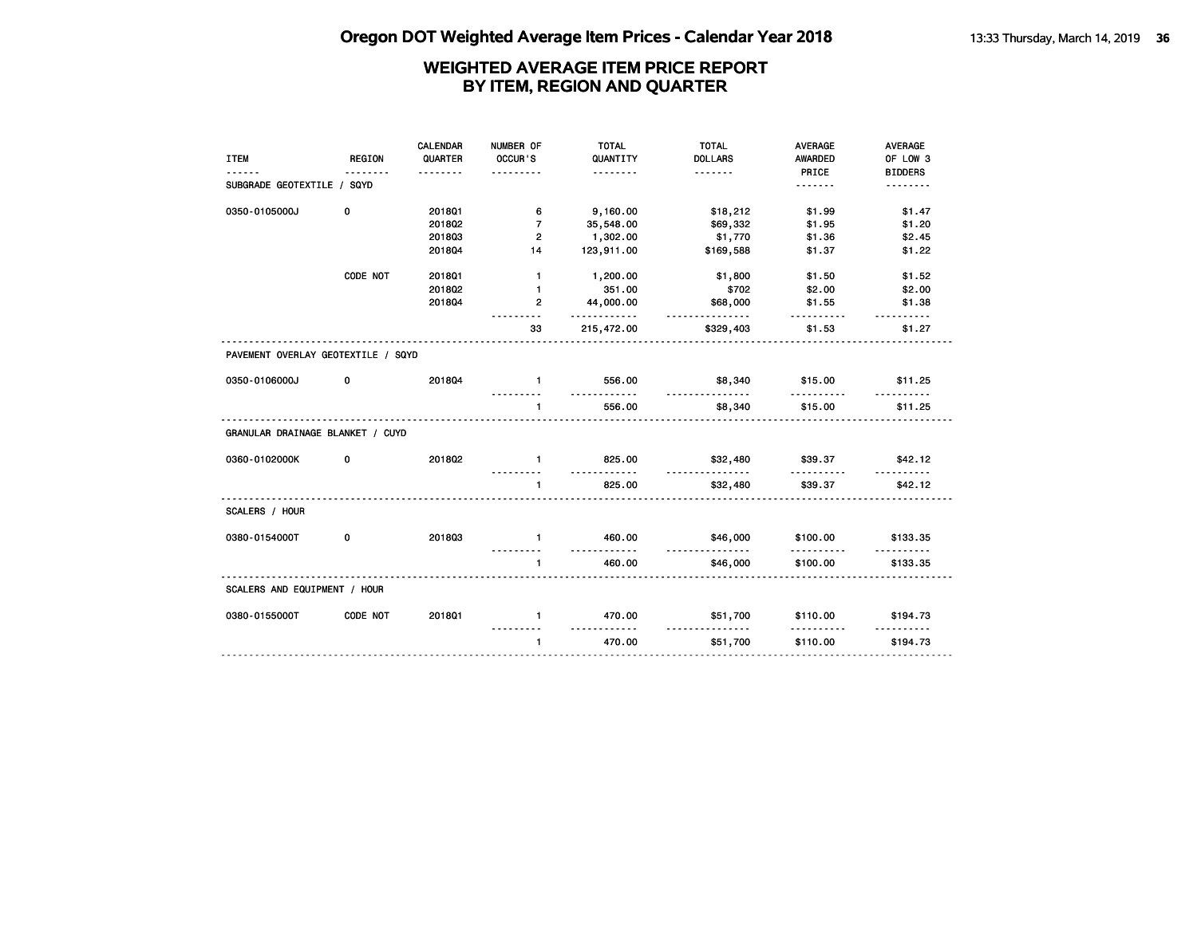# Oregon DOT Weighted Average Item Prices - Calendar Year 2018

## WEIGHTED AVERAGE ITEM PRICE REPORT
## BY ITEM, REGION AND QUARTER

| ITEM | REGION | CALENDAR QUARTER | NUMBER OF OCCUR'S | TOTAL QUANTITY | TOTAL DOLLARS | AVERAGE AWARDED PRICE | AVERAGE OF LOW 3 BIDDERS |
|---|---|---|---|---|---|---|---|
| **SUBGRADE GEOTEXTILE / SQYD** | | | | | | | |
| 0350-0105000J | 0 | 2018Q1 | 6 | 9,160.00 | $18,212 | $1.99 | $1.47 |
| | | 2018Q2 | 7 | 35,548.00 | $69,332 | $1.95 | $1.20 |
| | | 2018Q3 | 2 | 1,302.00 | $1,770 | $1.36 | $2.45 |
| | | 2018Q4 | 14 | 123,911.00 | $169,588 | $1.37 | $1.22 |
| | CODE NOT | 2018Q1 | 1 | 1,200.00 | $1,800 | $1.50 | $1.52 |
| | | 2018Q2 | 1 | 351.00 | $702 | $2.00 | $2.00 |
| | | 2018Q4 | 2 | 44,000.00 | $68,000 | $1.55 | $1.38 |
| | | | 33 | 215,472.00 | $329,403 | $1.53 | $1.27 |
| **PAVEMENT OVERLAY GEOTEXTILE / SQYD** | | | | | | | |
| 0350-0106000J | 0 | 2018Q4 | 1 | 556.00 | $8,340 | $15.00 | $11.25 |
| | | | 1 | 556.00 | $8,340 | $15.00 | $11.25 |
| **GRANULAR DRAINAGE BLANKET / CUYD** | | | | | | | |
| 0360-0102000K | 0 | 2018Q2 | 1 | 825.00 | $32,480 | $39.37 | $42.12 |
| | | | 1 | 825.00 | $32,480 | $39.37 | $42.12 |
| **SCALERS / HOUR** | | | | | | | |
| 0380-0154000T | 0 | 2018Q3 | 1 | 460.00 | $46,000 | $100.00 | $133.35 |
| | | | 1 | 460.00 | $46,000 | $100.00 | $133.35 |
| **SCALERS AND EQUIPMENT / HOUR** | | | | | | | |
| 0380-0155000T | CODE NOT | 2018Q1 | 1 | 470.00 | $51,700 | $110.00 | $194.73 |
| | | | 1 | 470.00 | $51,700 | $110.00 | $194.73 |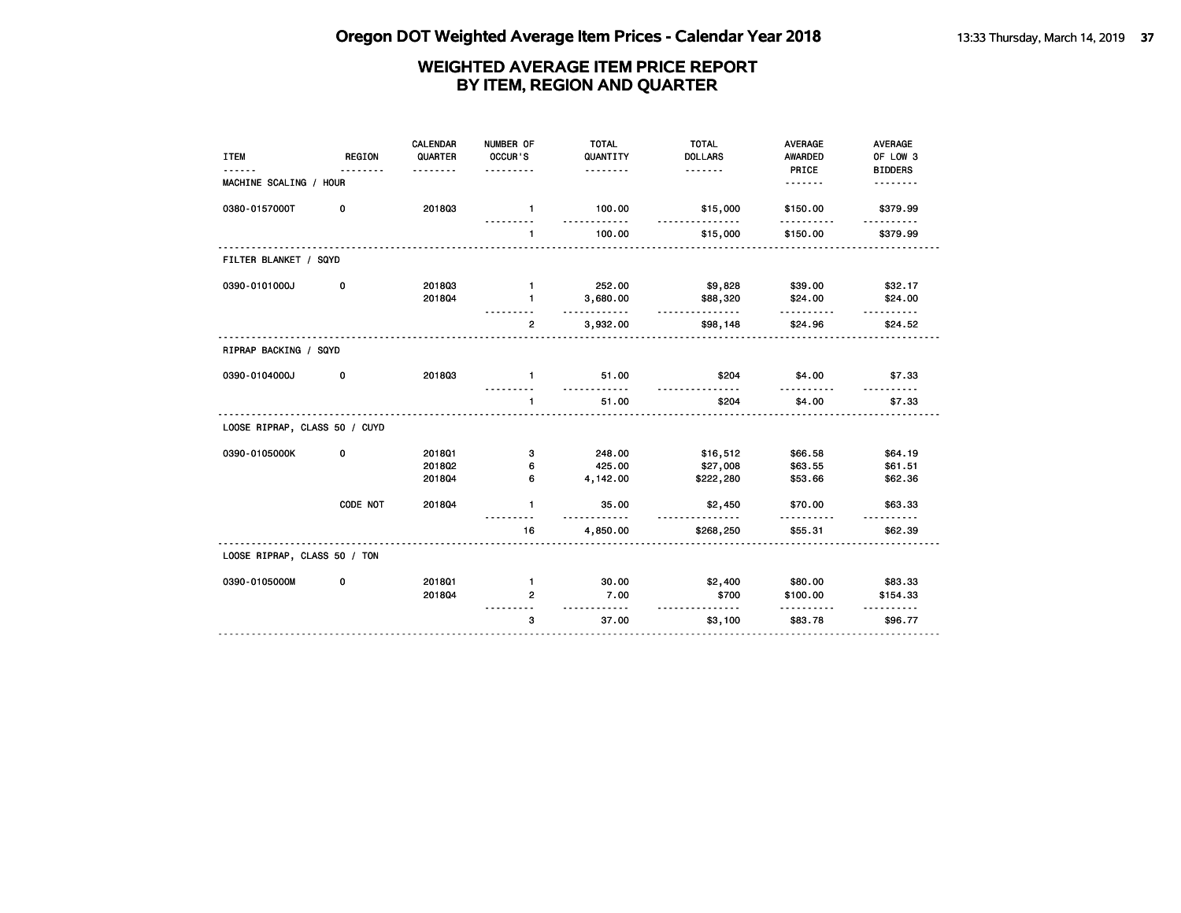# Oregon DOT Weighted Average Item Prices - Calendar Year 2018

## WEIGHTED AVERAGE ITEM PRICE REPORT BY ITEM, REGION AND QUARTER

| ITEM | REGION | CALENDAR QUARTER | NUMBER OF OCCUR'S | TOTAL QUANTITY | TOTAL DOLLARS | AVERAGE AWARDED PRICE | AVERAGE OF LOW 3 BIDDERS |
|---|---|---|---|---|---|---|---|
| **MACHINE SCALING / HOUR** | | | | | | | |
| 0380-0157000T | 0 | 2018Q3 | 1 | 100.00 | $15,000 | $150.00 | $379.99 |
| | | | 1 | 100.00 | $15,000 | $150.00 | $379.99 |
| **FILTER BLANKET / SQYD** | | | | | | | |
| 0390-0101000J | 0 | 2018Q3 | 1 | 252.00 | $9,828 | $39.00 | $32.17 |
| | | 2018Q4 | 1 | 3,680.00 | $88,320 | $24.00 | $24.00 |
| | | | 2 | 3,932.00 | $98,148 | $24.96 | $24.52 |
| **RIPRAP BACKING / SQYD** | | | | | | | |
| 0390-0104000J | 0 | 2018Q3 | 1 | 51.00 | $204 | $4.00 | $7.33 |
| | | | 1 | 51.00 | $204 | $4.00 | $7.33 |
| **LOOSE RIPRAP, CLASS 50 / CUYD** | | | | | | | |
| 0390-0105000K | 0 | 2018Q1 | 3 | 248.00 | $16,512 | $66.58 | $64.19 |
| | | 2018Q2 | 6 | 425.00 | $27,008 | $63.55 | $61.51 |
| | | 2018Q4 | 6 | 4,142.00 | $222,280 | $53.66 | $62.36 |
| | CODE NOT | 2018Q4 | 1 | 35.00 | $2,450 | $70.00 | $63.33 |
| | | | 16 | 4,850.00 | $268,250 | $55.31 | $62.39 |
| **LOOSE RIPRAP, CLASS 50 / TON** | | | | | | | |
| 0390-0105000M | 0 | 2018Q1 | 1 | 30.00 | $2,400 | $80.00 | $83.33 |
| | | 2018Q4 | 2 | 7.00 | $700 | $100.00 | $154.33 |
| | | | 3 | 37.00 | $3,100 | $83.78 | $96.77 |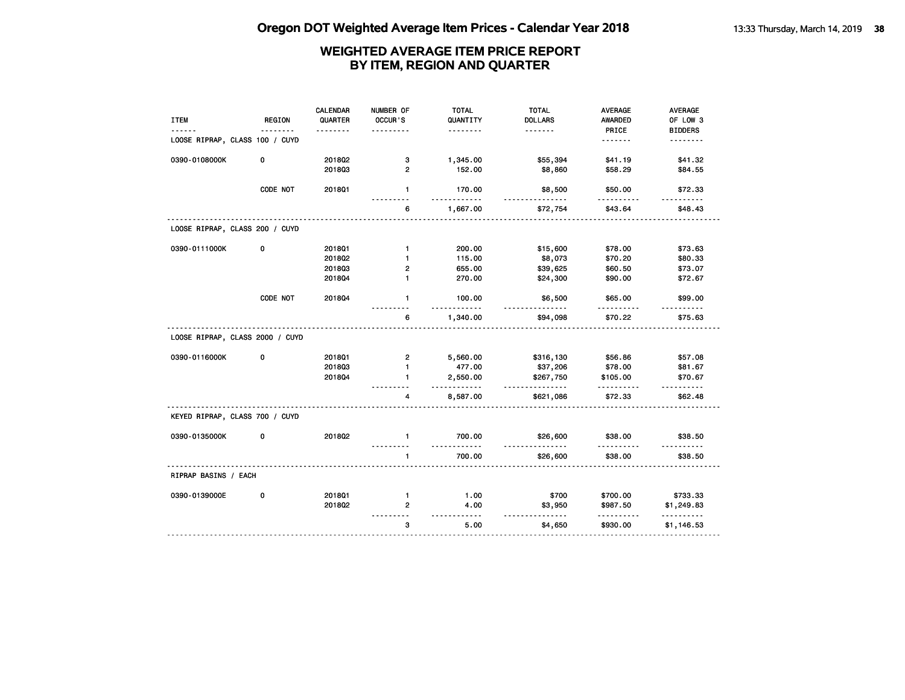# Oregon DOT Weighted Average Item Prices - Calendar Year 2018

## WEIGHTED AVERAGE ITEM PRICE REPORT BY ITEM, REGION AND QUARTER

| ITEM | REGION | CALENDAR QUARTER | NUMBER OF OCCUR'S | TOTAL QUANTITY | TOTAL DOLLARS | AVERAGE AWARDED PRICE | AVERAGE OF LOW 3 BIDDERS |
|---|---|---|---|---|---|---|---|
| LOOSE RIPRAP, CLASS 100 / CUYD | | | | | | | |
| 0390-0108000K | 0 | 2018Q2 | 3 | 1,345.00 | $55,394 | $41.19 | $41.32 |
| | | 2018Q3 | 2 | 152.00 | $8,860 | $58.29 | $84.55 |
| | CODE NOT | 2018Q1 | 1 | 170.00 | $8,500 | $50.00 | $72.33 |
| | | | 6 | 1,667.00 | $72,754 | $43.64 | $48.43 |
| LOOSE RIPRAP, CLASS 200 / CUYD | | | | | | | |
| 0390-0111000K | 0 | 2018Q1 | 1 | 200.00 | $15,600 | $78.00 | $73.63 |
| | | 2018Q2 | 1 | 115.00 | $8,073 | $70.20 | $80.33 |
| | | 2018Q3 | 2 | 655.00 | $39,625 | $60.50 | $73.07 |
| | | 2018Q4 | 1 | 270.00 | $24,300 | $90.00 | $72.67 |
| | CODE NOT | 2018Q4 | 1 | 100.00 | $6,500 | $65.00 | $99.00 |
| | | | 6 | 1,340.00 | $94,098 | $70.22 | $75.63 |
| LOOSE RIPRAP, CLASS 2000 / CUYD | | | | | | | |
| 0390-0116000K | 0 | 2018Q1 | 2 | 5,560.00 | $316,130 | $56.86 | $57.08 |
| | | 2018Q3 | 1 | 477.00 | $37,206 | $78.00 | $81.67 |
| | | 2018Q4 | 1 | 2,550.00 | $267,750 | $105.00 | $70.67 |
| | | | 4 | 8,587.00 | $621,086 | $72.33 | $62.48 |
| KEYED RIPRAP, CLASS 700 / CUYD | | | | | | | |
| 0390-0135000K | 0 | 2018Q2 | 1 | 700.00 | $26,600 | $38.00 | $38.50 |
| | | | 1 | 700.00 | $26,600 | $38.00 | $38.50 |
| RIPRAP BASINS / EACH | | | | | | | |
| 0390-0139000E | 0 | 2018Q1 | 1 | 1.00 | $700 | $700.00 | $733.33 |
| | | 2018Q2 | 2 | 4.00 | $3,950 | $987.50 | $1,249.83 |
| | | | 3 | 5.00 | $4,650 | $930.00 | $1,146.53 |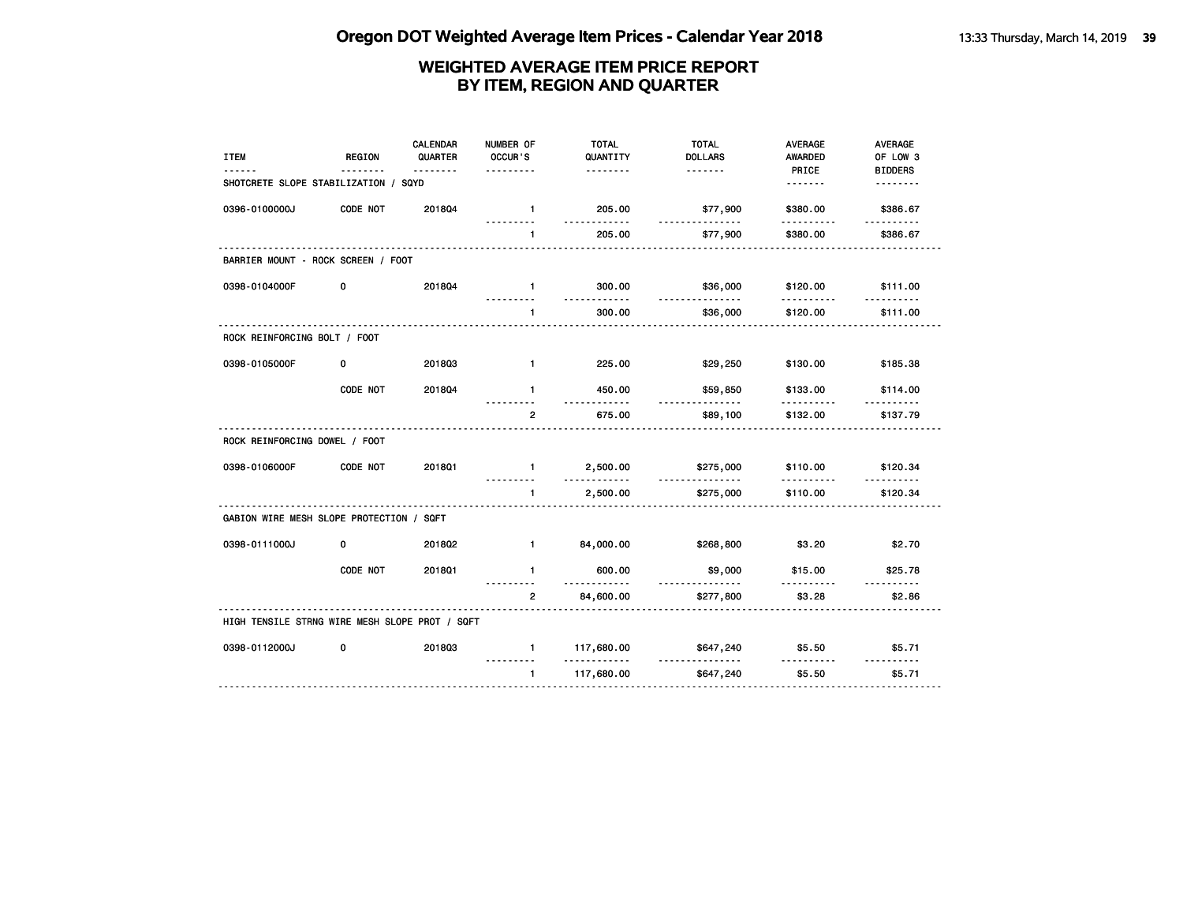# Oregon DOT Weighted Average Item Prices - Calendar Year 2018

## WEIGHTED AVERAGE ITEM PRICE REPORT BY ITEM, REGION AND QUARTER

| ITEM | REGION | CALENDAR QUARTER | NUMBER OF OCCUR'S | TOTAL QUANTITY | TOTAL DOLLARS | AVERAGE AWARDED PRICE | AVERAGE OF LOW 3 BIDDERS |
|---|---|---|---|---|---|---|---|
| SHOTCRETE SLOPE STABILIZATION / SQYD | | | | | | | |
| 0396-0100000J | CODE NOT | 2018Q4 | 1 | 205.00 | $77,900 | $380.00 | $386.67 |
| | | | 1 | 205.00 | $77,900 | $380.00 | $386.67 |
| BARRIER MOUNT - ROCK SCREEN / FOOT | | | | | | | |
| 0398-0104000F | 0 | 2018Q4 | 1 | 300.00 | $36,000 | $120.00 | $111.00 |
| | | | 1 | 300.00 | $36,000 | $120.00 | $111.00 |
| ROCK REINFORCING BOLT / FOOT | | | | | | | |
| 0398-0105000F | 0 | 2018Q3 | 1 | 225.00 | $29,250 | $130.00 | $185.38 |
| | CODE NOT | 2018Q4 | 1 | 450.00 | $59,850 | $133.00 | $114.00 |
| | | | 2 | 675.00 | $89,100 | $132.00 | $137.79 |
| ROCK REINFORCING DOWEL / FOOT | | | | | | | |
| 0398-0106000F | CODE NOT | 2018Q1 | 1 | 2,500.00 | $275,000 | $110.00 | $120.34 |
| | | | 1 | 2,500.00 | $275,000 | $110.00 | $120.34 |
| GABION WIRE MESH SLOPE PROTECTION / SQFT | | | | | | | |
| 0398-0111000J | 0 | 2018Q2 | 1 | 84,000.00 | $268,800 | $3.20 | $2.70 |
| | CODE NOT | 2018Q1 | 1 | 600.00 | $9,000 | $15.00 | $25.78 |
| | | | 2 | 84,600.00 | $277,800 | $3.28 | $2.86 |
| HIGH TENSILE STRNG WIRE MESH SLOPE PROT / SQFT | | | | | | | |
| 0398-0112000J | 0 | 2018Q3 | 1 | 117,680.00 | $647,240 | $5.50 | $5.71 |
| | | | 1 | 117,680.00 | $647,240 | $5.50 | $5.71 |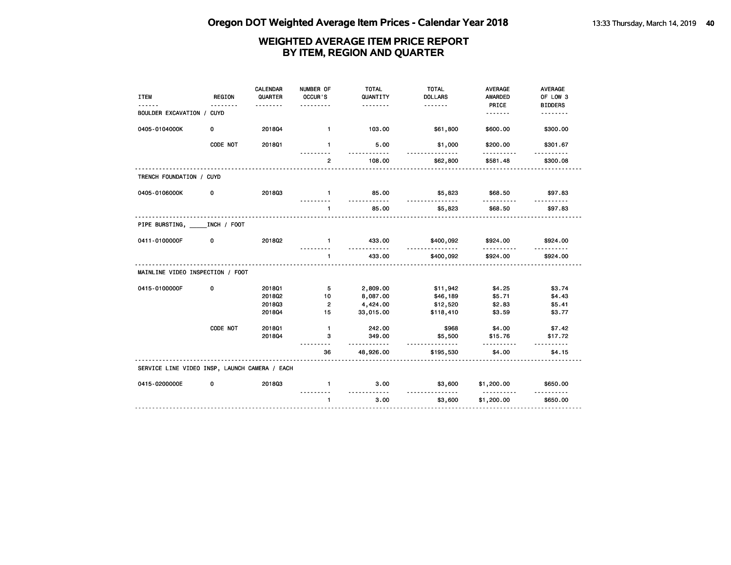# Oregon DOT Weighted Average Item Prices - Calendar Year 2018

## WEIGHTED AVERAGE ITEM PRICE REPORT BY ITEM, REGION AND QUARTER

| ITEM | REGION | CALENDAR QUARTER | NUMBER OF OCCUR'S | TOTAL QUANTITY | TOTAL DOLLARS | AVERAGE AWARDED PRICE | AVERAGE OF LOW 3 BIDDERS |
|---|---|---|---|---|---|---|---|
| BOULDER EXCAVATION / CUYD | | | | | | | |
| 0405-0104000K | 0 | 2018Q4 | 1 | 103.00 | $61,800 | $600.00 | $300.00 |
| | CODE NOT | 2018Q1 | 1 | 5.00 | $1,000 | $200.00 | $301.67 |
| | | | 2 | 108.00 | $62,800 | $581.48 | $300.08 |
| TRENCH FOUNDATION / CUYD | | | | | | | |
| 0405-0106000K | 0 | 2018Q3 | 1 | 85.00 | $5,823 | $68.50 | $97.83 |
| | | | 1 | 85.00 | $5,823 | $68.50 | $97.83 |
| PIPE BURSTING, _____INCH / FOOT | | | | | | | |
| 0411-0100000F | 0 | 2018Q2 | 1 | 433.00 | $400,092 | $924.00 | $924.00 |
| | | | 1 | 433.00 | $400,092 | $924.00 | $924.00 |
| MAINLINE VIDEO INSPECTION / FOOT | | | | | | | |
| 0415-0100000F | 0 | 2018Q1 | 5 | 2,809.00 | $11,942 | $4.25 | $3.74 |
| | | 2018Q2 | 10 | 8,087.00 | $46,189 | $5.71 | $4.43 |
| | | 2018Q3 | 2 | 4,424.00 | $12,520 | $2.83 | $5.41 |
| | | 2018Q4 | 15 | 33,015.00 | $118,410 | $3.59 | $3.77 |
| | CODE NOT | 2018Q1 | 1 | 242.00 | $968 | $4.00 | $7.42 |
| | | 2018Q4 | 3 | 349.00 | $5,500 | $15.76 | $17.72 |
| | | | 36 | 48,926.00 | $195,530 | $4.00 | $4.15 |
| SERVICE LINE VIDEO INSP, LAUNCH CAMERA / EACH | | | | | | | |
| 0415-0200000E | 0 | 2018Q3 | 1 | 3.00 | $3,600 | $1,200.00 | $650.00 |
| | | | 1 | 3.00 | $3,600 | $1,200.00 | $650.00 |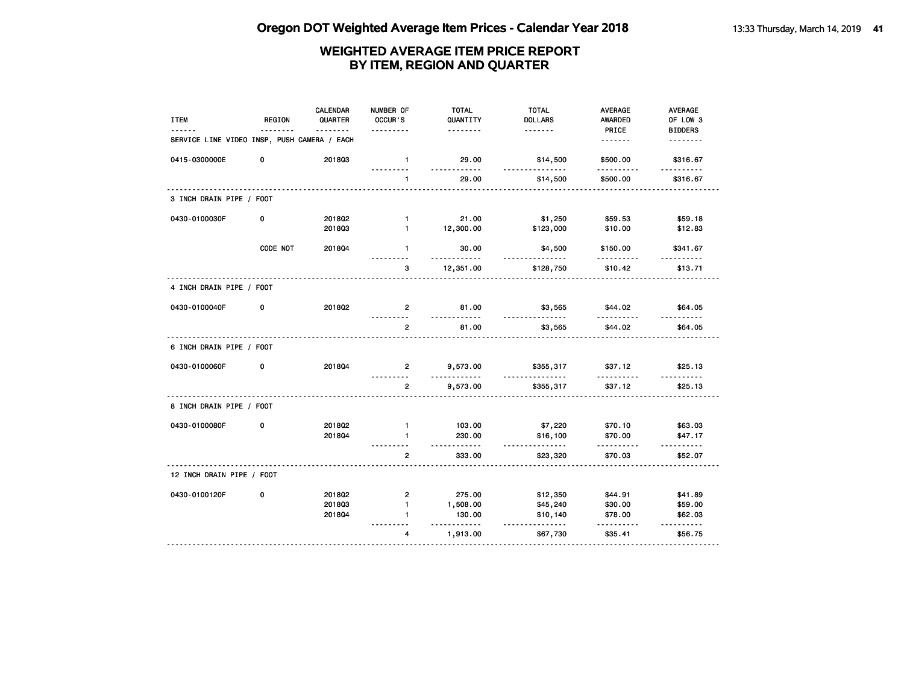# Oregon DOT Weighted Average Item Prices - Calendar Year 2018

## WEIGHTED AVERAGE ITEM PRICE REPORT BY ITEM, REGION AND QUARTER

| ITEM | REGION | CALENDAR QUARTER | NUMBER OF OCCUR'S | TOTAL QUANTITY | TOTAL DOLLARS | AVERAGE AWARDED PRICE | AVERAGE OF LOW 3 BIDDERS |
|---|---|---|---|---|---|---|---|
| SERVICE LINE VIDEO INSP, PUSH CAMERA / EACH | | | | | | | |
| 0415-0300000E | 0 | 2018Q3 | 1 | 29.00 | $14,500 | $500.00 | $316.67 |
| | | | 1 | 29.00 | $14,500 | $500.00 | $316.67 |
| 3 INCH DRAIN PIPE / FOOT | | | | | | | |
| 0430-0100030F | 0 | 2018Q2 | 1 | 21.00 | $1,250 | $59.53 | $59.18 |
| | | 2018Q3 | 1 | 12,300.00 | $123,000 | $10.00 | $12.83 |
| | CODE NOT | 2018Q4 | 1 | 30.00 | $4,500 | $150.00 | $341.67 |
| | | | 3 | 12,351.00 | $128,750 | $10.42 | $13.71 |
| 4 INCH DRAIN PIPE / FOOT | | | | | | | |
| 0430-0100040F | 0 | 2018Q2 | 2 | 81.00 | $3,565 | $44.02 | $64.05 |
| | | | 2 | 81.00 | $3,565 | $44.02 | $64.05 |
| 6 INCH DRAIN PIPE / FOOT | | | | | | | |
| 0430-0100060F | 0 | 2018Q4 | 2 | 9,573.00 | $355,317 | $37.12 | $25.13 |
| | | | 2 | 9,573.00 | $355,317 | $37.12 | $25.13 |
| 8 INCH DRAIN PIPE / FOOT | | | | | | | |
| 0430-0100080F | 0 | 2018Q2 | 1 | 103.00 | $7,220 | $70.10 | $63.03 |
| | | 2018Q4 | 1 | 230.00 | $16,100 | $70.00 | $47.17 |
| | | | 2 | 333.00 | $23,320 | $70.03 | $52.07 |
| 12 INCH DRAIN PIPE / FOOT | | | | | | | |
| 0430-0100120F | 0 | 2018Q2 | 2 | 275.00 | $12,350 | $44.91 | $41.89 |
| | | 2018Q3 | 1 | 1,508.00 | $45,240 | $30.00 | $59.00 |
| | | 2018Q4 | 1 | 130.00 | $10,140 | $78.00 | $62.03 |
| | | | 4 | 1,913.00 | $67,730 | $35.41 | $56.75 |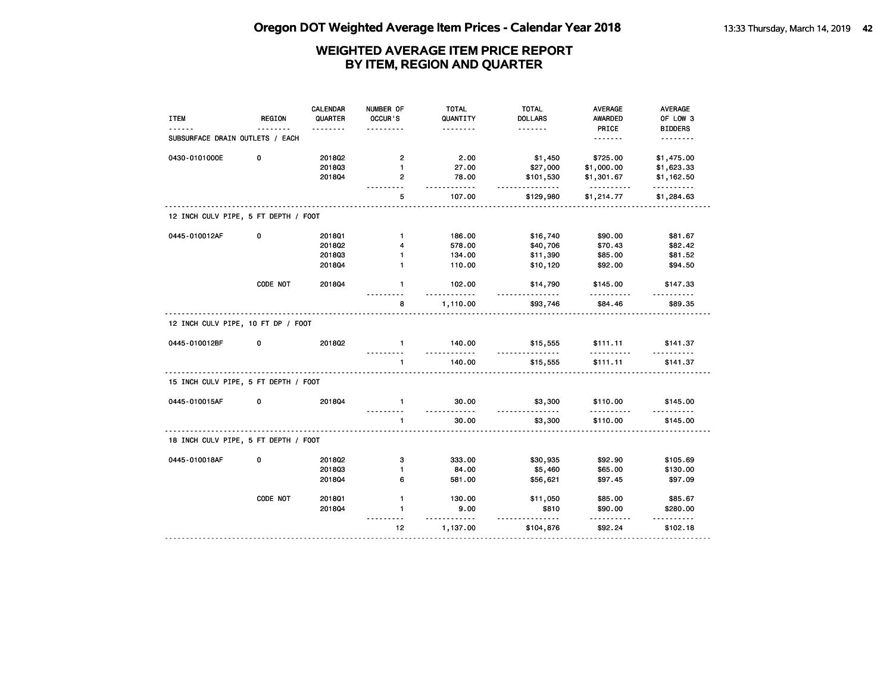# Oregon DOT Weighted Average Item Prices - Calendar Year 2018

## WEIGHTED AVERAGE ITEM PRICE REPORT BY ITEM, REGION AND QUARTER

| ITEM | REGION | CALENDAR QUARTER | NUMBER OF OCCUR'S | TOTAL QUANTITY | TOTAL DOLLARS | AVERAGE AWARDED PRICE | AVERAGE OF LOW 3 BIDDERS |
|---|---|---|---|---|---|---|---|
| **SUBSURFACE DRAIN OUTLETS / EACH** | | | | | | | |
| 0430-0101000E | 0 | 2018Q2 | 2 | 2.00 | $1,450 | $725.00 | $1,475.00 |
| | | 2018Q3 | 1 | 27.00 | $27,000 | $1,000.00 | $1,623.33 |
| | | 2018Q4 | 2 | 78.00 | $101,530 | $1,301.67 | $1,162.50 |
| | | | 5 | 107.00 | $129,980 | $1,214.77 | $1,284.63 |
| **12 INCH CULV PIPE, 5 FT DEPTH / FOOT** | | | | | | | |
| 0445-010012AF | 0 | 2018Q1 | 1 | 186.00 | $16,740 | $90.00 | $81.67 |
| | | 2018Q2 | 4 | 578.00 | $40,706 | $70.43 | $82.42 |
| | | 2018Q3 | 1 | 134.00 | $11,390 | $85.00 | $81.52 |
| | | 2018Q4 | 1 | 110.00 | $10,120 | $92.00 | $94.50 |
| | CODE NOT | 2018Q4 | 1 | 102.00 | $14,790 | $145.00 | $147.33 |
| | | | 8 | 1,110.00 | $93,746 | $84.46 | $89.35 |
| **12 INCH CULV PIPE, 10 FT DP / FOOT** | | | | | | | |
| 0445-010012BF | 0 | 2018Q2 | 1 | 140.00 | $15,555 | $111.11 | $141.37 |
| | | | 1 | 140.00 | $15,555 | $111.11 | $141.37 |
| **15 INCH CULV PIPE, 5 FT DEPTH / FOOT** | | | | | | | |
| 0445-010015AF | 0 | 2018Q4 | 1 | 30.00 | $3,300 | $110.00 | $145.00 |
| | | | 1 | 30.00 | $3,300 | $110.00 | $145.00 |
| **18 INCH CULV PIPE, 5 FT DEPTH / FOOT** | | | | | | | |
| 0445-010018AF | 0 | 2018Q2 | 3 | 333.00 | $30,935 | $92.90 | $105.69 |
| | | 2018Q3 | 1 | 84.00 | $5,460 | $65.00 | $130.00 |
| | | 2018Q4 | 6 | 581.00 | $56,621 | $97.45 | $97.09 |
| | CODE NOT | 2018Q1 | 1 | 130.00 | $11,050 | $85.00 | $85.67 |
| | | 2018Q4 | 1 | 9.00 | $810 | $90.00 | $280.00 |
| | | | 12 | 1,137.00 | $104,876 | $92.24 | $102.18 |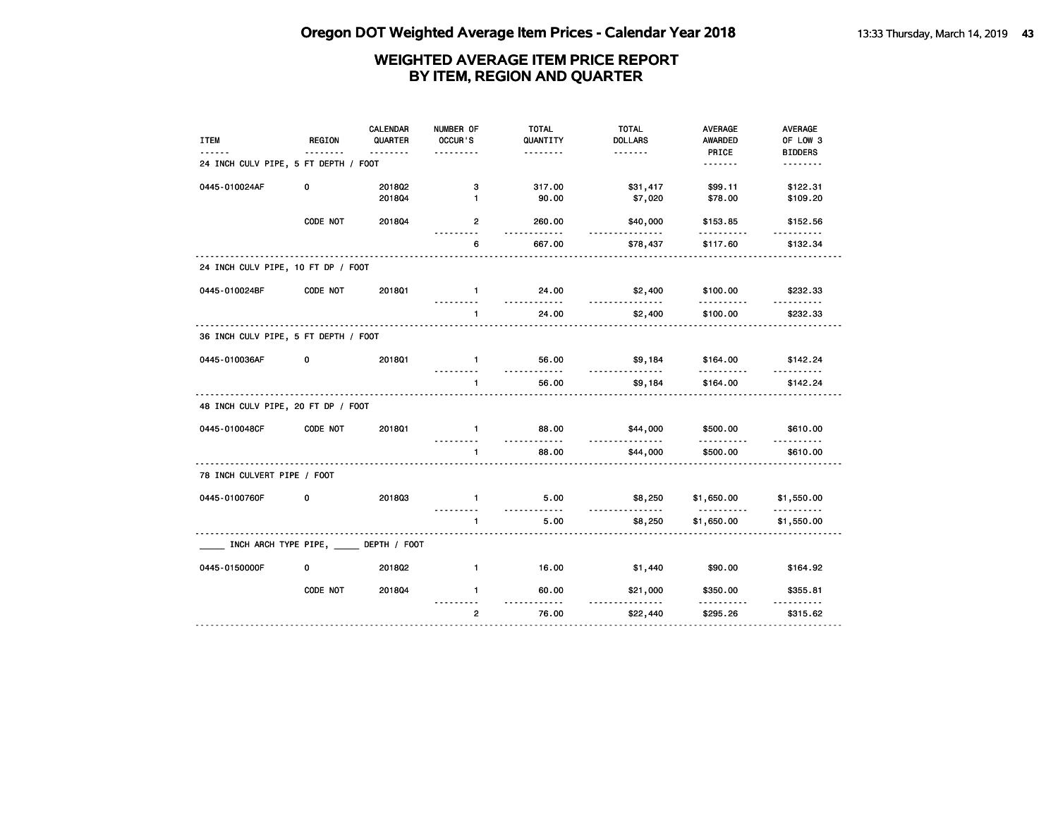# Oregon DOT Weighted Average Item Prices - Calendar Year 2018

## WEIGHTED AVERAGE ITEM PRICE REPORT BY ITEM, REGION AND QUARTER

| ITEM | REGION | CALENDAR QUARTER | NUMBER OF OCCUR'S | TOTAL QUANTITY | TOTAL DOLLARS | AVERAGE AWARDED PRICE | AVERAGE OF LOW 3 BIDDERS |
|---|---|---|---|---|---|---|---|
| **24 INCH CULV PIPE, 5 FT DEPTH / FOOT** | | | | | | | |
| 0445-010024AF | 0 | 2018Q2 | 3 | 317.00 | $31,417 | $99.11 | $122.31 |
| | | 2018Q4 | 1 | 90.00 | $7,020 | $78.00 | $109.20 |
| | CODE NOT | 2018Q4 | 2 | 260.00 | $40,000 | $153.85 | $152.56 |
| | | | 6 | 667.00 | $78,437 | $117.60 | $132.34 |
| **24 INCH CULV PIPE, 10 FT DP / FOOT** | | | | | | | |
| 0445-010024BF | CODE NOT | 2018Q1 | 1 | 24.00 | $2,400 | $100.00 | $232.33 |
| | | | 1 | 24.00 | $2,400 | $100.00 | $232.33 |
| **36 INCH CULV PIPE, 5 FT DEPTH / FOOT** | | | | | | | |
| 0445-010036AF | 0 | 2018Q1 | 1 | 56.00 | $9,184 | $164.00 | $142.24 |
| | | | 1 | 56.00 | $9,184 | $164.00 | $142.24 |
| **48 INCH CULV PIPE, 20 FT DP / FOOT** | | | | | | | |
| 0445-010048CF | CODE NOT | 2018Q1 | 1 | 88.00 | $44,000 | $500.00 | $610.00 |
| | | | 1 | 88.00 | $44,000 | $500.00 | $610.00 |
| **78 INCH CULVERT PIPE / FOOT** | | | | | | | |
| 0445-0100760F | 0 | 2018Q3 | 1 | 5.00 | $8,250 | $1,650.00 | $1,550.00 |
| | | | 1 | 5.00 | $8,250 | $1,650.00 | $1,550.00 |
| **_____ INCH ARCH TYPE PIPE, _____ DEPTH / FOOT** | | | | | | | |
| 0445-0150000F | 0 | 2018Q2 | 1 | 16.00 | $1,440 | $90.00 | $164.92 |
| | CODE NOT | 2018Q4 | 1 | 60.00 | $21,000 | $350.00 | $355.81 |
| | | | 2 | 76.00 | $22,440 | $295.26 | $315.62 |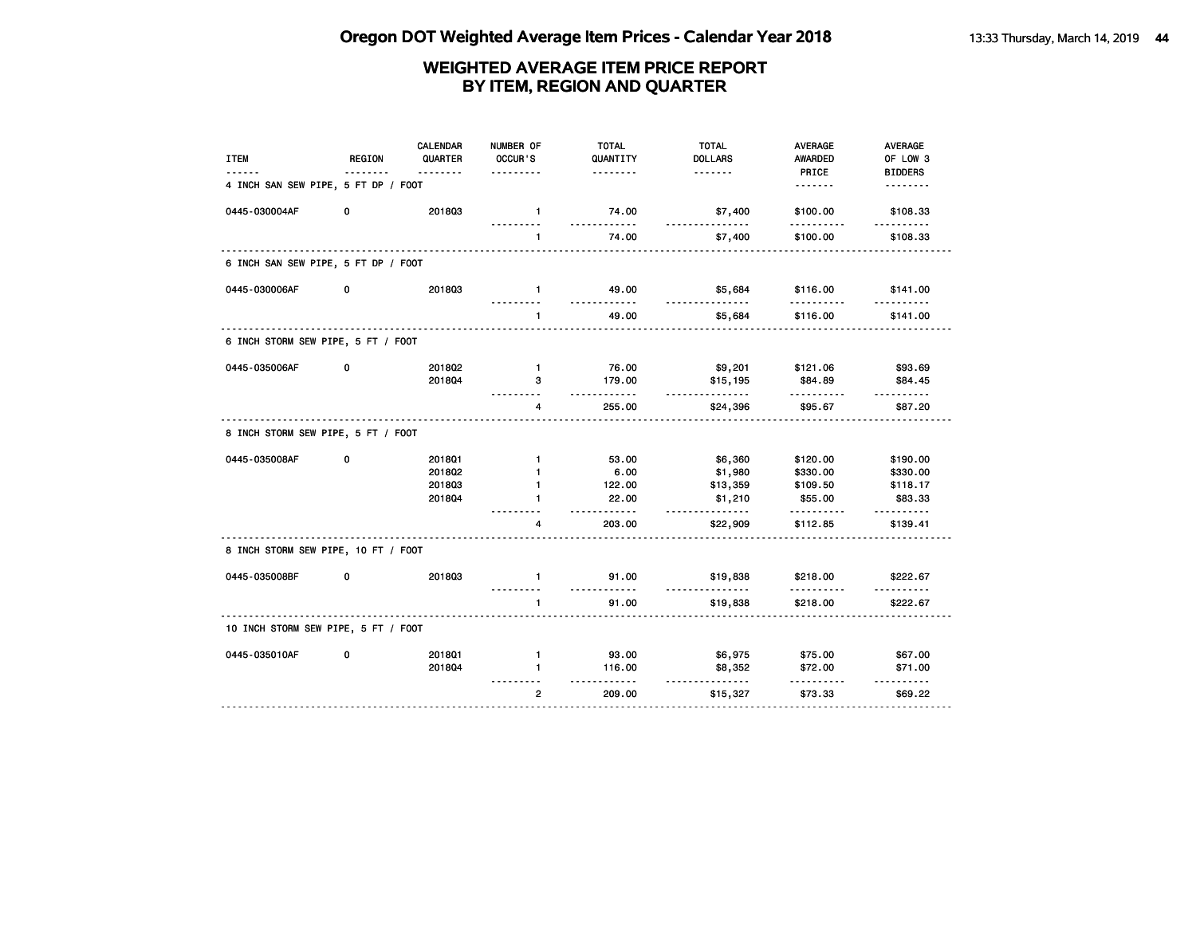# Oregon DOT Weighted Average Item Prices - Calendar Year 2018

## WEIGHTED AVERAGE ITEM PRICE REPORT BY ITEM, REGION AND QUARTER

| ITEM | REGION | CALENDAR QUARTER | NUMBER OF OCCUR'S | TOTAL QUANTITY | TOTAL DOLLARS | AVERAGE AWARDED PRICE | AVERAGE OF LOW 3 BIDDERS |
|---|---|---|---|---|---|---|---|
| **4 INCH SAN SEW PIPE, 5 FT DP / FOOT** | | | | | | | |
| 0445-030004AF | 0 | 2018Q3 | 1 | 74.00 | $7,400 | $100.00 | $108.33 |
| | | | 1 | 74.00 | $7,400 | $100.00 | $108.33 |
| **6 INCH SAN SEW PIPE, 5 FT DP / FOOT** | | | | | | | |
| 0445-030006AF | 0 | 2018Q3 | 1 | 49.00 | $5,684 | $116.00 | $141.00 |
| | | | 1 | 49.00 | $5,684 | $116.00 | $141.00 |
| **6 INCH STORM SEW PIPE, 5 FT / FOOT** | | | | | | | |
| 0445-035006AF | 0 | 2018Q2 | 1 | 76.00 | $9,201 | $121.06 | $93.69 |
| | | 2018Q4 | 3 | 179.00 | $15,195 | $84.89 | $84.45 |
| | | | 4 | 255.00 | $24,396 | $95.67 | $87.20 |
| **8 INCH STORM SEW PIPE, 5 FT / FOOT** | | | | | | | |
| 0445-035008AF | 0 | 2018Q1 | 1 | 53.00 | $6,360 | $120.00 | $190.00 |
| | | 2018Q2 | 1 | 6.00 | $1,980 | $330.00 | $330.00 |
| | | 2018Q3 | 1 | 122.00 | $13,359 | $109.50 | $118.17 |
| | | 2018Q4 | 1 | 22.00 | $1,210 | $55.00 | $83.33 |
| | | | 4 | 203.00 | $22,909 | $112.85 | $139.41 |
| **8 INCH STORM SEW PIPE, 10 FT / FOOT** | | | | | | | |
| 0445-035008BF | 0 | 2018Q3 | 1 | 91.00 | $19,838 | $218.00 | $222.67 |
| | | | 1 | 91.00 | $19,838 | $218.00 | $222.67 |
| **10 INCH STORM SEW PIPE, 5 FT / FOOT** | | | | | | | |
| 0445-035010AF | 0 | 2018Q1 | 1 | 93.00 | $6,975 | $75.00 | $67.00 |
| | | 2018Q4 | 1 | 116.00 | $8,352 | $72.00 | $71.00 |
| | | | 2 | 209.00 | $15,327 | $73.33 | $69.22 |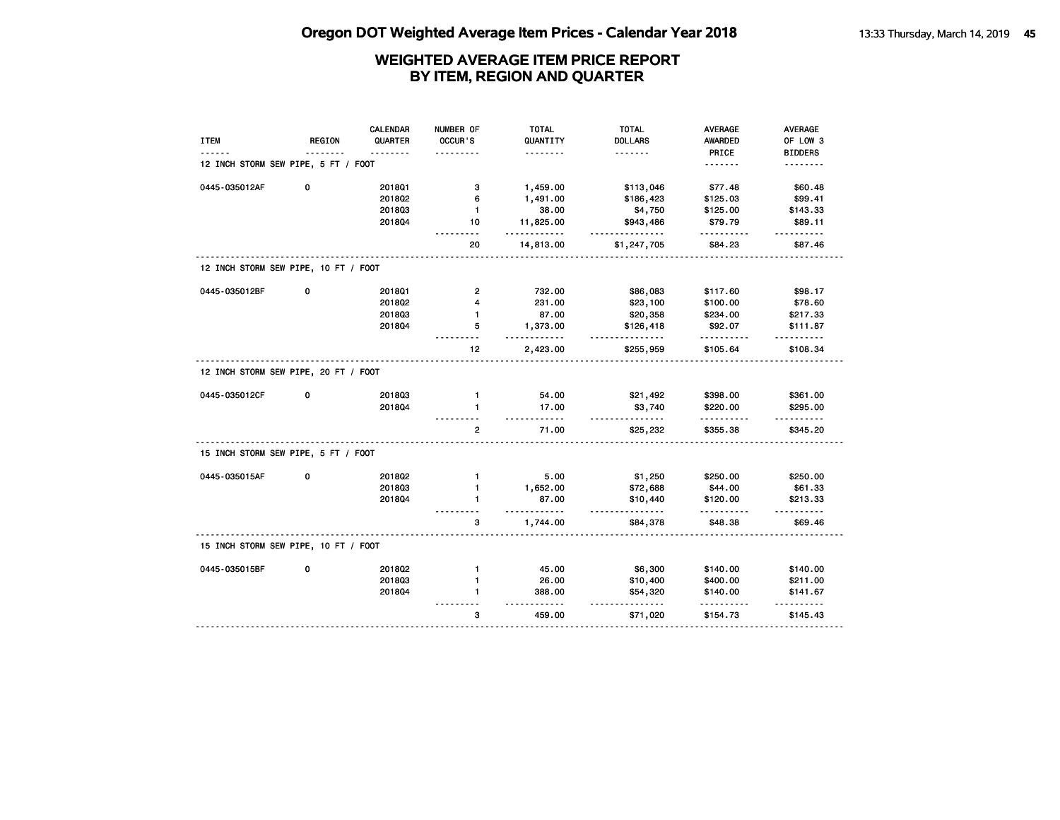# Oregon DOT Weighted Average Item Prices - Calendar Year 2018

## WEIGHTED AVERAGE ITEM PRICE REPORT BY ITEM, REGION AND QUARTER

| ITEM | REGION | CALENDAR QUARTER | NUMBER OF OCCUR'S | TOTAL QUANTITY | TOTAL DOLLARS | AVERAGE AWARDED PRICE | AVERAGE OF LOW 3 BIDDERS |
|---|---|---|---|---|---|---|---|
| **12 INCH STORM SEW PIPE, 5 FT / FOOT** | | | | | | | |
| 0445-035012AF | 0 | 2018Q1 | 3 | 1,459.00 | $113,046 | $77.48 | $60.48 |
| | | 2018Q2 | 6 | 1,491.00 | $186,423 | $125.03 | $99.41 |
| | | 2018Q3 | 1 | 38.00 | $4,750 | $125.00 | $143.33 |
| | | 2018Q4 | 10 | 11,825.00 | $943,486 | $79.79 | $89.11 |
| | | | 20 | 14,813.00 | $1,247,705 | $84.23 | $87.46 |
| **12 INCH STORM SEW PIPE, 10 FT / FOOT** | | | | | | | |
| 0445-035012BF | 0 | 2018Q1 | 2 | 732.00 | $86,083 | $117.60 | $98.17 |
| | | 2018Q2 | 4 | 231.00 | $23,100 | $100.00 | $78.60 |
| | | 2018Q3 | 1 | 87.00 | $20,358 | $234.00 | $217.33 |
| | | 2018Q4 | 5 | 1,373.00 | $126,418 | $92.07 | $111.87 |
| | | | 12 | 2,423.00 | $255,959 | $105.64 | $108.34 |
| **12 INCH STORM SEW PIPE, 20 FT / FOOT** | | | | | | | |
| 0445-035012CF | 0 | 2018Q3 | 1 | 54.00 | $21,492 | $398.00 | $361.00 |
| | | 2018Q4 | 1 | 17.00 | $3,740 | $220.00 | $295.00 |
| | | | 2 | 71.00 | $25,232 | $355.38 | $345.20 |
| **15 INCH STORM SEW PIPE, 5 FT / FOOT** | | | | | | | |
| 0445-035015AF | 0 | 2018Q2 | 1 | 5.00 | $1,250 | $250.00 | $250.00 |
| | | 2018Q3 | 1 | 1,652.00 | $72,688 | $44.00 | $61.33 |
| | | 2018Q4 | 1 | 87.00 | $10,440 | $120.00 | $213.33 |
| | | | 3 | 1,744.00 | $84,378 | $48.38 | $69.46 |
| **15 INCH STORM SEW PIPE, 10 FT / FOOT** | | | | | | | |
| 0445-035015BF | 0 | 2018Q2 | 1 | 45.00 | $6,300 | $140.00 | $140.00 |
| | | 2018Q3 | 1 | 26.00 | $10,400 | $400.00 | $211.00 |
| | | 2018Q4 | 1 | 388.00 | $54,320 | $140.00 | $141.67 |
| | | | 3 | 459.00 | $71,020 | $154.73 | $145.43 |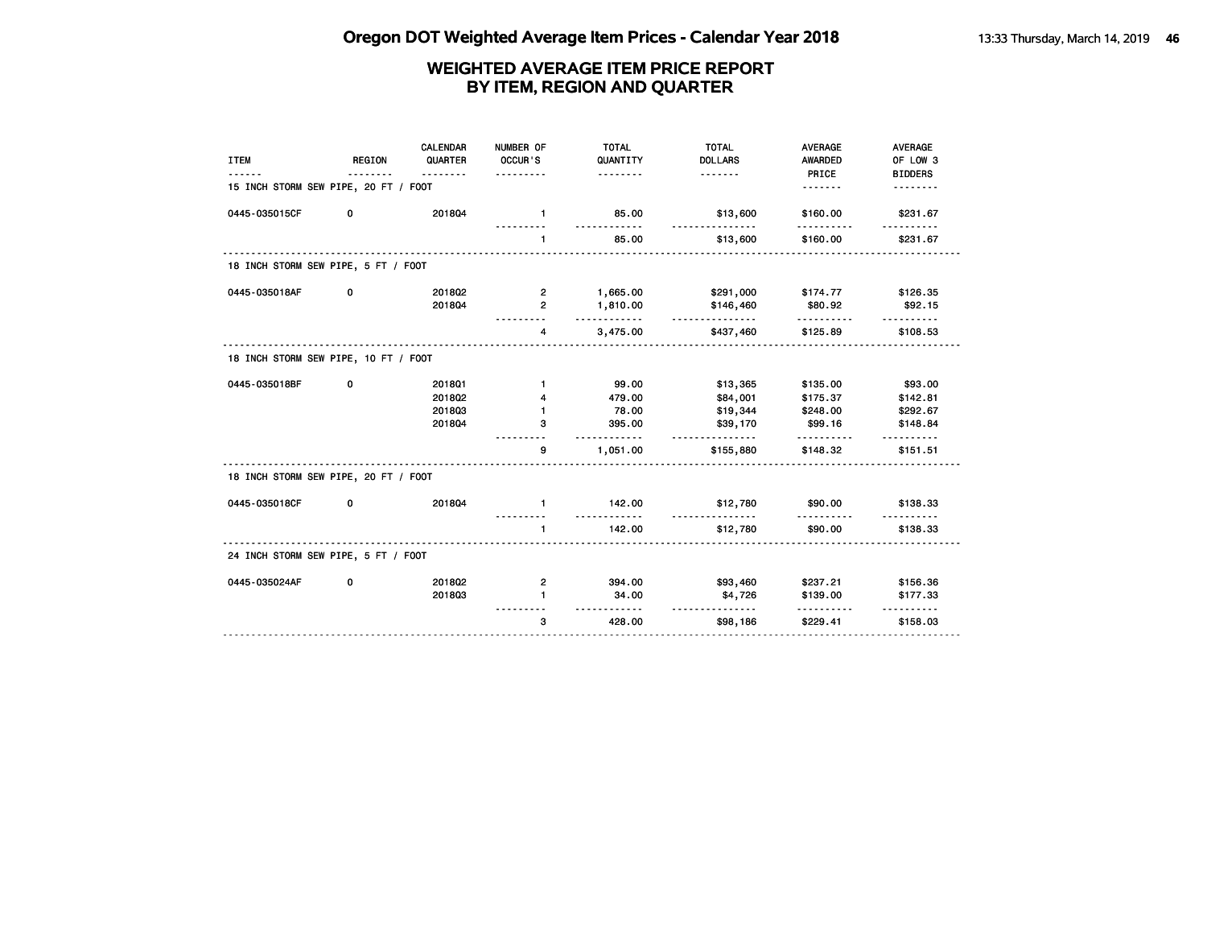# Oregon DOT Weighted Average Item Prices - Calendar Year 2018

## WEIGHTED AVERAGE ITEM PRICE REPORT BY ITEM, REGION AND QUARTER

| ITEM | REGION | CALENDAR QUARTER | NUMBER OF OCCUR'S | TOTAL QUANTITY | TOTAL DOLLARS | AVERAGE AWARDED PRICE | AVERAGE OF LOW 3 BIDDERS |
|---|---|---|---|---|---|---|---|
| **15 INCH STORM SEW PIPE, 20 FT / FOOT** | | | | | | | |
| 0445-035015CF | 0 | 2018Q4 | 1 | 85.00 | $13,600 | $160.00 | $231.67 |
| | | | 1 | 85.00 | $13,600 | $160.00 | $231.67 |
| **18 INCH STORM SEW PIPE, 5 FT / FOOT** | | | | | | | |
| 0445-035018AF | 0 | 2018Q2 | 2 | 1,665.00 | $291,000 | $174.77 | $126.35 |
| | | 2018Q4 | 2 | 1,810.00 | $146,460 | $80.92 | $92.15 |
| | | | 4 | 3,475.00 | $437,460 | $125.89 | $108.53 |
| **18 INCH STORM SEW PIPE, 10 FT / FOOT** | | | | | | | |
| 0445-035018BF | 0 | 2018Q1 | 1 | 99.00 | $13,365 | $135.00 | $93.00 |
| | | 2018Q2 | 4 | 479.00 | $84,001 | $175.37 | $142.81 |
| | | 2018Q3 | 1 | 78.00 | $19,344 | $248.00 | $292.67 |
| | | 2018Q4 | 3 | 395.00 | $39,170 | $99.16 | $148.84 |
| | | | 9 | 1,051.00 | $155,880 | $148.32 | $151.51 |
| **18 INCH STORM SEW PIPE, 20 FT / FOOT** | | | | | | | |
| 0445-035018CF | 0 | 2018Q4 | 1 | 142.00 | $12,780 | $90.00 | $138.33 |
| | | | 1 | 142.00 | $12,780 | $90.00 | $138.33 |
| **24 INCH STORM SEW PIPE, 5 FT / FOOT** | | | | | | | |
| 0445-035024AF | 0 | 2018Q2 | 2 | 394.00 | $93,460 | $237.21 | $156.36 |
| | | 2018Q3 | 1 | 34.00 | $4,726 | $139.00 | $177.33 |
| | | | 3 | 428.00 | $98,186 | $229.41 | $158.03 |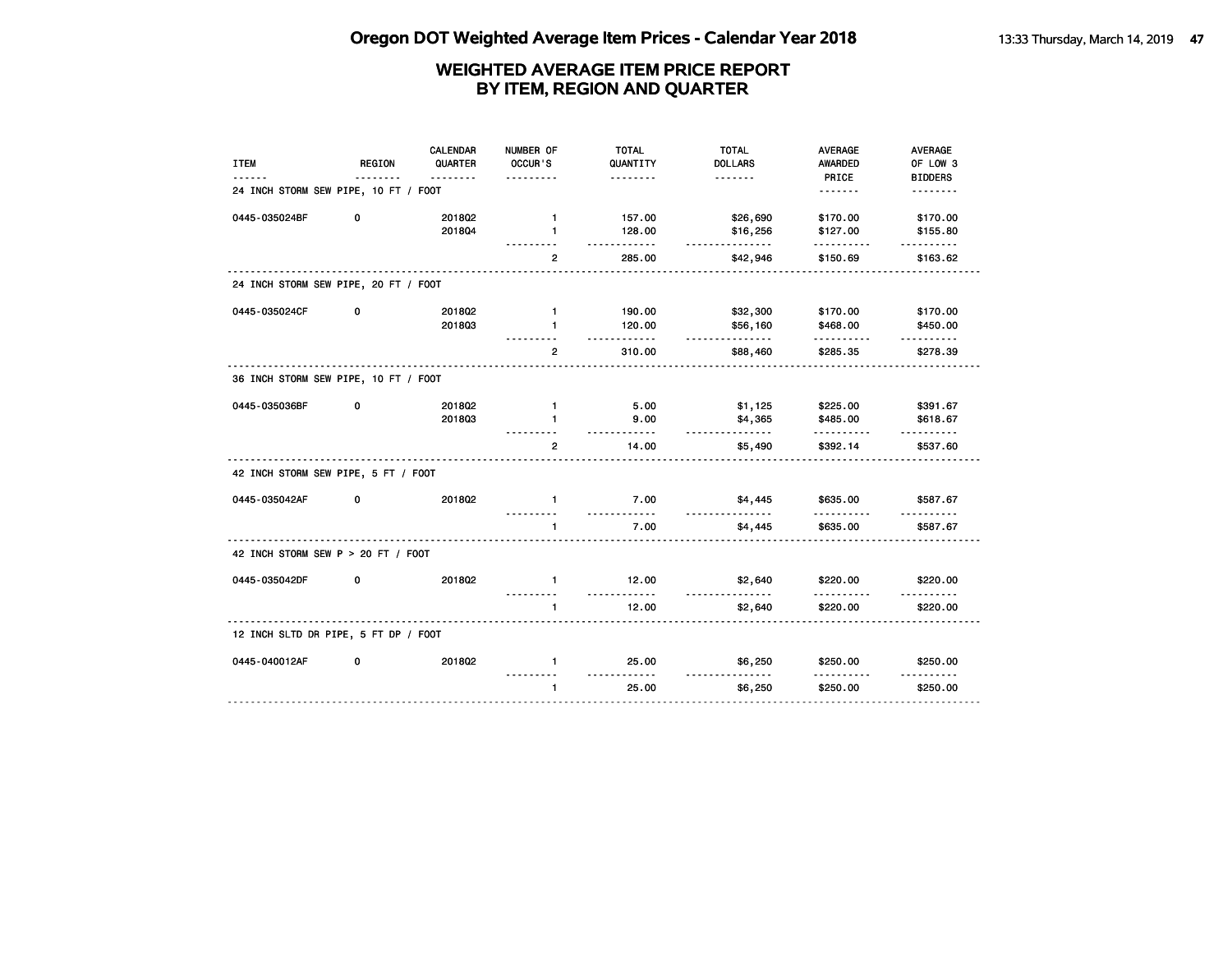# Oregon DOT Weighted Average Item Prices - Calendar Year 2018

## WEIGHTED AVERAGE ITEM PRICE REPORT BY ITEM, REGION AND QUARTER

| ITEM | REGION | CALENDAR QUARTER | NUMBER OF OCCUR'S | TOTAL QUANTITY | TOTAL DOLLARS | AVERAGE AWARDED PRICE | AVERAGE OF LOW 3 BIDDERS |
|---|---|---|---|---|---|---|---|
| **24 INCH STORM SEW PIPE, 10 FT / FOOT** | | | | | | | |
| 0445-035024BF | 0 | 2018Q2 | 1 | 157.00 | $26,690 | $170.00 | $170.00 |
| | | 2018Q4 | 1 | 128.00 | $16,256 | $127.00 | $155.80 |
| | | | 2 | 285.00 | $42,946 | $150.69 | $163.62 |
| **24 INCH STORM SEW PIPE, 20 FT / FOOT** | | | | | | | |
| 0445-035024CF | 0 | 2018Q2 | 1 | 190.00 | $32,300 | $170.00 | $170.00 |
| | | 2018Q3 | 1 | 120.00 | $56,160 | $468.00 | $450.00 |
| | | | 2 | 310.00 | $88,460 | $285.35 | $278.39 |
| **36 INCH STORM SEW PIPE, 10 FT / FOOT** | | | | | | | |
| 0445-035036BF | 0 | 2018Q2 | 1 | 5.00 | $1,125 | $225.00 | $391.67 |
| | | 2018Q3 | 1 | 9.00 | $4,365 | $485.00 | $618.67 |
| | | | 2 | 14.00 | $5,490 | $392.14 | $537.60 |
| **42 INCH STORM SEW PIPE, 5 FT / FOOT** | | | | | | | |
| 0445-035042AF | 0 | 2018Q2 | 1 | 7.00 | $4,445 | $635.00 | $587.67 |
| | | | 1 | 7.00 | $4,445 | $635.00 | $587.67 |
| **42 INCH STORM SEW P > 20 FT / FOOT** | | | | | | | |
| 0445-035042DF | 0 | 2018Q2 | 1 | 12.00 | $2,640 | $220.00 | $220.00 |
| | | | 1 | 12.00 | $2,640 | $220.00 | $220.00 |
| **12 INCH SLTD DR PIPE, 5 FT DP / FOOT** | | | | | | | |
| 0445-040012AF | 0 | 2018Q2 | 1 | 25.00 | $6,250 | $250.00 | $250.00 |
| | | | 1 | 25.00 | $6,250 | $250.00 | $250.00 |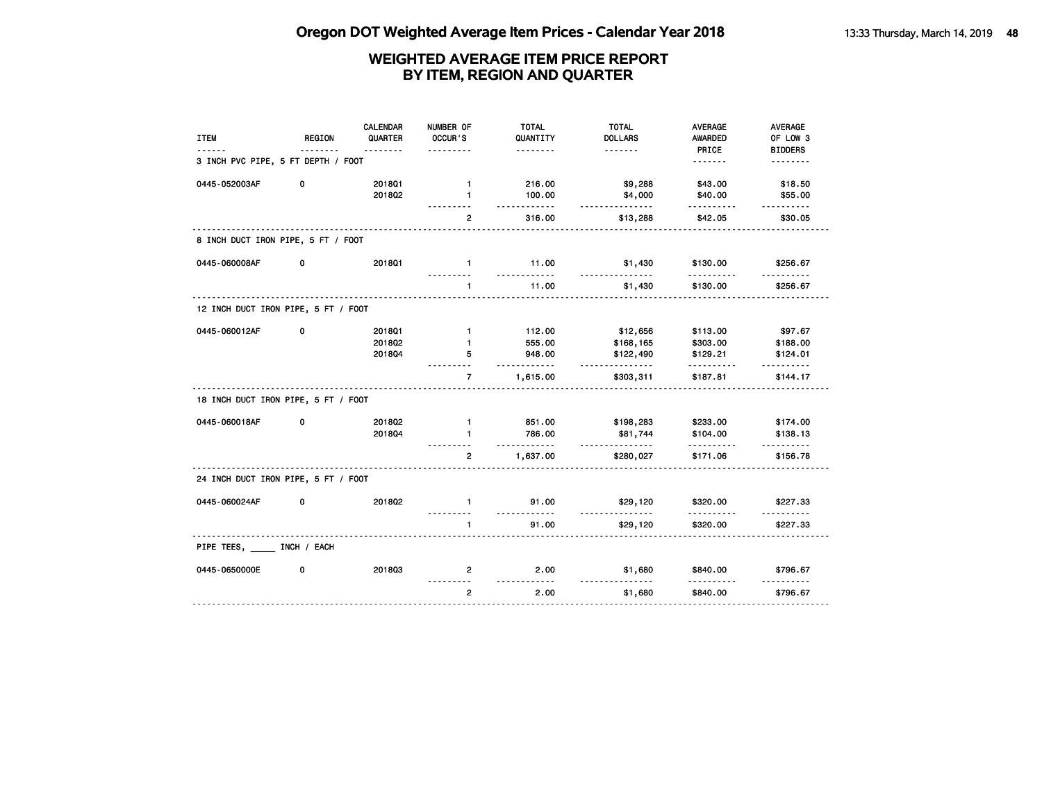# Oregon DOT Weighted Average Item Prices - Calendar Year 2018

## WEIGHTED AVERAGE ITEM PRICE REPORT BY ITEM, REGION AND QUARTER

| ITEM | REGION | CALENDAR QUARTER | NUMBER OF OCCUR'S | TOTAL QUANTITY | TOTAL DOLLARS | AVERAGE AWARDED PRICE | AVERAGE OF LOW 3 BIDDERS |
|---|---|---|---|---|---|---|---|
| **3 INCH PVC PIPE, 5 FT DEPTH / FOOT** | | | | | | | |
| 0445-052003AF | 0 | 2018Q1 | 1 | 216.00 | $9,288 | $43.00 | $18.50 |
| | | 2018Q2 | 1 | 100.00 | $4,000 | $40.00 | $55.00 |
| | | | 2 | 316.00 | $13,288 | $42.05 | $30.05 |
| **8 INCH DUCT IRON PIPE, 5 FT / FOOT** | | | | | | | |
| 0445-060008AF | 0 | 2018Q1 | 1 | 11.00 | $1,430 | $130.00 | $256.67 |
| | | | 1 | 11.00 | $1,430 | $130.00 | $256.67 |
| **12 INCH DUCT IRON PIPE, 5 FT / FOOT** | | | | | | | |
| 0445-060012AF | 0 | 2018Q1 | 1 | 112.00 | $12,656 | $113.00 | $97.67 |
| | | 2018Q2 | 1 | 555.00 | $168,165 | $303.00 | $188.00 |
| | | 2018Q4 | 5 | 948.00 | $122,490 | $129.21 | $124.01 |
| | | | 7 | 1,615.00 | $303,311 | $187.81 | $144.17 |
| **18 INCH DUCT IRON PIPE, 5 FT / FOOT** | | | | | | | |
| 0445-060018AF | 0 | 2018Q2 | 1 | 851.00 | $198,283 | $233.00 | $174.00 |
| | | 2018Q4 | 1 | 786.00 | $81,744 | $104.00 | $138.13 |
| | | | 2 | 1,637.00 | $280,027 | $171.06 | $156.78 |
| **24 INCH DUCT IRON PIPE, 5 FT / FOOT** | | | | | | | |
| 0445-060024AF | 0 | 2018Q2 | 1 | 91.00 | $29,120 | $320.00 | $227.33 |
| | | | 1 | 91.00 | $29,120 | $320.00 | $227.33 |
| **PIPE TEES, _____ INCH / EACH** | | | | | | | |
| 0445-0650000E | 0 | 2018Q3 | 2 | 2.00 | $1,680 | $840.00 | $796.67 |
| | | | 2 | 2.00 | $1,680 | $840.00 | $796.67 |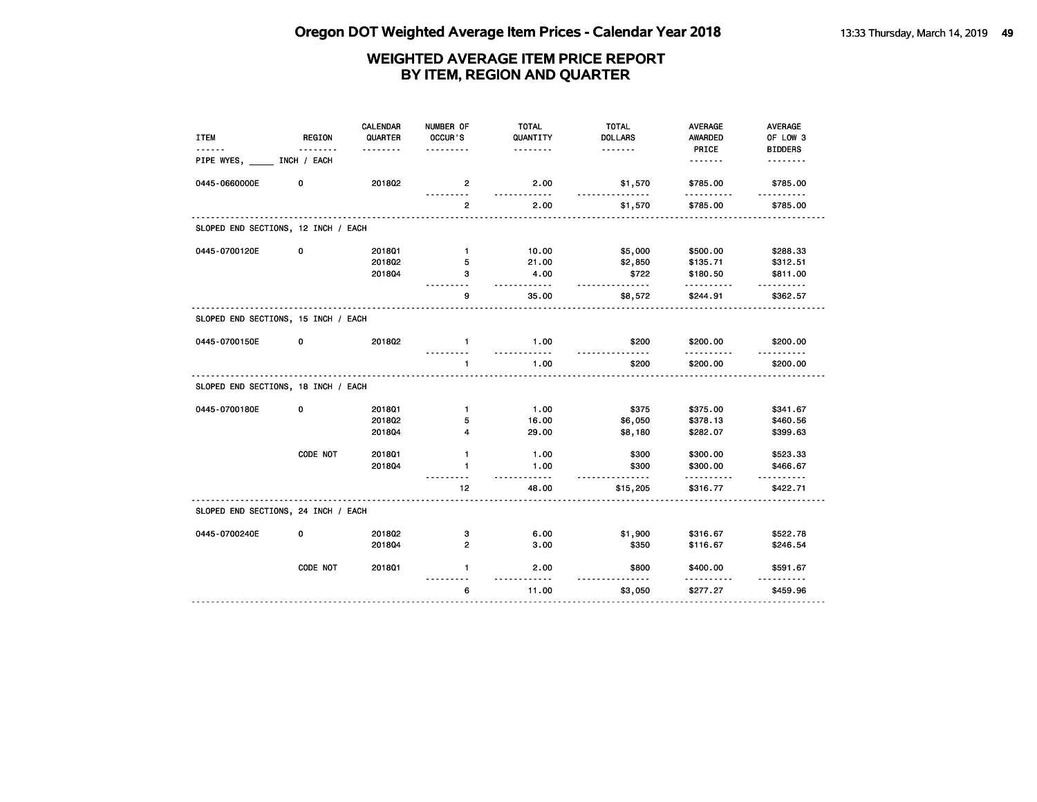# Oregon DOT Weighted Average Item Prices - Calendar Year 2018

## WEIGHTED AVERAGE ITEM PRICE REPORT BY ITEM, REGION AND QUARTER

| ITEM | REGION | CALENDAR QUARTER | NUMBER OF OCCUR'S | TOTAL QUANTITY | TOTAL DOLLARS | AVERAGE AWARDED PRICE | AVERAGE OF LOW 3 BIDDERS |
|---|---|---|---|---|---|---|---|
| **PIPE WYES, _____ INCH / EACH** | | | | | | | |
| 0445-0660000E | 0 | 2018Q2 | 2 | 2.00 | $1,570 | $785.00 | $785.00 |
| | | | 2 | 2.00 | $1,570 | $785.00 | $785.00 |
| **SLOPED END SECTIONS, 12 INCH / EACH** | | | | | | | |
| 0445-0700120E | 0 | 2018Q1 | 1 | 10.00 | $5,000 | $500.00 | $288.33 |
| | | 2018Q2 | 5 | 21.00 | $2,850 | $135.71 | $312.51 |
| | | 2018Q4 | 3 | 4.00 | $722 | $180.50 | $811.00 |
| | | | 9 | 35.00 | $8,572 | $244.91 | $362.57 |
| **SLOPED END SECTIONS, 15 INCH / EACH** | | | | | | | |
| 0445-0700150E | 0 | 2018Q2 | 1 | 1.00 | $200 | $200.00 | $200.00 |
| | | | 1 | 1.00 | $200 | $200.00 | $200.00 |
| **SLOPED END SECTIONS, 18 INCH / EACH** | | | | | | | |
| 0445-0700180E | 0 | 2018Q1 | 1 | 1.00 | $375 | $375.00 | $341.67 |
| | | 2018Q2 | 5 | 16.00 | $6,050 | $378.13 | $460.56 |
| | | 2018Q4 | 4 | 29.00 | $8,180 | $282.07 | $399.63 |
| | CODE NOT | 2018Q1 | 1 | 1.00 | $300 | $300.00 | $523.33 |
| | | 2018Q4 | 1 | 1.00 | $300 | $300.00 | $466.67 |
| | | | 12 | 48.00 | $15,205 | $316.77 | $422.71 |
| **SLOPED END SECTIONS, 24 INCH / EACH** | | | | | | | |
| 0445-0700240E | 0 | 2018Q2 | 3 | 6.00 | $1,900 | $316.67 | $522.78 |
| | | 2018Q4 | 2 | 3.00 | $350 | $116.67 | $246.54 |
| | CODE NOT | 2018Q1 | 1 | 2.00 | $800 | $400.00 | $591.67 |
| | | | 6 | 11.00 | $3,050 | $277.27 | $459.96 |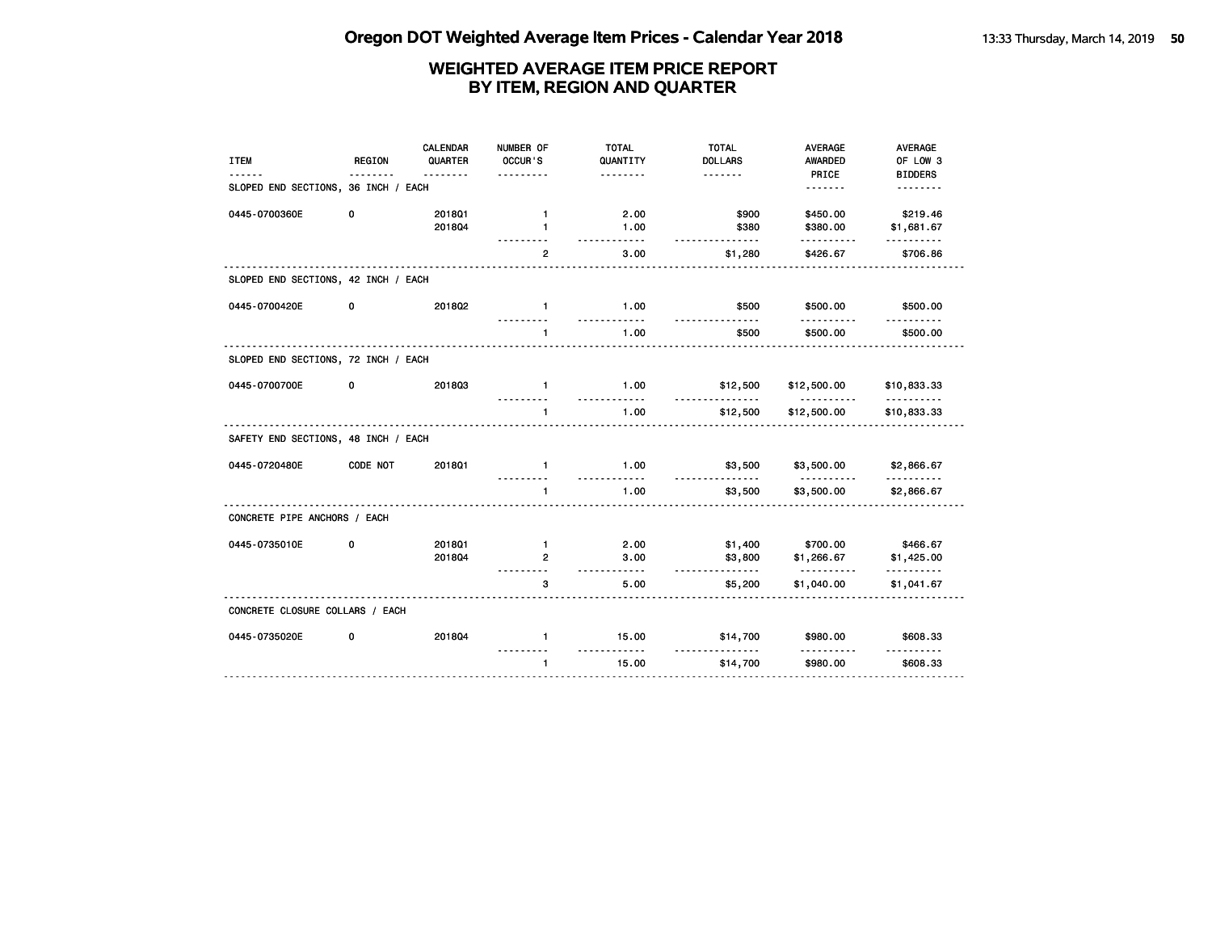# Oregon DOT Weighted Average Item Prices - Calendar Year 2018

## WEIGHTED AVERAGE ITEM PRICE REPORT BY ITEM, REGION AND QUARTER

| ITEM | REGION | CALENDAR QUARTER | NUMBER OF OCCUR'S | TOTAL QUANTITY | TOTAL DOLLARS | AVERAGE AWARDED PRICE | AVERAGE OF LOW 3 BIDDERS |
|---|---|---|---|---|---|---|---|
| **SLOPED END SECTIONS, 36 INCH / EACH** | | | | | | | |
| 0445-0700360E | 0 | 2018Q1 | 1 | 2.00 | $900 | $450.00 | $219.46 |
| | | 2018Q4 | 1 | 1.00 | $380 | $380.00 | $1,681.67 |
| | | | 2 | 3.00 | $1,280 | $426.67 | $706.86 |
| **SLOPED END SECTIONS, 42 INCH / EACH** | | | | | | | |
| 0445-0700420E | 0 | 2018Q2 | 1 | 1.00 | $500 | $500.00 | $500.00 |
| | | | 1 | 1.00 | $500 | $500.00 | $500.00 |
| **SLOPED END SECTIONS, 72 INCH / EACH** | | | | | | | |
| 0445-0700700E | 0 | 2018Q3 | 1 | 1.00 | $12,500 | $12,500.00 | $10,833.33 |
| | | | 1 | 1.00 | $12,500 | $12,500.00 | $10,833.33 |
| **SAFETY END SECTIONS, 48 INCH / EACH** | | | | | | | |
| 0445-0720480E | CODE NOT | 2018Q1 | 1 | 1.00 | $3,500 | $3,500.00 | $2,866.67 |
| | | | 1 | 1.00 | $3,500 | $3,500.00 | $2,866.67 |
| **CONCRETE PIPE ANCHORS / EACH** | | | | | | | |
| 0445-0735010E | 0 | 2018Q1 | 1 | 2.00 | $1,400 | $700.00 | $466.67 |
| | | 2018Q4 | 2 | 3.00 | $3,800 | $1,266.67 | $1,425.00 |
| | | | 3 | 5.00 | $5,200 | $1,040.00 | $1,041.67 |
| **CONCRETE CLOSURE COLLARS / EACH** | | | | | | | |
| 0445-0735020E | 0 | 2018Q4 | 1 | 15.00 | $14,700 | $980.00 | $608.33 |
| | | | 1 | 15.00 | $14,700 | $980.00 | $608.33 |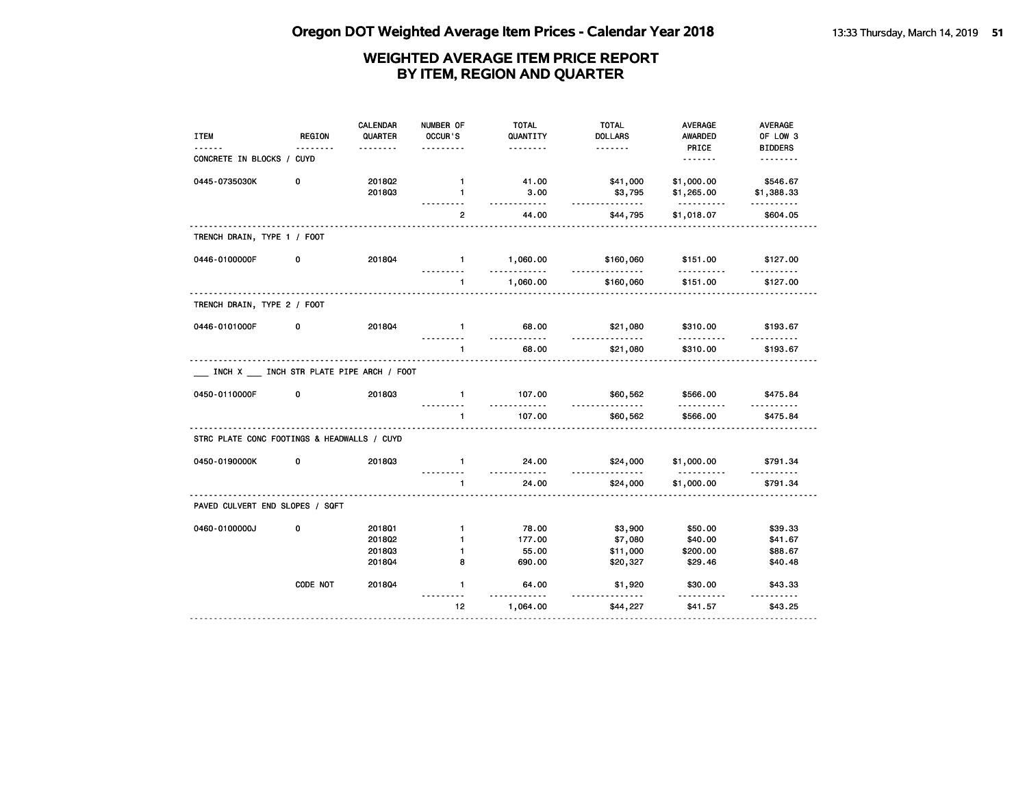# Oregon DOT Weighted Average Item Prices - Calendar Year 2018

## WEIGHTED AVERAGE ITEM PRICE REPORT
## BY ITEM, REGION AND QUARTER

| ITEM | REGION | CALENDAR QUARTER | NUMBER OF OCCUR'S | TOTAL QUANTITY | TOTAL DOLLARS | AVERAGE AWARDED PRICE | AVERAGE OF LOW 3 BIDDERS |
|---|---|---|---|---|---|---|---|
| CONCRETE IN BLOCKS / CUYD | | | | | | | |
| 0445-0735030K | 0 | 2018Q2 | 1 | 41.00 | $41,000 | $1,000.00 | $546.67 |
| | | 2018Q3 | 1 | 3.00 | $3,795 | $1,265.00 | $1,388.33 |
| | | | 2 | 44.00 | $44,795 | $1,018.07 | $604.05 |
| TRENCH DRAIN, TYPE 1 / FOOT | | | | | | | |
| 0446-0100000F | 0 | 2018Q4 | 1 | 1,060.00 | $160,060 | $151.00 | $127.00 |
| | | | 1 | 1,060.00 | $160,060 | $151.00 | $127.00 |
| TRENCH DRAIN, TYPE 2 / FOOT | | | | | | | |
| 0446-0101000F | 0 | 2018Q4 | 1 | 68.00 | $21,080 | $310.00 | $193.67 |
| | | | 1 | 68.00 | $21,080 | $310.00 | $193.67 |
| ___ INCH X ___ INCH STR PLATE PIPE ARCH / FOOT | | | | | | | |
| 0450-0110000F | 0 | 2018Q3 | 1 | 107.00 | $60,562 | $566.00 | $475.84 |
| | | | 1 | 107.00 | $60,562 | $566.00 | $475.84 |
| STRC PLATE CONC FOOTINGS & HEADWALLS / CUYD | | | | | | | |
| 0450-0190000K | 0 | 2018Q3 | 1 | 24.00 | $24,000 | $1,000.00 | $791.34 |
| | | | 1 | 24.00 | $24,000 | $1,000.00 | $791.34 |
| PAVED CULVERT END SLOPES / SQFT | | | | | | | |
| 0460-0100000J | 0 | 2018Q1 | 1 | 78.00 | $3,900 | $50.00 | $39.33 |
| | | 2018Q2 | 1 | 177.00 | $7,080 | $40.00 | $41.67 |
| | | 2018Q3 | 1 | 55.00 | $11,000 | $200.00 | $88.67 |
| | | 2018Q4 | 8 | 690.00 | $20,327 | $29.46 | $40.48 |
| | CODE NOT | 2018Q4 | 1 | 64.00 | $1,920 | $30.00 | $43.33 |
| | | | 12 | 1,064.00 | $44,227 | $41.57 | $43.25 |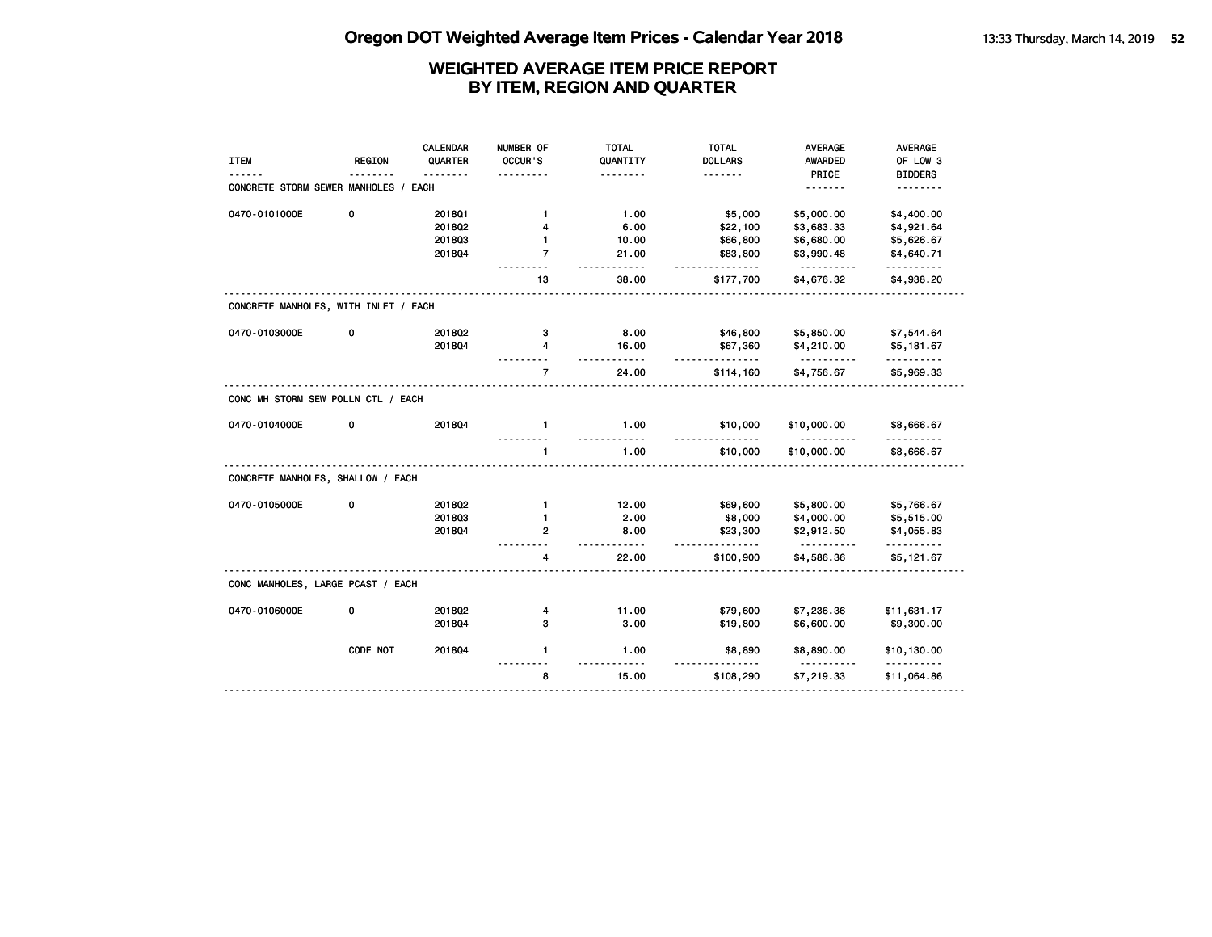# Oregon DOT Weighted Average Item Prices - Calendar Year 2018

## WEIGHTED AVERAGE ITEM PRICE REPORT BY ITEM, REGION AND QUARTER

| ITEM | REGION | CALENDAR QUARTER | NUMBER OF OCCUR'S | TOTAL QUANTITY | TOTAL DOLLARS | AVERAGE AWARDED PRICE | AVERAGE OF LOW 3 BIDDERS |
|---|---|---|---|---|---|---|---|
| **CONCRETE STORM SEWER MANHOLES / EACH** | | | | | | | |
| 0470-0101000E | 0 | 2018Q1 | 1 | 1.00 | $5,000 | $5,000.00 | $4,400.00 |
| | | 2018Q2 | 4 | 6.00 | $22,100 | $3,683.33 | $4,921.64 |
| | | 2018Q3 | 1 | 10.00 | $66,800 | $6,680.00 | $5,626.67 |
| | | 2018Q4 | 7 | 21.00 | $83,800 | $3,990.48 | $4,640.71 |
| | | | 13 | 38.00 | $177,700 | $4,676.32 | $4,938.20 |
| **CONCRETE MANHOLES, WITH INLET / EACH** | | | | | | | |
| 0470-0103000E | 0 | 2018Q2 | 3 | 8.00 | $46,800 | $5,850.00 | $7,544.64 |
| | | 2018Q4 | 4 | 16.00 | $67,360 | $4,210.00 | $5,181.67 |
| | | | 7 | 24.00 | $114,160 | $4,756.67 | $5,969.33 |
| **CONC MH STORM SEW POLLN CTL / EACH** | | | | | | | |
| 0470-0104000E | 0 | 2018Q4 | 1 | 1.00 | $10,000 | $10,000.00 | $8,666.67 |
| | | | 1 | 1.00 | $10,000 | $10,000.00 | $8,666.67 |
| **CONCRETE MANHOLES, SHALLOW / EACH** | | | | | | | |
| 0470-0105000E | 0 | 2018Q2 | 1 | 12.00 | $69,600 | $5,800.00 | $5,766.67 |
| | | 2018Q3 | 1 | 2.00 | $8,000 | $4,000.00 | $5,515.00 |
| | | 2018Q4 | 2 | 8.00 | $23,300 | $2,912.50 | $4,055.83 |
| | | | 4 | 22.00 | $100,900 | $4,586.36 | $5,121.67 |
| **CONC MANHOLES, LARGE PCAST / EACH** | | | | | | | |
| 0470-0106000E | 0 | 2018Q2 | 4 | 11.00 | $79,600 | $7,236.36 | $11,631.17 |
| | | 2018Q4 | 3 | 3.00 | $19,800 | $6,600.00 | $9,300.00 |
| | CODE NOT | 2018Q4 | 1 | 1.00 | $8,890 | $8,890.00 | $10,130.00 |
| | | | 8 | 15.00 | $108,290 | $7,219.33 | $11,064.86 |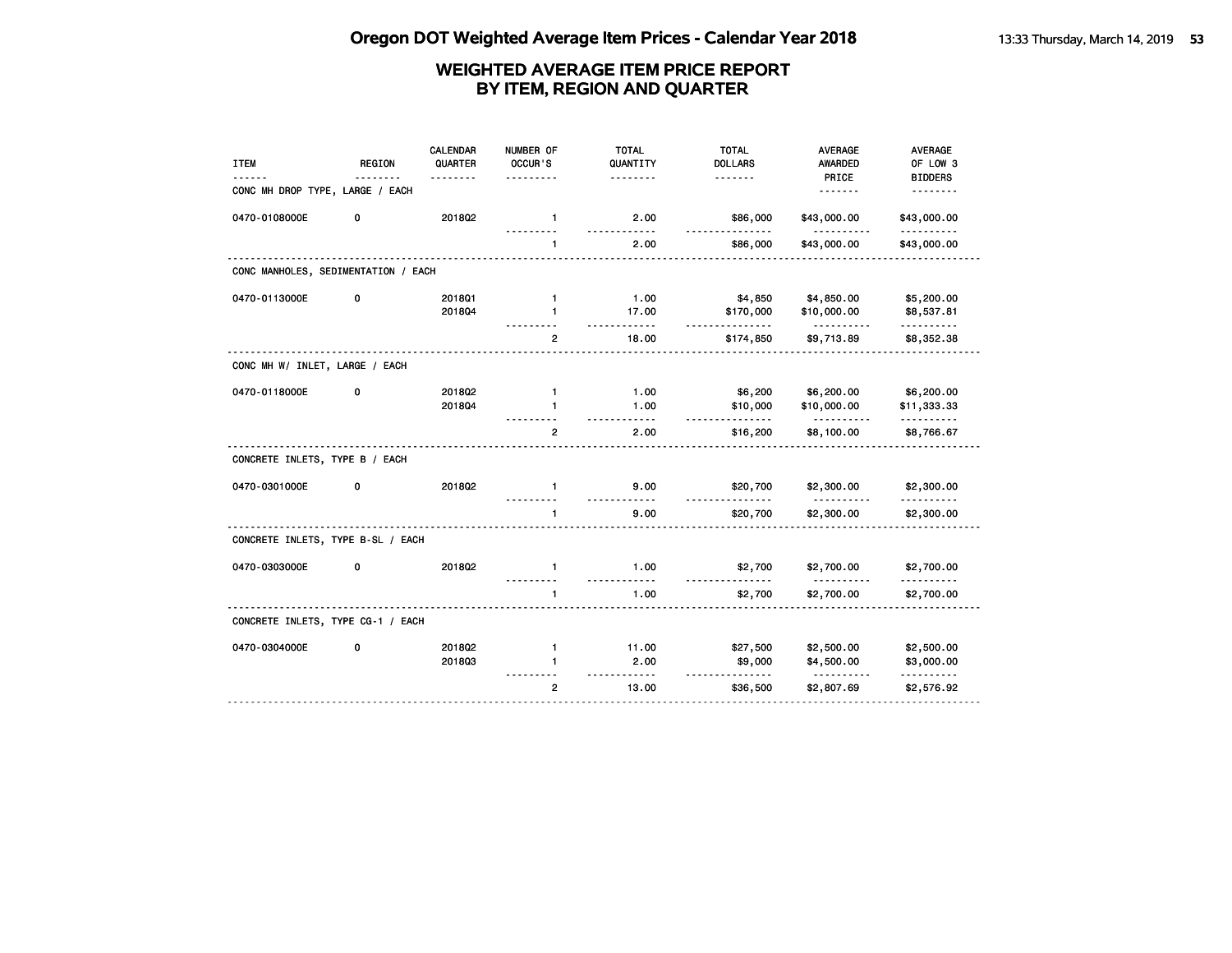# Oregon DOT Weighted Average Item Prices - Calendar Year 2018

## WEIGHTED AVERAGE ITEM PRICE REPORT BY ITEM, REGION AND QUARTER

| ITEM | REGION | CALENDAR QUARTER | NUMBER OF OCCUR'S | TOTAL QUANTITY | TOTAL DOLLARS | AVERAGE AWARDED PRICE | AVERAGE OF LOW 3 BIDDERS |
|---|---|---|---|---|---|---|---|
| **CONC MH DROP TYPE, LARGE / EACH** | | | | | | | |
| 0470-0108000E | 0 | 2018Q2 | 1 | 2.00 | $86,000 | $43,000.00 | $43,000.00 |
| | | | 1 | 2.00 | $86,000 | $43,000.00 | $43,000.00 |
| **CONC MANHOLES, SEDIMENTATION / EACH** | | | | | | | |
| 0470-0113000E | 0 | 2018Q1 | 1 | 1.00 | $4,850 | $4,850.00 | $5,200.00 |
| | | 2018Q4 | 1 | 17.00 | $170,000 | $10,000.00 | $8,537.81 |
| | | | 2 | 18.00 | $174,850 | $9,713.89 | $8,352.38 |
| **CONC MH W/ INLET, LARGE / EACH** | | | | | | | |
| 0470-0118000E | 0 | 2018Q2 | 1 | 1.00 | $6,200 | $6,200.00 | $6,200.00 |
| | | 2018Q4 | 1 | 1.00 | $10,000 | $10,000.00 | $11,333.33 |
| | | | 2 | 2.00 | $16,200 | $8,100.00 | $8,766.67 |
| **CONCRETE INLETS, TYPE B / EACH** | | | | | | | |
| 0470-0301000E | 0 | 2018Q2 | 1 | 9.00 | $20,700 | $2,300.00 | $2,300.00 |
| | | | 1 | 9.00 | $20,700 | $2,300.00 | $2,300.00 |
| **CONCRETE INLETS, TYPE B-SL / EACH** | | | | | | | |
| 0470-0303000E | 0 | 2018Q2 | 1 | 1.00 | $2,700 | $2,700.00 | $2,700.00 |
| | | | 1 | 1.00 | $2,700 | $2,700.00 | $2,700.00 |
| **CONCRETE INLETS, TYPE CG-1 / EACH** | | | | | | | |
| 0470-0304000E | 0 | 2018Q2 | 1 | 11.00 | $27,500 | $2,500.00 | $2,500.00 |
| | | 2018Q3 | 1 | 2.00 | $9,000 | $4,500.00 | $3,000.00 |
| | | | 2 | 13.00 | $36,500 | $2,807.69 | $2,576.92 |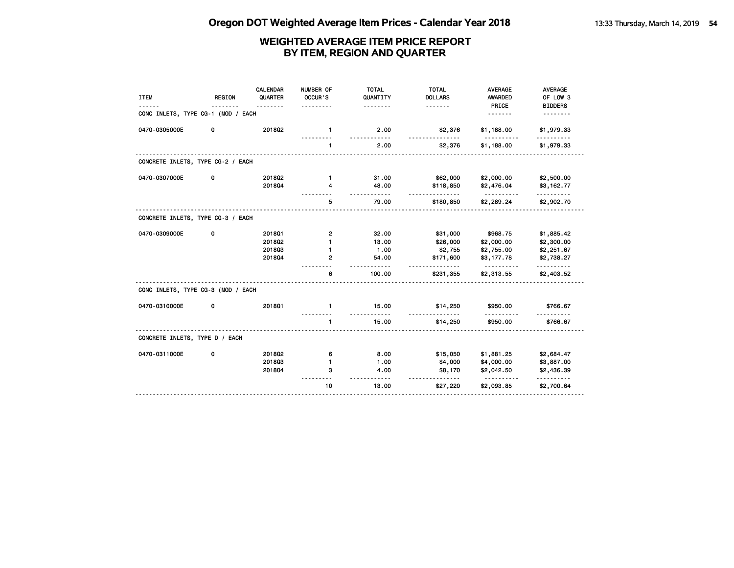# WEIGHTED AVERAGE ITEM PRICE REPORT BY ITEM, REGION AND QUARTER

| ITEM | REGION | CALENDAR QUARTER | NUMBER OF OCCUR'S | TOTAL QUANTITY | TOTAL DOLLARS | AVERAGE AWARDED PRICE | AVERAGE OF LOW 3 BIDDERS |
|---|---|---|---|---|---|---|---|
| **CONC INLETS, TYPE CG-1 (MOD / EACH** | | | | | | | |
| 0470-0305000E | 0 | 2018Q2 | 1 | 2.00 | $2,376 | $1,188.00 | $1,979.33 |
| | | | 1 | 2.00 | $2,376 | $1,188.00 | $1,979.33 |
| **CONCRETE INLETS, TYPE CG-2 / EACH** | | | | | | | |
| 0470-0307000E | 0 | 2018Q2 | 1 | 31.00 | $62,000 | $2,000.00 | $2,500.00 |
| | | 2018Q4 | 4 | 48.00 | $118,850 | $2,476.04 | $3,162.77 |
| | | | 5 | 79.00 | $180,850 | $2,289.24 | $2,902.70 |
| **CONCRETE INLETS, TYPE CG-3 / EACH** | | | | | | | |
| 0470-0309000E | 0 | 2018Q1 | 2 | 32.00 | $31,000 | $968.75 | $1,885.42 |
| | | 2018Q2 | 1 | 13.00 | $26,000 | $2,000.00 | $2,300.00 |
| | | 2018Q3 | 1 | 1.00 | $2,755 | $2,755.00 | $2,251.67 |
| | | 2018Q4 | 2 | 54.00 | $171,600 | $3,177.78 | $2,738.27 |
| | | | 6 | 100.00 | $231,355 | $2,313.55 | $2,403.52 |
| **CONC INLETS, TYPE CG-3 (MOD / EACH** | | | | | | | |
| 0470-0310000E | 0 | 2018Q1 | 1 | 15.00 | $14,250 | $950.00 | $766.67 |
| | | | 1 | 15.00 | $14,250 | $950.00 | $766.67 |
| **CONCRETE INLETS, TYPE D / EACH** | | | | | | | |
| 0470-0311000E | 0 | 2018Q2 | 6 | 8.00 | $15,050 | $1,881.25 | $2,684.47 |
| | | 2018Q3 | 1 | 1.00 | $4,000 | $4,000.00 | $3,887.00 |
| | | 2018Q4 | 3 | 4.00 | $8,170 | $2,042.50 | $2,436.39 |
| | | | 10 | 13.00 | $27,220 | $2,093.85 | $2,700.64 |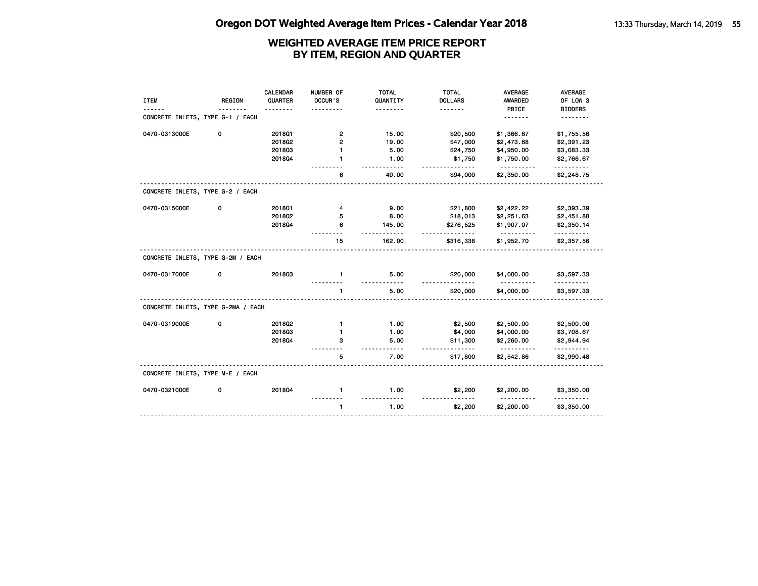# WEIGHTED AVERAGE ITEM PRICE REPORT
## BY ITEM, REGION AND QUARTER

| ITEM | REGION | CALENDAR QUARTER | NUMBER OF OCCUR'S | TOTAL QUANTITY | TOTAL DOLLARS | AVERAGE AWARDED PRICE | AVERAGE OF LOW 3 BIDDERS |
|---|---|---|---|---|---|---|---|
| **CONCRETE INLETS, TYPE G-1 / EACH** | | | | | | | |
| 0470-0313000E | 0 | 2018Q1 | 2 | 15.00 | $20,500 | $1,366.67 | $1,755.56 |
| | | 2018Q2 | 2 | 19.00 | $47,000 | $2,473.68 | $2,391.23 |
| | | 2018Q3 | 1 | 5.00 | $24,750 | $4,950.00 | $3,083.33 |
| | | 2018Q4 | 1 | 1.00 | $1,750 | $1,750.00 | $2,766.67 |
| | | | 6 | 40.00 | $94,000 | $2,350.00 | $2,248.75 |
| **CONCRETE INLETS, TYPE G-2 / EACH** | | | | | | | |
| 0470-0315000E | 0 | 2018Q1 | 4 | 9.00 | $21,800 | $2,422.22 | $2,393.39 |
| | | 2018Q2 | 5 | 8.00 | $18,013 | $2,251.63 | $2,451.88 |
| | | 2018Q4 | 6 | 145.00 | $276,525 | $1,907.07 | $2,350.14 |
| | | | 15 | 162.00 | $316,338 | $1,952.70 | $2,357.56 |
| **CONCRETE INLETS, TYPE G-2M / EACH** | | | | | | | |
| 0470-0317000E | 0 | 2018Q3 | 1 | 5.00 | $20,000 | $4,000.00 | $3,597.33 |
| | | | 1 | 5.00 | $20,000 | $4,000.00 | $3,597.33 |
| **CONCRETE INLETS, TYPE G-2MA / EACH** | | | | | | | |
| 0470-0319000E | 0 | 2018Q2 | 1 | 1.00 | $2,500 | $2,500.00 | $2,500.00 |
| | | 2018Q3 | 1 | 1.00 | $4,000 | $4,000.00 | $3,708.67 |
| | | 2018Q4 | 3 | 5.00 | $11,300 | $2,260.00 | $2,944.94 |
| | | | 5 | 7.00 | $17,800 | $2,542.86 | $2,990.48 |
| **CONCRETE INLETS, TYPE M-E / EACH** | | | | | | | |
| 0470-0321000E | 0 | 2018Q4 | 1 | 1.00 | $2,200 | $2,200.00 | $3,350.00 |
| | | | 1 | 1.00 | $2,200 | $2,200.00 | $3,350.00 |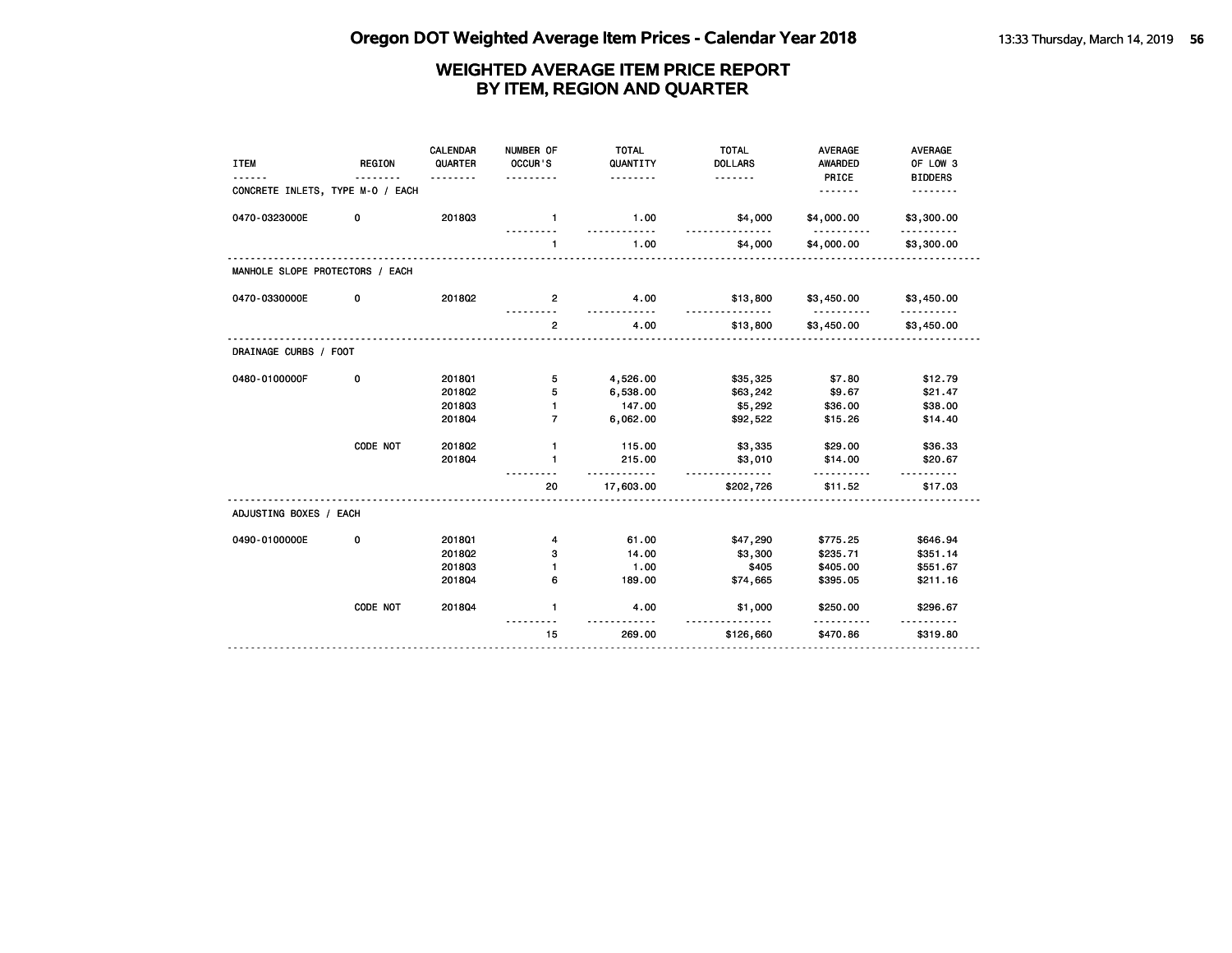# Oregon DOT Weighted Average Item Prices - Calendar Year 2018

## WEIGHTED AVERAGE ITEM PRICE REPORT BY ITEM, REGION AND QUARTER

| ITEM | REGION | CALENDAR QUARTER | NUMBER OF OCCUR'S | TOTAL QUANTITY | TOTAL DOLLARS | AVERAGE AWARDED PRICE | AVERAGE OF LOW 3 BIDDERS |
|---|---|---|---|---|---|---|---|
| **CONCRETE INLETS, TYPE M-O / EACH** | | | | | | | |
| 0470-0323000E | 0 | 2018Q3 | 1 | 1.00 | $4,000 | $4,000.00 | $3,300.00 |
| | | | 1 | 1.00 | $4,000 | $4,000.00 | $3,300.00 |
| **MANHOLE SLOPE PROTECTORS / EACH** | | | | | | | |
| 0470-0330000E | 0 | 2018Q2 | 2 | 4.00 | $13,800 | $3,450.00 | $3,450.00 |
| | | | 2 | 4.00 | $13,800 | $3,450.00 | $3,450.00 |
| **DRAINAGE CURBS / FOOT** | | | | | | | |
| 0480-0100000F | 0 | 2018Q1 | 5 | 4,526.00 | $35,325 | $7.80 | $12.79 |
| | | 2018Q2 | 5 | 6,538.00 | $63,242 | $9.67 | $21.47 |
| | | 2018Q3 | 1 | 147.00 | $5,292 | $36.00 | $38.00 |
| | | 2018Q4 | 7 | 6,062.00 | $92,522 | $15.26 | $14.40 |
| | CODE NOT | 2018Q2 | 1 | 115.00 | $3,335 | $29.00 | $36.33 |
| | | 2018Q4 | 1 | 215.00 | $3,010 | $14.00 | $20.67 |
| | | | 20 | 17,603.00 | $202,726 | $11.52 | $17.03 |
| **ADJUSTING BOXES / EACH** | | | | | | | |
| 0490-0100000E | 0 | 2018Q1 | 4 | 61.00 | $47,290 | $775.25 | $646.94 |
| | | 2018Q2 | 3 | 14.00 | $3,300 | $235.71 | $351.14 |
| | | 2018Q3 | 1 | 1.00 | $405 | $405.00 | $551.67 |
| | | 2018Q4 | 6 | 189.00 | $74,665 | $395.05 | $211.16 |
| | CODE NOT | 2018Q4 | 1 | 4.00 | $1,000 | $250.00 | $296.67 |
| | | | 15 | 269.00 | $126,660 | $470.86 | $319.80 |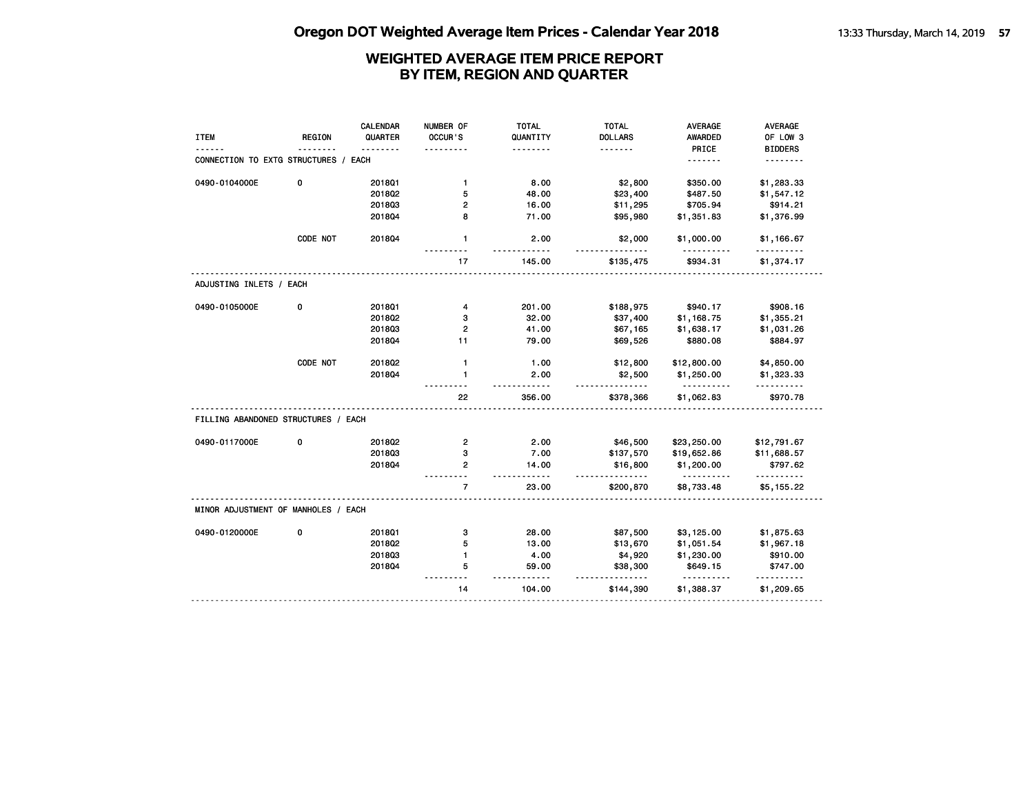# WEIGHTED AVERAGE ITEM PRICE REPORT BY ITEM, REGION AND QUARTER

| ITEM | REGION | CALENDAR QUARTER | NUMBER OF OCCUR'S | TOTAL QUANTITY | TOTAL DOLLARS | AVERAGE AWARDED PRICE | AVERAGE OF LOW 3 BIDDERS |
|---|---|---|---|---|---|---|---|
| **CONNECTION TO EXTG STRUCTURES / EACH** | | | | | | | |
| 0490-0104000E | 0 | 2018Q1 | 1 | 8.00 | $2,800 | $350.00 | $1,283.33 |
| | | 2018Q2 | 5 | 48.00 | $23,400 | $487.50 | $1,547.12 |
| | | 2018Q3 | 2 | 16.00 | $11,295 | $705.94 | $914.21 |
| | | 2018Q4 | 8 | 71.00 | $95,980 | $1,351.83 | $1,376.99 |
| | CODE NOT | 2018Q4 | 1 | 2.00 | $2,000 | $1,000.00 | $1,166.67 |
| | | | 17 | 145.00 | $135,475 | $934.31 | $1,374.17 |
| **ADJUSTING INLETS / EACH** | | | | | | | |
| 0490-0105000E | 0 | 2018Q1 | 4 | 201.00 | $188,975 | $940.17 | $908.16 |
| | | 2018Q2 | 3 | 32.00 | $37,400 | $1,168.75 | $1,355.21 |
| | | 2018Q3 | 2 | 41.00 | $67,165 | $1,638.17 | $1,031.26 |
| | | 2018Q4 | 11 | 79.00 | $69,526 | $880.08 | $884.97 |
| | CODE NOT | 2018Q2 | 1 | 1.00 | $12,800 | $12,800.00 | $4,850.00 |
| | | 2018Q4 | 1 | 2.00 | $2,500 | $1,250.00 | $1,323.33 |
| | | | 22 | 356.00 | $378,366 | $1,062.83 | $970.78 |
| **FILLING ABANDONED STRUCTURES / EACH** | | | | | | | |
| 0490-0117000E | 0 | 2018Q2 | 2 | 2.00 | $46,500 | $23,250.00 | $12,791.67 |
| | | 2018Q3 | 3 | 7.00 | $137,570 | $19,652.86 | $11,688.57 |
| | | 2018Q4 | 2 | 14.00 | $16,800 | $1,200.00 | $797.62 |
| | | | 7 | 23.00 | $200,870 | $8,733.48 | $5,155.22 |
| **MINOR ADJUSTMENT OF MANHOLES / EACH** | | | | | | | |
| 0490-0120000E | 0 | 2018Q1 | 3 | 28.00 | $87,500 | $3,125.00 | $1,875.63 |
| | | 2018Q2 | 5 | 13.00 | $13,670 | $1,051.54 | $1,967.18 |
| | | 2018Q3 | 1 | 4.00 | $4,920 | $1,230.00 | $910.00 |
| | | 2018Q4 | 5 | 59.00 | $38,300 | $649.15 | $747.00 |
| | | | 14 | 104.00 | $144,390 | $1,388.37 | $1,209.65 |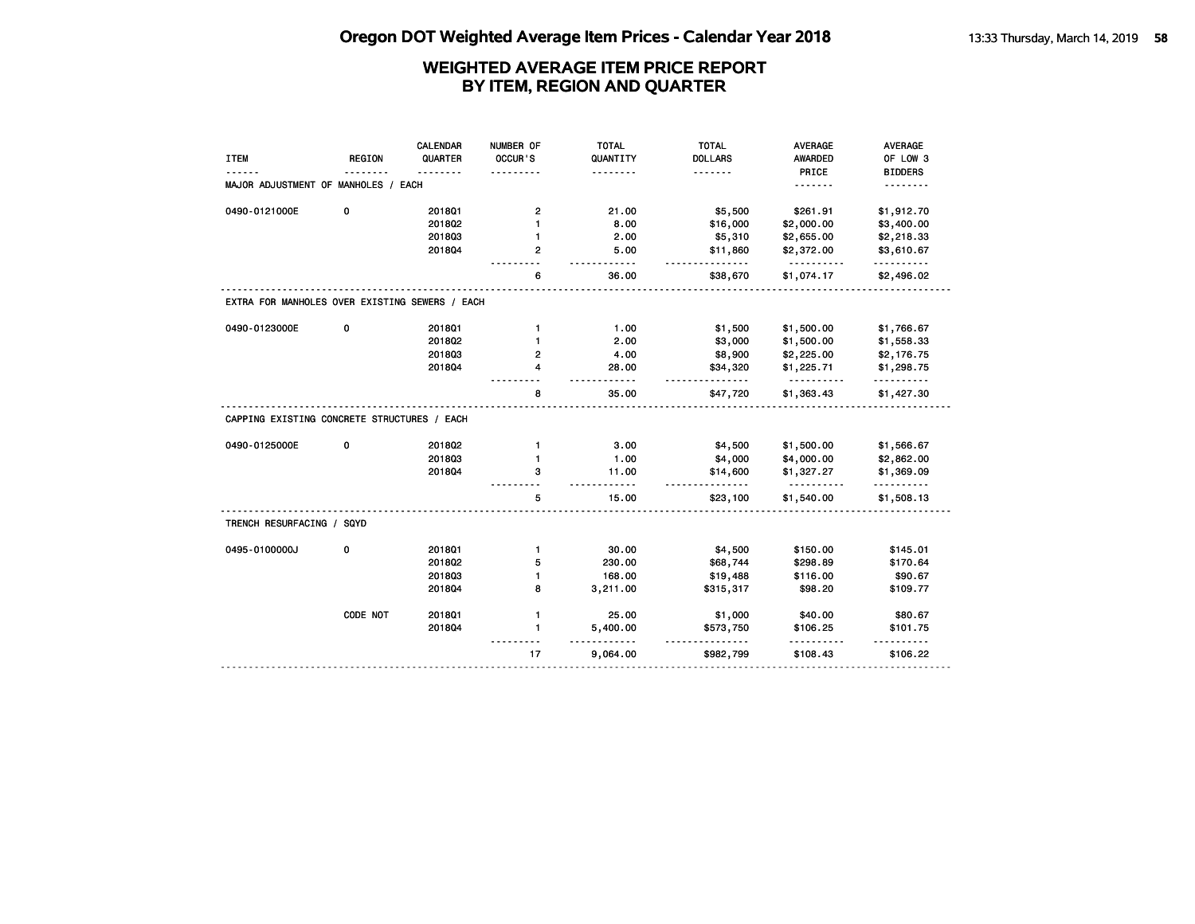# Oregon DOT Weighted Average Item Prices - Calendar Year 2018

## WEIGHTED AVERAGE ITEM PRICE REPORT BY ITEM, REGION AND QUARTER

| ITEM | REGION | CALENDAR QUARTER | NUMBER OF OCCUR'S | TOTAL QUANTITY | TOTAL DOLLARS | AVERAGE AWARDED PRICE | AVERAGE OF LOW 3 BIDDERS |
|---|---|---|---|---|---|---|---|
| MAJOR ADJUSTMENT OF MANHOLES / EACH | | | | | | | |
| 0490-0121000E | 0 | 2018Q1 | 2 | 21.00 | $5,500 | $261.91 | $1,912.70 |
| | | 2018Q2 | 1 | 8.00 | $16,000 | $2,000.00 | $3,400.00 |
| | | 2018Q3 | 1 | 2.00 | $5,310 | $2,655.00 | $2,218.33 |
| | | 2018Q4 | 2 | 5.00 | $11,860 | $2,372.00 | $3,610.67 |
| | | | 6 | 36.00 | $38,670 | $1,074.17 | $2,496.02 |
| EXTRA FOR MANHOLES OVER EXISTING SEWERS / EACH | | | | | | | |
| 0490-0123000E | 0 | 2018Q1 | 1 | 1.00 | $1,500 | $1,500.00 | $1,766.67 |
| | | 2018Q2 | 1 | 2.00 | $3,000 | $1,500.00 | $1,558.33 |
| | | 2018Q3 | 2 | 4.00 | $8,900 | $2,225.00 | $2,176.75 |
| | | 2018Q4 | 4 | 28.00 | $34,320 | $1,225.71 | $1,298.75 |
| | | | 8 | 35.00 | $47,720 | $1,363.43 | $1,427.30 |
| CAPPING EXISTING CONCRETE STRUCTURES / EACH | | | | | | | |
| 0490-0125000E | 0 | 2018Q2 | 1 | 3.00 | $4,500 | $1,500.00 | $1,566.67 |
| | | 2018Q3 | 1 | 1.00 | $4,000 | $4,000.00 | $2,862.00 |
| | | 2018Q4 | 3 | 11.00 | $14,600 | $1,327.27 | $1,369.09 |
| | | | 5 | 15.00 | $23,100 | $1,540.00 | $1,508.13 |
| TRENCH RESURFACING / SQYD | | | | | | | |
| 0495-0100000J | 0 | 2018Q1 | 1 | 30.00 | $4,500 | $150.00 | $145.01 |
| | | 2018Q2 | 5 | 230.00 | $68,744 | $298.89 | $170.64 |
| | | 2018Q3 | 1 | 168.00 | $19,488 | $116.00 | $90.67 |
| | | 2018Q4 | 8 | 3,211.00 | $315,317 | $98.20 | $109.77 |
| | CODE NOT | 2018Q1 | 1 | 25.00 | $1,000 | $40.00 | $80.67 |
| | | 2018Q4 | 1 | 5,400.00 | $573,750 | $106.25 | $101.75 |
| | | | 17 | 9,064.00 | $982,799 | $108.43 | $106.22 |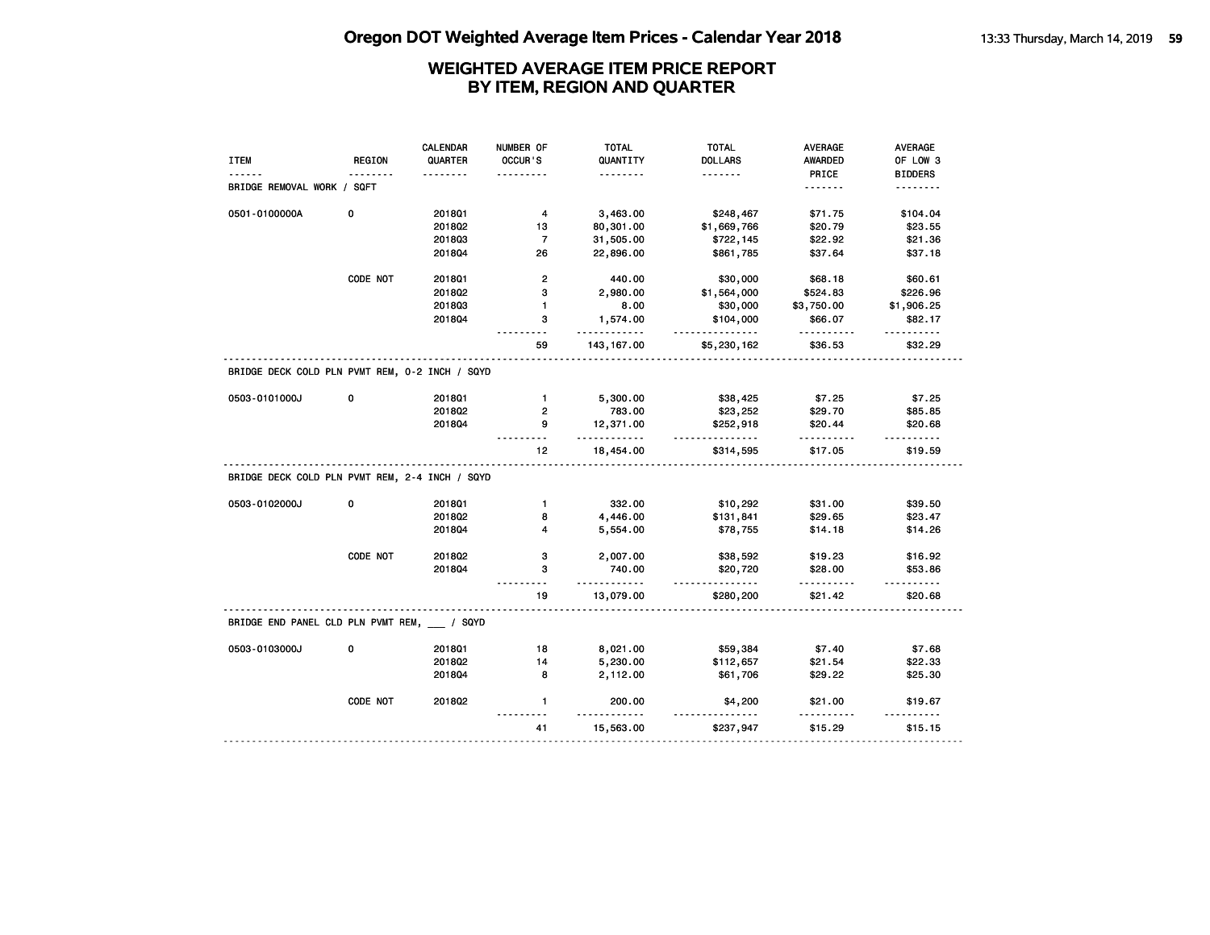# Oregon DOT Weighted Average Item Prices - Calendar Year 2018

## WEIGHTED AVERAGE ITEM PRICE REPORT BY ITEM, REGION AND QUARTER

| ITEM | REGION | CALENDAR QUARTER | NUMBER OF OCCUR'S | TOTAL QUANTITY | TOTAL DOLLARS | AVERAGE AWARDED PRICE | AVERAGE OF LOW 3 BIDDERS |
|---|---|---|---|---|---|---|---|
| **BRIDGE REMOVAL WORK / SQFT** | | | | | | | |
| 0501-0100000A | 0 | 2018Q1 | 4 | 3,463.00 | $248,467 | $71.75 | $104.04 |
| | | 2018Q2 | 13 | 80,301.00 | $1,669,766 | $20.79 | $23.55 |
| | | 2018Q3 | 7 | 31,505.00 | $722,145 | $22.92 | $21.36 |
| | | 2018Q4 | 26 | 22,896.00 | $861,785 | $37.64 | $37.18 |
| | CODE NOT | 2018Q1 | 2 | 440.00 | $30,000 | $68.18 | $60.61 |
| | | 2018Q2 | 3 | 2,980.00 | $1,564,000 | $524.83 | $226.96 |
| | | 2018Q3 | 1 | 8.00 | $30,000 | $3,750.00 | $1,906.25 |
| | | 2018Q4 | 3 | 1,574.00 | $104,000 | $66.07 | $82.17 |
| | | | 59 | 143,167.00 | $5,230,162 | $36.53 | $32.29 |
| **BRIDGE DECK COLD PLN PVMT REM, 0-2 INCH / SQYD** | | | | | | | |
| 0503-0101000J | 0 | 2018Q1 | 1 | 5,300.00 | $38,425 | $7.25 | $7.25 |
| | | 2018Q2 | 2 | 783.00 | $23,252 | $29.70 | $85.85 |
| | | 2018Q4 | 9 | 12,371.00 | $252,918 | $20.44 | $20.68 |
| | | | 12 | 18,454.00 | $314,595 | $17.05 | $19.59 |
| **BRIDGE DECK COLD PLN PVMT REM, 2-4 INCH / SQYD** | | | | | | | |
| 0503-0102000J | 0 | 2018Q1 | 1 | 332.00 | $10,292 | $31.00 | $39.50 |
| | | 2018Q2 | 8 | 4,446.00 | $131,841 | $29.65 | $23.47 |
| | | 2018Q4 | 4 | 5,554.00 | $78,755 | $14.18 | $14.26 |
| | CODE NOT | 2018Q2 | 3 | 2,007.00 | $38,592 | $19.23 | $16.92 |
| | | 2018Q4 | 3 | 740.00 | $20,720 | $28.00 | $53.86 |
| | | | 19 | 13,079.00 | $280,200 | $21.42 | $20.68 |
| **BRIDGE END PANEL CLD PLN PVMT REM, ___ / SQYD** | | | | | | | |
| 0503-0103000J | 0 | 2018Q1 | 18 | 8,021.00 | $59,384 | $7.40 | $7.68 |
| | | 2018Q2 | 14 | 5,230.00 | $112,657 | $21.54 | $22.33 |
| | | 2018Q4 | 8 | 2,112.00 | $61,706 | $29.22 | $25.30 |
| | CODE NOT | 2018Q2 | 1 | 200.00 | $4,200 | $21.00 | $19.67 |
| | | | 41 | 15,563.00 | $237,947 | $15.29 | $15.15 |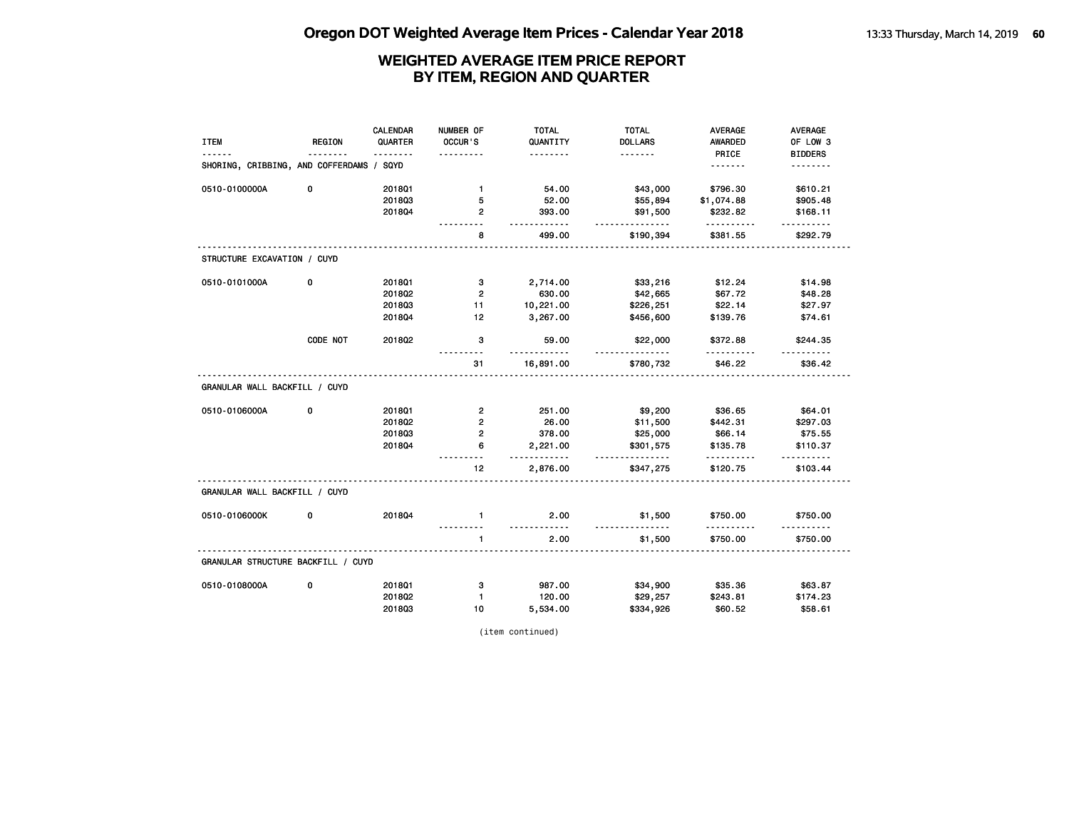# Oregon DOT Weighted Average Item Prices - Calendar Year 2018

## WEIGHTED AVERAGE ITEM PRICE REPORT BY ITEM, REGION AND QUARTER

| ITEM | REGION | CALENDAR QUARTER | NUMBER OF OCCUR'S | TOTAL QUANTITY | TOTAL DOLLARS | AVERAGE AWARDED PRICE | AVERAGE OF LOW 3 BIDDERS |
|---|---|---|---|---|---|---|---|
| **SHORING, CRIBBING, AND COFFERDAMS / SQYD** | | | | | | | |
| 0510-0100000A | 0 | 2018Q1 | 1 | 54.00 | $43,000 | $796.30 | $610.21 |
| | | 2018Q3 | 5 | 52.00 | $55,894 | $1,074.88 | $905.48 |
| | | 2018Q4 | 2 | 393.00 | $91,500 | $232.82 | $168.11 |
| | | | 8 | 499.00 | $190,394 | $381.55 | $292.79 |
| **STRUCTURE EXCAVATION / CUYD** | | | | | | | |
| 0510-0101000A | 0 | 2018Q1 | 3 | 2,714.00 | $33,216 | $12.24 | $14.98 |
| | | 2018Q2 | 2 | 630.00 | $42,665 | $67.72 | $48.28 |
| | | 2018Q3 | 11 | 10,221.00 | $226,251 | $22.14 | $27.97 |
| | | 2018Q4 | 12 | 3,267.00 | $456,600 | $139.76 | $74.61 |
| | CODE NOT | 2018Q2 | 3 | 59.00 | $22,000 | $372.88 | $244.35 |
| | | | 31 | 16,891.00 | $780,732 | $46.22 | $36.42 |
| **GRANULAR WALL BACKFILL / CUYD** | | | | | | | |
| 0510-0106000A | 0 | 2018Q1 | 2 | 251.00 | $9,200 | $36.65 | $64.01 |
| | | 2018Q2 | 2 | 26.00 | $11,500 | $442.31 | $297.03 |
| | | 2018Q3 | 2 | 378.00 | $25,000 | $66.14 | $75.55 |
| | | 2018Q4 | 6 | 2,221.00 | $301,575 | $135.78 | $110.37 |
| | | | 12 | 2,876.00 | $347,275 | $120.75 | $103.44 |
| **GRANULAR WALL BACKFILL / CUYD** | | | | | | | |
| 0510-0106000K | 0 | 2018Q4 | 1 | 2.00 | $1,500 | $750.00 | $750.00 |
| | | | 1 | 2.00 | $1,500 | $750.00 | $750.00 |
| **GRANULAR STRUCTURE BACKFILL / CUYD** | | | | | | | |
| 0510-0108000A | 0 | 2018Q1 | 3 | 987.00 | $34,900 | $35.36 | $63.87 |
| | | 2018Q2 | 1 | 120.00 | $29,257 | $243.81 | $174.23 |
| | | 2018Q3 | 10 | 5,534.00 | $334,926 | $60.52 | $58.61 |

(item continued)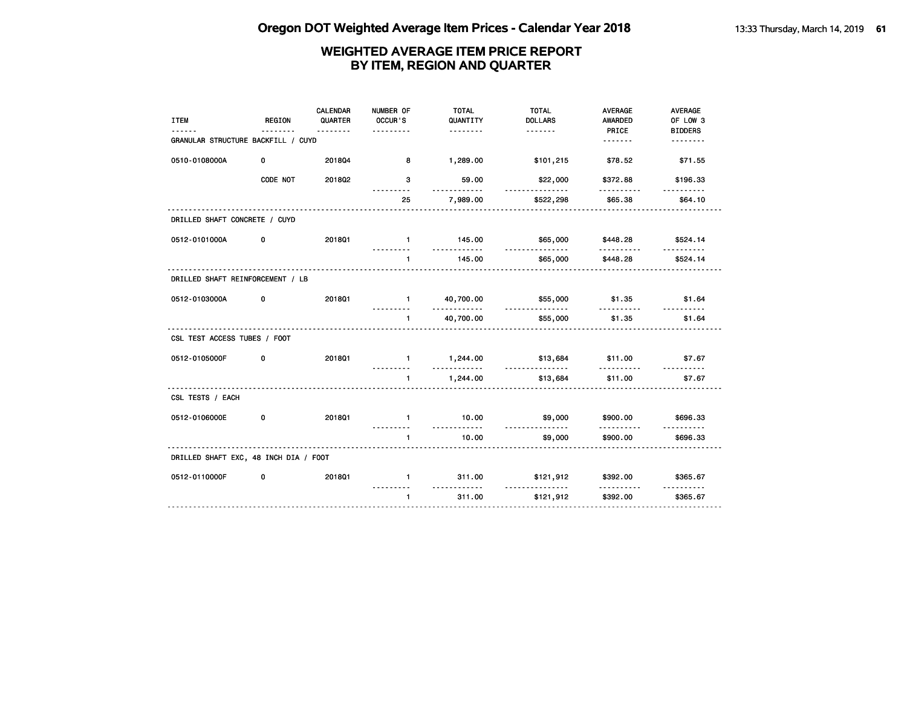## WEIGHTED AVERAGE ITEM PRICE REPORT
## BY ITEM, REGION AND QUARTER

| ITEM | REGION | CALENDAR QUARTER | NUMBER OF OCCUR'S | TOTAL QUANTITY | TOTAL DOLLARS | AVERAGE AWARDED PRICE | AVERAGE OF LOW 3 BIDDERS |
|---|---|---|---|---|---|---|---|
| GRANULAR STRUCTURE BACKFILL / CUYD | | | | | | | |
| 0510-0108000A | 0 | 2018Q4 | 8 | 1,289.00 | $101,215 | $78.52 | $71.55 |
| | CODE NOT | 2018Q2 | 3 | 59.00 | $22,000 | $372.88 | $196.33 |
| | | | 25 | 7,989.00 | $522,298 | $65.38 | $64.10 |
| DRILLED SHAFT CONCRETE / CUYD | | | | | | | |
| 0512-0101000A | 0 | 2018Q1 | 1 | 145.00 | $65,000 | $448.28 | $524.14 |
| | | | 1 | 145.00 | $65,000 | $448.28 | $524.14 |
| DRILLED SHAFT REINFORCEMENT / LB | | | | | | | |
| 0512-0103000A | 0 | 2018Q1 | 1 | 40,700.00 | $55,000 | $1.35 | $1.64 |
| | | | 1 | 40,700.00 | $55,000 | $1.35 | $1.64 |
| CSL TEST ACCESS TUBES / FOOT | | | | | | | |
| 0512-0105000F | 0 | 2018Q1 | 1 | 1,244.00 | $13,684 | $11.00 | $7.67 |
| | | | 1 | 1,244.00 | $13,684 | $11.00 | $7.67 |
| CSL TESTS / EACH | | | | | | | |
| 0512-0106000E | 0 | 2018Q1 | 1 | 10.00 | $9,000 | $900.00 | $696.33 |
| | | | 1 | 10.00 | $9,000 | $900.00 | $696.33 |
| DRILLED SHAFT EXC, 48 INCH DIA / FOOT | | | | | | | |
| 0512-0110000F | 0 | 2018Q1 | 1 | 311.00 | $121,912 | $392.00 | $365.67 |
| | | | 1 | 311.00 | $121,912 | $392.00 | $365.67 |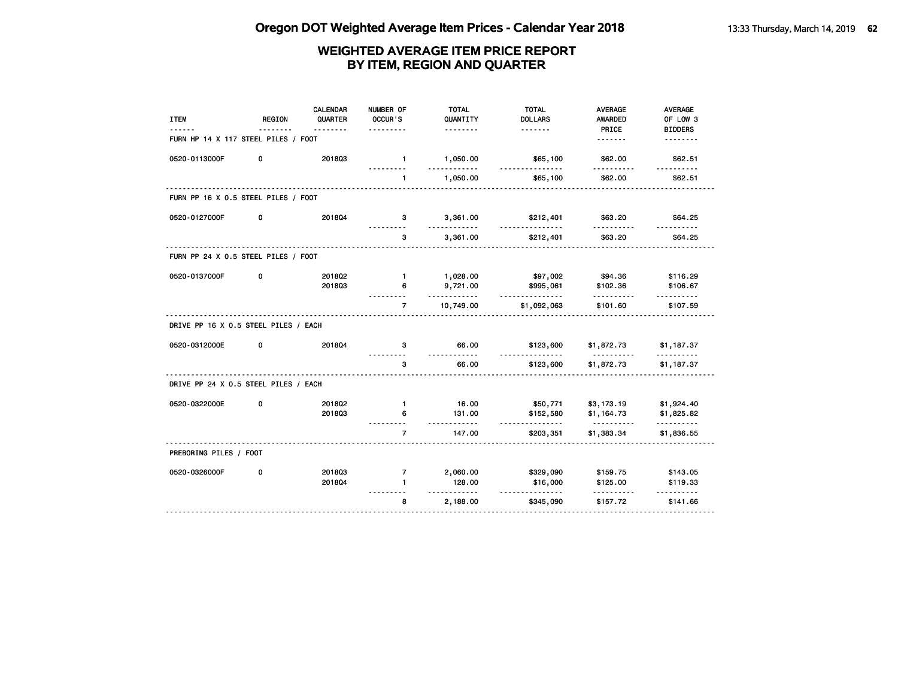# Oregon DOT Weighted Average Item Prices - Calendar Year 2018

## WEIGHTED AVERAGE ITEM PRICE REPORT BY ITEM, REGION AND QUARTER

| ITEM | REGION | CALENDAR QUARTER | NUMBER OF OCCUR'S | TOTAL QUANTITY | TOTAL DOLLARS | AVERAGE AWARDED PRICE | AVERAGE OF LOW 3 BIDDERS |
|---|---|---|---|---|---|---|---|
| **FURN HP 14 X 117 STEEL PILES / FOOT** | | | | | | | |
| 0520-0113000F | 0 | 2018Q3 | 1 | 1,050.00 | $65,100 | $62.00 | $62.51 |
| | | | 1 | 1,050.00 | $65,100 | $62.00 | $62.51 |
| **FURN PP 16 X 0.5 STEEL PILES / FOOT** | | | | | | | |
| 0520-0127000F | 0 | 2018Q4 | 3 | 3,361.00 | $212,401 | $63.20 | $64.25 |
| | | | 3 | 3,361.00 | $212,401 | $63.20 | $64.25 |
| **FURN PP 24 X 0.5 STEEL PILES / FOOT** | | | | | | | |
| 0520-0137000F | 0 | 2018Q2 | 1 | 1,028.00 | $97,002 | $94.36 | $116.29 |
| | | 2018Q3 | 6 | 9,721.00 | $995,061 | $102.36 | $106.67 |
| | | | 7 | 10,749.00 | $1,092,063 | $101.60 | $107.59 |
| **DRIVE PP 16 X 0.5 STEEL PILES / EACH** | | | | | | | |
| 0520-0312000E | 0 | 2018Q4 | 3 | 66.00 | $123,600 | $1,872.73 | $1,187.37 |
| | | | 3 | 66.00 | $123,600 | $1,872.73 | $1,187.37 |
| **DRIVE PP 24 X 0.5 STEEL PILES / EACH** | | | | | | | |
| 0520-0322000E | 0 | 2018Q2 | 1 | 16.00 | $50,771 | $3,173.19 | $1,924.40 |
| | | 2018Q3 | 6 | 131.00 | $152,580 | $1,164.73 | $1,825.82 |
| | | | 7 | 147.00 | $203,351 | $1,383.34 | $1,836.55 |
| **PREBORING PILES / FOOT** | | | | | | | |
| 0520-0326000F | 0 | 2018Q3 | 7 | 2,060.00 | $329,090 | $159.75 | $143.05 |
| | | 2018Q4 | 1 | 128.00 | $16,000 | $125.00 | $119.33 |
| | | | 8 | 2,188.00 | $345,090 | $157.72 | $141.66 |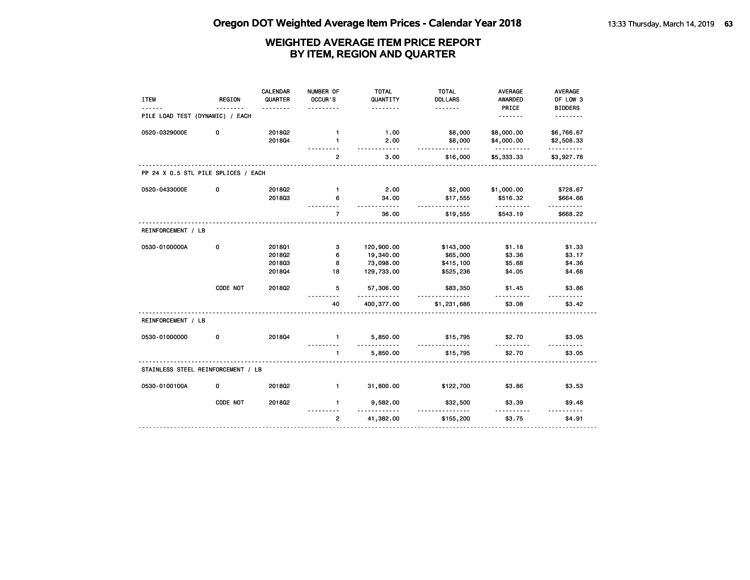# Oregon DOT Weighted Average Item Prices - Calendar Year 2018

## WEIGHTED AVERAGE ITEM PRICE REPORT BY ITEM, REGION AND QUARTER

| ITEM | REGION | CALENDAR QUARTER | NUMBER OF OCCUR'S | TOTAL QUANTITY | TOTAL DOLLARS | AVERAGE AWARDED PRICE | AVERAGE OF LOW 3 BIDDERS |
|---|---|---|---|---|---|---|---|
| **PILE LOAD TEST (DYNAMIC) / EACH** | | | | | | | |
| 0520-0329000E | 0 | 2018Q2 | 1 | 1.00 | $8,000 | $8,000.00 | $6,766.67 |
| | | 2018Q4 | 1 | 2.00 | $8,000 | $4,000.00 | $2,508.33 |
| | | | 2 | 3.00 | $16,000 | $5,333.33 | $3,927.78 |
| **PP 24 X 0.5 STL PILE SPLICES / EACH** | | | | | | | |
| 0520-0433000E | 0 | 2018Q2 | 1 | 2.00 | $2,000 | $1,000.00 | $728.67 |
| | | 2018Q3 | 6 | 34.00 | $17,555 | $516.32 | $664.66 |
| | | | 7 | 36.00 | $19,555 | $543.19 | $668.22 |
| **REINFORCEMENT / LB** | | | | | | | |
| 0530-0100000A | 0 | 2018Q1 | 3 | 120,900.00 | $143,000 | $1.18 | $1.33 |
| | | 2018Q2 | 6 | 19,340.00 | $65,000 | $3.36 | $3.17 |
| | | 2018Q3 | 8 | 73,098.00 | $415,100 | $5.68 | $4.36 |
| | | 2018Q4 | 18 | 129,733.00 | $525,236 | $4.05 | $4.68 |
| | CODE NOT | 2018Q2 | 5 | 57,306.00 | $83,350 | $1.45 | $3.86 |
| | | | 40 | 400,377.00 | $1,231,686 | $3.08 | $3.42 |
| **REINFORCEMENT / LB** | | | | | | | |
| 0530-0100000O | 0 | 2018Q4 | 1 | 5,850.00 | $15,795 | $2.70 | $3.05 |
| | | | 1 | 5,850.00 | $15,795 | $2.70 | $3.05 |
| **STAINLESS STEEL REINFORCEMENT / LB** | | | | | | | |
| 0530-0100100A | 0 | 2018Q2 | 1 | 31,800.00 | $122,700 | $3.86 | $3.53 |
| | CODE NOT | 2018Q2 | 1 | 9,582.00 | $32,500 | $3.39 | $9.48 |
| | | | 2 | 41,382.00 | $155,200 | $3.75 | $4.91 |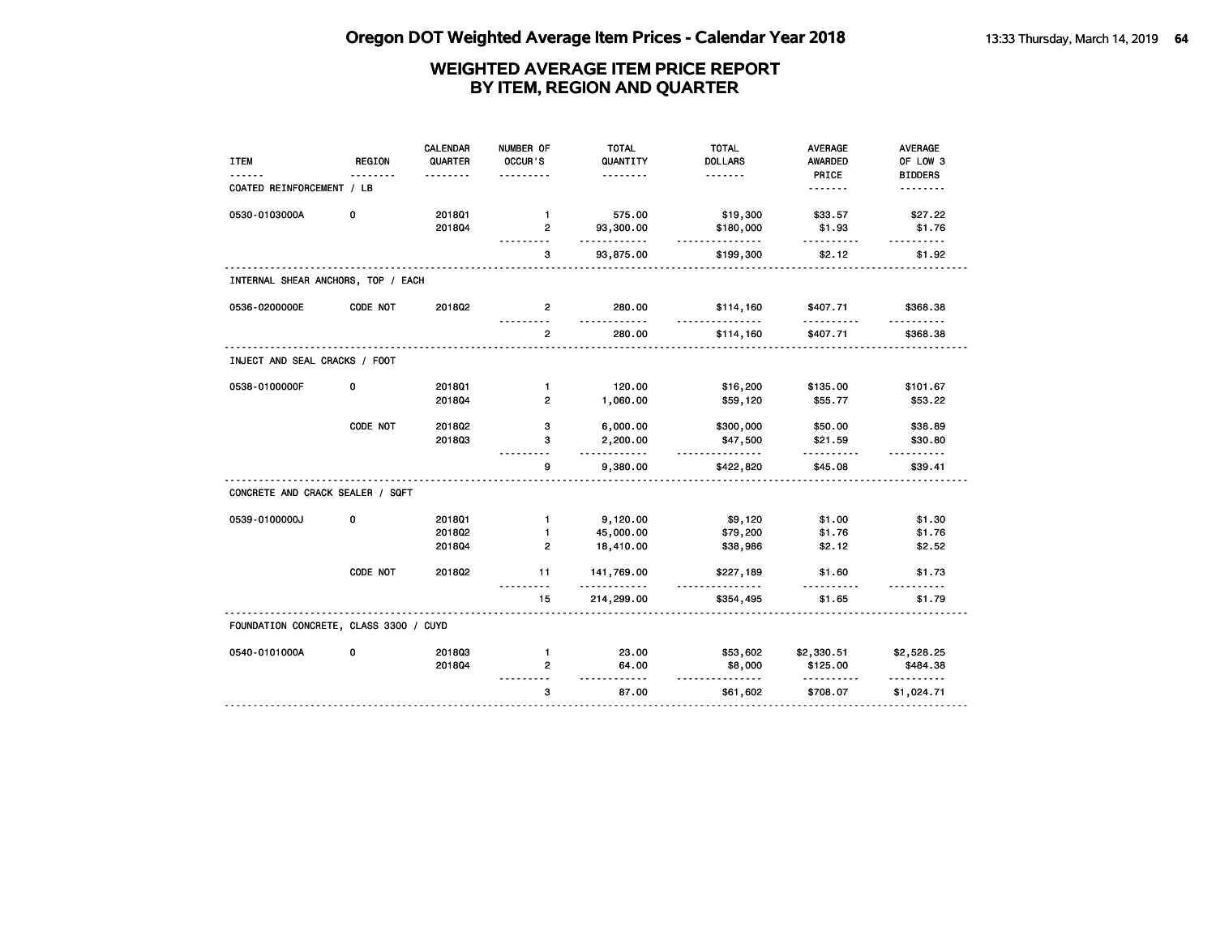## Oregon DOT Weighted Average Item Prices - Calendar Year 2018

### WEIGHTED AVERAGE ITEM PRICE REPORT BY ITEM, REGION AND QUARTER

| ITEM | REGION | CALENDAR QUARTER | NUMBER OF OCCUR'S | TOTAL QUANTITY | TOTAL DOLLARS | AVERAGE AWARDED PRICE | AVERAGE OF LOW 3 BIDDERS |
|---|---|---|---|---|---|---|---|
| COATED REINFORCEMENT / LB | | | | | | | |
| 0530-0103000A | 0 | 2018Q1 | 1 | 575.00 | $19,300 | $33.57 | $27.22 |
| | | 2018Q4 | 2 | 93,300.00 | $180,000 | $1.93 | $1.76 |
| | | | 3 | 93,875.00 | $199,300 | $2.12 | $1.92 |
| INTERNAL SHEAR ANCHORS, TOP / EACH | | | | | | | |
| 0536-0200000E | CODE NOT | 2018Q2 | 2 | 280.00 | $114,160 | $407.71 | $368.38 |
| | | | 2 | 280.00 | $114,160 | $407.71 | $368.38 |
| INJECT AND SEAL CRACKS / FOOT | | | | | | | |
| 0538-0100000F | 0 | 2018Q1 | 1 | 120.00 | $16,200 | $135.00 | $101.67 |
| | | 2018Q4 | 2 | 1,060.00 | $59,120 | $55.77 | $53.22 |
| | CODE NOT | 2018Q2 | 3 | 6,000.00 | $300,000 | $50.00 | $38.89 |
| | | 2018Q3 | 3 | 2,200.00 | $47,500 | $21.59 | $30.80 |
| | | | 9 | 9,380.00 | $422,820 | $45.08 | $39.41 |
| CONCRETE AND CRACK SEALER / SQFT | | | | | | | |
| 0539-0100000J | 0 | 2018Q1 | 1 | 9,120.00 | $9,120 | $1.00 | $1.30 |
| | | 2018Q2 | 1 | 45,000.00 | $79,200 | $1.76 | $1.76 |
| | | 2018Q4 | 2 | 18,410.00 | $38,986 | $2.12 | $2.52 |
| | CODE NOT | 2018Q2 | 11 | 141,769.00 | $227,189 | $1.60 | $1.73 |
| | | | 15 | 214,299.00 | $354,495 | $1.65 | $1.79 |
| FOUNDATION CONCRETE, CLASS 3300 / CUYD | | | | | | | |
| 0540-0101000A | 0 | 2018Q3 | 1 | 23.00 | $53,602 | $2,330.51 | $2,528.25 |
| | | 2018Q4 | 2 | 64.00 | $8,000 | $125.00 | $484.38 |
| | | | 3 | 87.00 | $61,602 | $708.07 | $1,024.71 |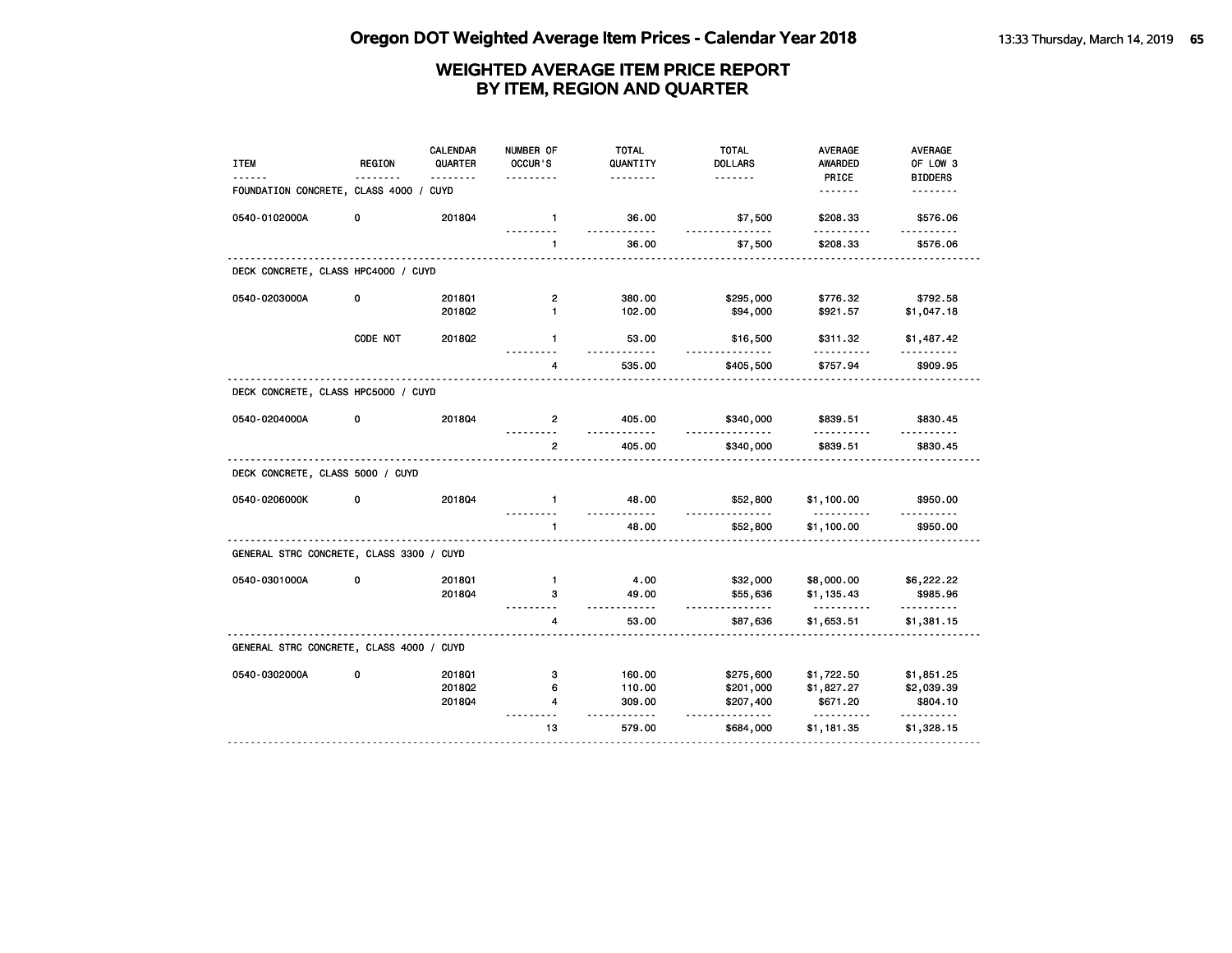# Oregon DOT Weighted Average Item Prices - Calendar Year 2018

## WEIGHTED AVERAGE ITEM PRICE REPORT BY ITEM, REGION AND QUARTER

| ITEM | REGION | CALENDAR QUARTER | NUMBER OF OCCUR'S | TOTAL QUANTITY | TOTAL DOLLARS | AVERAGE AWARDED PRICE | AVERAGE OF LOW 3 BIDDERS |
|---|---|---|---|---|---|---|---|
| **FOUNDATION CONCRETE, CLASS 4000 / CUYD** | | | | | | | |
| 0540-0102000A | 0 | 2018Q4 | 1 | 36.00 | $7,500 | $208.33 | $576.06 |
| | | | 1 | 36.00 | $7,500 | $208.33 | $576.06 |
| **DECK CONCRETE, CLASS HPC4000 / CUYD** | | | | | | | |
| 0540-0203000A | 0 | 2018Q1 | 2 | 380.00 | $295,000 | $776.32 | $792.58 |
| | | 2018Q2 | 1 | 102.00 | $94,000 | $921.57 | $1,047.18 |
| | CODE NOT | 2018Q2 | 1 | 53.00 | $16,500 | $311.32 | $1,487.42 |
| | | | 4 | 535.00 | $405,500 | $757.94 | $909.95 |
| **DECK CONCRETE, CLASS HPC5000 / CUYD** | | | | | | | |
| 0540-0204000A | 0 | 2018Q4 | 2 | 405.00 | $340,000 | $839.51 | $830.45 |
| | | | 2 | 405.00 | $340,000 | $839.51 | $830.45 |
| **DECK CONCRETE, CLASS 5000 / CUYD** | | | | | | | |
| 0540-0206000K | 0 | 2018Q4 | 1 | 48.00 | $52,800 | $1,100.00 | $950.00 |
| | | | 1 | 48.00 | $52,800 | $1,100.00 | $950.00 |
| **GENERAL STRC CONCRETE, CLASS 3300 / CUYD** | | | | | | | |
| 0540-0301000A | 0 | 2018Q1 | 1 | 4.00 | $32,000 | $8,000.00 | $6,222.22 |
| | | 2018Q4 | 3 | 49.00 | $55,636 | $1,135.43 | $985.96 |
| | | | 4 | 53.00 | $87,636 | $1,653.51 | $1,381.15 |
| **GENERAL STRC CONCRETE, CLASS 4000 / CUYD** | | | | | | | |
| 0540-0302000A | 0 | 2018Q1 | 3 | 160.00 | $275,600 | $1,722.50 | $1,851.25 |
| | | 2018Q2 | 6 | 110.00 | $201,000 | $1,827.27 | $2,039.39 |
| | | 2018Q4 | 4 | 309.00 | $207,400 | $671.20 | $804.10 |
| | | | 13 | 579.00 | $684,000 | $1,181.35 | $1,328.15 |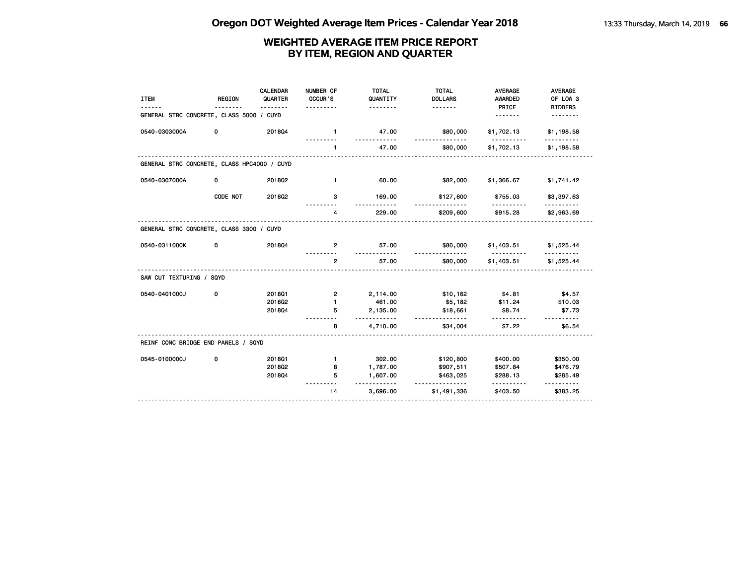# Oregon DOT Weighted Average Item Prices - Calendar Year 2018

## WEIGHTED AVERAGE ITEM PRICE REPORT BY ITEM, REGION AND QUARTER

| ITEM | REGION | CALENDAR QUARTER | NUMBER OF OCCUR'S | TOTAL QUANTITY | TOTAL DOLLARS | AVERAGE AWARDED PRICE | AVERAGE OF LOW 3 BIDDERS |
|---|---|---|---|---|---|---|---|
| **GENERAL STRC CONCRETE, CLASS 5000 / CUYD** | | | | | | | |
| 0540-0303000A | 0 | 2018Q4 | 1 | 47.00 | $80,000 | $1,702.13 | $1,198.58 |
| | | | 1 | 47.00 | $80,000 | $1,702.13 | $1,198.58 |
| **GENERAL STRC CONCRETE, CLASS HPC4000 / CUYD** | | | | | | | |
| 0540-0307000A | 0 | 2018Q2 | 1 | 60.00 | $82,000 | $1,366.67 | $1,741.42 |
| | CODE NOT | 2018Q2 | 3 | 169.00 | $127,600 | $755.03 | $3,397.63 |
| | | | 4 | 229.00 | $209,600 | $915.28 | $2,963.69 |
| **GENERAL STRC CONCRETE, CLASS 3300 / CUYD** | | | | | | | |
| 0540-0311000K | 0 | 2018Q4 | 2 | 57.00 | $80,000 | $1,403.51 | $1,525.44 |
| | | | 2 | 57.00 | $80,000 | $1,403.51 | $1,525.44 |
| **SAW CUT TEXTURING / SQYD** | | | | | | | |
| 0540-0401000J | 0 | 2018Q1 | 2 | 2,114.00 | $10,162 | $4.81 | $4.57 |
| | | 2018Q2 | 1 | 461.00 | $5,182 | $11.24 | $10.03 |
| | | 2018Q4 | 5 | 2,135.00 | $18,661 | $8.74 | $7.73 |
| | | | 8 | 4,710.00 | $34,004 | $7.22 | $6.54 |
| **REINF CONC BRIDGE END PANELS / SQYD** | | | | | | | |
| 0545-0100000J | 0 | 2018Q1 | 1 | 302.00 | $120,800 | $400.00 | $350.00 |
| | | 2018Q2 | 8 | 1,787.00 | $907,511 | $507.84 | $476.79 |
| | | 2018Q4 | 5 | 1,607.00 | $463,025 | $288.13 | $285.49 |
| | | | 14 | 3,696.00 | $1,491,336 | $403.50 | $383.25 |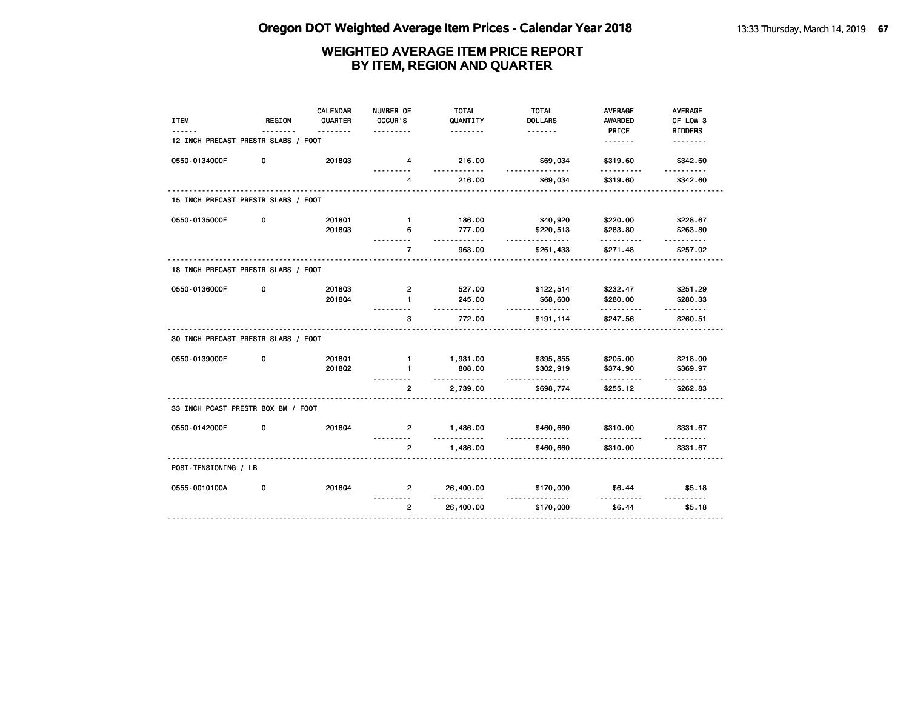# Oregon DOT Weighted Average Item Prices - Calendar Year 2018

## WEIGHTED AVERAGE ITEM PRICE REPORT BY ITEM, REGION AND QUARTER

| ITEM | REGION | CALENDAR QUARTER | NUMBER OF OCCUR'S | TOTAL QUANTITY | TOTAL DOLLARS | AVERAGE AWARDED PRICE | AVERAGE OF LOW 3 BIDDERS |
|---|---|---|---|---|---|---|---|
| **12 INCH PRECAST PRESTR SLABS / FOOT** | | | | | | | |
| 0550-0134000F | 0 | 2018Q3 | 4 | 216.00 | $69,034 | $319.60 | $342.60 |
| | | | 4 | 216.00 | $69,034 | $319.60 | $342.60 |
| **15 INCH PRECAST PRESTR SLABS / FOOT** | | | | | | | |
| 0550-0135000F | 0 | 2018Q1 | 1 | 186.00 | $40,920 | $220.00 | $228.67 |
| | | 2018Q3 | 6 | 777.00 | $220,513 | $283.80 | $263.80 |
| | | | 7 | 963.00 | $261,433 | $271.48 | $257.02 |
| **18 INCH PRECAST PRESTR SLABS / FOOT** | | | | | | | |
| 0550-0136000F | 0 | 2018Q3 | 2 | 527.00 | $122,514 | $232.47 | $251.29 |
| | | 2018Q4 | 1 | 245.00 | $68,600 | $280.00 | $280.33 |
| | | | 3 | 772.00 | $191,114 | $247.56 | $260.51 |
| **30 INCH PRECAST PRESTR SLABS / FOOT** | | | | | | | |
| 0550-0139000F | 0 | 2018Q1 | 1 | 1,931.00 | $395,855 | $205.00 | $218.00 |
| | | 2018Q2 | 1 | 808.00 | $302,919 | $374.90 | $369.97 |
| | | | 2 | 2,739.00 | $698,774 | $255.12 | $262.83 |
| **33 INCH PCAST PRESTR BOX BM / FOOT** | | | | | | | |
| 0550-0142000F | 0 | 2018Q4 | 2 | 1,486.00 | $460,660 | $310.00 | $331.67 |
| | | | 2 | 1,486.00 | $460,660 | $310.00 | $331.67 |
| **POST-TENSIONING / LB** | | | | | | | |
| 0555-0010100A | 0 | 2018Q4 | 2 | 26,400.00 | $170,000 | $6.44 | $5.18 |
| | | | 2 | 26,400.00 | $170,000 | $6.44 | $5.18 |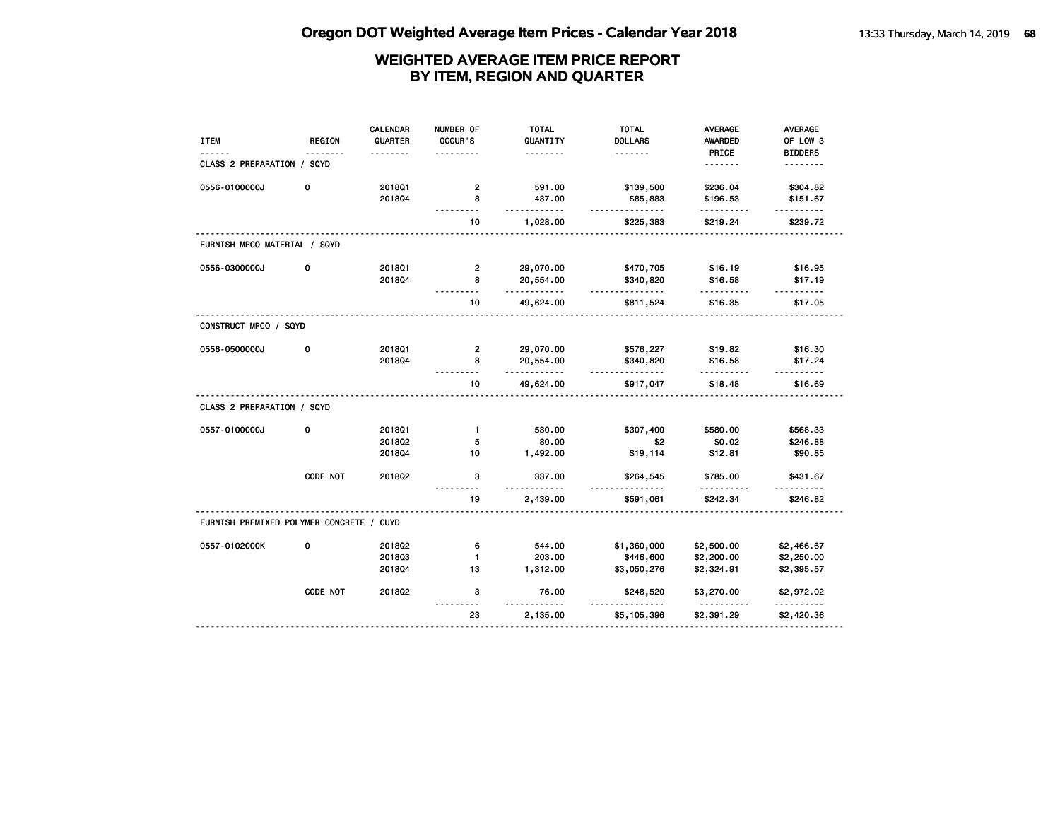# Oregon DOT Weighted Average Item Prices - Calendar Year 2018

## WEIGHTED AVERAGE ITEM PRICE REPORT BY ITEM, REGION AND QUARTER

| ITEM | REGION | CALENDAR QUARTER | NUMBER OF OCCUR'S | TOTAL QUANTITY | TOTAL DOLLARS | AVERAGE AWARDED PRICE | AVERAGE OF LOW 3 BIDDERS |
|---|---|---|---|---|---|---|---|
| **CLASS 2 PREPARATION / SQYD** | | | | | | | |
| 0556-0100000J | 0 | 2018Q1 | 2 | 591.00 | $139,500 | $236.04 | $304.82 |
| | | 2018Q4 | 8 | 437.00 | $85,883 | $196.53 | $151.67 |
| | | | 10 | 1,028.00 | $225,383 | $219.24 | $239.72 |
| **FURNISH MPCO MATERIAL / SQYD** | | | | | | | |
| 0556-0300000J | 0 | 2018Q1 | 2 | 29,070.00 | $470,705 | $16.19 | $16.95 |
| | | 2018Q4 | 8 | 20,554.00 | $340,820 | $16.58 | $17.19 |
| | | | 10 | 49,624.00 | $811,524 | $16.35 | $17.05 |
| **CONSTRUCT MPCO / SQYD** | | | | | | | |
| 0556-0500000J | 0 | 2018Q1 | 2 | 29,070.00 | $576,227 | $19.82 | $16.30 |
| | | 2018Q4 | 8 | 20,554.00 | $340,820 | $16.58 | $17.24 |
| | | | 10 | 49,624.00 | $917,047 | $18.48 | $16.69 |
| **CLASS 2 PREPARATION / SQYD** | | | | | | | |
| 0557-0100000J | 0 | 2018Q1 | 1 | 530.00 | $307,400 | $580.00 | $568.33 |
| | | 2018Q2 | 5 | 80.00 | $2 | $0.02 | $246.88 |
| | | 2018Q4 | 10 | 1,492.00 | $19,114 | $12.81 | $90.85 |
| | CODE NOT | 2018Q2 | 3 | 337.00 | $264,545 | $785.00 | $431.67 |
| | | | 19 | 2,439.00 | $591,061 | $242.34 | $246.82 |
| **FURNISH PREMIXED POLYMER CONCRETE / CUYD** | | | | | | | |
| 0557-0102000K | 0 | 2018Q2 | 6 | 544.00 | $1,360,000 | $2,500.00 | $2,466.67 |
| | | 2018Q3 | 1 | 203.00 | $446,600 | $2,200.00 | $2,250.00 |
| | | 2018Q4 | 13 | 1,312.00 | $3,050,276 | $2,324.91 | $2,395.57 |
| | CODE NOT | 2018Q2 | 3 | 76.00 | $248,520 | $3,270.00 | $2,972.02 |
| | | | 23 | 2,135.00 | $5,105,396 | $2,391.29 | $2,420.36 |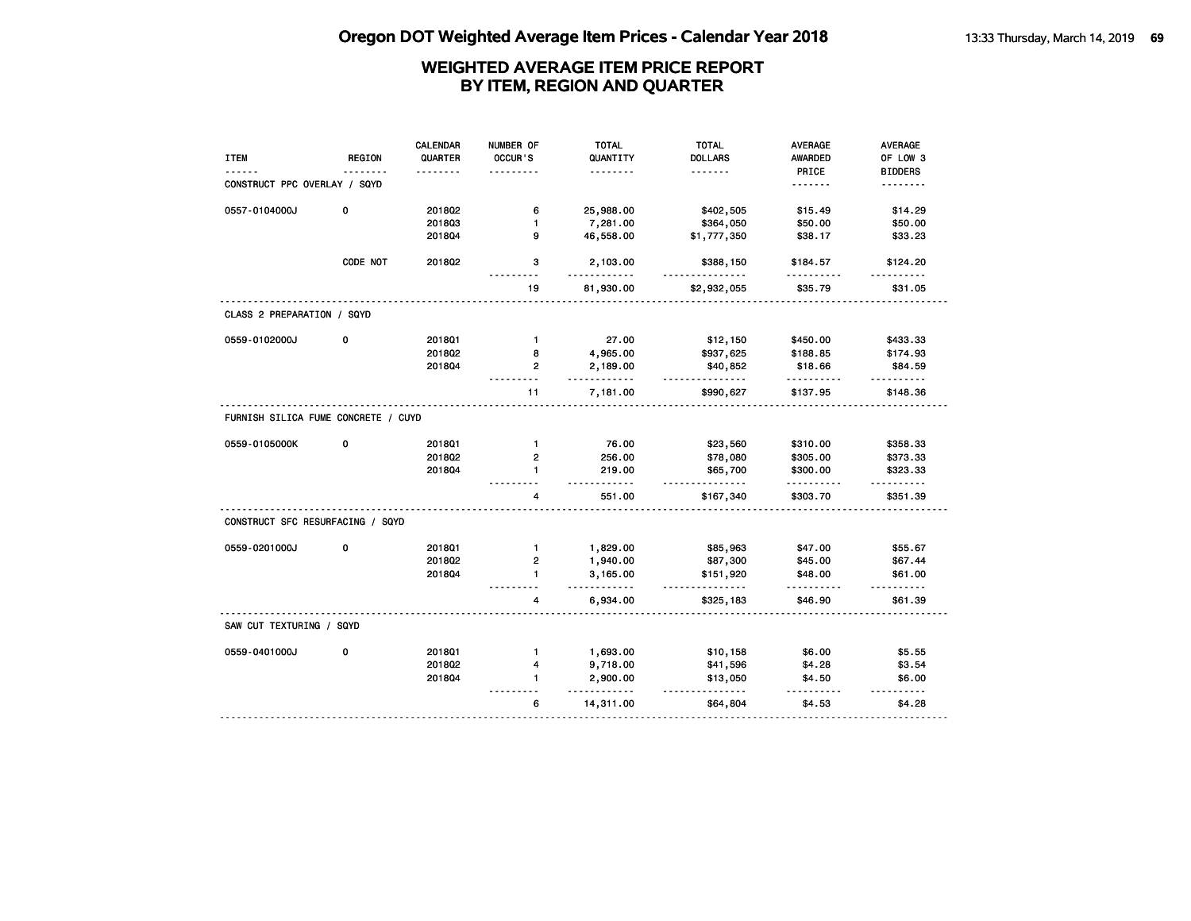# Oregon DOT Weighted Average Item Prices - Calendar Year 2018

## WEIGHTED AVERAGE ITEM PRICE REPORT BY ITEM, REGION AND QUARTER

| ITEM | REGION | CALENDAR QUARTER | NUMBER OF OCCUR'S | TOTAL QUANTITY | TOTAL DOLLARS | AVERAGE AWARDED PRICE | AVERAGE OF LOW 3 BIDDERS |
|---|---|---|---|---|---|---|---|
| **CONSTRUCT PPC OVERLAY / SQYD** | | | | | | | |
| 0557-0104000J | 0 | 2018Q2 | 6 | 25,988.00 | $402,505 | $15.49 | $14.29 |
| | | 2018Q3 | 1 | 7,281.00 | $364,050 | $50.00 | $50.00 |
| | | 2018Q4 | 9 | 46,558.00 | $1,777,350 | $38.17 | $33.23 |
| | CODE NOT | 2018Q2 | 3 | 2,103.00 | $388,150 | $184.57 | $124.20 |
| | | | 19 | 81,930.00 | $2,932,055 | $35.79 | $31.05 |
| **CLASS 2 PREPARATION / SQYD** | | | | | | | |
| 0559-0102000J | 0 | 2018Q1 | 1 | 27.00 | $12,150 | $450.00 | $433.33 |
| | | 2018Q2 | 8 | 4,965.00 | $937,625 | $188.85 | $174.93 |
| | | 2018Q4 | 2 | 2,189.00 | $40,852 | $18.66 | $84.59 |
| | | | 11 | 7,181.00 | $990,627 | $137.95 | $148.36 |
| **FURNISH SILICA FUME CONCRETE / CUYD** | | | | | | | |
| 0559-0105000K | 0 | 2018Q1 | 1 | 76.00 | $23,560 | $310.00 | $358.33 |
| | | 2018Q2 | 2 | 256.00 | $78,080 | $305.00 | $373.33 |
| | | 2018Q4 | 1 | 219.00 | $65,700 | $300.00 | $323.33 |
| | | | 4 | 551.00 | $167,340 | $303.70 | $351.39 |
| **CONSTRUCT SFC RESURFACING / SQYD** | | | | | | | |
| 0559-0201000J | 0 | 2018Q1 | 1 | 1,829.00 | $85,963 | $47.00 | $55.67 |
| | | 2018Q2 | 2 | 1,940.00 | $87,300 | $45.00 | $67.44 |
| | | 2018Q4 | 1 | 3,165.00 | $151,920 | $48.00 | $61.00 |
| | | | 4 | 6,934.00 | $325,183 | $46.90 | $61.39 |
| **SAW CUT TEXTURING / SQYD** | | | | | | | |
| 0559-0401000J | 0 | 2018Q1 | 1 | 1,693.00 | $10,158 | $6.00 | $5.55 |
| | | 2018Q2 | 4 | 9,718.00 | $41,596 | $4.28 | $3.54 |
| | | 2018Q4 | 1 | 2,900.00 | $13,050 | $4.50 | $6.00 |
| | | | 6 | 14,311.00 | $64,804 | $4.53 | $4.28 |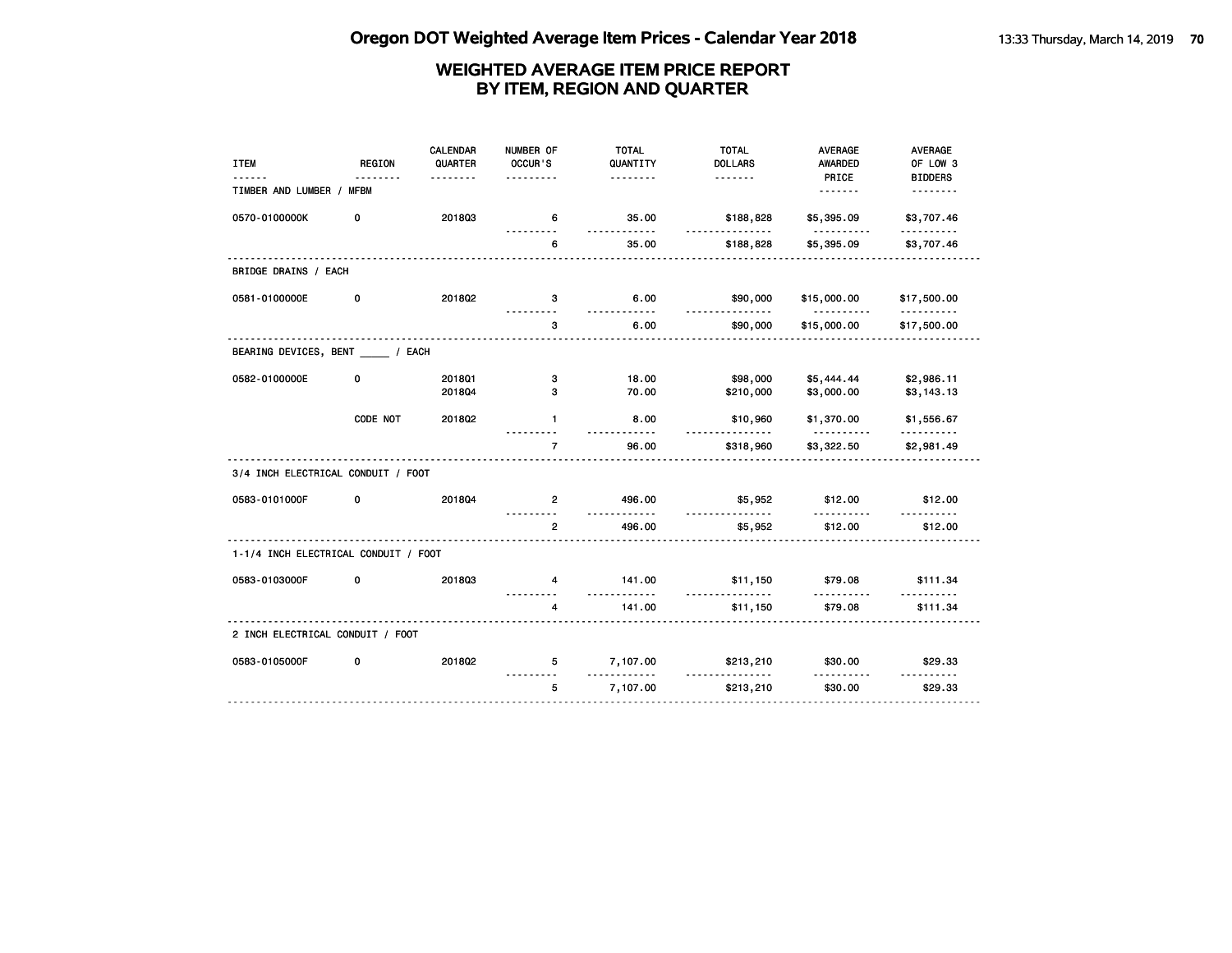# Oregon DOT Weighted Average Item Prices - Calendar Year 2018

## WEIGHTED AVERAGE ITEM PRICE REPORT BY ITEM, REGION AND QUARTER

| ITEM | REGION | CALENDAR QUARTER | NUMBER OF OCCUR'S | TOTAL QUANTITY | TOTAL DOLLARS | AVERAGE AWARDED PRICE | AVERAGE OF LOW 3 BIDDERS |
|---|---|---|---|---|---|---|---|
| **TIMBER AND LUMBER / MFBM** | | | | | | | |
| 0570-0100000K | 0 | 2018Q3 | 6 | 35.00 | $188,828 | $5,395.09 | $3,707.46 |
| | | | 6 | 35.00 | $188,828 | $5,395.09 | $3,707.46 |
| **BRIDGE DRAINS / EACH** | | | | | | | |
| 0581-0100000E | 0 | 2018Q2 | 3 | 6.00 | $90,000 | $15,000.00 | $17,500.00 |
| | | | 3 | 6.00 | $90,000 | $15,000.00 | $17,500.00 |
| **BEARING DEVICES, BENT _____ / EACH** | | | | | | | |
| 0582-0100000E | 0 | 2018Q1 | 3 | 18.00 | $98,000 | $5,444.44 | $2,986.11 |
| | | 2018Q4 | 3 | 70.00 | $210,000 | $3,000.00 | $3,143.13 |
| | CODE NOT | 2018Q2 | 1 | 8.00 | $10,960 | $1,370.00 | $1,556.67 |
| | | | 7 | 96.00 | $318,960 | $3,322.50 | $2,981.49 |
| **3/4 INCH ELECTRICAL CONDUIT / FOOT** | | | | | | | |
| 0583-0101000F | 0 | 2018Q4 | 2 | 496.00 | $5,952 | $12.00 | $12.00 |
| | | | 2 | 496.00 | $5,952 | $12.00 | $12.00 |
| **1-1/4 INCH ELECTRICAL CONDUIT / FOOT** | | | | | | | |
| 0583-0103000F | 0 | 2018Q3 | 4 | 141.00 | $11,150 | $79.08 | $111.34 |
| | | | 4 | 141.00 | $11,150 | $79.08 | $111.34 |
| **2 INCH ELECTRICAL CONDUIT / FOOT** | | | | | | | |
| 0583-0105000F | 0 | 2018Q2 | 5 | 7,107.00 | $213,210 | $30.00 | $29.33 |
| | | | 5 | 7,107.00 | $213,210 | $30.00 | $29.33 |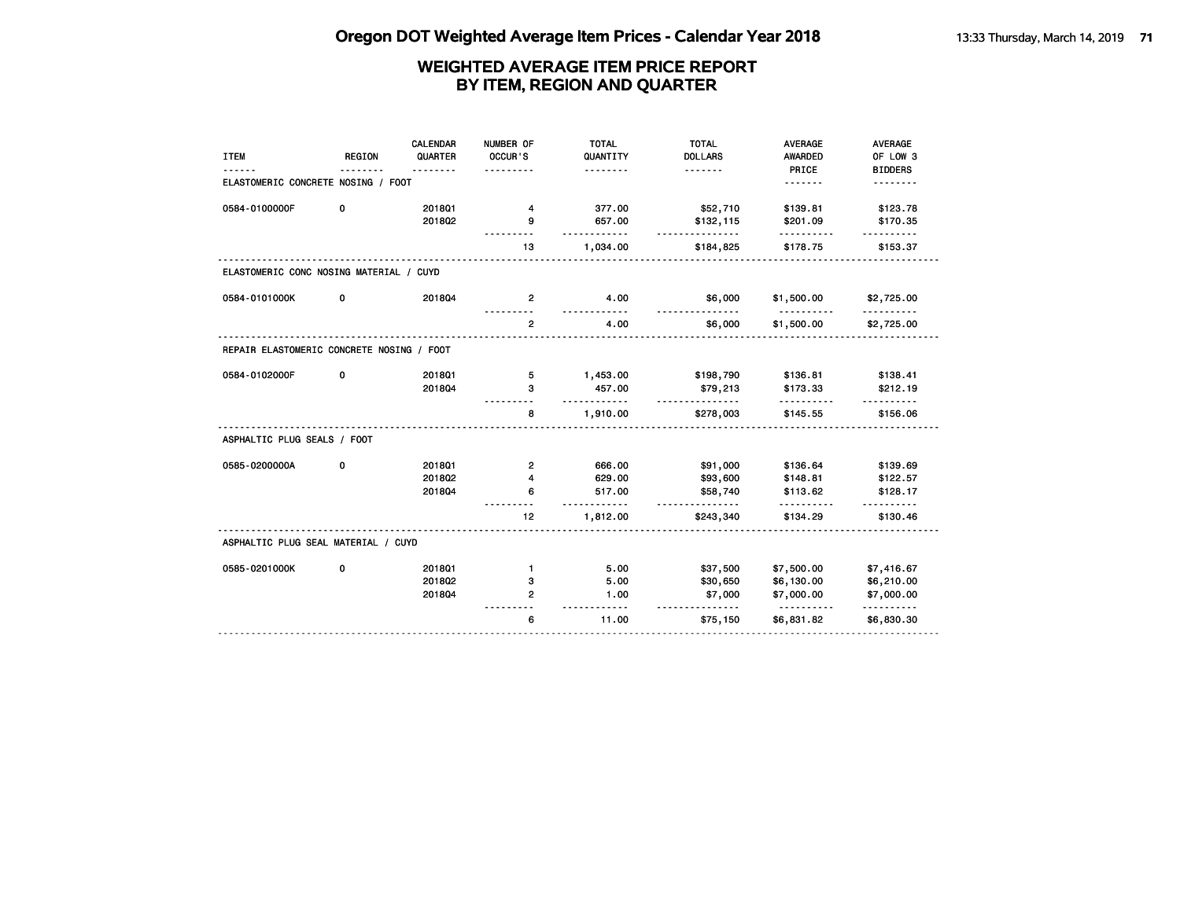# Oregon DOT Weighted Average Item Prices - Calendar Year 2018

## WEIGHTED AVERAGE ITEM PRICE REPORT BY ITEM, REGION AND QUARTER

| ITEM | REGION | CALENDAR QUARTER | NUMBER OF OCCUR'S | TOTAL QUANTITY | TOTAL DOLLARS | AVERAGE AWARDED PRICE | AVERAGE OF LOW 3 BIDDERS |
|---|---|---|---|---|---|---|---|
| ELASTOMERIC CONCRETE NOSING / FOOT | | | | | | | |
| 0584-0100000F | 0 | 2018Q1 | 4 | 377.00 | $52,710 | $139.81 | $123.78 |
| | | 2018Q2 | 9 | 657.00 | $132,115 | $201.09 | $170.35 |
| | | | 13 | 1,034.00 | $184,825 | $178.75 | $153.37 |
| ELASTOMERIC CONC NOSING MATERIAL / CUYD | | | | | | | |
| 0584-0101000K | 0 | 2018Q4 | 2 | 4.00 | $6,000 | $1,500.00 | $2,725.00 |
| | | | 2 | 4.00 | $6,000 | $1,500.00 | $2,725.00 |
| REPAIR ELASTOMERIC CONCRETE NOSING / FOOT | | | | | | | |
| 0584-0102000F | 0 | 2018Q1 | 5 | 1,453.00 | $198,790 | $136.81 | $138.41 |
| | | 2018Q4 | 3 | 457.00 | $79,213 | $173.33 | $212.19 |
| | | | 8 | 1,910.00 | $278,003 | $145.55 | $156.06 |
| ASPHALTIC PLUG SEALS / FOOT | | | | | | | |
| 0585-0200000A | 0 | 2018Q1 | 2 | 666.00 | $91,000 | $136.64 | $139.69 |
| | | 2018Q2 | 4 | 629.00 | $93,600 | $148.81 | $122.57 |
| | | 2018Q4 | 6 | 517.00 | $58,740 | $113.62 | $128.17 |
| | | | 12 | 1,812.00 | $243,340 | $134.29 | $130.46 |
| ASPHALTIC PLUG SEAL MATERIAL / CUYD | | | | | | | |
| 0585-0201000K | 0 | 2018Q1 | 1 | 5.00 | $37,500 | $7,500.00 | $7,416.67 |
| | | 2018Q2 | 3 | 5.00 | $30,650 | $6,130.00 | $6,210.00 |
| | | 2018Q4 | 2 | 1.00 | $7,000 | $7,000.00 | $7,000.00 |
| | | | 6 | 11.00 | $75,150 | $6,831.82 | $6,830.30 |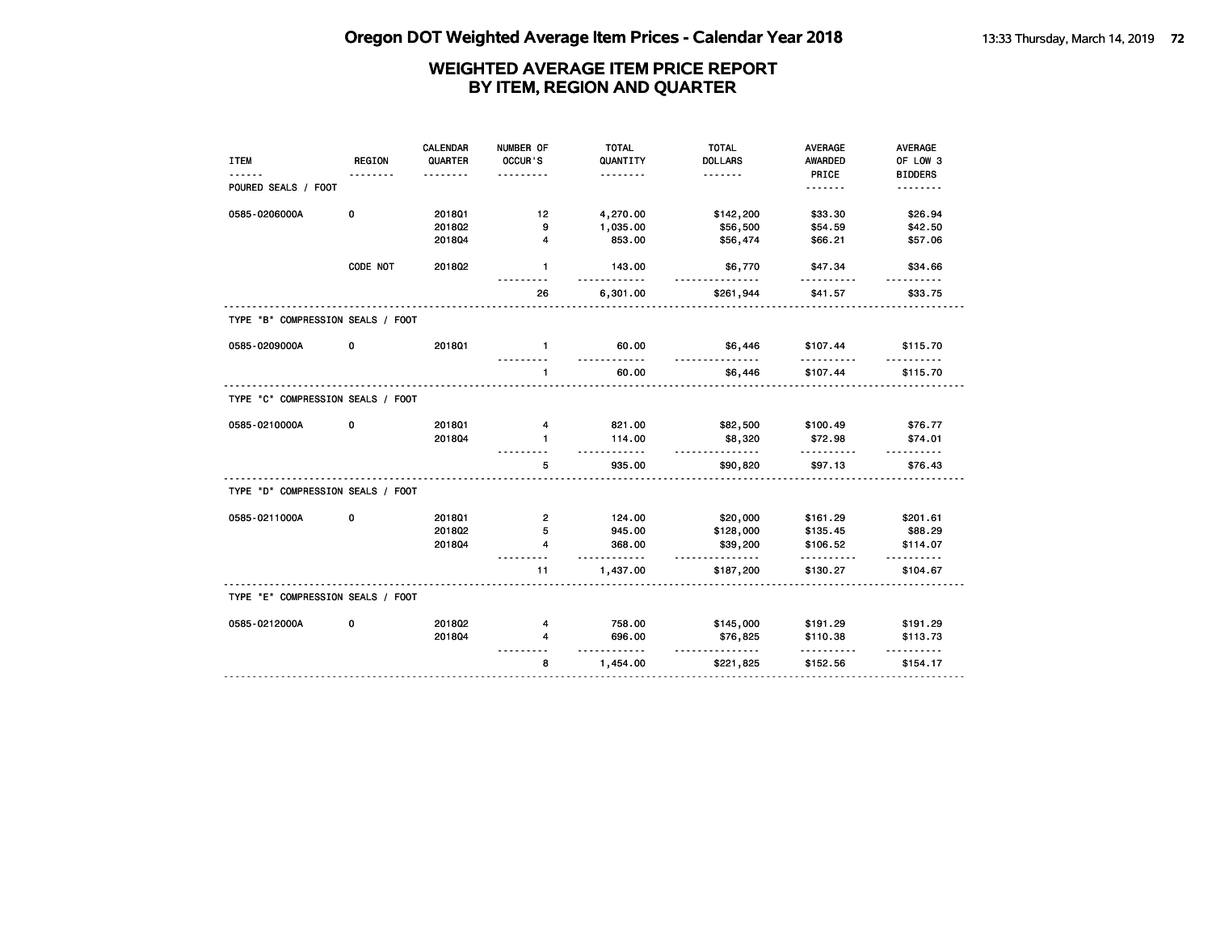# Oregon DOT Weighted Average Item Prices - Calendar Year 2018

## WEIGHTED AVERAGE ITEM PRICE REPORT BY ITEM, REGION AND QUARTER

| ITEM | REGION | CALENDAR QUARTER | NUMBER OF OCCUR'S | TOTAL QUANTITY | TOTAL DOLLARS | AVERAGE AWARDED PRICE | AVERAGE OF LOW 3 BIDDERS |
|---|---|---|---|---|---|---|---|
| POURED SEALS / FOOT | | | | | | | |
| 0585-0206000A | 0 | 2018Q1 | 12 | 4,270.00 | $142,200 | $33.30 | $26.94 |
| | | 2018Q2 | 9 | 1,035.00 | $56,500 | $54.59 | $42.50 |
| | | 2018Q4 | 4 | 853.00 | $56,474 | $66.21 | $57.06 |
| | CODE NOT | 2018Q2 | 1 | 143.00 | $6,770 | $47.34 | $34.66 |
| | | | 26 | 6,301.00 | $261,944 | $41.57 | $33.75 |
| TYPE "B" COMPRESSION SEALS / FOOT | | | | | | | |
| 0585-0209000A | 0 | 2018Q1 | 1 | 60.00 | $6,446 | $107.44 | $115.70 |
| | | | 1 | 60.00 | $6,446 | $107.44 | $115.70 |
| TYPE "C" COMPRESSION SEALS / FOOT | | | | | | | |
| 0585-0210000A | 0 | 2018Q1 | 4 | 821.00 | $82,500 | $100.49 | $76.77 |
| | | 2018Q4 | 1 | 114.00 | $8,320 | $72.98 | $74.01 |
| | | | 5 | 935.00 | $90,820 | $97.13 | $76.43 |
| TYPE "D" COMPRESSION SEALS / FOOT | | | | | | | |
| 0585-0211000A | 0 | 2018Q1 | 2 | 124.00 | $20,000 | $161.29 | $201.61 |
| | | 2018Q2 | 5 | 945.00 | $128,000 | $135.45 | $88.29 |
| | | 2018Q4 | 4 | 368.00 | $39,200 | $106.52 | $114.07 |
| | | | 11 | 1,437.00 | $187,200 | $130.27 | $104.67 |
| TYPE "E" COMPRESSION SEALS / FOOT | | | | | | | |
| 0585-0212000A | 0 | 2018Q2 | 4 | 758.00 | $145,000 | $191.29 | $191.29 |
| | | 2018Q4 | 4 | 696.00 | $76,825 | $110.38 | $113.73 |
| | | | 8 | 1,454.00 | $221,825 | $152.56 | $154.17 |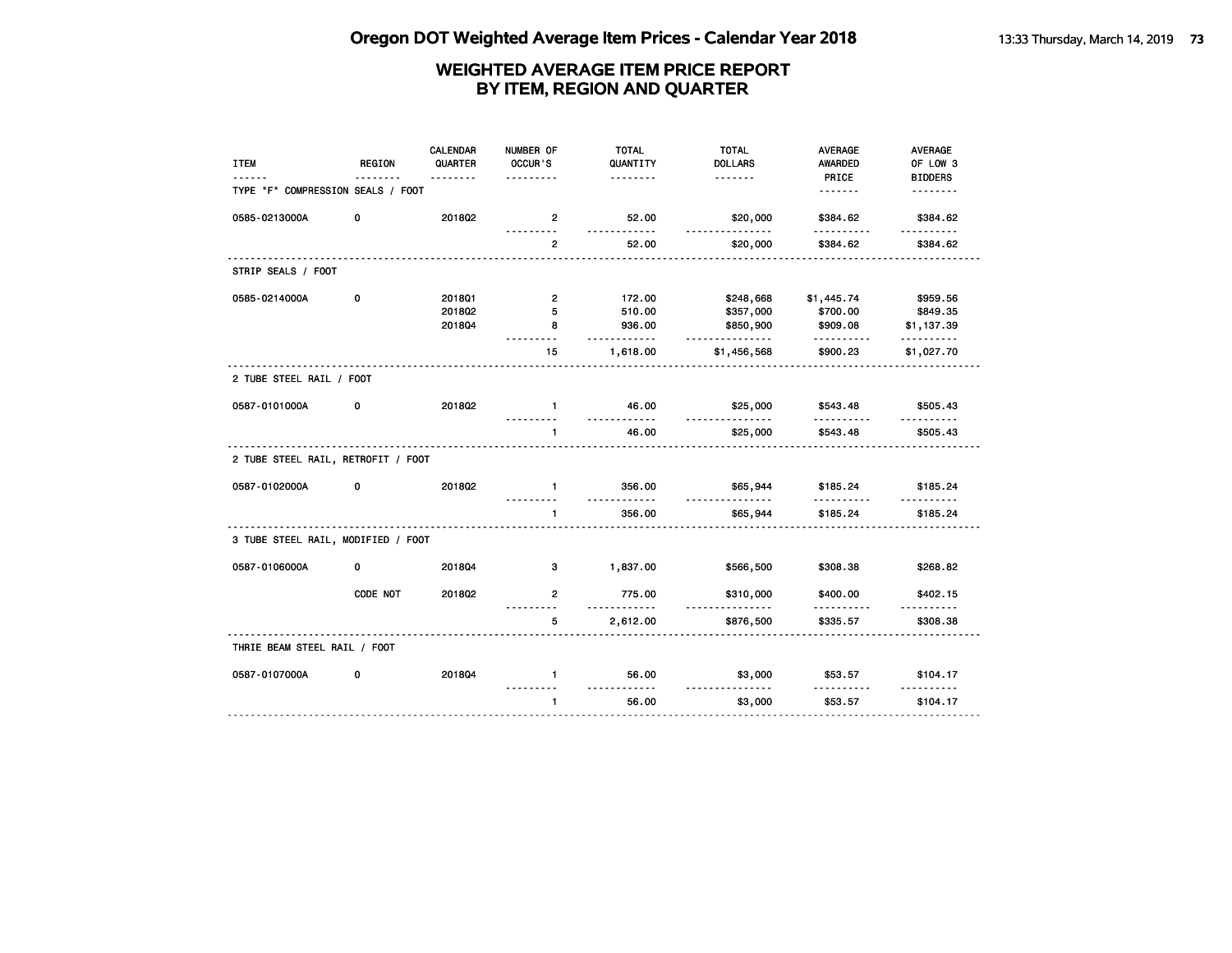# Oregon DOT Weighted Average Item Prices - Calendar Year 2018

## WEIGHTED AVERAGE ITEM PRICE REPORT BY ITEM, REGION AND QUARTER

| ITEM | REGION | CALENDAR QUARTER | NUMBER OF OCCUR'S | TOTAL QUANTITY | TOTAL DOLLARS | AVERAGE AWARDED PRICE | AVERAGE OF LOW 3 BIDDERS |
|---|---|---|---|---|---|---|---|
| TYPE "F" COMPRESSION SEALS / FOOT | | | | | | | |
| 0585-0213000A | 0 | 2018Q2 | 2 | 52.00 | $20,000 | $384.62 | $384.62 |
| | | | 2 | 52.00 | $20,000 | $384.62 | $384.62 |
| STRIP SEALS / FOOT | | | | | | | |
| 0585-0214000A | 0 | 2018Q1 | 2 | 172.00 | $248,668 | $1,445.74 | $959.56 |
| | | 2018Q2 | 5 | 510.00 | $357,000 | $700.00 | $849.35 |
| | | 2018Q4 | 8 | 936.00 | $850,900 | $909.08 | $1,137.39 |
| | | | 15 | 1,618.00 | $1,456,568 | $900.23 | $1,027.70 |
| 2 TUBE STEEL RAIL / FOOT | | | | | | | |
| 0587-0101000A | 0 | 2018Q2 | 1 | 46.00 | $25,000 | $543.48 | $505.43 |
| | | | 1 | 46.00 | $25,000 | $543.48 | $505.43 |
| 2 TUBE STEEL RAIL, RETROFIT / FOOT | | | | | | | |
| 0587-0102000A | 0 | 2018Q2 | 1 | 356.00 | $65,944 | $185.24 | $185.24 |
| | | | 1 | 356.00 | $65,944 | $185.24 | $185.24 |
| 3 TUBE STEEL RAIL, MODIFIED / FOOT | | | | | | | |
| 0587-0106000A | 0 | 2018Q4 | 3 | 1,837.00 | $566,500 | $308.38 | $268.82 |
| | CODE NOT | 2018Q2 | 2 | 775.00 | $310,000 | $400.00 | $402.15 |
| | | | 5 | 2,612.00 | $876,500 | $335.57 | $308.38 |
| THRIE BEAM STEEL RAIL / FOOT | | | | | | | |
| 0587-0107000A | 0 | 2018Q4 | 1 | 56.00 | $3,000 | $53.57 | $104.17 |
| | | | 1 | 56.00 | $3,000 | $53.57 | $104.17 |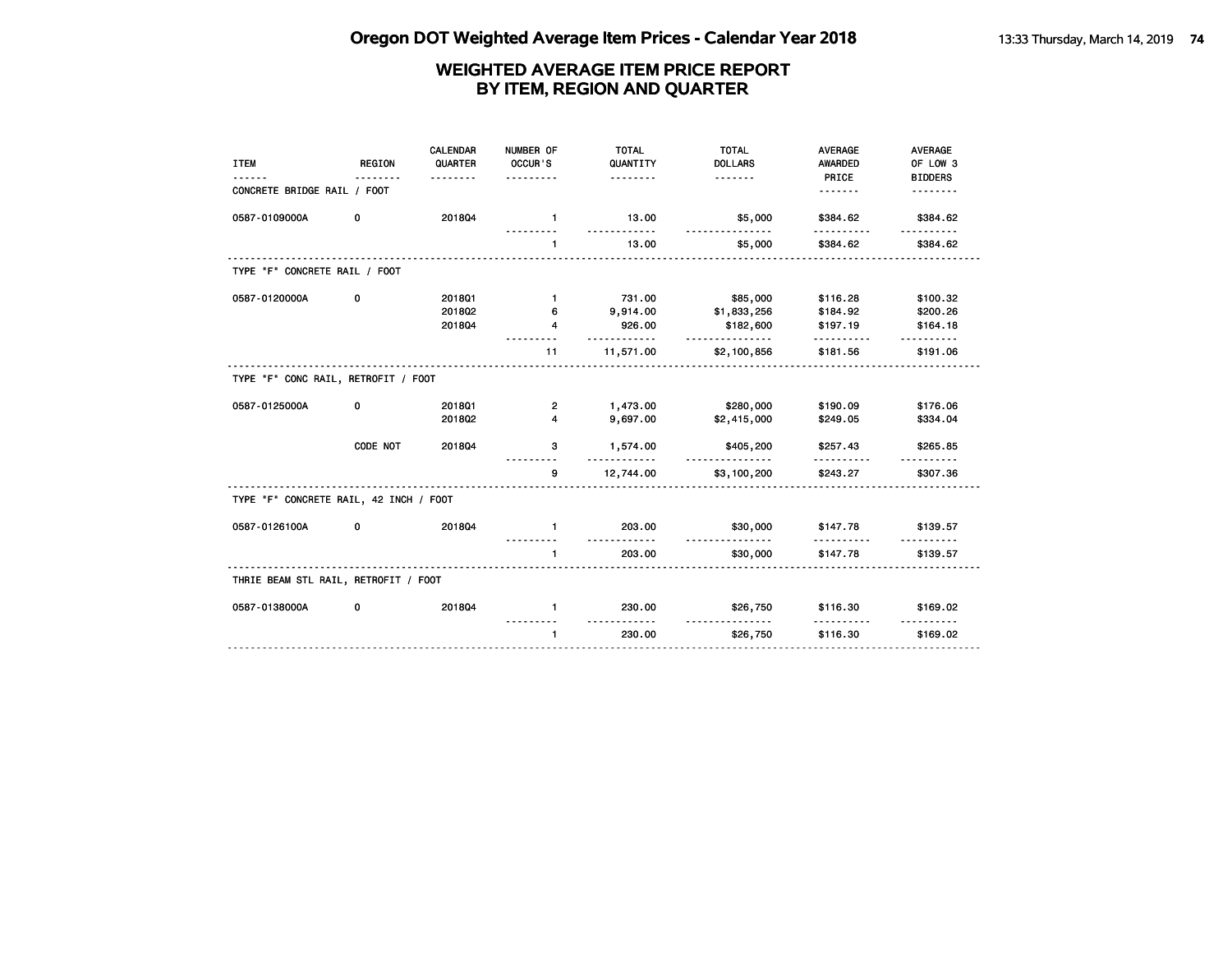# Oregon DOT Weighted Average Item Prices - Calendar Year 2018

## WEIGHTED AVERAGE ITEM PRICE REPORT BY ITEM, REGION AND QUARTER

| ITEM | REGION | CALENDAR QUARTER | NUMBER OF OCCUR'S | TOTAL QUANTITY | TOTAL DOLLARS | AVERAGE AWARDED PRICE | AVERAGE OF LOW 3 BIDDERS |
|---|---|---|---|---|---|---|---|
| **CONCRETE BRIDGE RAIL / FOOT** | | | | | | | |
| 0587-0109000A | 0 | 2018Q4 | 1 | 13.00 | $5,000 | $384.62 | $384.62 |
| | | | 1 | 13.00 | $5,000 | $384.62 | $384.62 |
| **TYPE "F" CONCRETE RAIL / FOOT** | | | | | | | |
| 0587-0120000A | 0 | 2018Q1 | 1 | 731.00 | $85,000 | $116.28 | $100.32 |
| | | 2018Q2 | 6 | 9,914.00 | $1,833,256 | $184.92 | $200.26 |
| | | 2018Q4 | 4 | 926.00 | $182,600 | $197.19 | $164.18 |
| | | | 11 | 11,571.00 | $2,100,856 | $181.56 | $191.06 |
| **TYPE "F" CONC RAIL, RETROFIT / FOOT** | | | | | | | |
| 0587-0125000A | 0 | 2018Q1 | 2 | 1,473.00 | $280,000 | $190.09 | $176.06 |
| | | 2018Q2 | 4 | 9,697.00 | $2,415,000 | $249.05 | $334.04 |
| | CODE NOT | 2018Q4 | 3 | 1,574.00 | $405,200 | $257.43 | $265.85 |
| | | | 9 | 12,744.00 | $3,100,200 | $243.27 | $307.36 |
| **TYPE "F" CONCRETE RAIL, 42 INCH / FOOT** | | | | | | | |
| 0587-0126100A | 0 | 2018Q4 | 1 | 203.00 | $30,000 | $147.78 | $139.57 |
| | | | 1 | 203.00 | $30,000 | $147.78 | $139.57 |
| **THRIE BEAM STL RAIL, RETROFIT / FOOT** | | | | | | | |
| 0587-0138000A | 0 | 2018Q4 | 1 | 230.00 | $26,750 | $116.30 | $169.02 |
| | | | 1 | 230.00 | $26,750 | $116.30 | $169.02 |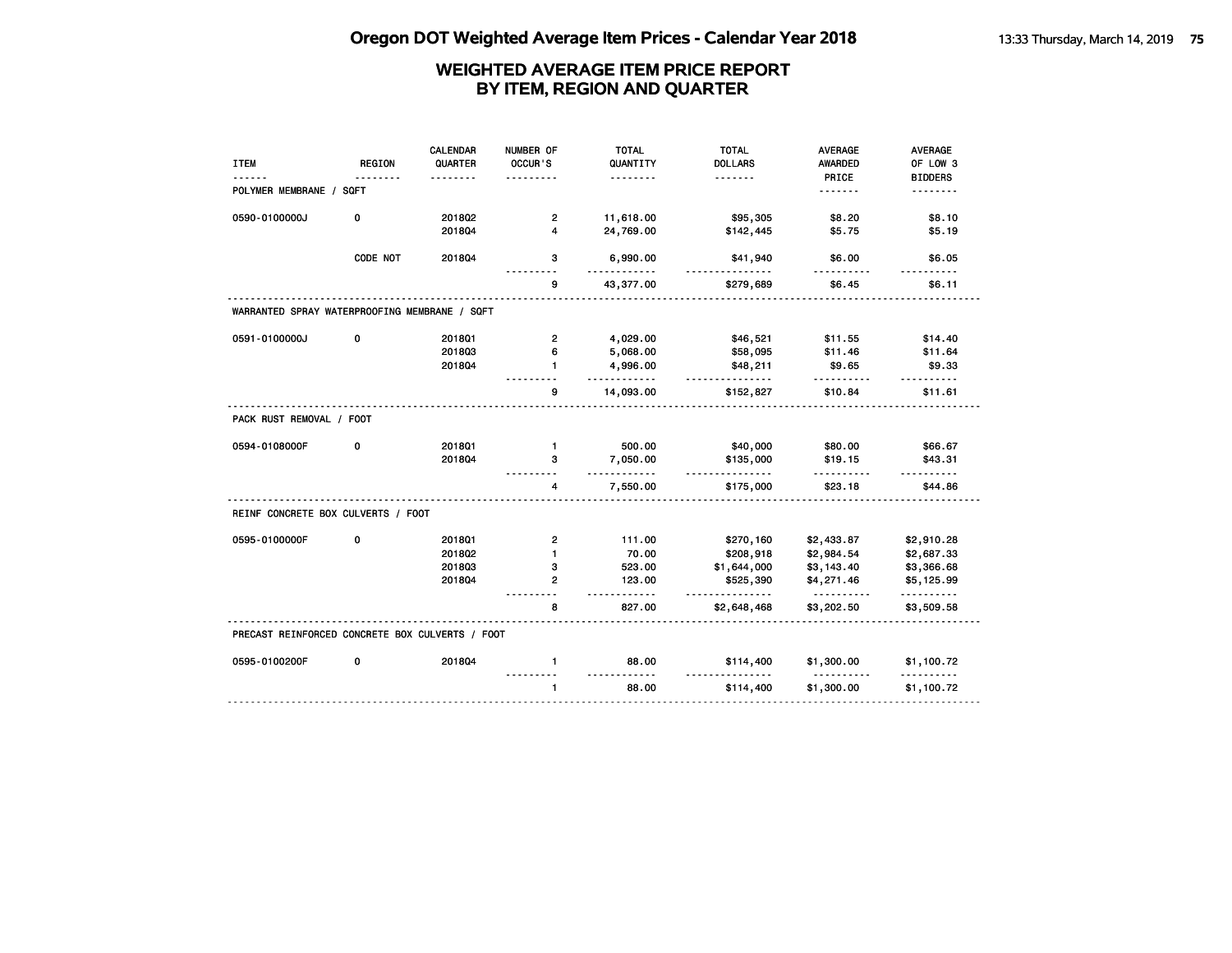# Oregon DOT Weighted Average Item Prices - Calendar Year 2018

## WEIGHTED AVERAGE ITEM PRICE REPORT BY ITEM, REGION AND QUARTER

| ITEM | REGION | CALENDAR QUARTER | NUMBER OF OCCUR'S | TOTAL QUANTITY | TOTAL DOLLARS | AVERAGE AWARDED PRICE | AVERAGE OF LOW 3 BIDDERS |
|---|---|---|---|---|---|---|---|
| POLYMER MEMBRANE / SQFT | | | | | | | |
| 0590-0100000J | 0 | 2018Q2 | 2 | 11,618.00 | $95,305 | $8.20 | $8.10 |
| | | 2018Q4 | 4 | 24,769.00 | $142,445 | $5.75 | $5.19 |
| | CODE NOT | 2018Q4 | 3 | 6,990.00 | $41,940 | $6.00 | $6.05 |
| | | | 9 | 43,377.00 | $279,689 | $6.45 | $6.11 |
| WARRANTED SPRAY WATERPROOFING MEMBRANE / SQFT | | | | | | | |
| 0591-0100000J | 0 | 2018Q1 | 2 | 4,029.00 | $46,521 | $11.55 | $14.40 |
| | | 2018Q3 | 6 | 5,068.00 | $58,095 | $11.46 | $11.64 |
| | | 2018Q4 | 1 | 4,996.00 | $48,211 | $9.65 | $9.33 |
| | | | 9 | 14,093.00 | $152,827 | $10.84 | $11.61 |
| PACK RUST REMOVAL / FOOT | | | | | | | |
| 0594-0108000F | 0 | 2018Q1 | 1 | 500.00 | $40,000 | $80.00 | $66.67 |
| | | 2018Q4 | 3 | 7,050.00 | $135,000 | $19.15 | $43.31 |
| | | | 4 | 7,550.00 | $175,000 | $23.18 | $44.86 |
| REINF CONCRETE BOX CULVERTS / FOOT | | | | | | | |
| 0595-0100000F | 0 | 2018Q1 | 2 | 111.00 | $270,160 | $2,433.87 | $2,910.28 |
| | | 2018Q2 | 1 | 70.00 | $208,918 | $2,984.54 | $2,687.33 |
| | | 2018Q3 | 3 | 523.00 | $1,644,000 | $3,143.40 | $3,366.68 |
| | | 2018Q4 | 2 | 123.00 | $525,390 | $4,271.46 | $5,125.99 |
| | | | 8 | 827.00 | $2,648,468 | $3,202.50 | $3,509.58 |
| PRECAST REINFORCED CONCRETE BOX CULVERTS / FOOT | | | | | | | |
| 0595-0100200F | 0 | 2018Q4 | 1 | 88.00 | $114,400 | $1,300.00 | $1,100.72 |
| | | | 1 | 88.00 | $114,400 | $1,300.00 | $1,100.72 |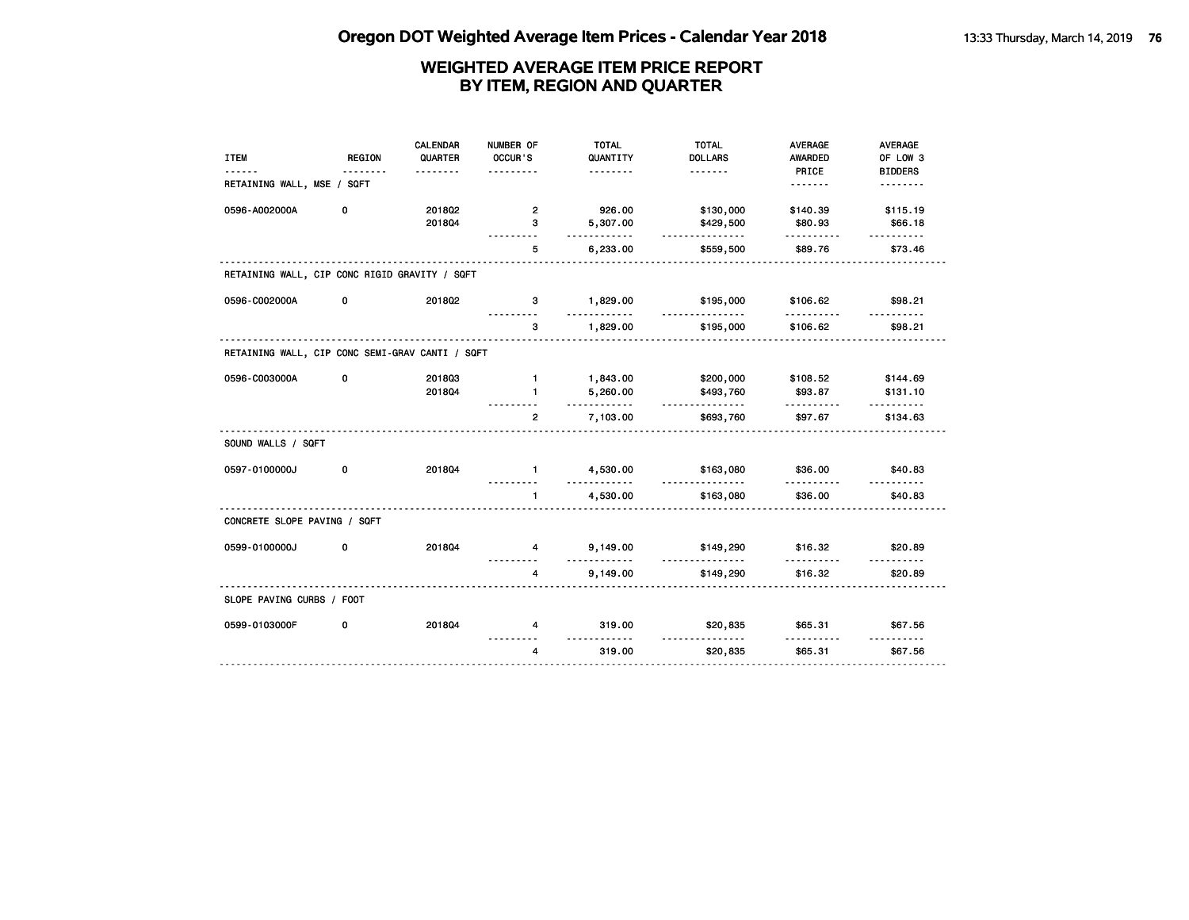# Oregon DOT Weighted Average Item Prices - Calendar Year 2018

## WEIGHTED AVERAGE ITEM PRICE REPORT BY ITEM, REGION AND QUARTER

| ITEM | REGION | CALENDAR QUARTER | NUMBER OF OCCUR'S | TOTAL QUANTITY | TOTAL DOLLARS | AVERAGE AWARDED PRICE | AVERAGE OF LOW 3 BIDDERS |
|---|---|---|---|---|---|---|---|
| RETAINING WALL, MSE / SQFT | | | | | | | |
| 0596-A002000A | 0 | 2018Q2 | 2 | 926.00 | $130,000 | $140.39 | $115.19 |
| | | 2018Q4 | 3 | 5,307.00 | $429,500 | $80.93 | $66.18 |
| | | | 5 | 6,233.00 | $559,500 | $89.76 | $73.46 |
| RETAINING WALL, CIP CONC RIGID GRAVITY / SQFT | | | | | | | |
| 0596-C002000A | 0 | 2018Q2 | 3 | 1,829.00 | $195,000 | $106.62 | $98.21 |
| | | | 3 | 1,829.00 | $195,000 | $106.62 | $98.21 |
| RETAINING WALL, CIP CONC SEMI-GRAV CANTI / SQFT | | | | | | | |
| 0596-C003000A | 0 | 2018Q3 | 1 | 1,843.00 | $200,000 | $108.52 | $144.69 |
| | | 2018Q4 | 1 | 5,260.00 | $493,760 | $93.87 | $131.10 |
| | | | 2 | 7,103.00 | $693,760 | $97.67 | $134.63 |
| SOUND WALLS / SQFT | | | | | | | |
| 0597-0100000J | 0 | 2018Q4 | 1 | 4,530.00 | $163,080 | $36.00 | $40.83 |
| | | | 1 | 4,530.00 | $163,080 | $36.00 | $40.83 |
| CONCRETE SLOPE PAVING / SQFT | | | | | | | |
| 0599-0100000J | 0 | 2018Q4 | 4 | 9,149.00 | $149,290 | $16.32 | $20.89 |
| | | | 4 | 9,149.00 | $149,290 | $16.32 | $20.89 |
| SLOPE PAVING CURBS / FOOT | | | | | | | |
| 0599-0103000F | 0 | 2018Q4 | 4 | 319.00 | $20,835 | $65.31 | $67.56 |
| | | | 4 | 319.00 | $20,835 | $65.31 | $67.56 |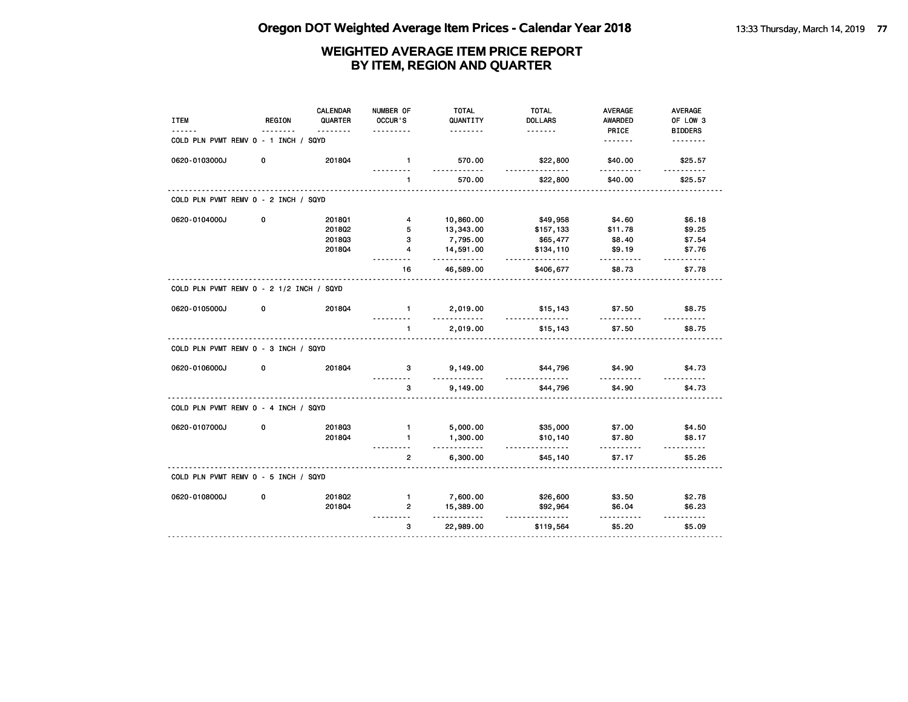# Oregon DOT Weighted Average Item Prices - Calendar Year 2018

## WEIGHTED AVERAGE ITEM PRICE REPORT BY ITEM, REGION AND QUARTER

| ITEM | REGION | CALENDAR QUARTER | NUMBER OF OCCUR'S | TOTAL QUANTITY | TOTAL DOLLARS | AVERAGE AWARDED PRICE | AVERAGE OF LOW 3 BIDDERS |
|---|---|---|---|---|---|---|---|
| **COLD PLN PVMT REMV 0 - 1 INCH / SQYD** | | | | | | | |
| 0620-0103000J | 0 | 2018Q4 | 1 | 570.00 | $22,800 | $40.00 | $25.57 |
| | | | 1 | 570.00 | $22,800 | $40.00 | $25.57 |
| **COLD PLN PVMT REMV 0 - 2 INCH / SQYD** | | | | | | | |
| 0620-0104000J | 0 | 2018Q1 | 4 | 10,860.00 | $49,958 | $4.60 | $6.18 |
| | | 2018Q2 | 5 | 13,343.00 | $157,133 | $11.78 | $9.25 |
| | | 2018Q3 | 3 | 7,795.00 | $65,477 | $8.40 | $7.54 |
| | | 2018Q4 | 4 | 14,591.00 | $134,110 | $9.19 | $7.76 |
| | | | 16 | 46,589.00 | $406,677 | $8.73 | $7.78 |
| **COLD PLN PVMT REMV 0 - 2 1/2 INCH / SQYD** | | | | | | | |
| 0620-0105000J | 0 | 2018Q4 | 1 | 2,019.00 | $15,143 | $7.50 | $8.75 |
| | | | 1 | 2,019.00 | $15,143 | $7.50 | $8.75 |
| **COLD PLN PVMT REMV 0 - 3 INCH / SQYD** | | | | | | | |
| 0620-0106000J | 0 | 2018Q4 | 3 | 9,149.00 | $44,796 | $4.90 | $4.73 |
| | | | 3 | 9,149.00 | $44,796 | $4.90 | $4.73 |
| **COLD PLN PVMT REMV 0 - 4 INCH / SQYD** | | | | | | | |
| 0620-0107000J | 0 | 2018Q3 | 1 | 5,000.00 | $35,000 | $7.00 | $4.50 |
| | | 2018Q4 | 1 | 1,300.00 | $10,140 | $7.80 | $8.17 |
| | | | 2 | 6,300.00 | $45,140 | $7.17 | $5.26 |
| **COLD PLN PVMT REMV 0 - 5 INCH / SQYD** | | | | | | | |
| 0620-0108000J | 0 | 2018Q2 | 1 | 7,600.00 | $26,600 | $3.50 | $2.78 |
| | | 2018Q4 | 2 | 15,389.00 | $92,964 | $6.04 | $6.23 |
| | | | 3 | 22,989.00 | $119,564 | $5.20 | $5.09 |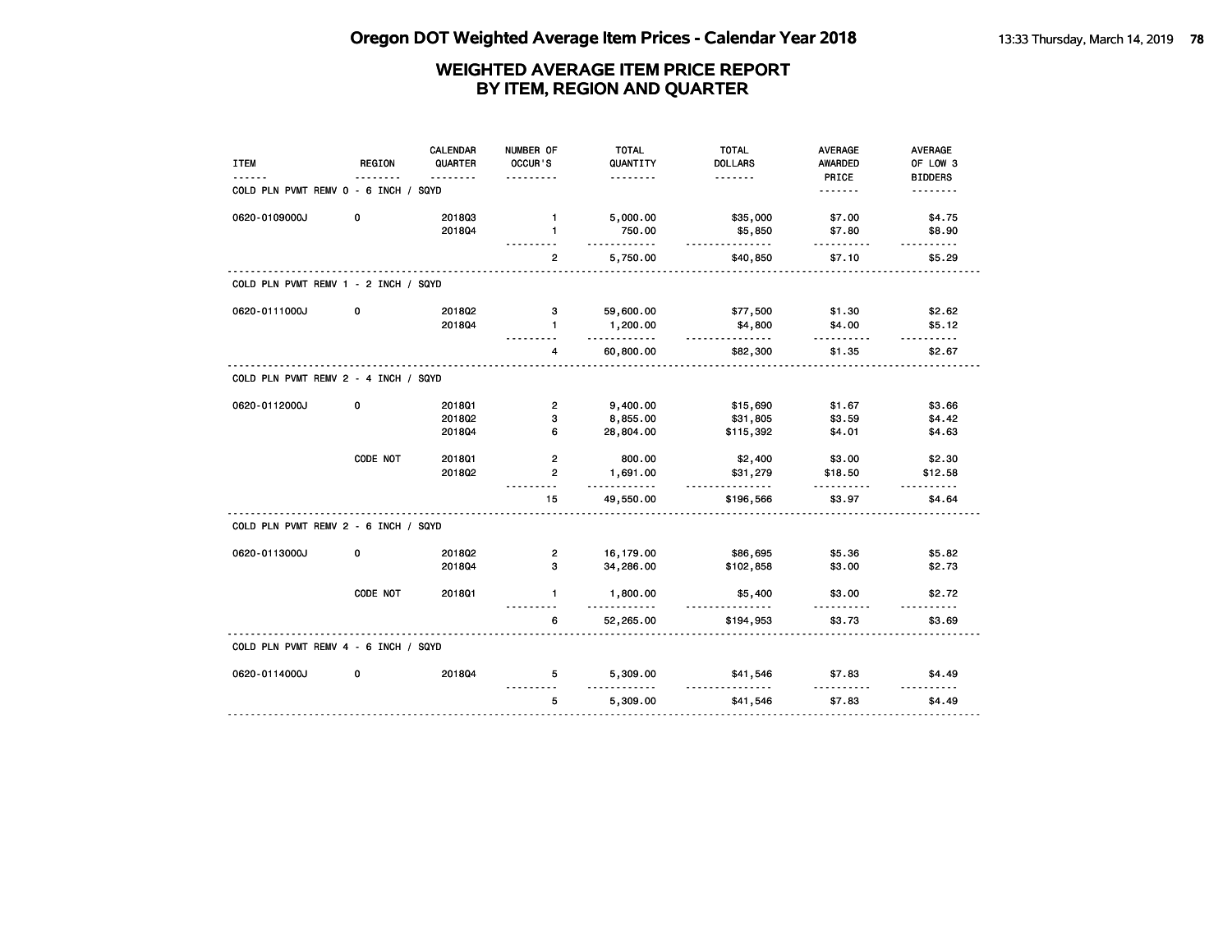# Oregon DOT Weighted Average Item Prices - Calendar Year 2018

## WEIGHTED AVERAGE ITEM PRICE REPORT BY ITEM, REGION AND QUARTER

| ITEM | REGION | CALENDAR QUARTER | NUMBER OF OCCUR'S | TOTAL QUANTITY | TOTAL DOLLARS | AVERAGE AWARDED PRICE | AVERAGE OF LOW 3 BIDDERS |
|---|---|---|---|---|---|---|---|
| COLD PLN PVMT REMV 0 - 6 INCH / SQYD | | | | | | | |
| 0620-0109000J | 0 | 2018Q3 | 1 | 5,000.00 | $35,000 | $7.00 | $4.75 |
| | | 2018Q4 | 1 | 750.00 | $5,850 | $7.80 | $8.90 |
| | | | 2 | 5,750.00 | $40,850 | $7.10 | $5.29 |
| COLD PLN PVMT REMV 1 - 2 INCH / SQYD | | | | | | | |
| 0620-0111000J | 0 | 2018Q2 | 3 | 59,600.00 | $77,500 | $1.30 | $2.62 |
| | | 2018Q4 | 1 | 1,200.00 | $4,800 | $4.00 | $5.12 |
| | | | 4 | 60,800.00 | $82,300 | $1.35 | $2.67 |
| COLD PLN PVMT REMV 2 - 4 INCH / SQYD | | | | | | | |
| 0620-0112000J | 0 | 2018Q1 | 2 | 9,400.00 | $15,690 | $1.67 | $3.66 |
| | | 2018Q2 | 3 | 8,855.00 | $31,805 | $3.59 | $4.42 |
| | | 2018Q4 | 6 | 28,804.00 | $115,392 | $4.01 | $4.63 |
| | CODE NOT | 2018Q1 | 2 | 800.00 | $2,400 | $3.00 | $2.30 |
| | | 2018Q2 | 2 | 1,691.00 | $31,279 | $18.50 | $12.58 |
| | | | 15 | 49,550.00 | $196,566 | $3.97 | $4.64 |
| COLD PLN PVMT REMV 2 - 6 INCH / SQYD | | | | | | | |
| 0620-0113000J | 0 | 2018Q2 | 2 | 16,179.00 | $86,695 | $5.36 | $5.82 |
| | | 2018Q4 | 3 | 34,286.00 | $102,858 | $3.00 | $2.73 |
| | CODE NOT | 2018Q1 | 1 | 1,800.00 | $5,400 | $3.00 | $2.72 |
| | | | 6 | 52,265.00 | $194,953 | $3.73 | $3.69 |
| COLD PLN PVMT REMV 4 - 6 INCH / SQYD | | | | | | | |
| 0620-0114000J | 0 | 2018Q4 | 5 | 5,309.00 | $41,546 | $7.83 | $4.49 |
| | | | 5 | 5,309.00 | $41,546 | $7.83 | $4.49 |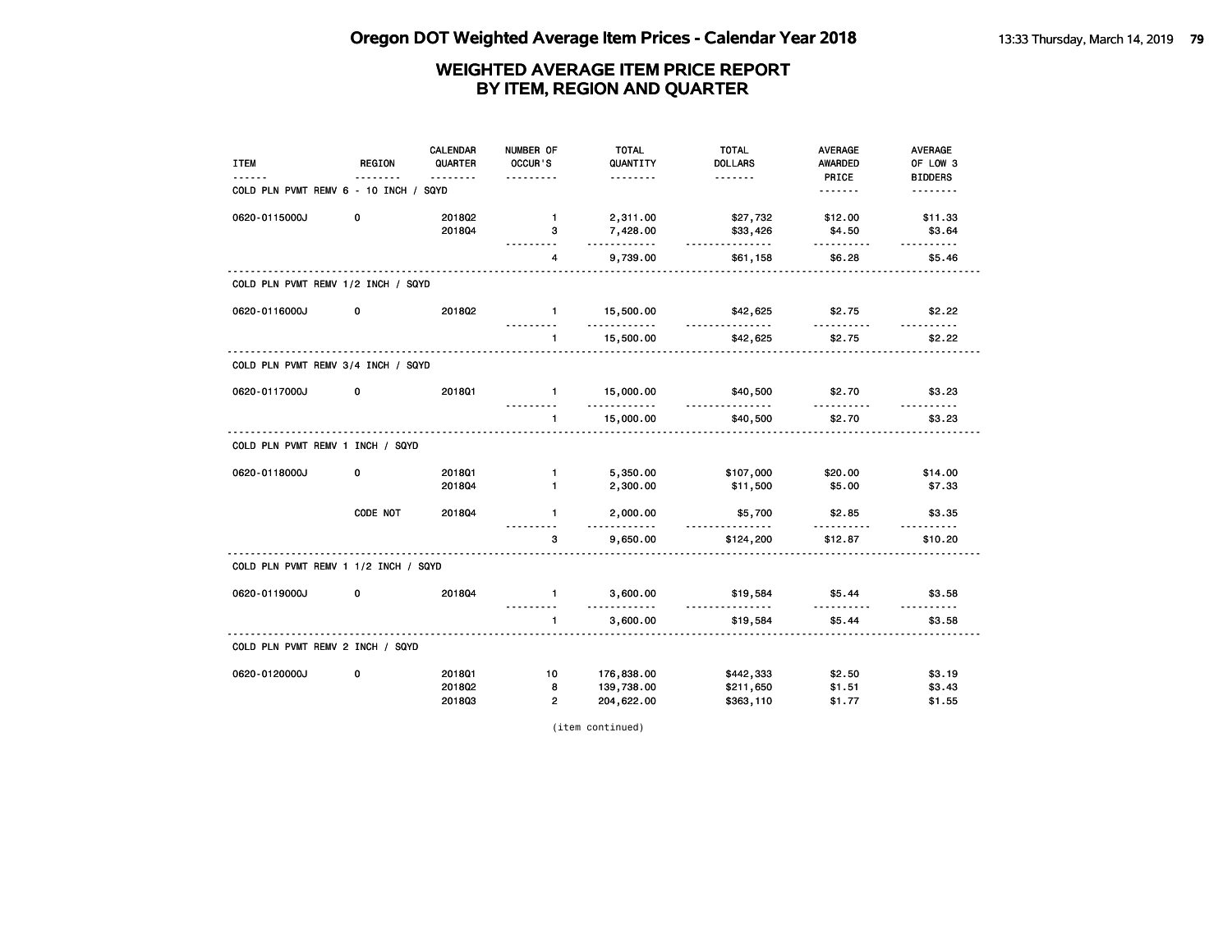# Oregon DOT Weighted Average Item Prices - Calendar Year 2018

## WEIGHTED AVERAGE ITEM PRICE REPORT BY ITEM, REGION AND QUARTER

| ITEM | REGION | CALENDAR QUARTER | NUMBER OF OCCUR'S | TOTAL QUANTITY | TOTAL DOLLARS | AVERAGE AWARDED PRICE | AVERAGE OF LOW 3 BIDDERS |
|---|---|---|---|---|---|---|---|
| **COLD PLN PVMT REMV 6 - 10 INCH / SQYD** | | | | | | | |
| 0620-0115000J | 0 | 2018Q2 | 1 | 2,311.00 | $27,732 | $12.00 | $11.33 |
| | | 2018Q4 | 3 | 7,428.00 | $33,426 | $4.50 | $3.64 |
| | | | 4 | 9,739.00 | $61,158 | $6.28 | $5.46 |
| **COLD PLN PVMT REMV 1/2 INCH / SQYD** | | | | | | | |
| 0620-0116000J | 0 | 2018Q2 | 1 | 15,500.00 | $42,625 | $2.75 | $2.22 |
| | | | 1 | 15,500.00 | $42,625 | $2.75 | $2.22 |
| **COLD PLN PVMT REMV 3/4 INCH / SQYD** | | | | | | | |
| 0620-0117000J | 0 | 2018Q1 | 1 | 15,000.00 | $40,500 | $2.70 | $3.23 |
| | | | 1 | 15,000.00 | $40,500 | $2.70 | $3.23 |
| **COLD PLN PVMT REMV 1 INCH / SQYD** | | | | | | | |
| 0620-0118000J | 0 | 2018Q1 | 1 | 5,350.00 | $107,000 | $20.00 | $14.00 |
| | | 2018Q4 | 1 | 2,300.00 | $11,500 | $5.00 | $7.33 |
| | CODE NOT | 2018Q4 | 1 | 2,000.00 | $5,700 | $2.85 | $3.35 |
| | | | 3 | 9,650.00 | $124,200 | $12.87 | $10.20 |
| **COLD PLN PVMT REMV 1 1/2 INCH / SQYD** | | | | | | | |
| 0620-0119000J | 0 | 2018Q4 | 1 | 3,600.00 | $19,584 | $5.44 | $3.58 |
| | | | 1 | 3,600.00 | $19,584 | $5.44 | $3.58 |
| **COLD PLN PVMT REMV 2 INCH / SQYD** | | | | | | | |
| 0620-0120000J | 0 | 2018Q1 | 10 | 176,838.00 | $442,333 | $2.50 | $3.19 |
| | | 2018Q2 | 8 | 139,738.00 | $211,650 | $1.51 | $3.43 |
| | | 2018Q3 | 2 | 204,622.00 | $363,110 | $1.77 | $1.55 |

(item continued)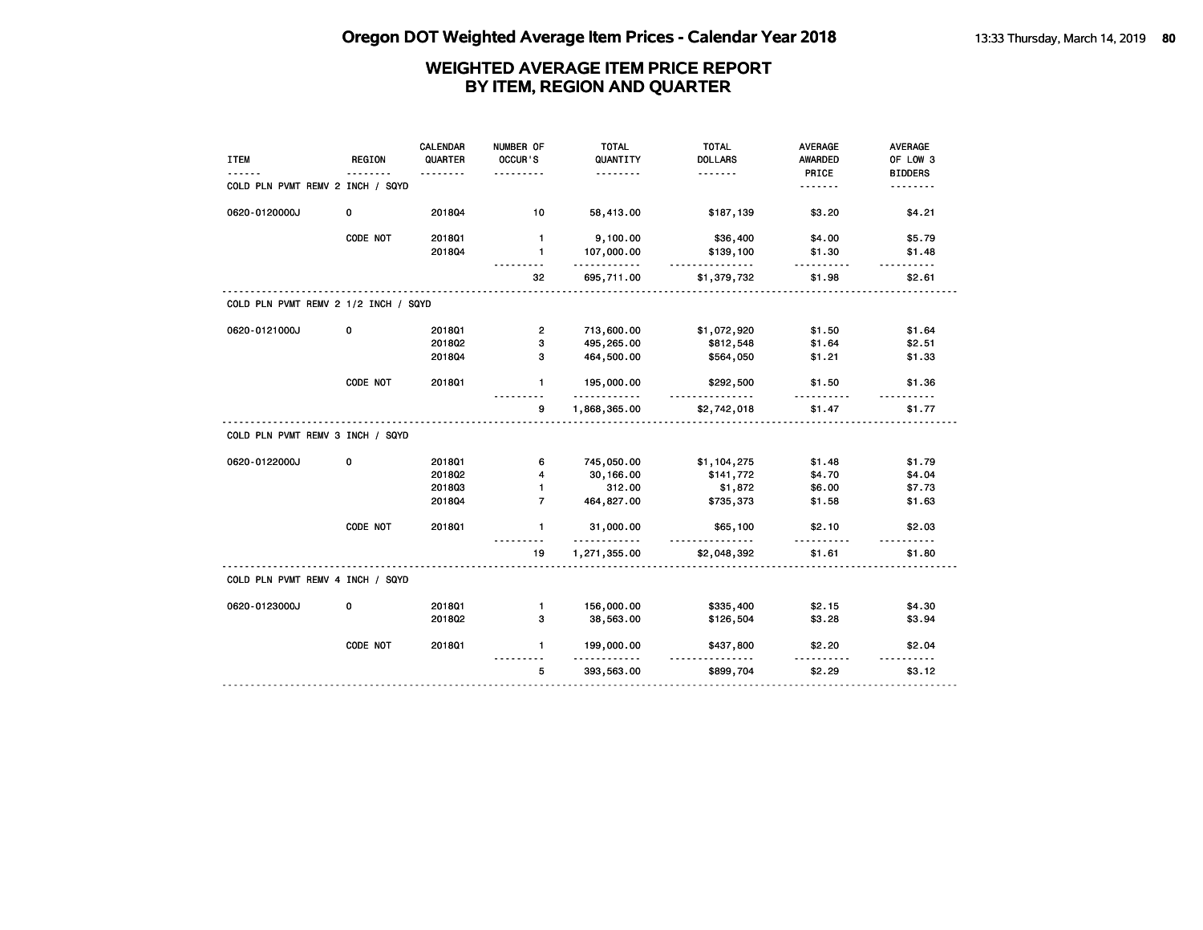## WEIGHTED AVERAGE ITEM PRICE REPORT
## BY ITEM, REGION AND QUARTER

| ITEM | REGION | CALENDAR QUARTER | NUMBER OF OCCUR'S | TOTAL QUANTITY | TOTAL DOLLARS | AVERAGE AWARDED PRICE | AVERAGE OF LOW 3 BIDDERS |
|---|---|---|---|---|---|---|---|
| COLD PLN PVMT REMV 2 INCH / SQYD | | | | | | | |
| 0620-0120000J | 0 | 2018Q4 | 10 | 58,413.00 | $187,139 | $3.20 | $4.21 |
| | CODE NOT | 2018Q1 | 1 | 9,100.00 | $36,400 | $4.00 | $5.79 |
| | | 2018Q4 | 1 | 107,000.00 | $139,100 | $1.30 | $1.48 |
| | | | 32 | 695,711.00 | $1,379,732 | $1.98 | $2.61 |
| COLD PLN PVMT REMV 2 1/2 INCH / SQYD | | | | | | | |
| 0620-0121000J | 0 | 2018Q1 | 2 | 713,600.00 | $1,072,920 | $1.50 | $1.64 |
| | | 2018Q2 | 3 | 495,265.00 | $812,548 | $1.64 | $2.51 |
| | | 2018Q4 | 3 | 464,500.00 | $564,050 | $1.21 | $1.33 |
| | CODE NOT | 2018Q1 | 1 | 195,000.00 | $292,500 | $1.50 | $1.36 |
| | | | 9 | 1,868,365.00 | $2,742,018 | $1.47 | $1.77 |
| COLD PLN PVMT REMV 3 INCH / SQYD | | | | | | | |
| 0620-0122000J | 0 | 2018Q1 | 6 | 745,050.00 | $1,104,275 | $1.48 | $1.79 |
| | | 2018Q2 | 4 | 30,166.00 | $141,772 | $4.70 | $4.04 |
| | | 2018Q3 | 1 | 312.00 | $1,872 | $6.00 | $7.73 |
| | | 2018Q4 | 7 | 464,827.00 | $735,373 | $1.58 | $1.63 |
| | CODE NOT | 2018Q1 | 1 | 31,000.00 | $65,100 | $2.10 | $2.03 |
| | | | 19 | 1,271,355.00 | $2,048,392 | $1.61 | $1.80 |
| COLD PLN PVMT REMV 4 INCH / SQYD | | | | | | | |
| 0620-0123000J | 0 | 2018Q1 | 1 | 156,000.00 | $335,400 | $2.15 | $4.30 |
| | | 2018Q2 | 3 | 38,563.00 | $126,504 | $3.28 | $3.94 |
| | CODE NOT | 2018Q1 | 1 | 199,000.00 | $437,800 | $2.20 | $2.04 |
| | | | 5 | 393,563.00 | $899,704 | $2.29 | $3.12 |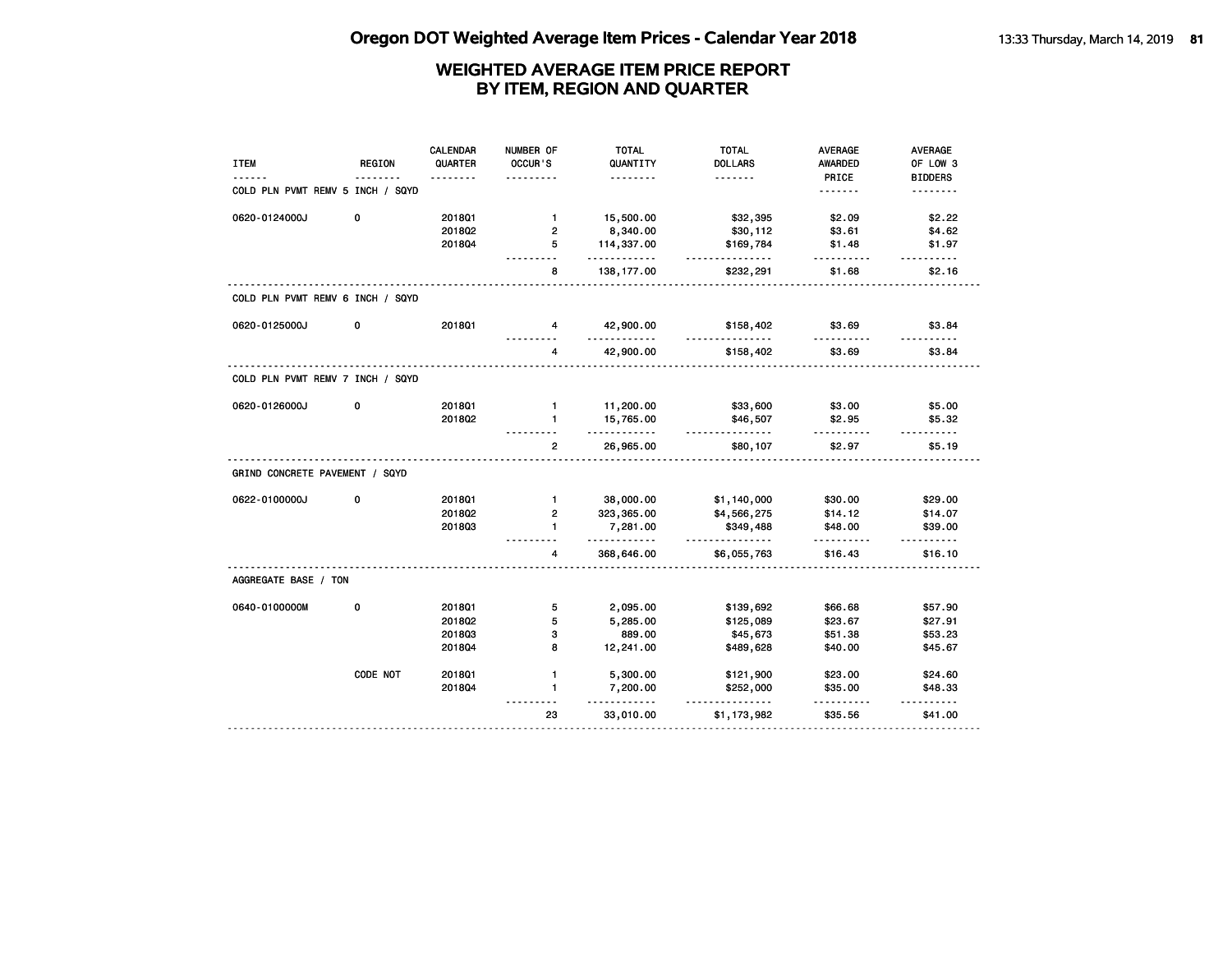# Oregon DOT Weighted Average Item Prices - Calendar Year 2018

## WEIGHTED AVERAGE ITEM PRICE REPORT BY ITEM, REGION AND QUARTER

| ITEM | REGION | CALENDAR QUARTER | NUMBER OF OCCUR'S | TOTAL QUANTITY | TOTAL DOLLARS | AVERAGE AWARDED PRICE | AVERAGE OF LOW 3 BIDDERS |
|---|---|---|---|---|---|---|---|
| COLD PLN PVMT REMV 5 INCH / SQYD | | | | | | | |
| 0620-0124000J | 0 | 2018Q1 | 1 | 15,500.00 | $32,395 | $2.09 | $2.22 |
| | | 2018Q2 | 2 | 8,340.00 | $30,112 | $3.61 | $4.62 |
| | | 2018Q4 | 5 | 114,337.00 | $169,784 | $1.48 | $1.97 |
| | | | 8 | 138,177.00 | $232,291 | $1.68 | $2.16 |
| COLD PLN PVMT REMV 6 INCH / SQYD | | | | | | | |
| 0620-0125000J | 0 | 2018Q1 | 4 | 42,900.00 | $158,402 | $3.69 | $3.84 |
| | | | 4 | 42,900.00 | $158,402 | $3.69 | $3.84 |
| COLD PLN PVMT REMV 7 INCH / SQYD | | | | | | | |
| 0620-0126000J | 0 | 2018Q1 | 1 | 11,200.00 | $33,600 | $3.00 | $5.00 |
| | | 2018Q2 | 1 | 15,765.00 | $46,507 | $2.95 | $5.32 |
| | | | 2 | 26,965.00 | $80,107 | $2.97 | $5.19 |
| GRIND CONCRETE PAVEMENT / SQYD | | | | | | | |
| 0622-0100000J | 0 | 2018Q1 | 1 | 38,000.00 | $1,140,000 | $30.00 | $29.00 |
| | | 2018Q2 | 2 | 323,365.00 | $4,566,275 | $14.12 | $14.07 |
| | | 2018Q3 | 1 | 7,281.00 | $349,488 | $48.00 | $39.00 |
| | | | 4 | 368,646.00 | $6,055,763 | $16.43 | $16.10 |
| AGGREGATE BASE / TON | | | | | | | |
| 0640-0100000M | 0 | 2018Q1 | 5 | 2,095.00 | $139,692 | $66.68 | $57.90 |
| | | 2018Q2 | 5 | 5,285.00 | $125,089 | $23.67 | $27.91 |
| | | 2018Q3 | 3 | 889.00 | $45,673 | $51.38 | $53.23 |
| | | 2018Q4 | 8 | 12,241.00 | $489,628 | $40.00 | $45.67 |
| | CODE NOT | 2018Q1 | 1 | 5,300.00 | $121,900 | $23.00 | $24.60 |
| | | 2018Q4 | 1 | 7,200.00 | $252,000 | $35.00 | $48.33 |
| | | | 23 | 33,010.00 | $1,173,982 | $35.56 | $41.00 |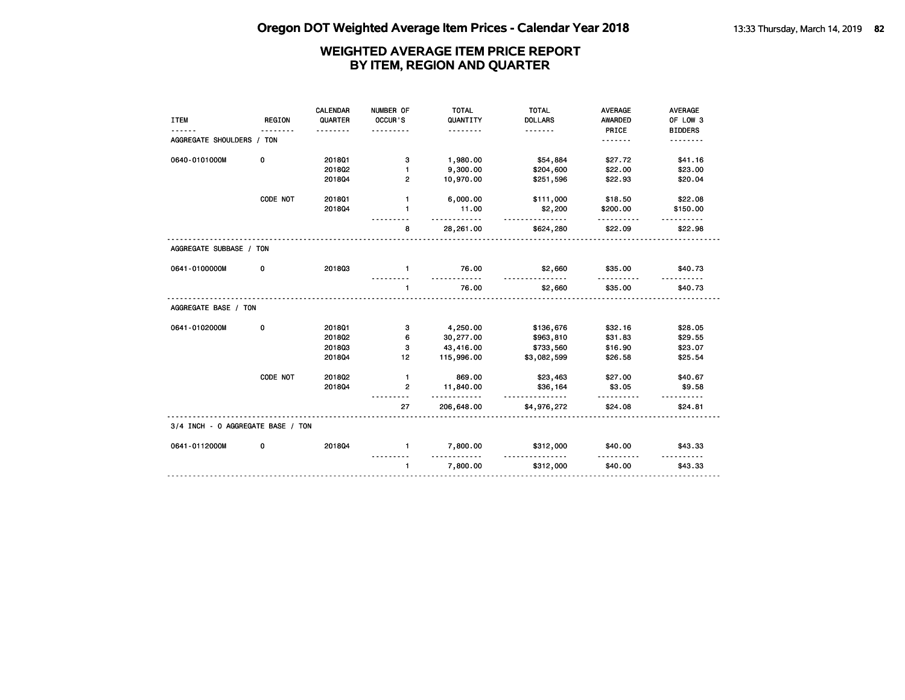# Oregon DOT Weighted Average Item Prices - Calendar Year 2018

## WEIGHTED AVERAGE ITEM PRICE REPORT BY ITEM, REGION AND QUARTER

| ITEM | REGION | CALENDAR QUARTER | NUMBER OF OCCUR'S | TOTAL QUANTITY | TOTAL DOLLARS | AVERAGE AWARDED PRICE | AVERAGE OF LOW 3 BIDDERS |
|---|---|---|---|---|---|---|---|
| **AGGREGATE SHOULDERS / TON** | | | | | | | |
| 0640-0101000M | 0 | 2018Q1 | 3 | 1,980.00 | $54,884 | $27.72 | $41.16 |
| | | 2018Q2 | 1 | 9,300.00 | $204,600 | $22.00 | $23.00 |
| | | 2018Q4 | 2 | 10,970.00 | $251,596 | $22.93 | $20.04 |
| | CODE NOT | 2018Q1 | 1 | 6,000.00 | $111,000 | $18.50 | $22.08 |
| | | 2018Q4 | 1 | 11.00 | $2,200 | $200.00 | $150.00 |
| | | | 8 | 28,261.00 | $624,280 | $22.09 | $22.98 |
| **AGGREGATE SUBBASE / TON** | | | | | | | |
| 0641-0100000M | 0 | 2018Q3 | 1 | 76.00 | $2,660 | $35.00 | $40.73 |
| | | | 1 | 76.00 | $2,660 | $35.00 | $40.73 |
| **AGGREGATE BASE / TON** | | | | | | | |
| 0641-0102000M | 0 | 2018Q1 | 3 | 4,250.00 | $136,676 | $32.16 | $28.05 |
| | | 2018Q2 | 6 | 30,277.00 | $963,810 | $31.83 | $29.55 |
| | | 2018Q3 | 3 | 43,416.00 | $733,560 | $16.90 | $23.07 |
| | | 2018Q4 | 12 | 115,996.00 | $3,082,599 | $26.58 | $25.54 |
| | CODE NOT | 2018Q2 | 1 | 869.00 | $23,463 | $27.00 | $40.67 |
| | | 2018Q4 | 2 | 11,840.00 | $36,164 | $3.05 | $9.58 |
| | | | 27 | 206,648.00 | $4,976,272 | $24.08 | $24.81 |
| **3/4 INCH - 0 AGGREGATE BASE / TON** | | | | | | | |
| 0641-0112000M | 0 | 2018Q4 | 1 | 7,800.00 | $312,000 | $40.00 | $43.33 |
| | | | 1 | 7,800.00 | $312,000 | $40.00 | $43.33 |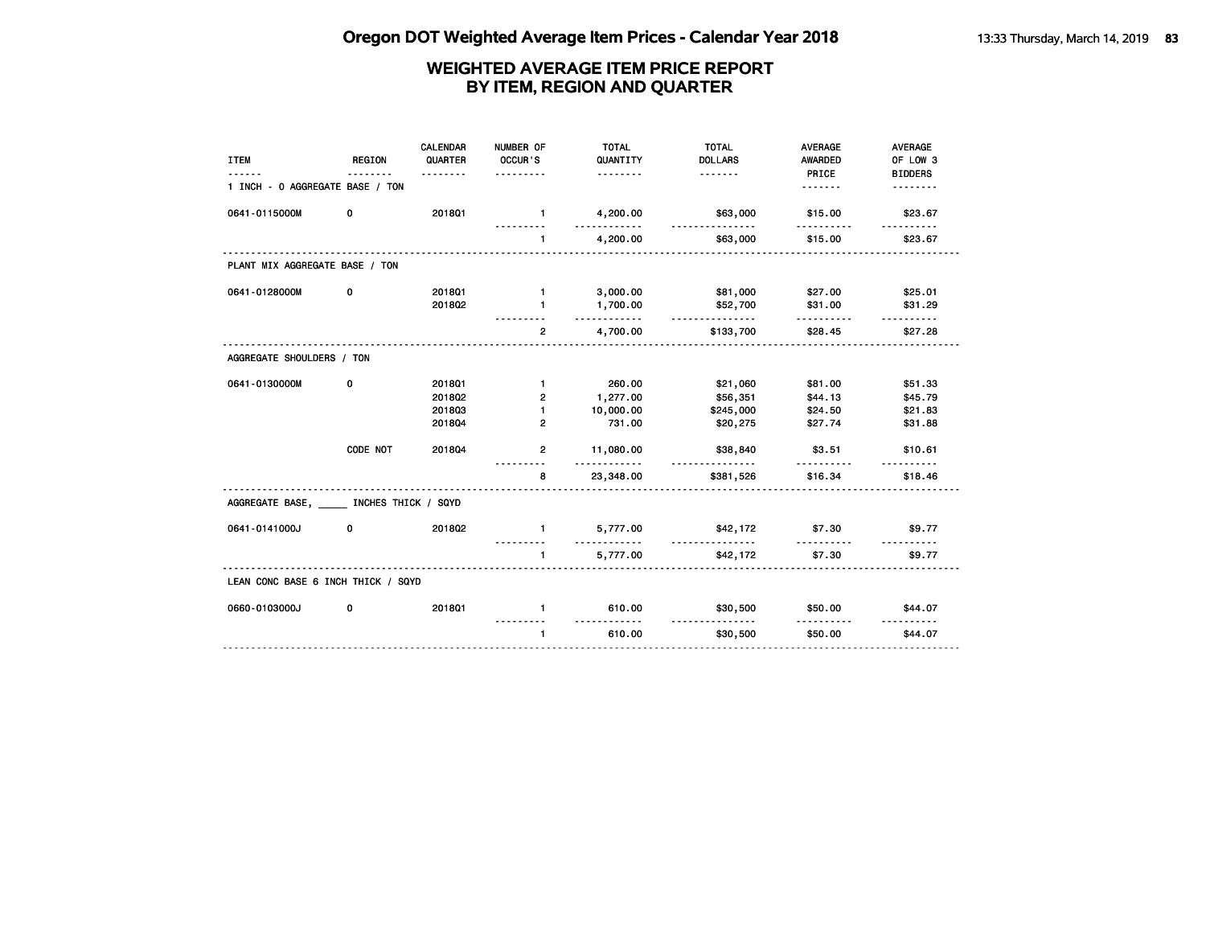# Oregon DOT Weighted Average Item Prices - Calendar Year 2018

## WEIGHTED AVERAGE ITEM PRICE REPORT BY ITEM, REGION AND QUARTER

| ITEM | REGION | CALENDAR QUARTER | NUMBER OF OCCUR'S | TOTAL QUANTITY | TOTAL DOLLARS | AVERAGE AWARDED PRICE | AVERAGE OF LOW 3 BIDDERS |
|---|---|---|---|---|---|---|---|
| **1 INCH - 0 AGGREGATE BASE / TON** | | | | | | | |
| 0641-0115000M | 0 | 2018Q1 | 1 | 4,200.00 | $63,000 | $15.00 | $23.67 |
| | | | 1 | 4,200.00 | $63,000 | $15.00 | $23.67 |
| **PLANT MIX AGGREGATE BASE / TON** | | | | | | | |
| 0641-0128000M | 0 | 2018Q1 | 1 | 3,000.00 | $81,000 | $27.00 | $25.01 |
| | | 2018Q2 | 1 | 1,700.00 | $52,700 | $31.00 | $31.29 |
| | | | 2 | 4,700.00 | $133,700 | $28.45 | $27.28 |
| **AGGREGATE SHOULDERS / TON** | | | | | | | |
| 0641-0130000M | 0 | 2018Q1 | 1 | 260.00 | $21,060 | $81.00 | $51.33 |
| | | 2018Q2 | 2 | 1,277.00 | $56,351 | $44.13 | $45.79 |
| | | 2018Q3 | 1 | 10,000.00 | $245,000 | $24.50 | $21.83 |
| | | 2018Q4 | 2 | 731.00 | $20,275 | $27.74 | $31.88 |
| | CODE NOT | 2018Q4 | 2 | 11,080.00 | $38,840 | $3.51 | $10.61 |
| | | | 8 | 23,348.00 | $381,526 | $16.34 | $18.46 |
| **AGGREGATE BASE, _____ INCHES THICK / SQYD** | | | | | | | |
| 0641-0141000J | 0 | 2018Q2 | 1 | 5,777.00 | $42,172 | $7.30 | $9.77 |
| | | | 1 | 5,777.00 | $42,172 | $7.30 | $9.77 |
| **LEAN CONC BASE 6 INCH THICK / SQYD** | | | | | | | |
| 0660-0103000J | 0 | 2018Q1 | 1 | 610.00 | $30,500 | $50.00 | $44.07 |
| | | | 1 | 610.00 | $30,500 | $50.00 | $44.07 |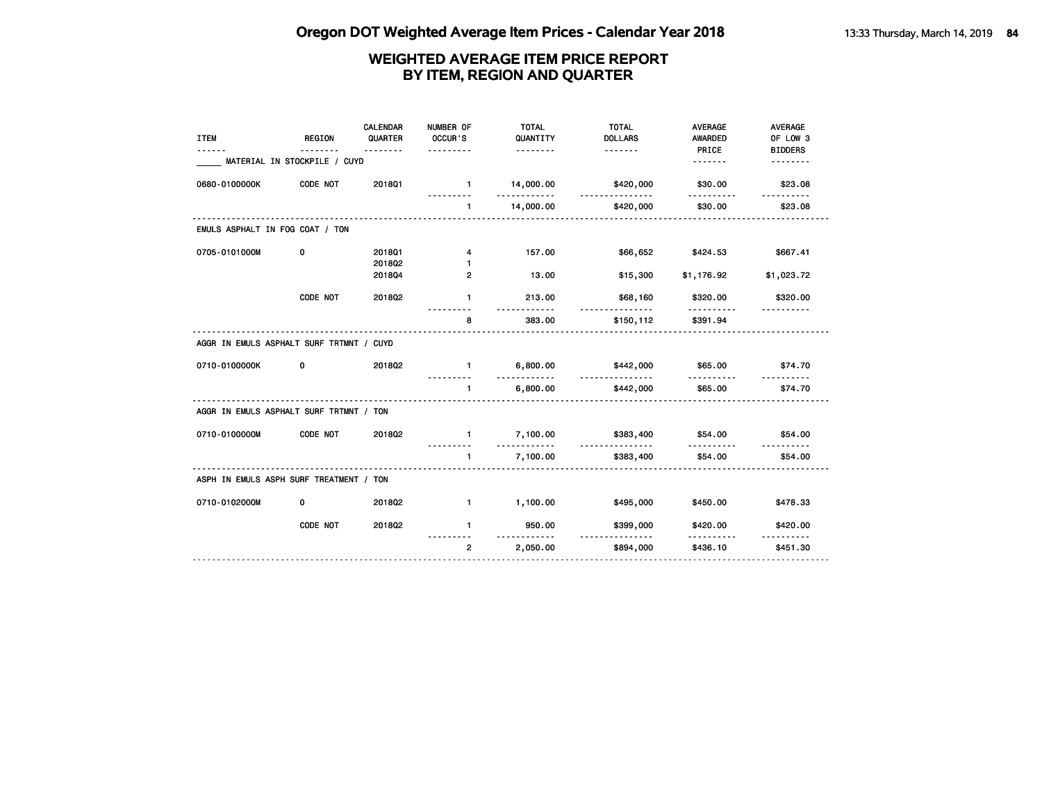# Oregon DOT Weighted Average Item Prices - Calendar Year 2018

## WEIGHTED AVERAGE ITEM PRICE REPORT BY ITEM, REGION AND QUARTER

| ITEM | REGION | CALENDAR QUARTER | NUMBER OF OCCUR'S | TOTAL QUANTITY | TOTAL DOLLARS | AVERAGE AWARDED PRICE | AVERAGE OF LOW 3 BIDDERS |
|---|---|---|---|---|---|---|---|
| _____ MATERIAL IN STOCKPILE / CUYD | | | | | | | |
| 0680-0100000K | CODE NOT | 2018Q1 | 1 | 14,000.00 | $420,000 | $30.00 | $23.08 |
| | | | 1 | 14,000.00 | $420,000 | $30.00 | $23.08 |
| EMULS ASPHALT IN FOG COAT / TON | | | | | | | |
| 0705-0101000M | 0 | 2018Q1 | 4 | 157.00 | $66,652 | $424.53 | $667.41 |
| | | 2018Q2 | 1 | | | | |
| | | 2018Q4 | 2 | 13.00 | $15,300 | $1,176.92 | $1,023.72 |
| | CODE NOT | 2018Q2 | 1 | 213.00 | $68,160 | $320.00 | $320.00 |
| | | | 8 | 383.00 | $150,112 | $391.94 | |
| AGGR IN EMULS ASPHALT SURF TRTMNT / CUYD | | | | | | | |
| 0710-0100000K | 0 | 2018Q2 | 1 | 6,800.00 | $442,000 | $65.00 | $74.70 |
| | | | 1 | 6,800.00 | $442,000 | $65.00 | $74.70 |
| AGGR IN EMULS ASPHALT SURF TRTMNT / TON | | | | | | | |
| 0710-0100000M | CODE NOT | 2018Q2 | 1 | 7,100.00 | $383,400 | $54.00 | $54.00 |
| | | | 1 | 7,100.00 | $383,400 | $54.00 | $54.00 |
| ASPH IN EMULS ASPH SURF TREATMENT / TON | | | | | | | |
| 0710-0102000M | 0 | 2018Q2 | 1 | 1,100.00 | $495,000 | $450.00 | $478.33 |
| | CODE NOT | 2018Q2 | 1 | 950.00 | $399,000 | $420.00 | $420.00 |
| | | | 2 | 2,050.00 | $894,000 | $436.10 | $451.30 |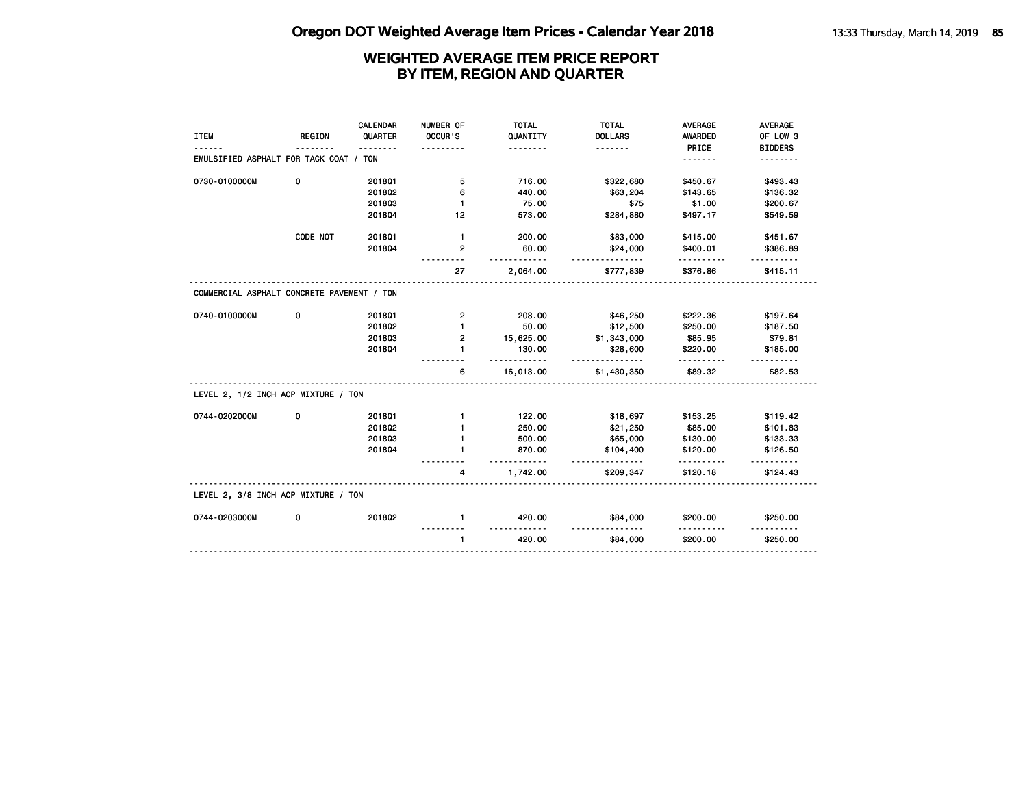# WEIGHTED AVERAGE ITEM PRICE REPORT
# BY ITEM, REGION AND QUARTER

| ITEM | REGION | CALENDAR QUARTER | NUMBER OF OCCUR'S | TOTAL QUANTITY | TOTAL DOLLARS | AVERAGE AWARDED PRICE | AVERAGE OF LOW 3 BIDDERS |
|---|---|---|---|---|---|---|---|
| **EMULSIFIED ASPHALT FOR TACK COAT / TON** | | | | | | | |
| 0730-0100000M | 0 | 2018Q1 | 5 | 716.00 | $322,680 | $450.67 | $493.43 |
| | | 2018Q2 | 6 | 440.00 | $63,204 | $143.65 | $136.32 |
| | | 2018Q3 | 1 | 75.00 | $75 | $1.00 | $200.67 |
| | | 2018Q4 | 12 | 573.00 | $284,880 | $497.17 | $549.59 |
| | CODE NOT | 2018Q1 | 1 | 200.00 | $83,000 | $415.00 | $451.67 |
| | | 2018Q4 | 2 | 60.00 | $24,000 | $400.01 | $386.89 |
| | | | 27 | 2,064.00 | $777,839 | $376.86 | $415.11 |
| **COMMERCIAL ASPHALT CONCRETE PAVEMENT / TON** | | | | | | | |
| 0740-0100000M | 0 | 2018Q1 | 2 | 208.00 | $46,250 | $222.36 | $197.64 |
| | | 2018Q2 | 1 | 50.00 | $12,500 | $250.00 | $187.50 |
| | | 2018Q3 | 2 | 15,625.00 | $1,343,000 | $85.95 | $79.81 |
| | | 2018Q4 | 1 | 130.00 | $28,600 | $220.00 | $185.00 |
| | | | 6 | 16,013.00 | $1,430,350 | $89.32 | $82.53 |
| **LEVEL 2, 1/2 INCH ACP MIXTURE / TON** | | | | | | | |
| 0744-0202000M | 0 | 2018Q1 | 1 | 122.00 | $18,697 | $153.25 | $119.42 |
| | | 2018Q2 | 1 | 250.00 | $21,250 | $85.00 | $101.83 |
| | | 2018Q3 | 1 | 500.00 | $65,000 | $130.00 | $133.33 |
| | | 2018Q4 | 1 | 870.00 | $104,400 | $120.00 | $126.50 |
| | | | 4 | 1,742.00 | $209,347 | $120.18 | $124.43 |
| **LEVEL 2, 3/8 INCH ACP MIXTURE / TON** | | | | | | | |
| 0744-0203000M | 0 | 2018Q2 | 1 | 420.00 | $84,000 | $200.00 | $250.00 |
| | | | 1 | 420.00 | $84,000 | $200.00 | $250.00 |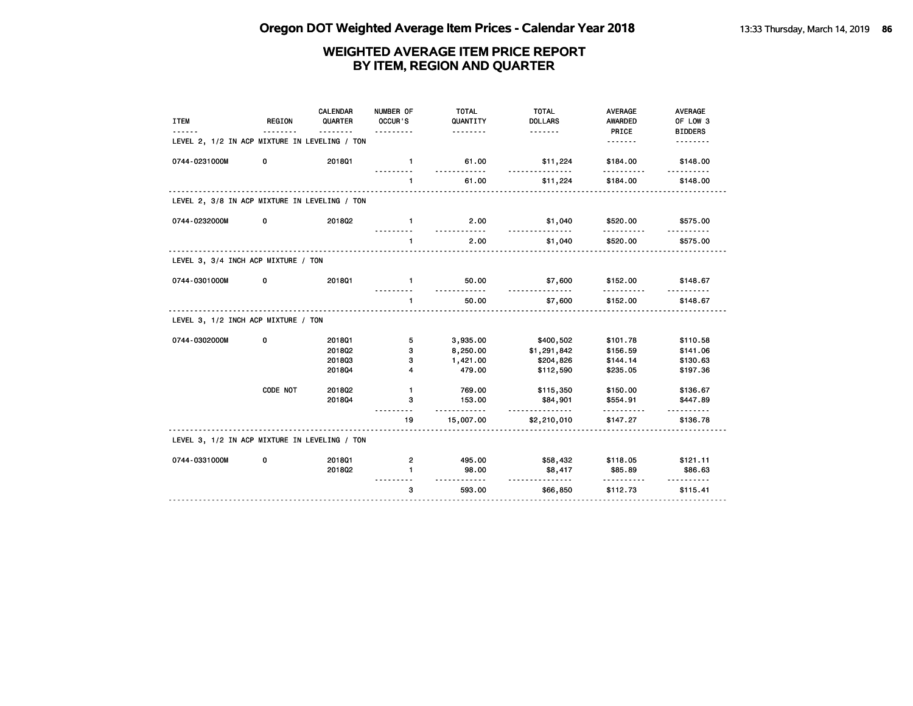# Oregon DOT Weighted Average Item Prices - Calendar Year 2018

## WEIGHTED AVERAGE ITEM PRICE REPORT BY ITEM, REGION AND QUARTER

| ITEM | REGION | CALENDAR QUARTER | NUMBER OF OCCUR'S | TOTAL QUANTITY | TOTAL DOLLARS | AVERAGE AWARDED PRICE | AVERAGE OF LOW 3 BIDDERS |
|---|---|---|---|---|---|---|---|
| **LEVEL 2, 1/2 IN ACP MIXTURE IN LEVELING / TON** | | | | | | | |
| 0744-0231000M | 0 | 2018Q1 | 1 | 61.00 | $11,224 | $184.00 | $148.00 |
| | | | 1 | 61.00 | $11,224 | $184.00 | $148.00 |
| **LEVEL 2, 3/8 IN ACP MIXTURE IN LEVELING / TON** | | | | | | | |
| 0744-0232000M | 0 | 2018Q2 | 1 | 2.00 | $1,040 | $520.00 | $575.00 |
| | | | 1 | 2.00 | $1,040 | $520.00 | $575.00 |
| **LEVEL 3, 3/4 INCH ACP MIXTURE / TON** | | | | | | | |
| 0744-0301000M | 0 | 2018Q1 | 1 | 50.00 | $7,600 | $152.00 | $148.67 |
| | | | 1 | 50.00 | $7,600 | $152.00 | $148.67 |
| **LEVEL 3, 1/2 INCH ACP MIXTURE / TON** | | | | | | | |
| 0744-0302000M | 0 | 2018Q1 | 5 | 3,935.00 | $400,502 | $101.78 | $110.58 |
| | | 2018Q2 | 3 | 8,250.00 | $1,291,842 | $156.59 | $141.06 |
| | | 2018Q3 | 3 | 1,421.00 | $204,826 | $144.14 | $130.63 |
| | | 2018Q4 | 4 | 479.00 | $112,590 | $235.05 | $197.36 |
| | CODE NOT | 2018Q2 | 1 | 769.00 | $115,350 | $150.00 | $136.67 |
| | | 2018Q4 | 3 | 153.00 | $84,901 | $554.91 | $447.89 |
| | | | 19 | 15,007.00 | $2,210,010 | $147.27 | $136.78 |
| **LEVEL 3, 1/2 IN ACP MIXTURE IN LEVELING / TON** | | | | | | | |
| 0744-0331000M | 0 | 2018Q1 | 2 | 495.00 | $58,432 | $118.05 | $121.11 |
| | | 2018Q2 | 1 | 98.00 | $8,417 | $85.89 | $86.63 |
| | | | 3 | 593.00 | $66,850 | $112.73 | $115.41 |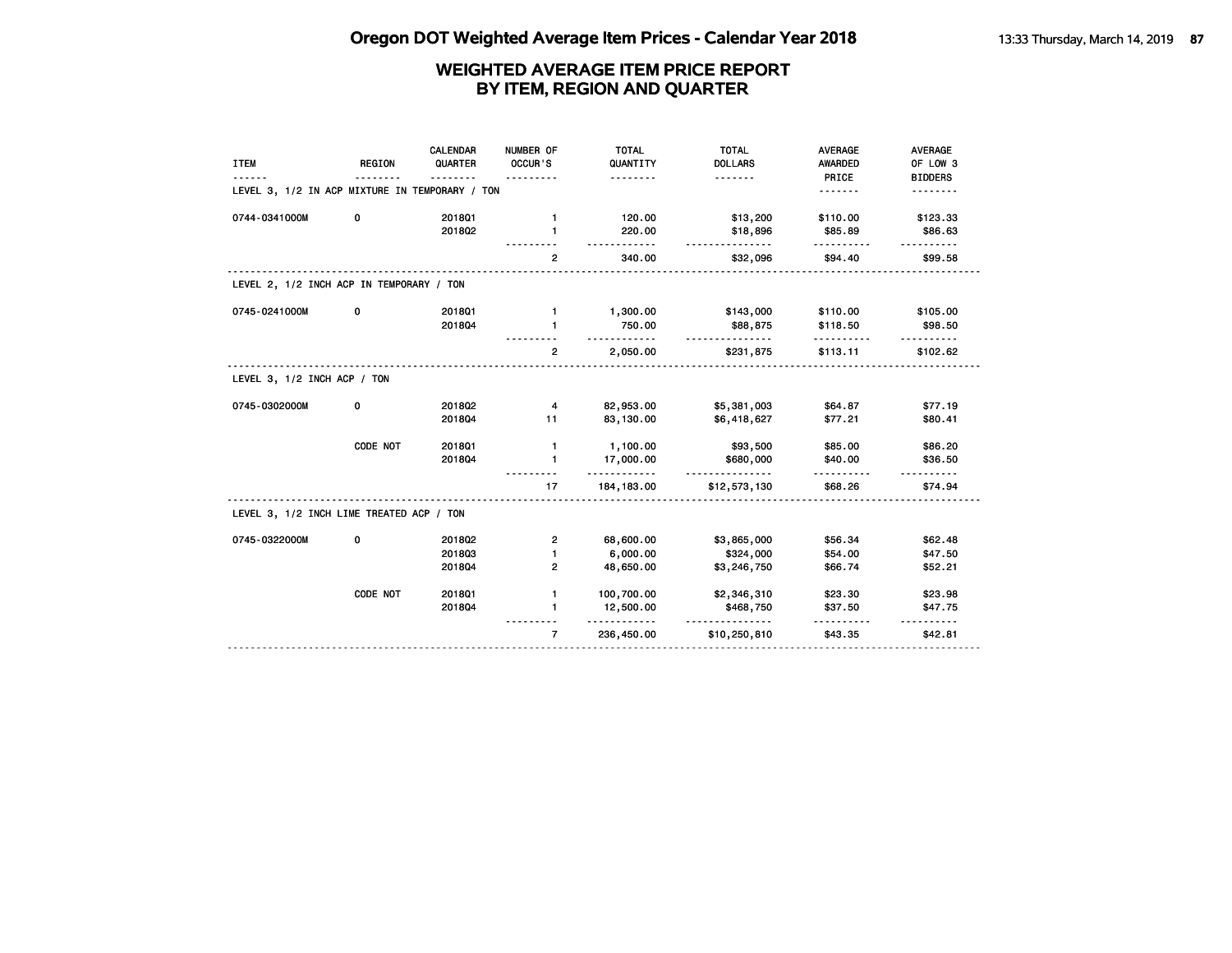# Oregon DOT Weighted Average Item Prices - Calendar Year 2018

## WEIGHTED AVERAGE ITEM PRICE REPORT BY ITEM, REGION AND QUARTER

| ITEM | REGION | CALENDAR QUARTER | NUMBER OF OCCUR'S | TOTAL QUANTITY | TOTAL DOLLARS | AVERAGE AWARDED PRICE | AVERAGE OF LOW 3 BIDDERS |
|---|---|---|---|---|---|---|---|
| **LEVEL 3, 1/2 IN ACP MIXTURE IN TEMPORARY / TON** | | | | | | | |
| 0744-0341000M | 0 | 2018Q1 | 1 | 120.00 | $13,200 | $110.00 | $123.33 |
| | | 2018Q2 | 1 | 220.00 | $18,896 | $85.89 | $86.63 |
| | | | 2 | 340.00 | $32,096 | $94.40 | $99.58 |
| **LEVEL 2, 1/2 INCH ACP IN TEMPORARY / TON** | | | | | | | |
| 0745-0241000M | 0 | 2018Q1 | 1 | 1,300.00 | $143,000 | $110.00 | $105.00 |
| | | 2018Q4 | 1 | 750.00 | $88,875 | $118.50 | $98.50 |
| | | | 2 | 2,050.00 | $231,875 | $113.11 | $102.62 |
| **LEVEL 3, 1/2 INCH ACP / TON** | | | | | | | |
| 0745-0302000M | 0 | 2018Q2 | 4 | 82,953.00 | $5,381,003 | $64.87 | $77.19 |
| | | 2018Q4 | 11 | 83,130.00 | $6,418,627 | $77.21 | $80.41 |
| | CODE NOT | 2018Q1 | 1 | 1,100.00 | $93,500 | $85.00 | $86.20 |
| | | 2018Q4 | 1 | 17,000.00 | $680,000 | $40.00 | $36.50 |
| | | | 17 | 184,183.00 | $12,573,130 | $68.26 | $74.94 |
| **LEVEL 3, 1/2 INCH LIME TREATED ACP / TON** | | | | | | | |
| 0745-0322000M | 0 | 2018Q2 | 2 | 68,600.00 | $3,865,000 | $56.34 | $62.48 |
| | | 2018Q3 | 1 | 6,000.00 | $324,000 | $54.00 | $47.50 |
| | | 2018Q4 | 2 | 48,650.00 | $3,246,750 | $66.74 | $52.21 |
| | CODE NOT | 2018Q1 | 1 | 100,700.00 | $2,346,310 | $23.30 | $23.98 |
| | | 2018Q4 | 1 | 12,500.00 | $468,750 | $37.50 | $47.75 |
| | | | 7 | 236,450.00 | $10,250,810 | $43.35 | $42.81 |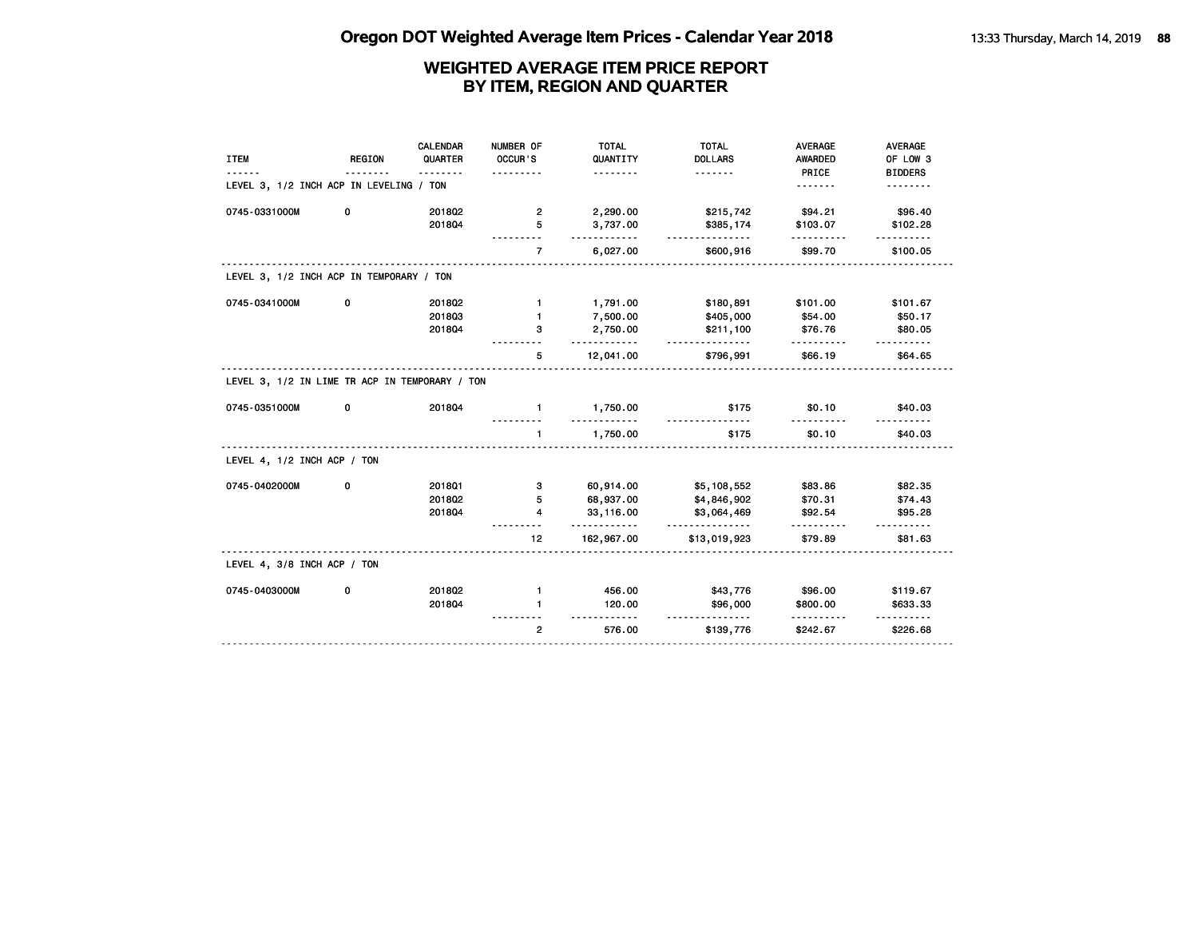# Oregon DOT Weighted Average Item Prices - Calendar Year 2018

## WEIGHTED AVERAGE ITEM PRICE REPORT BY ITEM, REGION AND QUARTER

| ITEM | REGION | CALENDAR QUARTER | NUMBER OF OCCUR'S | TOTAL QUANTITY | TOTAL DOLLARS | AVERAGE AWARDED PRICE | AVERAGE OF LOW 3 BIDDERS |
|---|---|---|---|---|---|---|---|
| **LEVEL 3, 1/2 INCH ACP IN LEVELING / TON** | | | | | | | |
| 0745-0331000M | 0 | 2018Q2 | 2 | 2,290.00 | $215,742 | $94.21 | $96.40 |
| | | 2018Q4 | 5 | 3,737.00 | $385,174 | $103.07 | $102.28 |
| | | | 7 | 6,027.00 | $600,916 | $99.70 | $100.05 |
| **LEVEL 3, 1/2 INCH ACP IN TEMPORARY / TON** | | | | | | | |
| 0745-0341000M | 0 | 2018Q2 | 1 | 1,791.00 | $180,891 | $101.00 | $101.67 |
| | | 2018Q3 | 1 | 7,500.00 | $405,000 | $54.00 | $50.17 |
| | | 2018Q4 | 3 | 2,750.00 | $211,100 | $76.76 | $80.05 |
| | | | 5 | 12,041.00 | $796,991 | $66.19 | $64.65 |
| **LEVEL 3, 1/2 IN LIME TR ACP IN TEMPORARY / TON** | | | | | | | |
| 0745-0351000M | 0 | 2018Q4 | 1 | 1,750.00 | $175 | $0.10 | $40.03 |
| | | | 1 | 1,750.00 | $175 | $0.10 | $40.03 |
| **LEVEL 4, 1/2 INCH ACP / TON** | | | | | | | |
| 0745-0402000M | 0 | 2018Q1 | 3 | 60,914.00 | $5,108,552 | $83.86 | $82.35 |
| | | 2018Q2 | 5 | 68,937.00 | $4,846,902 | $70.31 | $74.43 |
| | | 2018Q4 | 4 | 33,116.00 | $3,064,469 | $92.54 | $95.28 |
| | | | 12 | 162,967.00 | $13,019,923 | $79.89 | $81.63 |
| **LEVEL 4, 3/8 INCH ACP / TON** | | | | | | | |
| 0745-0403000M | 0 | 2018Q2 | 1 | 456.00 | $43,776 | $96.00 | $119.67 |
| | | 2018Q4 | 1 | 120.00 | $96,000 | $800.00 | $633.33 |
| | | | 2 | 576.00 | $139,776 | $242.67 | $226.68 |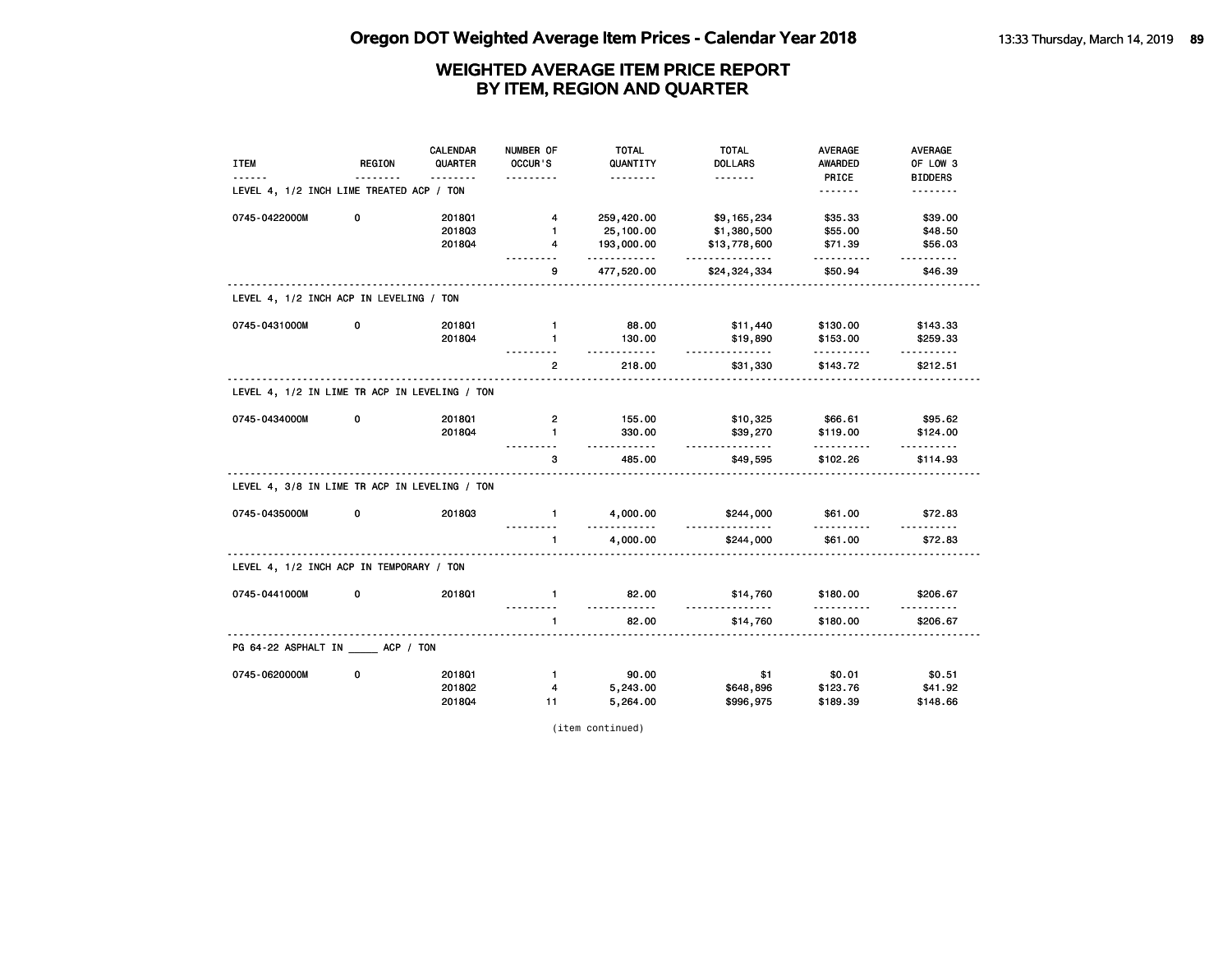# WEIGHTED AVERAGE ITEM PRICE REPORT
## BY ITEM, REGION AND QUARTER

| ITEM | REGION | CALENDAR QUARTER | NUMBER OF OCCUR'S | TOTAL QUANTITY | TOTAL DOLLARS | AVERAGE AWARDED PRICE | AVERAGE OF LOW 3 BIDDERS |
|---|---|---|---|---|---|---|---|
| **LEVEL 4, 1/2 INCH LIME TREATED ACP / TON** | | | | | | | |
| 0745-0422000M | 0 | 2018Q1 | 4 | 259,420.00 | $9,165,234 | $35.33 | $39.00 |
| | | 2018Q3 | 1 | 25,100.00 | $1,380,500 | $55.00 | $48.50 |
| | | 2018Q4 | 4 | 193,000.00 | $13,778,600 | $71.39 | $56.03 |
| | | | 9 | 477,520.00 | $24,324,334 | $50.94 | $46.39 |
| **LEVEL 4, 1/2 INCH ACP IN LEVELING / TON** | | | | | | | |
| 0745-0431000M | 0 | 2018Q1 | 1 | 88.00 | $11,440 | $130.00 | $143.33 |
| | | 2018Q4 | 1 | 130.00 | $19,890 | $153.00 | $259.33 |
| | | | 2 | 218.00 | $31,330 | $143.72 | $212.51 |
| **LEVEL 4, 1/2 IN LIME TR ACP IN LEVELING / TON** | | | | | | | |
| 0745-0434000M | 0 | 2018Q1 | 2 | 155.00 | $10,325 | $66.61 | $95.62 |
| | | 2018Q4 | 1 | 330.00 | $39,270 | $119.00 | $124.00 |
| | | | 3 | 485.00 | $49,595 | $102.26 | $114.93 |
| **LEVEL 4, 3/8 IN LIME TR ACP IN LEVELING / TON** | | | | | | | |
| 0745-0435000M | 0 | 2018Q3 | 1 | 4,000.00 | $244,000 | $61.00 | $72.83 |
| | | | 1 | 4,000.00 | $244,000 | $61.00 | $72.83 |
| **LEVEL 4, 1/2 INCH ACP IN TEMPORARY / TON** | | | | | | | |
| 0745-0441000M | 0 | 2018Q1 | 1 | 82.00 | $14,760 | $180.00 | $206.67 |
| | | | 1 | 82.00 | $14,760 | $180.00 | $206.67 |
| **PG 64-22 ASPHALT IN _____ ACP / TON** | | | | | | | |
| 0745-0620000M | 0 | 2018Q1 | 1 | 90.00 | $1 | $0.01 | $0.51 |
| | | 2018Q2 | 4 | 5,243.00 | $648,896 | $123.76 | $41.92 |
| | | 2018Q4 | 11 | 5,264.00 | $996,975 | $189.39 | $148.66 |

(item continued)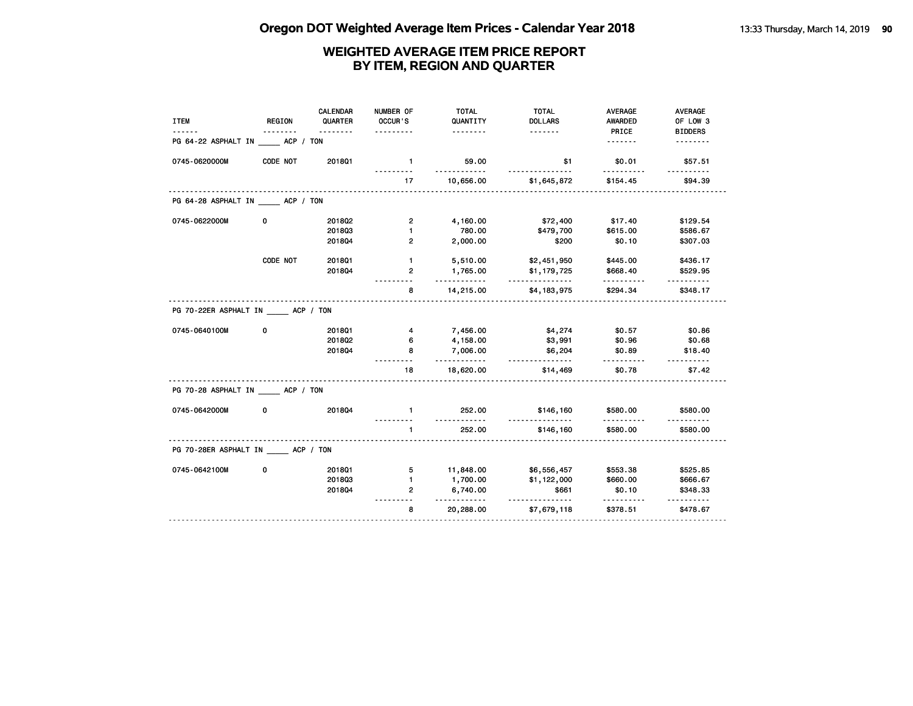# Oregon DOT Weighted Average Item Prices - Calendar Year 2018

## WEIGHTED AVERAGE ITEM PRICE REPORT BY ITEM, REGION AND QUARTER

| ITEM | REGION | CALENDAR QUARTER | NUMBER OF OCCUR'S | TOTAL QUANTITY | TOTAL DOLLARS | AVERAGE AWARDED PRICE | AVERAGE OF LOW 3 BIDDERS |
|---|---|---|---|---|---|---|---|
| PG 64-22 ASPHALT IN _____ ACP / TON | | | | | | | |
| 0745-0620000M | CODE NOT | 2018Q1 | 1 | 59.00 | $1 | $0.01 | $57.51 |
| | | | 17 | 10,656.00 | $1,645,872 | $154.45 | $94.39 |
| PG 64-28 ASPHALT IN _____ ACP / TON | | | | | | | |
| 0745-0622000M | 0 | 2018Q2 | 2 | 4,160.00 | $72,400 | $17.40 | $129.54 |
| | | 2018Q3 | 1 | 780.00 | $479,700 | $615.00 | $586.67 |
| | | 2018Q4 | 2 | 2,000.00 | $200 | $0.10 | $307.03 |
| | CODE NOT | 2018Q1 | 1 | 5,510.00 | $2,451,950 | $445.00 | $436.17 |
| | | 2018Q4 | 2 | 1,765.00 | $1,179,725 | $668.40 | $529.95 |
| | | | 8 | 14,215.00 | $4,183,975 | $294.34 | $348.17 |
| PG 70-22ER ASPHALT IN _____ ACP / TON | | | | | | | |
| 0745-0640100M | 0 | 2018Q1 | 4 | 7,456.00 | $4,274 | $0.57 | $0.86 |
| | | 2018Q2 | 6 | 4,158.00 | $3,991 | $0.96 | $0.68 |
| | | 2018Q4 | 8 | 7,006.00 | $6,204 | $0.89 | $18.40 |
| | | | 18 | 18,620.00 | $14,469 | $0.78 | $7.42 |
| PG 70-28 ASPHALT IN _____ ACP / TON | | | | | | | |
| 0745-0642000M | 0 | 2018Q4 | 1 | 252.00 | $146,160 | $580.00 | $580.00 |
| | | | 1 | 252.00 | $146,160 | $580.00 | $580.00 |
| PG 70-28ER ASPHALT IN _____ ACP / TON | | | | | | | |
| 0745-0642100M | 0 | 2018Q1 | 5 | 11,848.00 | $6,556,457 | $553.38 | $525.85 |
| | | 2018Q3 | 1 | 1,700.00 | $1,122,000 | $660.00 | $666.67 |
| | | 2018Q4 | 2 | 6,740.00 | $661 | $0.10 | $348.33 |
| | | | 8 | 20,288.00 | $7,679,118 | $378.51 | $478.67 |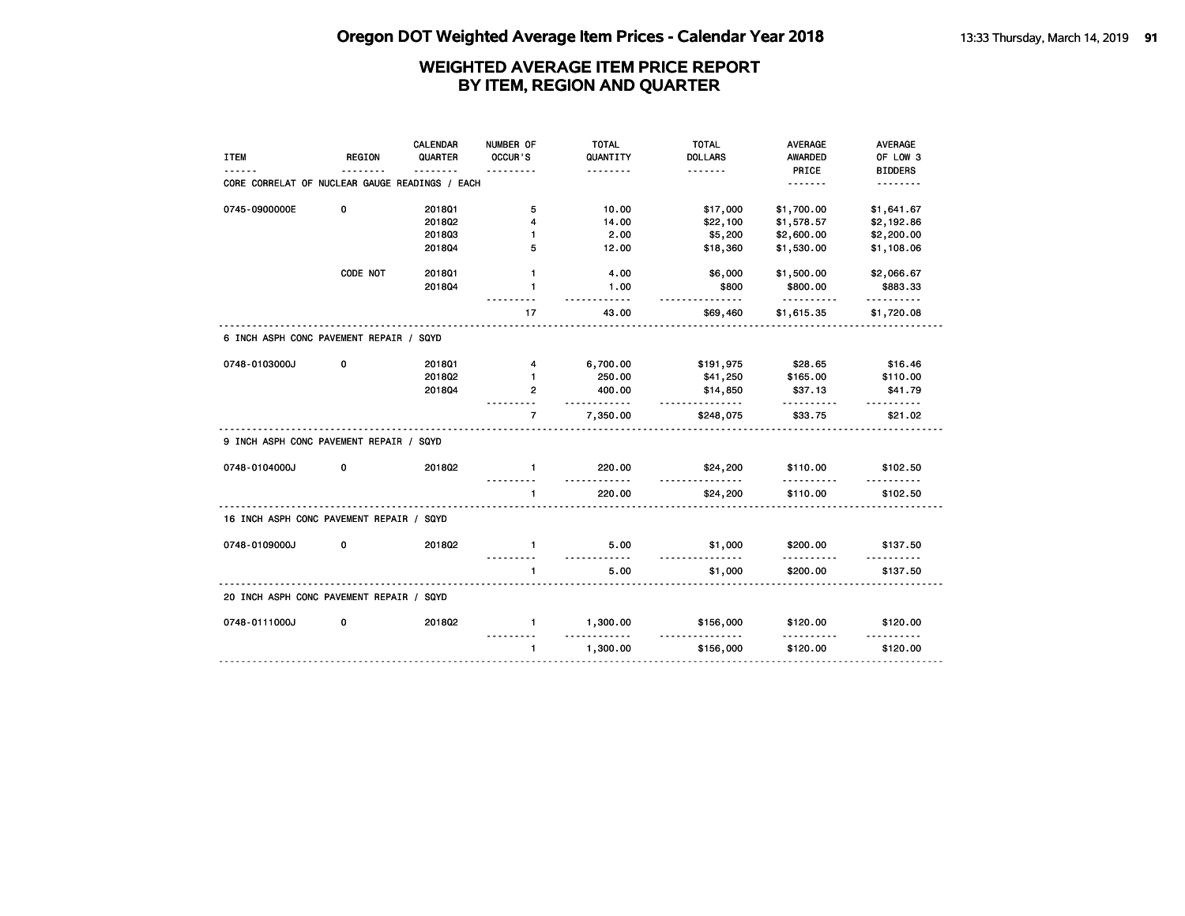# WEIGHTED AVERAGE ITEM PRICE REPORT BY ITEM, REGION AND QUARTER

| ITEM | REGION | CALENDAR QUARTER | NUMBER OF OCCUR'S | TOTAL QUANTITY | TOTAL DOLLARS | AVERAGE AWARDED PRICE | AVERAGE OF LOW 3 BIDDERS |
|---|---|---|---|---|---|---|---|
| **CORE CORRELAT OF NUCLEAR GAUGE READINGS / EACH** | | | | | | | |
| 0745-0900000E | 0 | 2018Q1 | 5 | 10.00 | $17,000 | $1,700.00 | $1,641.67 |
| | | 2018Q2 | 4 | 14.00 | $22,100 | $1,578.57 | $2,192.86 |
| | | 2018Q3 | 1 | 2.00 | $5,200 | $2,600.00 | $2,200.00 |
| | | 2018Q4 | 5 | 12.00 | $18,360 | $1,530.00 | $1,108.06 |
| | CODE NOT | 2018Q1 | 1 | 4.00 | $6,000 | $1,500.00 | $2,066.67 |
| | | 2018Q4 | 1 | 1.00 | $800 | $800.00 | $883.33 |
| | | | 17 | 43.00 | $69,460 | $1,615.35 | $1,720.08 |
| **6 INCH ASPH CONC PAVEMENT REPAIR / SQYD** | | | | | | | |
| 0748-0103000J | 0 | 2018Q1 | 4 | 6,700.00 | $191,975 | $28.65 | $16.46 |
| | | 2018Q2 | 1 | 250.00 | $41,250 | $165.00 | $110.00 |
| | | 2018Q4 | 2 | 400.00 | $14,850 | $37.13 | $41.79 |
| | | | 7 | 7,350.00 | $248,075 | $33.75 | $21.02 |
| **9 INCH ASPH CONC PAVEMENT REPAIR / SQYD** | | | | | | | |
| 0748-0104000J | 0 | 2018Q2 | 1 | 220.00 | $24,200 | $110.00 | $102.50 |
| | | | 1 | 220.00 | $24,200 | $110.00 | $102.50 |
| **16 INCH ASPH CONC PAVEMENT REPAIR / SQYD** | | | | | | | |
| 0748-0109000J | 0 | 2018Q2 | 1 | 5.00 | $1,000 | $200.00 | $137.50 |
| | | | 1 | 5.00 | $1,000 | $200.00 | $137.50 |
| **20 INCH ASPH CONC PAVEMENT REPAIR / SQYD** | | | | | | | |
| 0748-0111000J | 0 | 2018Q2 | 1 | 1,300.00 | $156,000 | $120.00 | $120.00 |
| | | | 1 | 1,300.00 | $156,000 | $120.00 | $120.00 |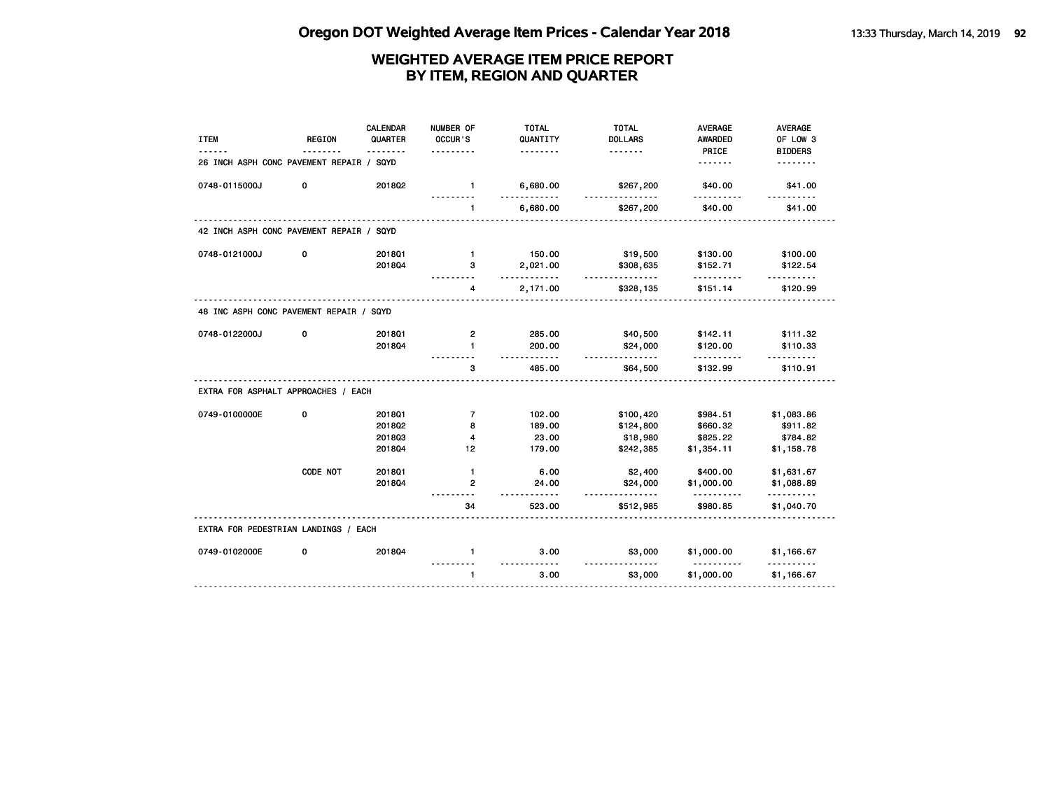# Oregon DOT Weighted Average Item Prices - Calendar Year 2018

## WEIGHTED AVERAGE ITEM PRICE REPORT
## BY ITEM, REGION AND QUARTER

| ITEM | REGION | CALENDAR QUARTER | NUMBER OF OCCUR'S | TOTAL QUANTITY | TOTAL DOLLARS | AVERAGE AWARDED PRICE | AVERAGE OF LOW 3 BIDDERS |
|---|---|---|---|---|---|---|---|
| **26 INCH ASPH CONC PAVEMENT REPAIR / SQYD** | | | | | | | |
| 0748-0115000J | 0 | 2018Q2 | 1 | 6,680.00 | $267,200 | $40.00 | $41.00 |
| | | | 1 | 6,680.00 | $267,200 | $40.00 | $41.00 |
| **42 INCH ASPH CONC PAVEMENT REPAIR / SQYD** | | | | | | | |
| 0748-0121000J | 0 | 2018Q1 | 1 | 150.00 | $19,500 | $130.00 | $100.00 |
| | | 2018Q4 | 3 | 2,021.00 | $308,635 | $152.71 | $122.54 |
| | | | 4 | 2,171.00 | $328,135 | $151.14 | $120.99 |
| **48 INC ASPH CONC PAVEMENT REPAIR / SQYD** | | | | | | | |
| 0748-0122000J | 0 | 2018Q1 | 2 | 285.00 | $40,500 | $142.11 | $111.32 |
| | | 2018Q4 | 1 | 200.00 | $24,000 | $120.00 | $110.33 |
| | | | 3 | 485.00 | $64,500 | $132.99 | $110.91 |
| **EXTRA FOR ASPHALT APPROACHES / EACH** | | | | | | | |
| 0749-0100000E | 0 | 2018Q1 | 7 | 102.00 | $100,420 | $984.51 | $1,083.86 |
| | | 2018Q2 | 8 | 189.00 | $124,800 | $660.32 | $911.82 |
| | | 2018Q3 | 4 | 23.00 | $18,980 | $825.22 | $784.82 |
| | | 2018Q4 | 12 | 179.00 | $242,385 | $1,354.11 | $1,158.78 |
| | CODE NOT | 2018Q1 | 1 | 6.00 | $2,400 | $400.00 | $1,631.67 |
| | | 2018Q4 | 2 | 24.00 | $24,000 | $1,000.00 | $1,088.89 |
| | | | 34 | 523.00 | $512,985 | $980.85 | $1,040.70 |
| **EXTRA FOR PEDESTRIAN LANDINGS / EACH** | | | | | | | |
| 0749-0102000E | 0 | 2018Q4 | 1 | 3.00 | $3,000 | $1,000.00 | $1,166.67 |
| | | | 1 | 3.00 | $3,000 | $1,000.00 | $1,166.67 |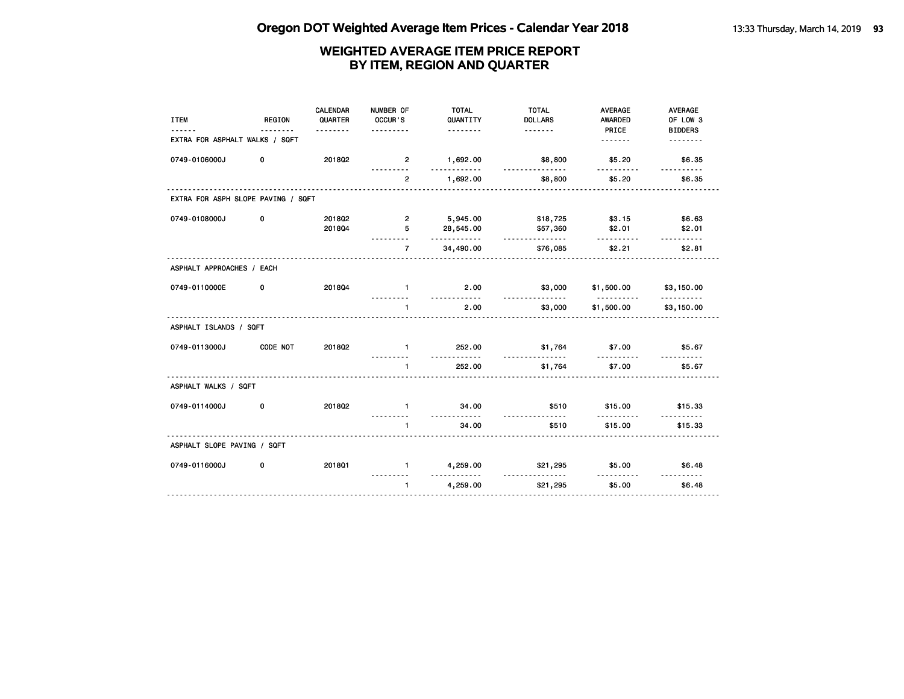# Oregon DOT Weighted Average Item Prices - Calendar Year 2018

## WEIGHTED AVERAGE ITEM PRICE REPORT BY ITEM, REGION AND QUARTER

| ITEM | REGION | CALENDAR QUARTER | NUMBER OF OCCUR'S | TOTAL QUANTITY | TOTAL DOLLARS | AVERAGE AWARDED PRICE | AVERAGE OF LOW 3 BIDDERS |
|---|---|---|---|---|---|---|---|
| **EXTRA FOR ASPHALT WALKS / SQFT** | | | | | | | |
| 0749-0106000J | 0 | 2018Q2 | 2 | 1,692.00 | $8,800 | $5.20 | $6.35 |
| | | | 2 | 1,692.00 | $8,800 | $5.20 | $6.35 |
| **EXTRA FOR ASPH SLOPE PAVING / SQFT** | | | | | | | |
| 0749-0108000J | 0 | 2018Q2 | 2 | 5,945.00 | $18,725 | $3.15 | $6.63 |
| | | 2018Q4 | 5 | 28,545.00 | $57,360 | $2.01 | $2.01 |
| | | | 7 | 34,490.00 | $76,085 | $2.21 | $2.81 |
| **ASPHALT APPROACHES / EACH** | | | | | | | |
| 0749-0110000E | 0 | 2018Q4 | 1 | 2.00 | $3,000 | $1,500.00 | $3,150.00 |
| | | | 1 | 2.00 | $3,000 | $1,500.00 | $3,150.00 |
| **ASPHALT ISLANDS / SQFT** | | | | | | | |
| 0749-0113000J | CODE NOT | 2018Q2 | 1 | 252.00 | $1,764 | $7.00 | $5.67 |
| | | | 1 | 252.00 | $1,764 | $7.00 | $5.67 |
| **ASPHALT WALKS / SQFT** | | | | | | | |
| 0749-0114000J | 0 | 2018Q2 | 1 | 34.00 | $510 | $15.00 | $15.33 |
| | | | 1 | 34.00 | $510 | $15.00 | $15.33 |
| **ASPHALT SLOPE PAVING / SQFT** | | | | | | | |
| 0749-0116000J | 0 | 2018Q1 | 1 | 4,259.00 | $21,295 | $5.00 | $6.48 |
| | | | 1 | 4,259.00 | $21,295 | $5.00 | $6.48 |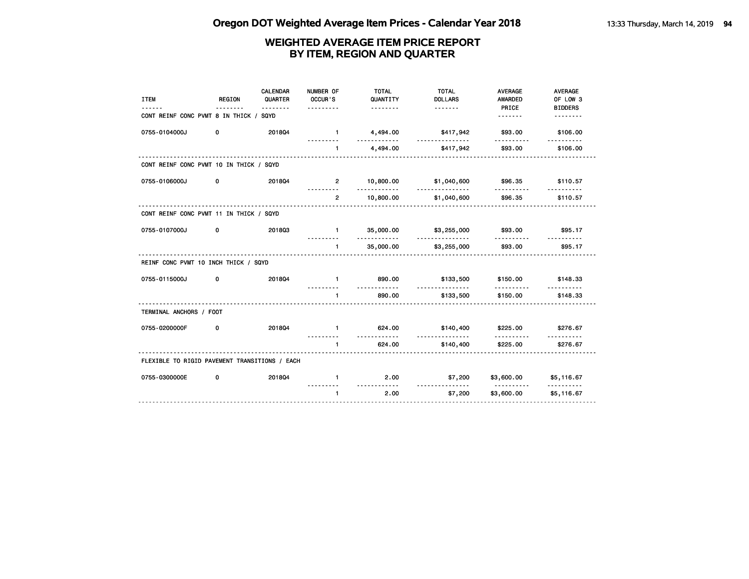# Oregon DOT Weighted Average Item Prices - Calendar Year 2018

## WEIGHTED AVERAGE ITEM PRICE REPORT
## BY ITEM, REGION AND QUARTER

| ITEM | REGION | CALENDAR QUARTER | NUMBER OF OCCUR'S | TOTAL QUANTITY | TOTAL DOLLARS | AVERAGE AWARDED PRICE | AVERAGE OF LOW 3 BIDDERS |
|---|---|---|---|---|---|---|---|
| **CONT REINF CONC PVMT 8 IN THICK / SQYD** | | | | | | | |
| 0755-0104000J | 0 | 2018Q4 | 1 | 4,494.00 | $417,942 | $93.00 | $106.00 |
| | | | 1 | 4,494.00 | $417,942 | $93.00 | $106.00 |
| **CONT REINF CONC PVMT 10 IN THICK / SQYD** | | | | | | | |
| 0755-0106000J | 0 | 2018Q4 | 2 | 10,800.00 | $1,040,600 | $96.35 | $110.57 |
| | | | 2 | 10,800.00 | $1,040,600 | $96.35 | $110.57 |
| **CONT REINF CONC PVMT 11 IN THICK / SQYD** | | | | | | | |
| 0755-0107000J | 0 | 2018Q3 | 1 | 35,000.00 | $3,255,000 | $93.00 | $95.17 |
| | | | 1 | 35,000.00 | $3,255,000 | $93.00 | $95.17 |
| **REINF CONC PVMT 10 INCH THICK / SQYD** | | | | | | | |
| 0755-0115000J | 0 | 2018Q4 | 1 | 890.00 | $133,500 | $150.00 | $148.33 |
| | | | 1 | 890.00 | $133,500 | $150.00 | $148.33 |
| **TERMINAL ANCHORS / FOOT** | | | | | | | |
| 0755-0200000F | 0 | 2018Q4 | 1 | 624.00 | $140,400 | $225.00 | $276.67 |
| | | | 1 | 624.00 | $140,400 | $225.00 | $276.67 |
| **FLEXIBLE TO RIGID PAVEMENT TRANSITIONS / EACH** | | | | | | | |
| 0755-0300000E | 0 | 2018Q4 | 1 | 2.00 | $7,200 | $3,600.00 | $5,116.67 |
| | | | 1 | 2.00 | $7,200 | $3,600.00 | $5,116.67 |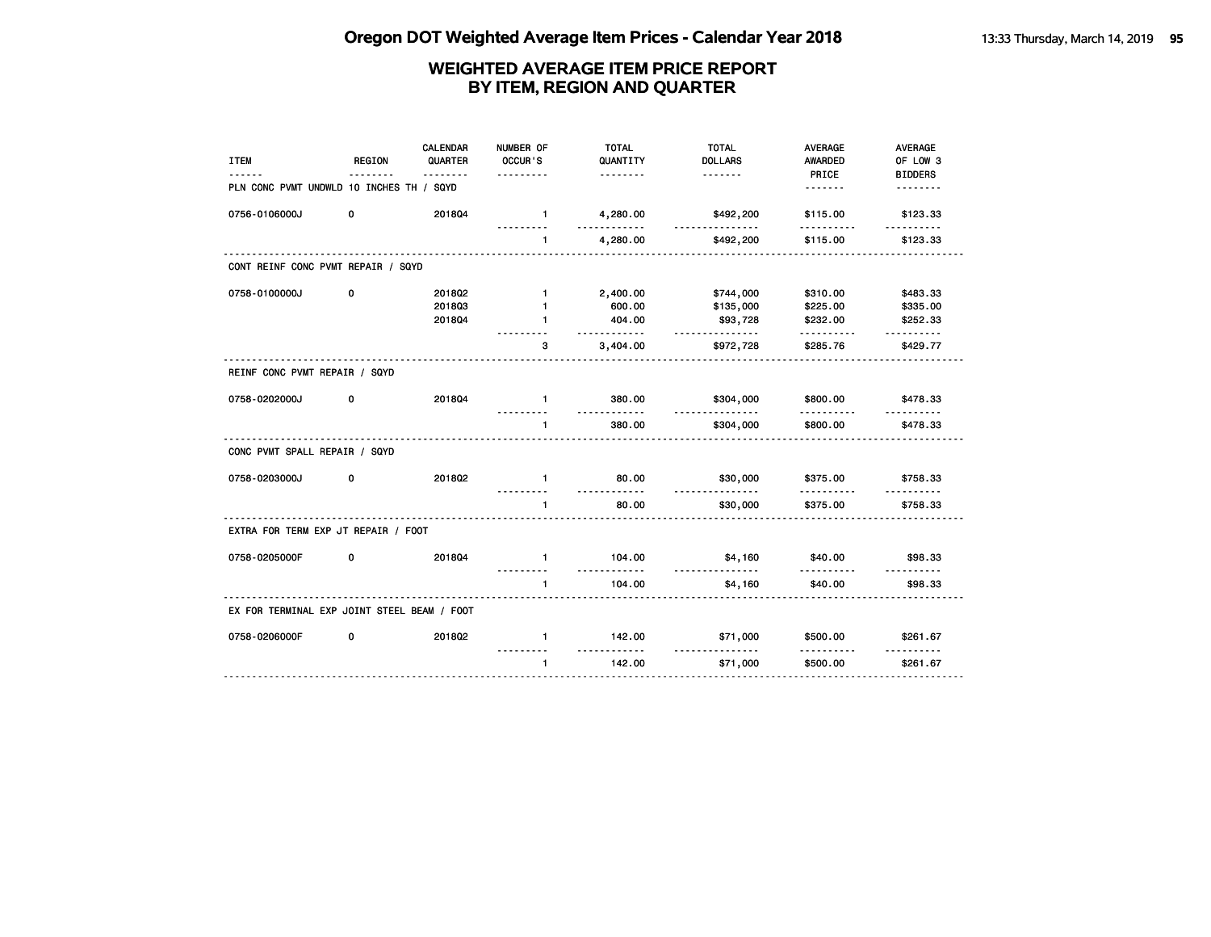# Oregon DOT Weighted Average Item Prices - Calendar Year 2018

## WEIGHTED AVERAGE ITEM PRICE REPORT
## BY ITEM, REGION AND QUARTER

| ITEM | REGION | CALENDAR QUARTER | NUMBER OF OCCUR'S | TOTAL QUANTITY | TOTAL DOLLARS | AVERAGE AWARDED PRICE | AVERAGE OF LOW 3 BIDDERS |
|---|---|---|---|---|---|---|---|
| **PLN CONC PVMT UNDWLD 10 INCHES TH / SQYD** | | | | | | | |
| 0756-0106000J | 0 | 2018Q4 | 1 | 4,280.00 | $492,200 | $115.00 | $123.33 |
| | | | 1 | 4,280.00 | $492,200 | $115.00 | $123.33 |
| **CONT REINF CONC PVMT REPAIR / SQYD** | | | | | | | |
| 0758-0100000J | 0 | 2018Q2 | 1 | 2,400.00 | $744,000 | $310.00 | $483.33 |
| | | 2018Q3 | 1 | 600.00 | $135,000 | $225.00 | $335.00 |
| | | 2018Q4 | 1 | 404.00 | $93,728 | $232.00 | $252.33 |
| | | | 3 | 3,404.00 | $972,728 | $285.76 | $429.77 |
| **REINF CONC PVMT REPAIR / SQYD** | | | | | | | |
| 0758-0202000J | 0 | 2018Q4 | 1 | 380.00 | $304,000 | $800.00 | $478.33 |
| | | | 1 | 380.00 | $304,000 | $800.00 | $478.33 |
| **CONC PVMT SPALL REPAIR / SQYD** | | | | | | | |
| 0758-0203000J | 0 | 2018Q2 | 1 | 80.00 | $30,000 | $375.00 | $758.33 |
| | | | 1 | 80.00 | $30,000 | $375.00 | $758.33 |
| **EXTRA FOR TERM EXP JT REPAIR / FOOT** | | | | | | | |
| 0758-0205000F | 0 | 2018Q4 | 1 | 104.00 | $4,160 | $40.00 | $98.33 |
| | | | 1 | 104.00 | $4,160 | $40.00 | $98.33 |
| **EX FOR TERMINAL EXP JOINT STEEL BEAM / FOOT** | | | | | | | |
| 0758-0206000F | 0 | 2018Q2 | 1 | 142.00 | $71,000 | $500.00 | $261.67 |
| | | | 1 | 142.00 | $71,000 | $500.00 | $261.67 |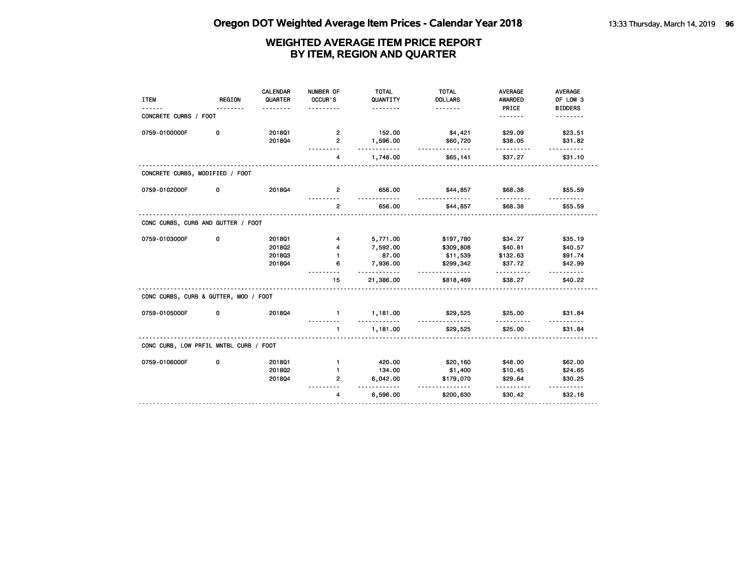## WEIGHTED AVERAGE ITEM PRICE REPORT
## BY ITEM, REGION AND QUARTER

| ITEM | REGION | CALENDAR QUARTER | NUMBER OF OCCUR'S | TOTAL QUANTITY | TOTAL DOLLARS | AVERAGE AWARDED PRICE | AVERAGE OF LOW 3 BIDDERS |
|---|---|---|---|---|---|---|---|
| **CONCRETE CURBS / FOOT** | | | | | | | |
| 0759-0100000F | 0 | 2018Q1 | 2 | 152.00 | $4,421 | $29.09 | $23.51 |
| | | 2018Q4 | 2 | 1,596.00 | $60,720 | $38.05 | $31.82 |
| | | | 4 | 1,748.00 | $65,141 | $37.27 | $31.10 |
| **CONCRETE CURBS, MODIFIED / FOOT** | | | | | | | |
| 0759-0102000F | 0 | 2018Q4 | 2 | 656.00 | $44,857 | $68.38 | $55.59 |
| | | | 2 | 656.00 | $44,857 | $68.38 | $55.59 |
| **CONC CURBS, CURB AND GUTTER / FOOT** | | | | | | | |
| 0759-0103000F | 0 | 2018Q1 | 4 | 5,771.00 | $197,780 | $34.27 | $35.19 |
| | | 2018Q2 | 4 | 7,592.00 | $309,808 | $40.81 | $40.57 |
| | | 2018Q3 | 1 | 87.00 | $11,539 | $132.63 | $91.74 |
| | | 2018Q4 | 6 | 7,936.00 | $299,342 | $37.72 | $42.99 |
| | | | 15 | 21,386.00 | $818,469 | $38.27 | $40.22 |
| **CONC CURBS, CURB & GUTTER, MOD / FOOT** | | | | | | | |
| 0759-0105000F | 0 | 2018Q4 | 1 | 1,181.00 | $29,525 | $25.00 | $31.84 |
| | | | 1 | 1,181.00 | $29,525 | $25.00 | $31.84 |
| **CONC CURB, LOW PRFIL MNTBL CURB / FOOT** | | | | | | | |
| 0759-0106000F | 0 | 2018Q1 | 1 | 420.00 | $20,160 | $48.00 | $62.00 |
| | | 2018Q2 | 1 | 134.00 | $1,400 | $10.45 | $24.65 |
| | | 2018Q4 | 2 | 6,042.00 | $179,070 | $29.64 | $30.25 |
| | | | 4 | 6,596.00 | $200,630 | $30.42 | $32.16 |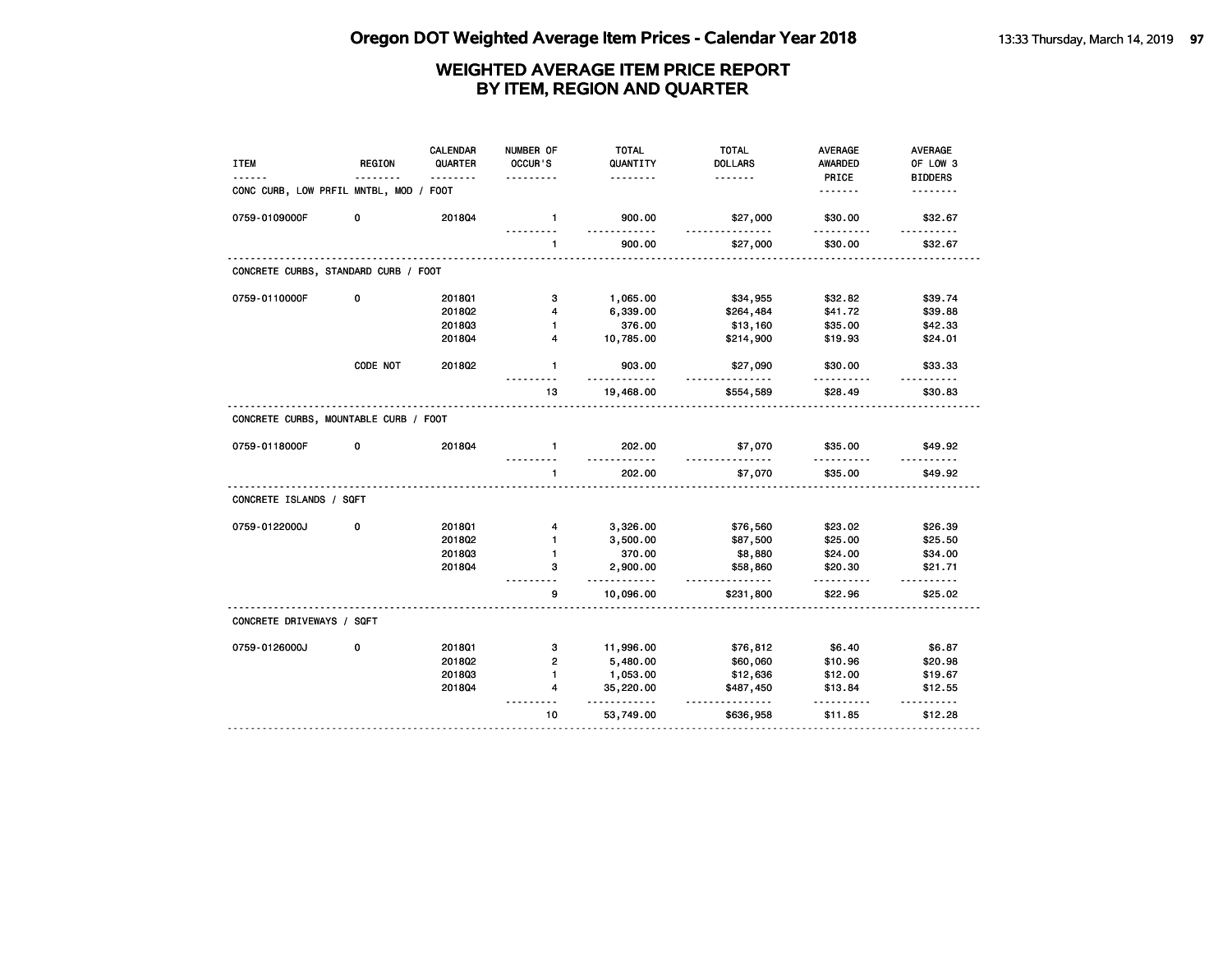# Oregon DOT Weighted Average Item Prices - Calendar Year 2018

## WEIGHTED AVERAGE ITEM PRICE REPORT BY ITEM, REGION AND QUARTER

| ITEM | REGION | CALENDAR QUARTER | NUMBER OF OCCUR'S | TOTAL QUANTITY | TOTAL DOLLARS | AVERAGE AWARDED PRICE | AVERAGE OF LOW 3 BIDDERS |
|---|---|---|---|---|---|---|---|
| CONC CURB, LOW PRFIL MNTBL, MOD / FOOT | | | | | | | |
| 0759-0109000F | 0 | 2018Q4 | 1 | 900.00 | $27,000 | $30.00 | $32.67 |
| | | | 1 | 900.00 | $27,000 | $30.00 | $32.67 |
| CONCRETE CURBS, STANDARD CURB / FOOT | | | | | | | |
| 0759-0110000F | 0 | 2018Q1 | 3 | 1,065.00 | $34,955 | $32.82 | $39.74 |
| | | 2018Q2 | 4 | 6,339.00 | $264,484 | $41.72 | $39.88 |
| | | 2018Q3 | 1 | 376.00 | $13,160 | $35.00 | $42.33 |
| | | 2018Q4 | 4 | 10,785.00 | $214,900 | $19.93 | $24.01 |
| | CODE NOT | 2018Q2 | 1 | 903.00 | $27,090 | $30.00 | $33.33 |
| | | | 13 | 19,468.00 | $554,589 | $28.49 | $30.83 |
| CONCRETE CURBS, MOUNTABLE CURB / FOOT | | | | | | | |
| 0759-0118000F | 0 | 2018Q4 | 1 | 202.00 | $7,070 | $35.00 | $49.92 |
| | | | 1 | 202.00 | $7,070 | $35.00 | $49.92 |
| CONCRETE ISLANDS / SQFT | | | | | | | |
| 0759-0122000J | 0 | 2018Q1 | 4 | 3,326.00 | $76,560 | $23.02 | $26.39 |
| | | 2018Q2 | 1 | 3,500.00 | $87,500 | $25.00 | $25.50 |
| | | 2018Q3 | 1 | 370.00 | $8,880 | $24.00 | $34.00 |
| | | 2018Q4 | 3 | 2,900.00 | $58,860 | $20.30 | $21.71 |
| | | | 9 | 10,096.00 | $231,800 | $22.96 | $25.02 |
| CONCRETE DRIVEWAYS / SQFT | | | | | | | |
| 0759-0126000J | 0 | 2018Q1 | 3 | 11,996.00 | $76,812 | $6.40 | $6.87 |
| | | 2018Q2 | 2 | 5,480.00 | $60,060 | $10.96 | $20.98 |
| | | 2018Q3 | 1 | 1,053.00 | $12,636 | $12.00 | $19.67 |
| | | 2018Q4 | 4 | 35,220.00 | $487,450 | $13.84 | $12.55 |
| | | | 10 | 53,749.00 | $636,958 | $11.85 | $12.28 |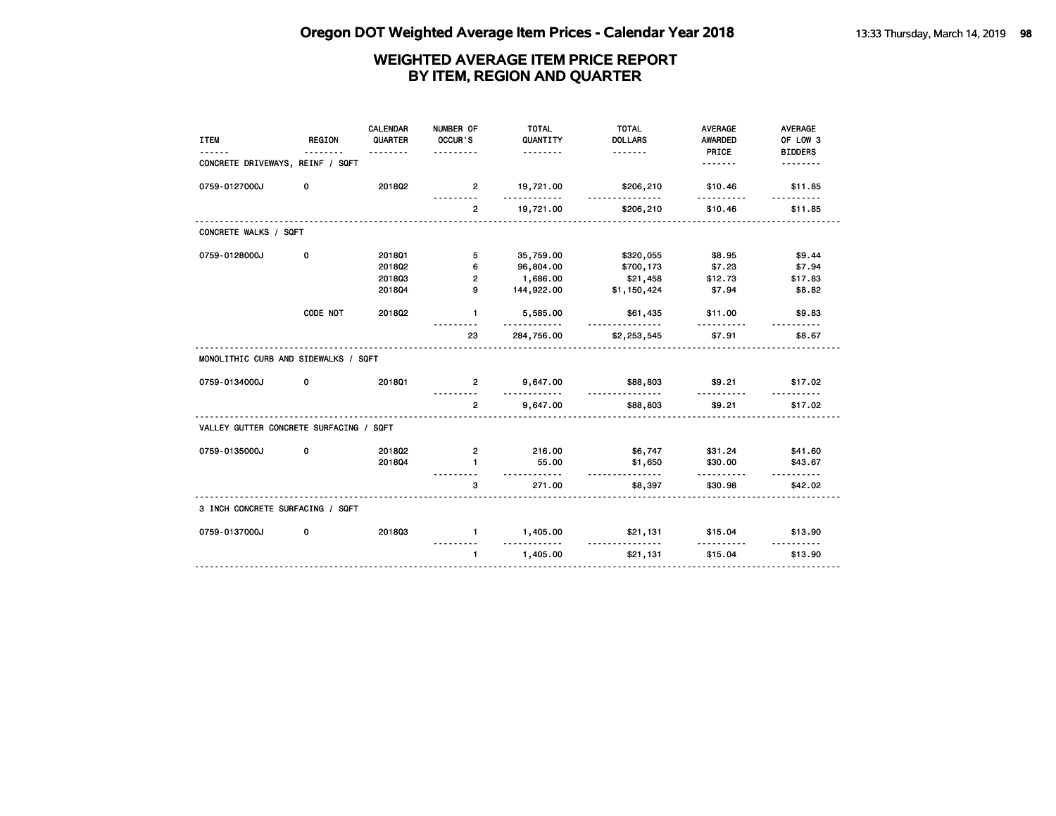# Oregon DOT Weighted Average Item Prices - Calendar Year 2018

## WEIGHTED AVERAGE ITEM PRICE REPORT BY ITEM, REGION AND QUARTER

| ITEM | REGION | CALENDAR QUARTER | NUMBER OF OCCUR'S | TOTAL QUANTITY | TOTAL DOLLARS | AVERAGE AWARDED PRICE | AVERAGE OF LOW 3 BIDDERS |
|---|---|---|---|---|---|---|---|
| **CONCRETE DRIVEWAYS, REINF / SQFT** | | | | | | | |
| 0759-0127000J | 0 | 2018Q2 | 2 | 19,721.00 | $206,210 | $10.46 | $11.85 |
| | | | 2 | 19,721.00 | $206,210 | $10.46 | $11.85 |
| **CONCRETE WALKS / SQFT** | | | | | | | |
| 0759-0128000J | 0 | 2018Q1 | 5 | 35,759.00 | $320,055 | $8.95 | $9.44 |
| | | 2018Q2 | 6 | 96,804.00 | $700,173 | $7.23 | $7.94 |
| | | 2018Q3 | 2 | 1,686.00 | $21,458 | $12.73 | $17.83 |
| | | 2018Q4 | 9 | 144,922.00 | $1,150,424 | $7.94 | $8.82 |
| | CODE NOT | 2018Q2 | 1 | 5,585.00 | $61,435 | $11.00 | $9.83 |
| | | | 23 | 284,756.00 | $2,253,545 | $7.91 | $8.67 |
| **MONOLITHIC CURB AND SIDEWALKS / SQFT** | | | | | | | |
| 0759-0134000J | 0 | 2018Q1 | 2 | 9,647.00 | $88,803 | $9.21 | $17.02 |
| | | | 2 | 9,647.00 | $88,803 | $9.21 | $17.02 |
| **VALLEY GUTTER CONCRETE SURFACING / SQFT** | | | | | | | |
| 0759-0135000J | 0 | 2018Q2 | 2 | 216.00 | $6,747 | $31.24 | $41.60 |
| | | 2018Q4 | 1 | 55.00 | $1,650 | $30.00 | $43.67 |
| | | | 3 | 271.00 | $8,397 | $30.98 | $42.02 |
| **3 INCH CONCRETE SURFACING / SQFT** | | | | | | | |
| 0759-0137000J | 0 | 2018Q3 | 1 | 1,405.00 | $21,131 | $15.04 | $13.90 |
| | | | 1 | 1,405.00 | $21,131 | $15.04 | $13.90 |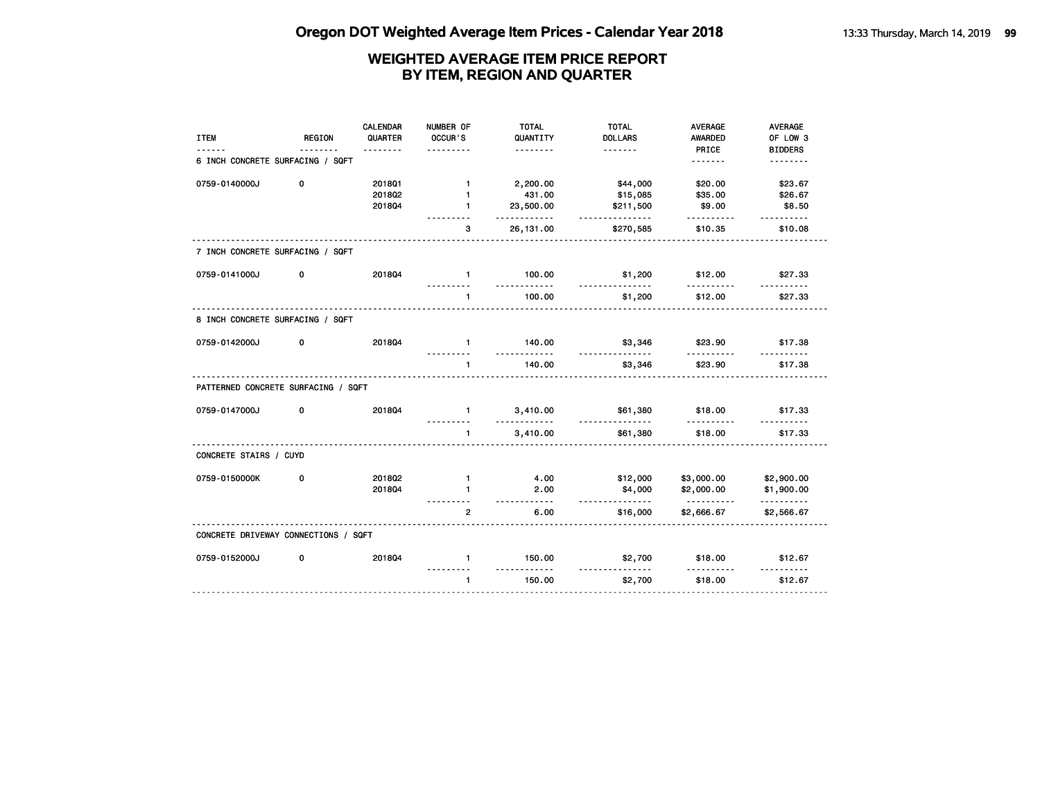# Oregon DOT Weighted Average Item Prices - Calendar Year 2018

## WEIGHTED AVERAGE ITEM PRICE REPORT BY ITEM, REGION AND QUARTER

| ITEM | REGION | CALENDAR QUARTER | NUMBER OF OCCUR'S | TOTAL QUANTITY | TOTAL DOLLARS | AVERAGE AWARDED PRICE | AVERAGE OF LOW 3 BIDDERS |
|---|---|---|---|---|---|---|---|
| **6 INCH CONCRETE SURFACING / SQFT** | | | | | | | |
| 0759-0140000J | 0 | 2018Q1 | 1 | 2,200.00 | $44,000 | $20.00 | $23.67 |
| | | 2018Q2 | 1 | 431.00 | $15,085 | $35.00 | $26.67 |
| | | 2018Q4 | 1 | 23,500.00 | $211,500 | $9.00 | $8.50 |
| | | | 3 | 26,131.00 | $270,585 | $10.35 | $10.08 |
| **7 INCH CONCRETE SURFACING / SQFT** | | | | | | | |
| 0759-0141000J | 0 | 2018Q4 | 1 | 100.00 | $1,200 | $12.00 | $27.33 |
| | | | 1 | 100.00 | $1,200 | $12.00 | $27.33 |
| **8 INCH CONCRETE SURFACING / SQFT** | | | | | | | |
| 0759-0142000J | 0 | 2018Q4 | 1 | 140.00 | $3,346 | $23.90 | $17.38 |
| | | | 1 | 140.00 | $3,346 | $23.90 | $17.38 |
| **PATTERNED CONCRETE SURFACING / SQFT** | | | | | | | |
| 0759-0147000J | 0 | 2018Q4 | 1 | 3,410.00 | $61,380 | $18.00 | $17.33 |
| | | | 1 | 3,410.00 | $61,380 | $18.00 | $17.33 |
| **CONCRETE STAIRS / CUYD** | | | | | | | |
| 0759-0150000K | 0 | 2018Q2 | 1 | 4.00 | $12,000 | $3,000.00 | $2,900.00 |
| | | 2018Q4 | 1 | 2.00 | $4,000 | $2,000.00 | $1,900.00 |
| | | | 2 | 6.00 | $16,000 | $2,666.67 | $2,566.67 |
| **CONCRETE DRIVEWAY CONNECTIONS / SQFT** | | | | | | | |
| 0759-0152000J | 0 | 2018Q4 | 1 | 150.00 | $2,700 | $18.00 | $12.67 |
| | | | 1 | 150.00 | $2,700 | $18.00 | $12.67 |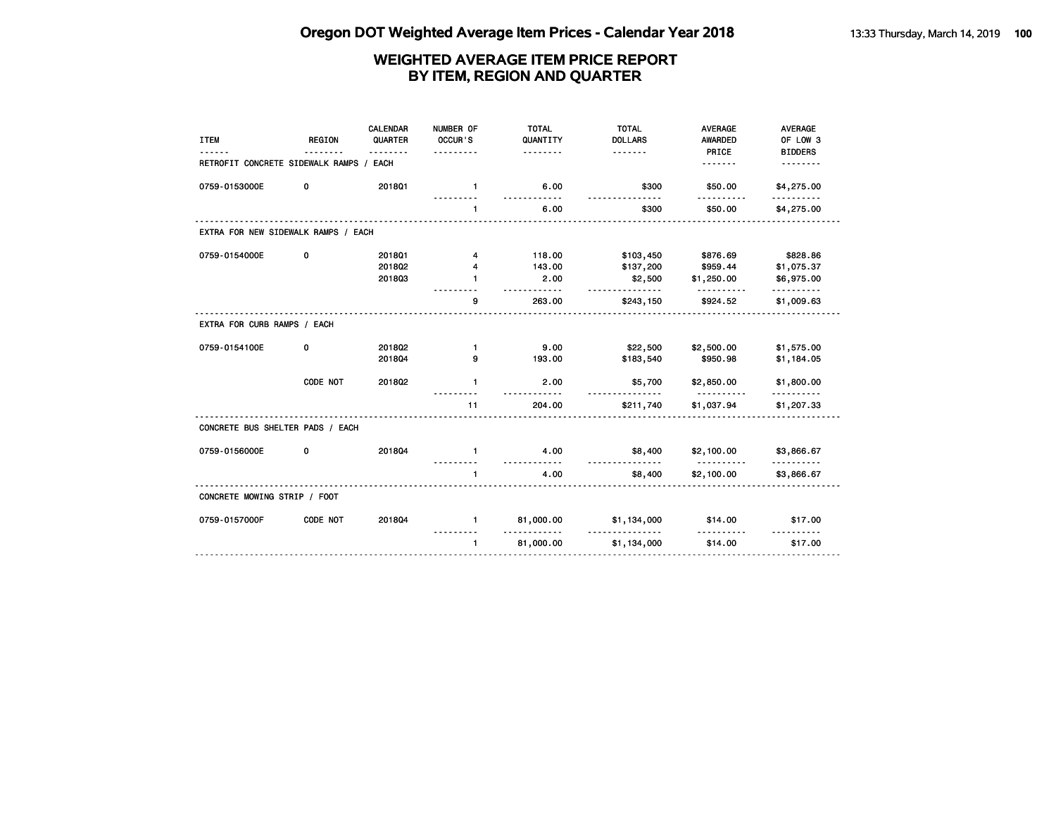# Oregon DOT Weighted Average Item Prices - Calendar Year 2018

## WEIGHTED AVERAGE ITEM PRICE REPORT BY ITEM, REGION AND QUARTER

| ITEM | REGION | CALENDAR QUARTER | NUMBER OF OCCUR'S | TOTAL QUANTITY | TOTAL DOLLARS | AVERAGE AWARDED PRICE | AVERAGE OF LOW 3 BIDDERS |
|---|---|---|---|---|---|---|---|
| **RETROFIT CONCRETE SIDEWALK RAMPS / EACH** | | | | | | | |
| 0759-0153000E | 0 | 2018Q1 | 1 | 6.00 | $300 | $50.00 | $4,275.00 |
| | | | 1 | 6.00 | $300 | $50.00 | $4,275.00 |
| **EXTRA FOR NEW SIDEWALK RAMPS / EACH** | | | | | | | |
| 0759-0154000E | 0 | 2018Q1 | 4 | 118.00 | $103,450 | $876.69 | $828.86 |
| | | 2018Q2 | 4 | 143.00 | $137,200 | $959.44 | $1,075.37 |
| | | 2018Q3 | 1 | 2.00 | $2,500 | $1,250.00 | $6,975.00 |
| | | | 9 | 263.00 | $243,150 | $924.52 | $1,009.63 |
| **EXTRA FOR CURB RAMPS / EACH** | | | | | | | |
| 0759-0154100E | 0 | 2018Q2 | 1 | 9.00 | $22,500 | $2,500.00 | $1,575.00 |
| | | 2018Q4 | 9 | 193.00 | $183,540 | $950.98 | $1,184.05 |
| | CODE NOT | 2018Q2 | 1 | 2.00 | $5,700 | $2,850.00 | $1,800.00 |
| | | | 11 | 204.00 | $211,740 | $1,037.94 | $1,207.33 |
| **CONCRETE BUS SHELTER PADS / EACH** | | | | | | | |
| 0759-0156000E | 0 | 2018Q4 | 1 | 4.00 | $8,400 | $2,100.00 | $3,866.67 |
| | | | 1 | 4.00 | $8,400 | $2,100.00 | $3,866.67 |
| **CONCRETE MOWING STRIP / FOOT** | | | | | | | |
| 0759-0157000F | CODE NOT | 2018Q4 | 1 | 81,000.00 | $1,134,000 | $14.00 | $17.00 |
| | | | 1 | 81,000.00 | $1,134,000 | $14.00 | $17.00 |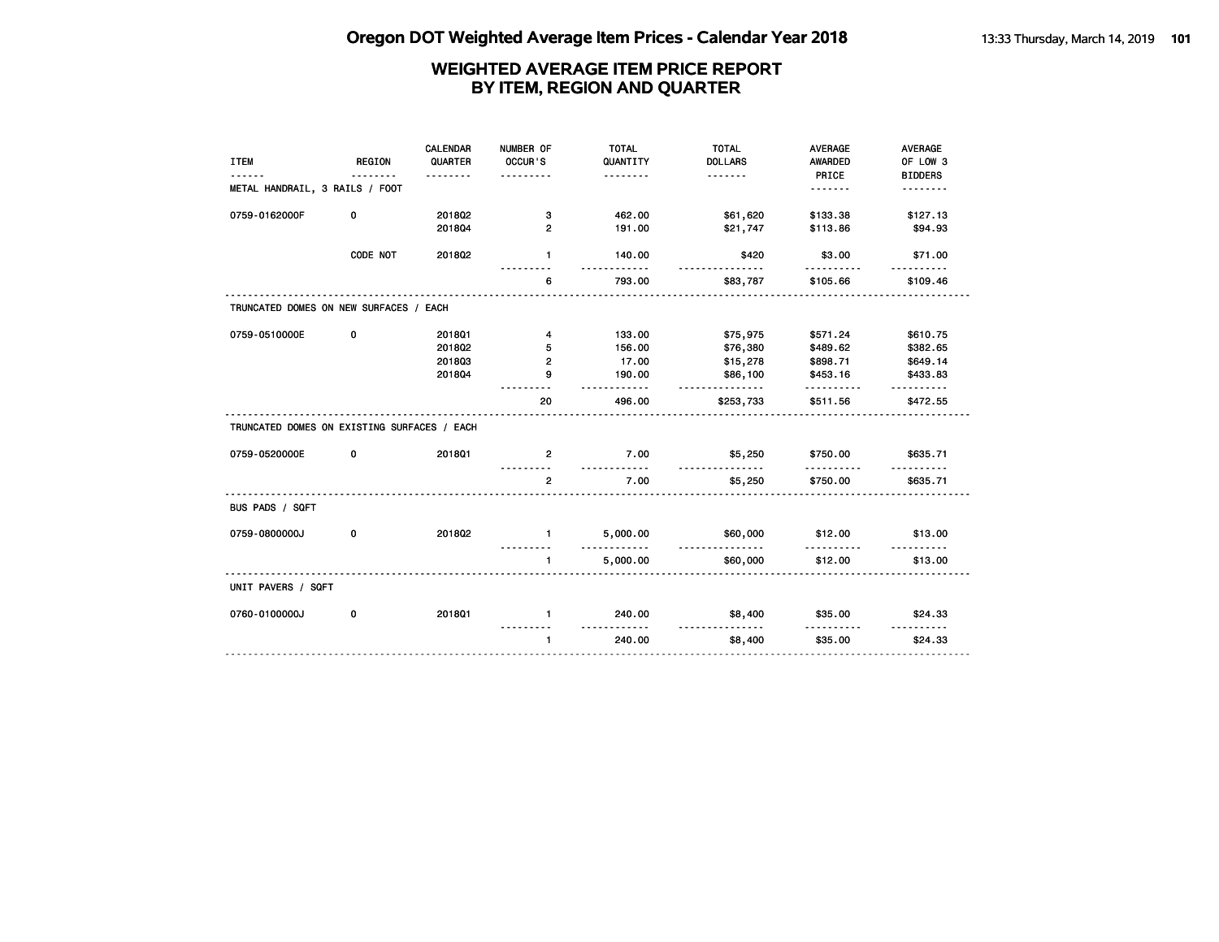# Oregon DOT Weighted Average Item Prices - Calendar Year 2018

## WEIGHTED AVERAGE ITEM PRICE REPORT BY ITEM, REGION AND QUARTER

| ITEM | REGION | CALENDAR QUARTER | NUMBER OF OCCUR'S | TOTAL QUANTITY | TOTAL DOLLARS | AVERAGE AWARDED PRICE | AVERAGE OF LOW 3 BIDDERS |
|---|---|---|---|---|---|---|---|
| **METAL HANDRAIL, 3 RAILS / FOOT** | | | | | | | |
| 0759-0162000F | 0 | 2018Q2 | 3 | 462.00 | $61,620 | $133.38 | $127.13 |
| | | 2018Q4 | 2 | 191.00 | $21,747 | $113.86 | $94.93 |
| | CODE NOT | 2018Q2 | 1 | 140.00 | $420 | $3.00 | $71.00 |
| | | | 6 | 793.00 | $83,787 | $105.66 | $109.46 |
| **TRUNCATED DOMES ON NEW SURFACES / EACH** | | | | | | | |
| 0759-0510000E | 0 | 2018Q1 | 4 | 133.00 | $75,975 | $571.24 | $610.75 |
| | | 2018Q2 | 5 | 156.00 | $76,380 | $489.62 | $382.65 |
| | | 2018Q3 | 2 | 17.00 | $15,278 | $898.71 | $649.14 |
| | | 2018Q4 | 9 | 190.00 | $86,100 | $453.16 | $433.83 |
| | | | 20 | 496.00 | $253,733 | $511.56 | $472.55 |
| **TRUNCATED DOMES ON EXISTING SURFACES / EACH** | | | | | | | |
| 0759-0520000E | 0 | 2018Q1 | 2 | 7.00 | $5,250 | $750.00 | $635.71 |
| | | | 2 | 7.00 | $5,250 | $750.00 | $635.71 |
| **BUS PADS / SQFT** | | | | | | | |
| 0759-0800000J | 0 | 2018Q2 | 1 | 5,000.00 | $60,000 | $12.00 | $13.00 |
| | | | 1 | 5,000.00 | $60,000 | $12.00 | $13.00 |
| **UNIT PAVERS / SQFT** | | | | | | | |
| 0760-0100000J | 0 | 2018Q1 | 1 | 240.00 | $8,400 | $35.00 | $24.33 |
| | | | 1 | 240.00 | $8,400 | $35.00 | $24.33 |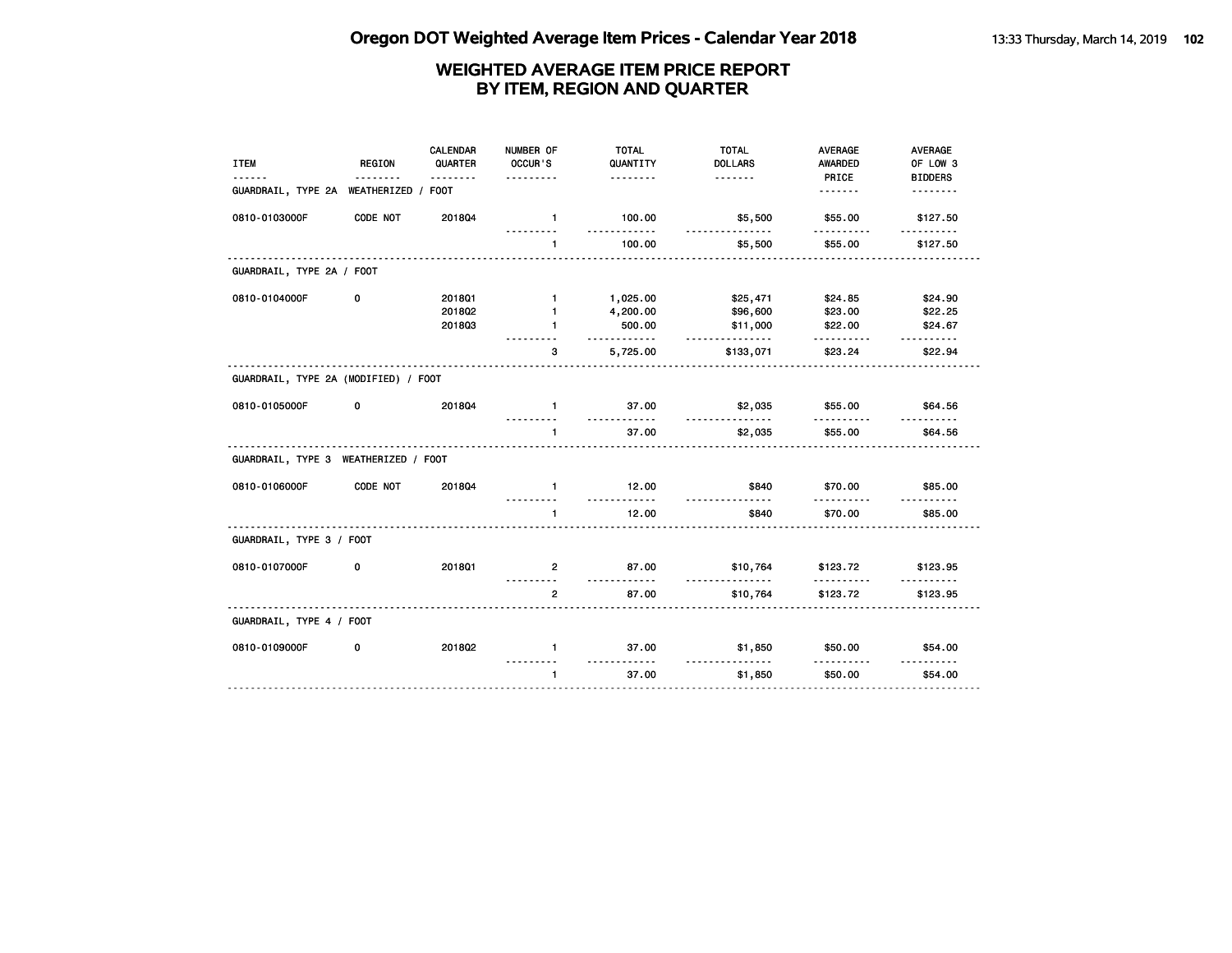# Oregon DOT Weighted Average Item Prices - Calendar Year 2018

## WEIGHTED AVERAGE ITEM PRICE REPORT
## BY ITEM, REGION AND QUARTER

| ITEM | REGION | CALENDAR QUARTER | NUMBER OF OCCUR'S | TOTAL QUANTITY | TOTAL DOLLARS | AVERAGE AWARDED PRICE | AVERAGE OF LOW 3 BIDDERS |
|---|---|---|---|---|---|---|---|
| **GUARDRAIL, TYPE 2A WEATHERIZED / FOOT** | | | | | | | |
| 0810-0103000F | CODE NOT | 2018Q4 | 1 | 100.00 | $5,500 | $55.00 | $127.50 |
| | | | 1 | 100.00 | $5,500 | $55.00 | $127.50 |
| **GUARDRAIL, TYPE 2A / FOOT** | | | | | | | |
| 0810-0104000F | 0 | 2018Q1 | 1 | 1,025.00 | $25,471 | $24.85 | $24.90 |
| | | 2018Q2 | 1 | 4,200.00 | $96,600 | $23.00 | $22.25 |
| | | 2018Q3 | 1 | 500.00 | $11,000 | $22.00 | $24.67 |
| | | | 3 | 5,725.00 | $133,071 | $23.24 | $22.94 |
| **GUARDRAIL, TYPE 2A (MODIFIED) / FOOT** | | | | | | | |
| 0810-0105000F | 0 | 2018Q4 | 1 | 37.00 | $2,035 | $55.00 | $64.56 |
| | | | 1 | 37.00 | $2,035 | $55.00 | $64.56 |
| **GUARDRAIL, TYPE 3 WEATHERIZED / FOOT** | | | | | | | |
| 0810-0106000F | CODE NOT | 2018Q4 | 1 | 12.00 | $840 | $70.00 | $85.00 |
| | | | 1 | 12.00 | $840 | $70.00 | $85.00 |
| **GUARDRAIL, TYPE 3 / FOOT** | | | | | | | |
| 0810-0107000F | 0 | 2018Q1 | 2 | 87.00 | $10,764 | $123.72 | $123.95 |
| | | | 2 | 87.00 | $10,764 | $123.72 | $123.95 |
| **GUARDRAIL, TYPE 4 / FOOT** | | | | | | | |
| 0810-0109000F | 0 | 2018Q2 | 1 | 37.00 | $1,850 | $50.00 | $54.00 |
| | | | 1 | 37.00 | $1,850 | $50.00 | $54.00 |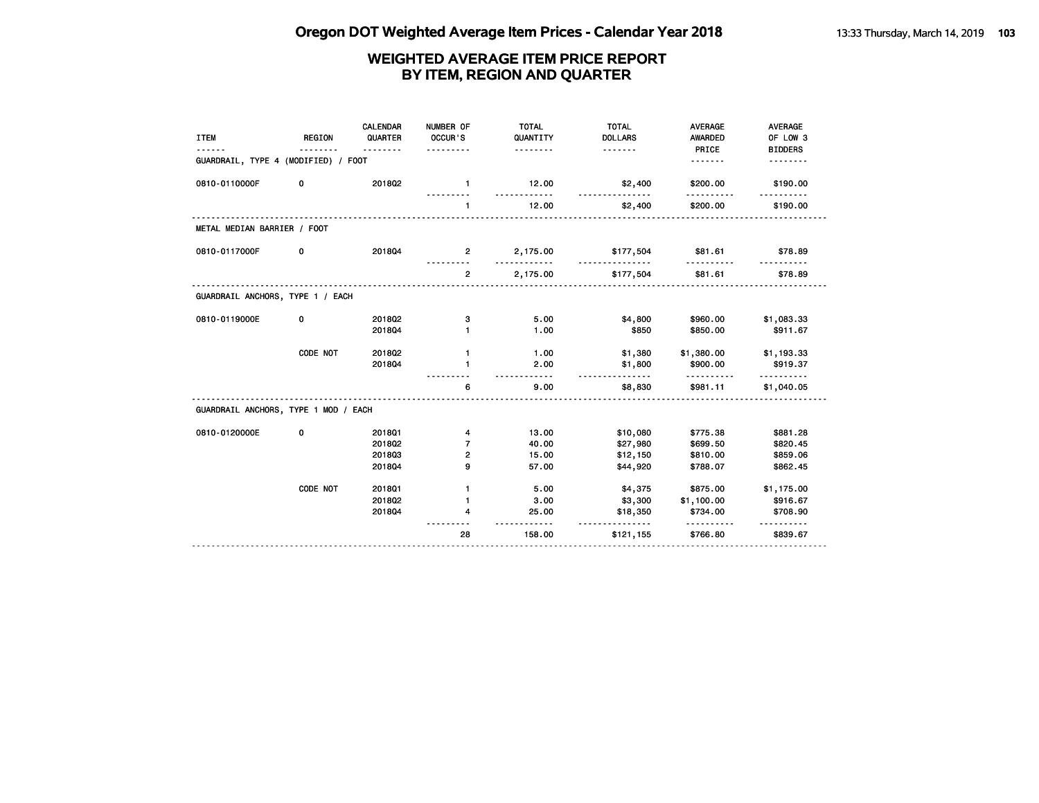# Oregon DOT Weighted Average Item Prices - Calendar Year 2018

## WEIGHTED AVERAGE ITEM PRICE REPORT BY ITEM, REGION AND QUARTER

| ITEM | REGION | CALENDAR QUARTER | NUMBER OF OCCUR'S | TOTAL QUANTITY | TOTAL DOLLARS | AVERAGE AWARDED PRICE | AVERAGE OF LOW 3 BIDDERS |
|---|---|---|---|---|---|---|---|
| **GUARDRAIL, TYPE 4 (MODIFIED) / FOOT** | | | | | | | |
| 0810-0110000F | 0 | 2018Q2 | 1 | 12.00 | $2,400 | $200.00 | $190.00 |
| | | | 1 | 12.00 | $2,400 | $200.00 | $190.00 |
| **METAL MEDIAN BARRIER / FOOT** | | | | | | | |
| 0810-0117000F | 0 | 2018Q4 | 2 | 2,175.00 | $177,504 | $81.61 | $78.89 |
| | | | 2 | 2,175.00 | $177,504 | $81.61 | $78.89 |
| **GUARDRAIL ANCHORS, TYPE 1 / EACH** | | | | | | | |
| 0810-0119000E | 0 | 2018Q2 | 3 | 5.00 | $4,800 | $960.00 | $1,083.33 |
| | | 2018Q4 | 1 | 1.00 | $850 | $850.00 | $911.67 |
| | CODE NOT | 2018Q2 | 1 | 1.00 | $1,380 | $1,380.00 | $1,193.33 |
| | | 2018Q4 | 1 | 2.00 | $1,800 | $900.00 | $919.37 |
| | | | 6 | 9.00 | $8,830 | $981.11 | $1,040.05 |
| **GUARDRAIL ANCHORS, TYPE 1 MOD / EACH** | | | | | | | |
| 0810-0120000E | 0 | 2018Q1 | 4 | 13.00 | $10,080 | $775.38 | $881.28 |
| | | 2018Q2 | 7 | 40.00 | $27,980 | $699.50 | $820.45 |
| | | 2018Q3 | 2 | 15.00 | $12,150 | $810.00 | $859.06 |
| | | 2018Q4 | 9 | 57.00 | $44,920 | $788.07 | $862.45 |
| | CODE NOT | 2018Q1 | 1 | 5.00 | $4,375 | $875.00 | $1,175.00 |
| | | 2018Q2 | 1 | 3.00 | $3,300 | $1,100.00 | $916.67 |
| | | 2018Q4 | 4 | 25.00 | $18,350 | $734.00 | $708.90 |
| | | | 28 | 158.00 | $121,155 | $766.80 | $839.67 |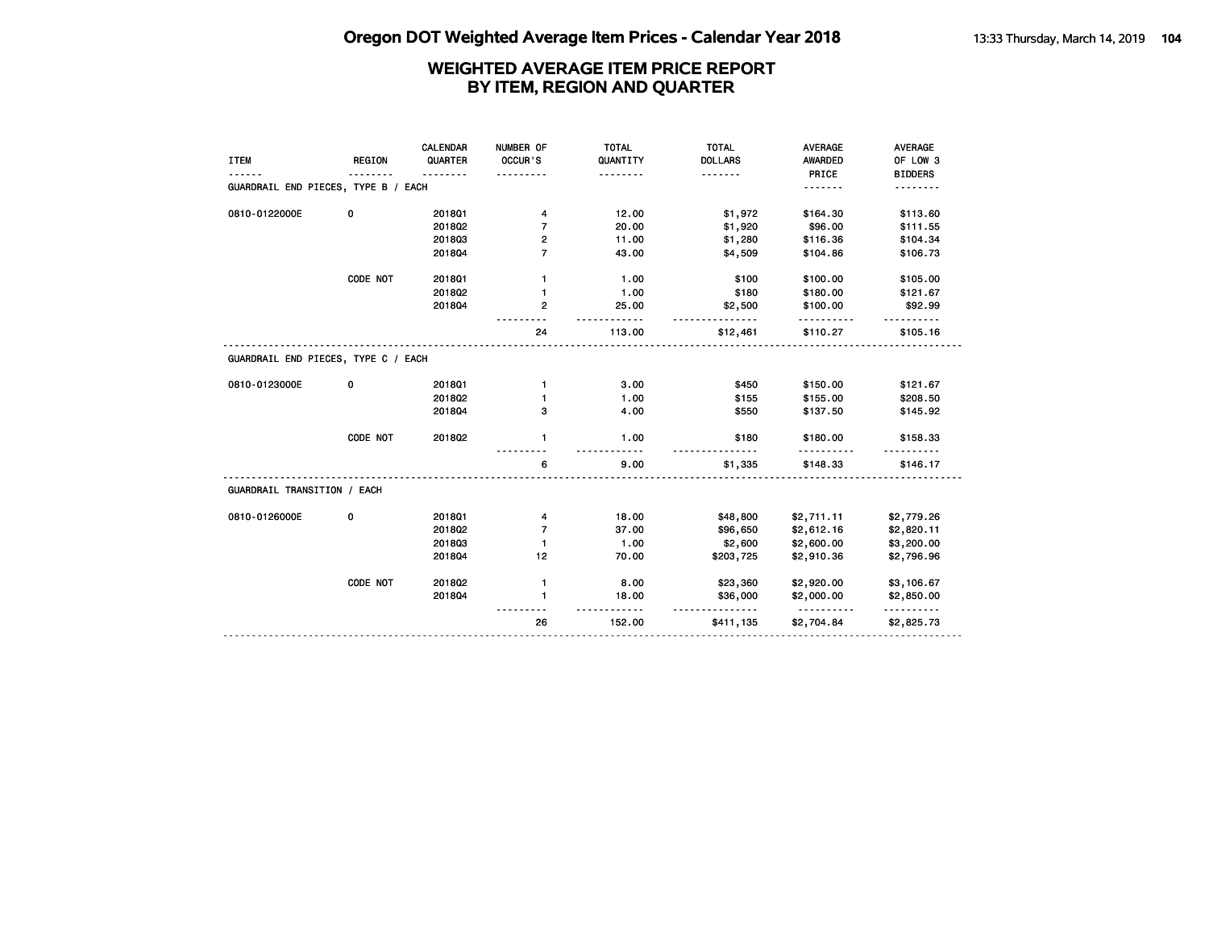# WEIGHTED AVERAGE ITEM PRICE REPORT
## BY ITEM, REGION AND QUARTER

| ITEM | REGION | CALENDAR QUARTER | NUMBER OF OCCUR'S | TOTAL QUANTITY | TOTAL DOLLARS | AVERAGE AWARDED PRICE | AVERAGE OF LOW 3 BIDDERS |
|---|---|---|---|---|---|---|---|
| GUARDRAIL END PIECES, TYPE B / EACH | | | | | | | |
| 0810-0122000E | 0 | 2018Q1 | 4 | 12.00 | $1,972 | $164.30 | $113.60 |
| | | 2018Q2 | 7 | 20.00 | $1,920 | $96.00 | $111.55 |
| | | 2018Q3 | 2 | 11.00 | $1,280 | $116.36 | $104.34 |
| | | 2018Q4 | 7 | 43.00 | $4,509 | $104.86 | $106.73 |
| | CODE NOT | 2018Q1 | 1 | 1.00 | $100 | $100.00 | $105.00 |
| | | 2018Q2 | 1 | 1.00 | $180 | $180.00 | $121.67 |
| | | 2018Q4 | 2 | 25.00 | $2,500 | $100.00 | $92.99 |
| | | | 24 | 113.00 | $12,461 | $110.27 | $105.16 |
| GUARDRAIL END PIECES, TYPE C / EACH | | | | | | | |
| 0810-0123000E | 0 | 2018Q1 | 1 | 3.00 | $450 | $150.00 | $121.67 |
| | | 2018Q2 | 1 | 1.00 | $155 | $155.00 | $208.50 |
| | | 2018Q4 | 3 | 4.00 | $550 | $137.50 | $145.92 |
| | CODE NOT | 2018Q2 | 1 | 1.00 | $180 | $180.00 | $158.33 |
| | | | 6 | 9.00 | $1,335 | $148.33 | $146.17 |
| GUARDRAIL TRANSITION / EACH | | | | | | | |
| 0810-0126000E | 0 | 2018Q1 | 4 | 18.00 | $48,800 | $2,711.11 | $2,779.26 |
| | | 2018Q2 | 7 | 37.00 | $96,650 | $2,612.16 | $2,820.11 |
| | | 2018Q3 | 1 | 1.00 | $2,600 | $2,600.00 | $3,200.00 |
| | | 2018Q4 | 12 | 70.00 | $203,725 | $2,910.36 | $2,796.96 |
| | CODE NOT | 2018Q2 | 1 | 8.00 | $23,360 | $2,920.00 | $3,106.67 |
| | | 2018Q4 | 1 | 18.00 | $36,000 | $2,000.00 | $2,850.00 |
| | | | 26 | 152.00 | $411,135 | $2,704.84 | $2,825.73 |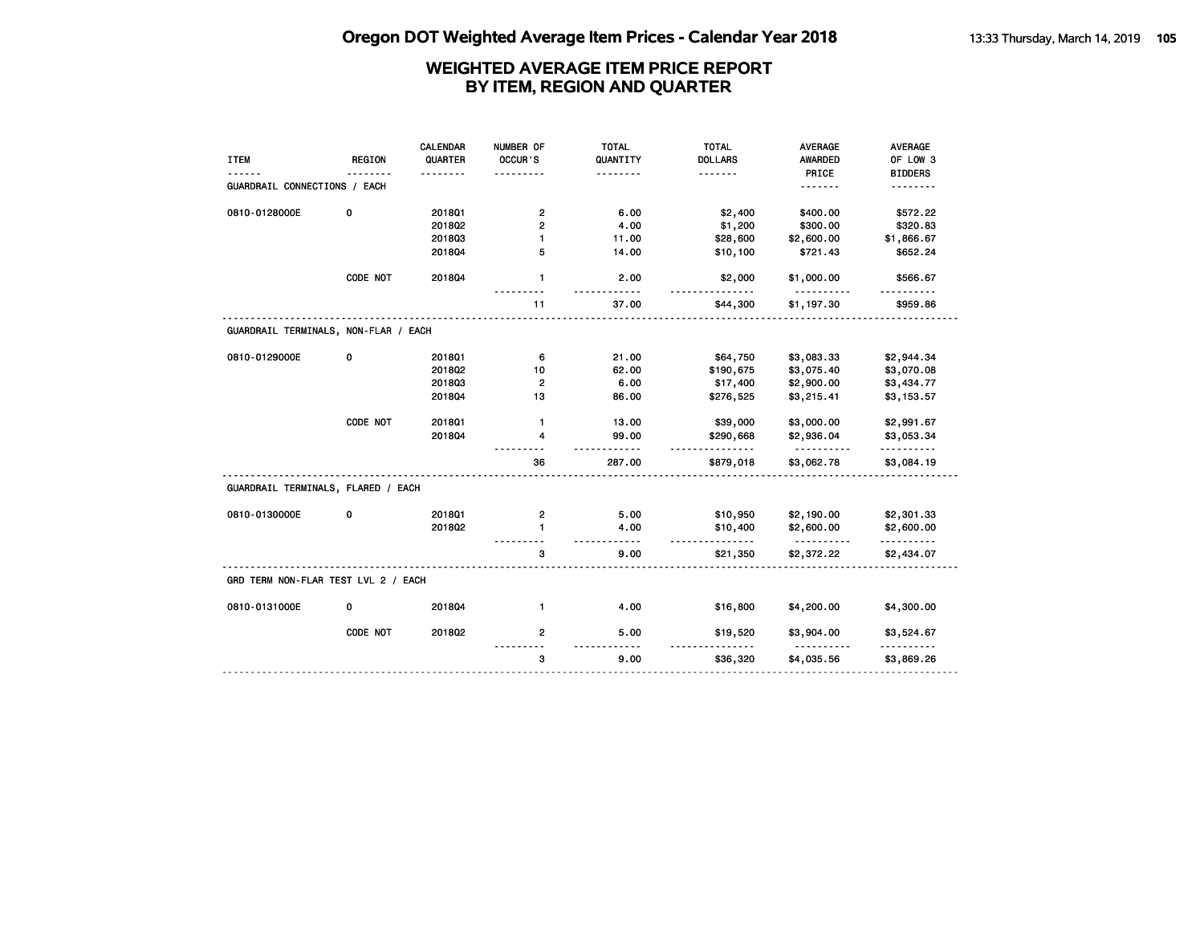# Oregon DOT Weighted Average Item Prices - Calendar Year 2018

## WEIGHTED AVERAGE ITEM PRICE REPORT BY ITEM, REGION AND QUARTER

| ITEM | REGION | CALENDAR QUARTER | NUMBER OF OCCUR'S | TOTAL QUANTITY | TOTAL DOLLARS | AVERAGE AWARDED PRICE | AVERAGE OF LOW 3 BIDDERS |
|---|---|---|---|---|---|---|---|
| **GUARDRAIL CONNECTIONS / EACH** | | | | | | | |
| 0810-0128000E | 0 | 2018Q1 | 2 | 6.00 | $2,400 | $400.00 | $572.22 |
| | | 2018Q2 | 2 | 4.00 | $1,200 | $300.00 | $320.83 |
| | | 2018Q3 | 1 | 11.00 | $28,600 | $2,600.00 | $1,866.67 |
| | | 2018Q4 | 5 | 14.00 | $10,100 | $721.43 | $652.24 |
| | CODE NOT | 2018Q4 | 1 | 2.00 | $2,000 | $1,000.00 | $566.67 |
| | | | 11 | 37.00 | $44,300 | $1,197.30 | $959.86 |
| **GUARDRAIL TERMINALS, NON-FLAR / EACH** | | | | | | | |
| 0810-0129000E | 0 | 2018Q1 | 6 | 21.00 | $64,750 | $3,083.33 | $2,944.34 |
| | | 2018Q2 | 10 | 62.00 | $190,675 | $3,075.40 | $3,070.08 |
| | | 2018Q3 | 2 | 6.00 | $17,400 | $2,900.00 | $3,434.77 |
| | | 2018Q4 | 13 | 86.00 | $276,525 | $3,215.41 | $3,153.57 |
| | CODE NOT | 2018Q1 | 1 | 13.00 | $39,000 | $3,000.00 | $2,991.67 |
| | | 2018Q4 | 4 | 99.00 | $290,668 | $2,936.04 | $3,053.34 |
| | | | 36 | 287.00 | $879,018 | $3,062.78 | $3,084.19 |
| **GUARDRAIL TERMINALS, FLARED / EACH** | | | | | | | |
| 0810-0130000E | 0 | 2018Q1 | 2 | 5.00 | $10,950 | $2,190.00 | $2,301.33 |
| | | 2018Q2 | 1 | 4.00 | $10,400 | $2,600.00 | $2,600.00 |
| | | | 3 | 9.00 | $21,350 | $2,372.22 | $2,434.07 |
| **GRD TERM NON-FLAR TEST LVL 2 / EACH** | | | | | | | |
| 0810-0131000E | 0 | 2018Q4 | 1 | 4.00 | $16,800 | $4,200.00 | $4,300.00 |
| | CODE NOT | 2018Q2 | 2 | 5.00 | $19,520 | $3,904.00 | $3,524.67 |
| | | | 3 | 9.00 | $36,320 | $4,035.56 | $3,869.26 |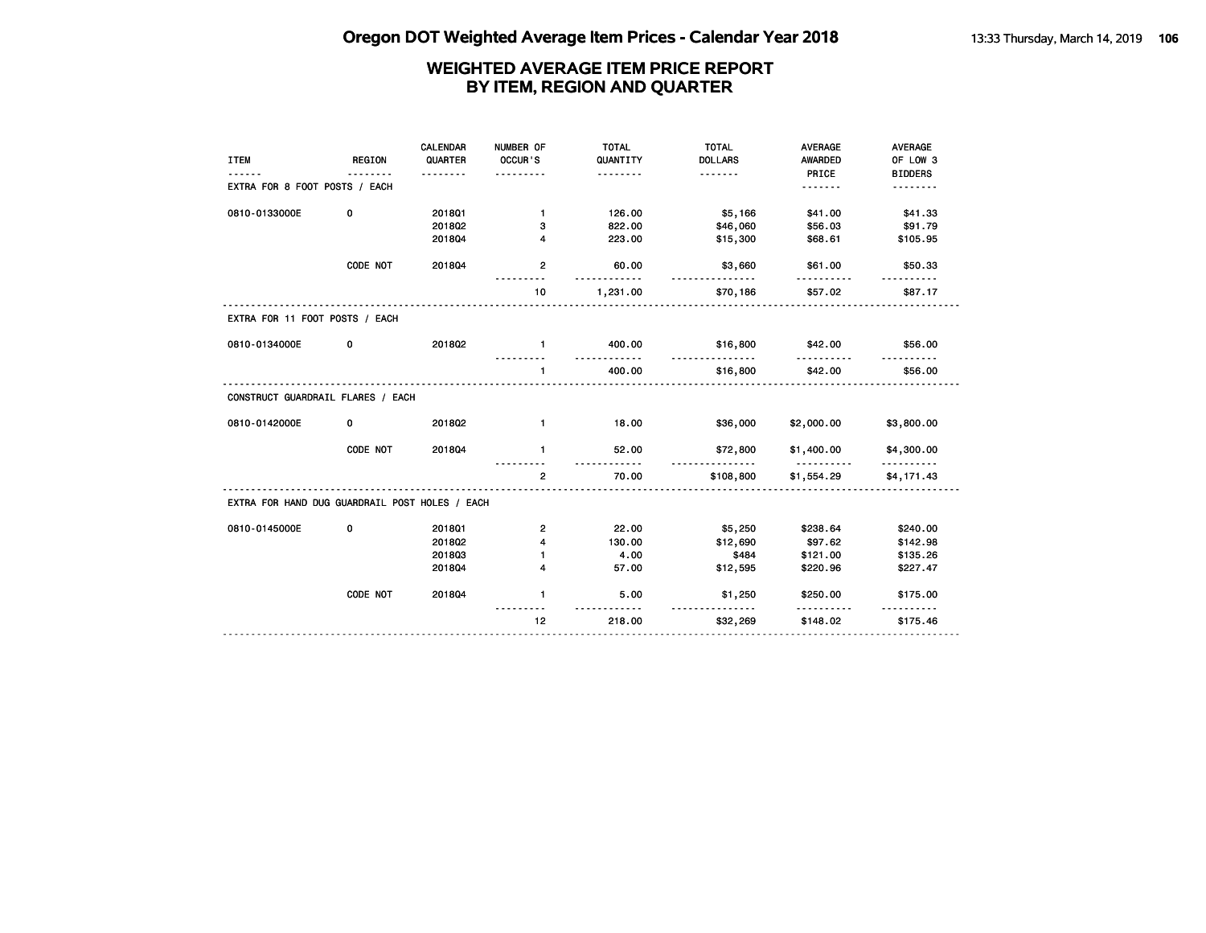# Oregon DOT Weighted Average Item Prices - Calendar Year 2018

## WEIGHTED AVERAGE ITEM PRICE REPORT BY ITEM, REGION AND QUARTER

| ITEM | REGION | CALENDAR QUARTER | NUMBER OF OCCUR'S | TOTAL QUANTITY | TOTAL DOLLARS | AVERAGE AWARDED PRICE | AVERAGE OF LOW 3 BIDDERS |
|---|---|---|---|---|---|---|---|
| **EXTRA FOR 8 FOOT POSTS / EACH** | | | | | | | |
| 0810-0133000E | 0 | 2018Q1 | 1 | 126.00 | $5,166 | $41.00 | $41.33 |
| | | 2018Q2 | 3 | 822.00 | $46,060 | $56.03 | $91.79 |
| | | 2018Q4 | 4 | 223.00 | $15,300 | $68.61 | $105.95 |
| | CODE NOT | 2018Q4 | 2 | 60.00 | $3,660 | $61.00 | $50.33 |
| | | | 10 | 1,231.00 | $70,186 | $57.02 | $87.17 |
| **EXTRA FOR 11 FOOT POSTS / EACH** | | | | | | | |
| 0810-0134000E | 0 | 2018Q2 | 1 | 400.00 | $16,800 | $42.00 | $56.00 |
| | | | 1 | 400.00 | $16,800 | $42.00 | $56.00 |
| **CONSTRUCT GUARDRAIL FLARES / EACH** | | | | | | | |
| 0810-0142000E | 0 | 2018Q2 | 1 | 18.00 | $36,000 | $2,000.00 | $3,800.00 |
| | CODE NOT | 2018Q4 | 1 | 52.00 | $72,800 | $1,400.00 | $4,300.00 |
| | | | 2 | 70.00 | $108,800 | $1,554.29 | $4,171.43 |
| **EXTRA FOR HAND DUG GUARDRAIL POST HOLES / EACH** | | | | | | | |
| 0810-0145000E | 0 | 2018Q1 | 2 | 22.00 | $5,250 | $238.64 | $240.00 |
| | | 2018Q2 | 4 | 130.00 | $12,690 | $97.62 | $142.98 |
| | | 2018Q3 | 1 | 4.00 | $484 | $121.00 | $135.26 |
| | | 2018Q4 | 4 | 57.00 | $12,595 | $220.96 | $227.47 |
| | CODE NOT | 2018Q4 | 1 | 5.00 | $1,250 | $250.00 | $175.00 |
| | | | 12 | 218.00 | $32,269 | $148.02 | $175.46 |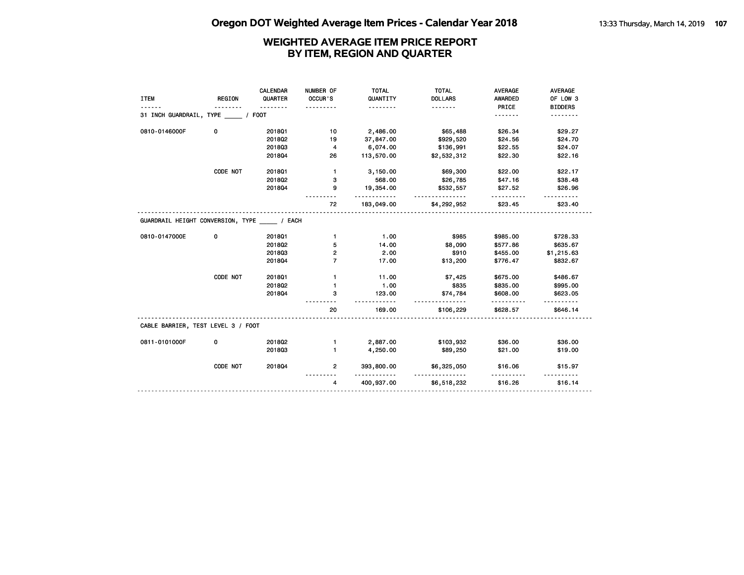# Oregon DOT Weighted Average Item Prices - Calendar Year 2018

## WEIGHTED AVERAGE ITEM PRICE REPORT BY ITEM, REGION AND QUARTER

| ITEM | REGION | CALENDAR QUARTER | NUMBER OF OCCUR'S | TOTAL QUANTITY | TOTAL DOLLARS | AVERAGE AWARDED PRICE | AVERAGE OF LOW 3 BIDDERS |
|---|---|---|---|---|---|---|---|
| **31 INCH GUARDRAIL, TYPE ____ / FOOT** | | | | | | | |
| 0810-0146000F | 0 | 2018Q1 | 10 | 2,486.00 | $65,488 | $26.34 | $29.27 |
| | | 2018Q2 | 19 | 37,847.00 | $929,520 | $24.56 | $24.70 |
| | | 2018Q3 | 4 | 6,074.00 | $136,991 | $22.55 | $24.07 |
| | | 2018Q4 | 26 | 113,570.00 | $2,532,312 | $22.30 | $22.16 |
| | CODE NOT | 2018Q1 | 1 | 3,150.00 | $69,300 | $22.00 | $22.17 |
| | | 2018Q2 | 3 | 568.00 | $26,785 | $47.16 | $38.48 |
| | | 2018Q4 | 9 | 19,354.00 | $532,557 | $27.52 | $26.96 |
| | | | 72 | 183,049.00 | $4,292,952 | $23.45 | $23.40 |
| **GUARDRAIL HEIGHT CONVERSION, TYPE ____ / EACH** | | | | | | | |
| 0810-0147000E | 0 | 2018Q1 | 1 | 1.00 | $985 | $985.00 | $728.33 |
| | | 2018Q2 | 5 | 14.00 | $8,090 | $577.86 | $635.67 |
| | | 2018Q3 | 2 | 2.00 | $910 | $455.00 | $1,215.63 |
| | | 2018Q4 | 7 | 17.00 | $13,200 | $776.47 | $832.67 |
| | CODE NOT | 2018Q1 | 1 | 11.00 | $7,425 | $675.00 | $486.67 |
| | | 2018Q2 | 1 | 1.00 | $835 | $835.00 | $995.00 |
| | | 2018Q4 | 3 | 123.00 | $74,784 | $608.00 | $623.05 |
| | | | 20 | 169.00 | $106,229 | $628.57 | $646.14 |
| **CABLE BARRIER, TEST LEVEL 3 / FOOT** | | | | | | | |
| 0811-0101000F | 0 | 2018Q2 | 1 | 2,887.00 | $103,932 | $36.00 | $36.00 |
| | | 2018Q3 | 1 | 4,250.00 | $89,250 | $21.00 | $19.00 |
| | CODE NOT | 2018Q4 | 2 | 393,800.00 | $6,325,050 | $16.06 | $15.97 |
| | | | 4 | 400,937.00 | $6,518,232 | $16.26 | $16.14 |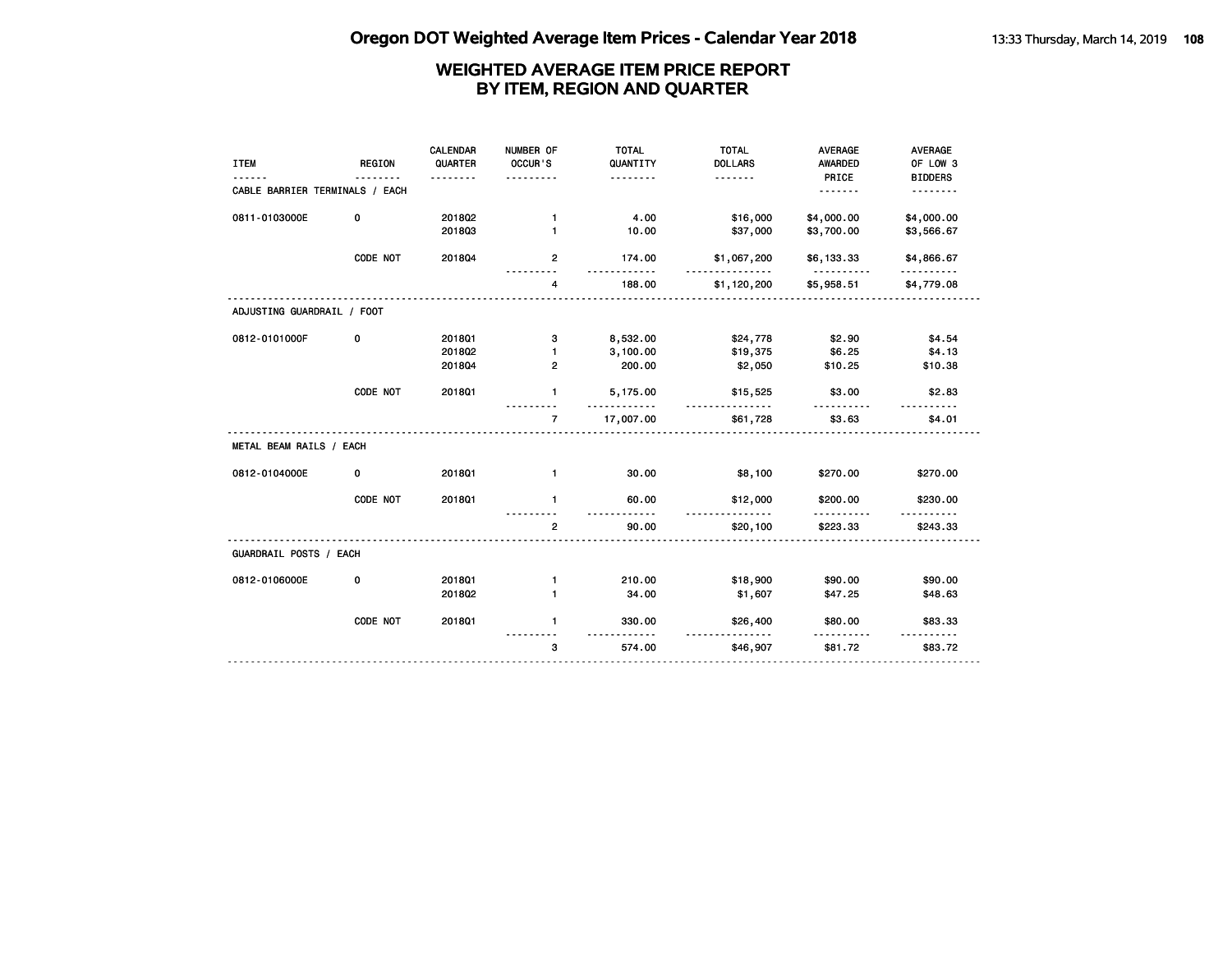# Oregon DOT Weighted Average Item Prices - Calendar Year 2018

## WEIGHTED AVERAGE ITEM PRICE REPORT BY ITEM, REGION AND QUARTER

| ITEM | REGION | CALENDAR QUARTER | NUMBER OF OCCUR'S | TOTAL QUANTITY | TOTAL DOLLARS | AVERAGE AWARDED PRICE | AVERAGE OF LOW 3 BIDDERS |
|---|---|---|---|---|---|---|---|
| **CABLE BARRIER TERMINALS / EACH** | | | | | | | |
| 0811-0103000E | 0 | 2018Q2 | 1 | 4.00 | $16,000 | $4,000.00 | $4,000.00 |
| | | 2018Q3 | 1 | 10.00 | $37,000 | $3,700.00 | $3,566.67 |
| | CODE NOT | 2018Q4 | 2 | 174.00 | $1,067,200 | $6,133.33 | $4,866.67 |
| | | | 4 | 188.00 | $1,120,200 | $5,958.51 | $4,779.08 |
| **ADJUSTING GUARDRAIL / FOOT** | | | | | | | |
| 0812-0101000F | 0 | 2018Q1 | 3 | 8,532.00 | $24,778 | $2.90 | $4.54 |
| | | 2018Q2 | 1 | 3,100.00 | $19,375 | $6.25 | $4.13 |
| | | 2018Q4 | 2 | 200.00 | $2,050 | $10.25 | $10.38 |
| | CODE NOT | 2018Q1 | 1 | 5,175.00 | $15,525 | $3.00 | $2.83 |
| | | | 7 | 17,007.00 | $61,728 | $3.63 | $4.01 |
| **METAL BEAM RAILS / EACH** | | | | | | | |
| 0812-0104000E | 0 | 2018Q1 | 1 | 30.00 | $8,100 | $270.00 | $270.00 |
| | CODE NOT | 2018Q1 | 1 | 60.00 | $12,000 | $200.00 | $230.00 |
| | | | 2 | 90.00 | $20,100 | $223.33 | $243.33 |
| **GUARDRAIL POSTS / EACH** | | | | | | | |
| 0812-0106000E | 0 | 2018Q1 | 1 | 210.00 | $18,900 | $90.00 | $90.00 |
| | | 2018Q2 | 1 | 34.00 | $1,607 | $47.25 | $48.63 |
| | CODE NOT | 2018Q1 | 1 | 330.00 | $26,400 | $80.00 | $83.33 |
| | | | 3 | 574.00 | $46,907 | $81.72 | $83.72 |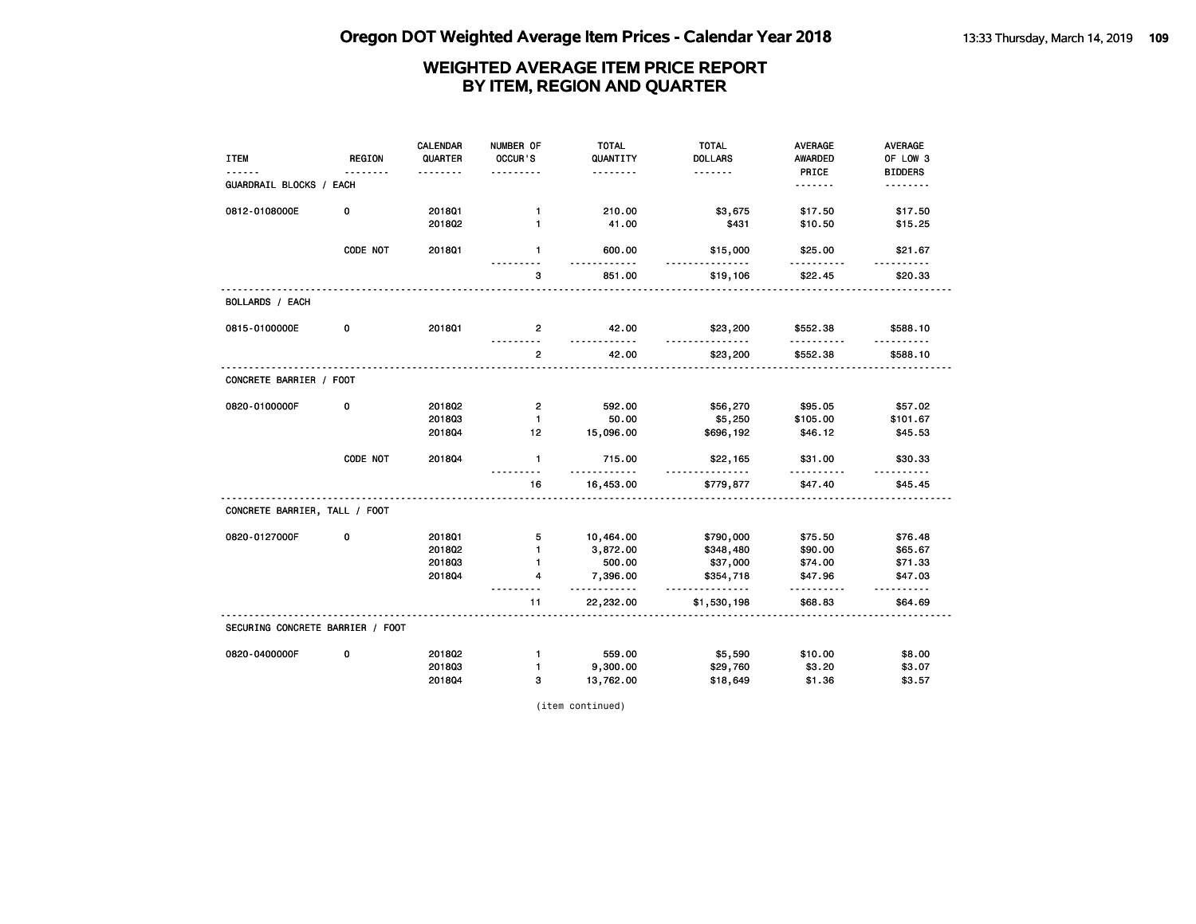## WEIGHTED AVERAGE ITEM PRICE REPORT
## BY ITEM, REGION AND QUARTER

| ITEM | REGION | CALENDAR QUARTER | NUMBER OF OCCUR'S | TOTAL QUANTITY | TOTAL DOLLARS | AVERAGE AWARDED PRICE | AVERAGE OF LOW 3 BIDDERS |
|---|---|---|---|---|---|---|---|
| **GUARDRAIL BLOCKS / EACH** | | | | | | | |
| 0812-0108000E | 0 | 2018Q1 | 1 | 210.00 | $3,675 | $17.50 | $17.50 |
| | | 2018Q2 | 1 | 41.00 | $431 | $10.50 | $15.25 |
| | CODE NOT | 2018Q1 | 1 | 600.00 | $15,000 | $25.00 | $21.67 |
| | | | 3 | 851.00 | $19,106 | $22.45 | $20.33 |
| **BOLLARDS / EACH** | | | | | | | |
| 0815-0100000E | 0 | 2018Q1 | 2 | 42.00 | $23,200 | $552.38 | $588.10 |
| | | | 2 | 42.00 | $23,200 | $552.38 | $588.10 |
| **CONCRETE BARRIER / FOOT** | | | | | | | |
| 0820-0100000F | 0 | 2018Q2 | 2 | 592.00 | $56,270 | $95.05 | $57.02 |
| | | 2018Q3 | 1 | 50.00 | $5,250 | $105.00 | $101.67 |
| | | 2018Q4 | 12 | 15,096.00 | $696,192 | $46.12 | $45.53 |
| | CODE NOT | 2018Q4 | 1 | 715.00 | $22,165 | $31.00 | $30.33 |
| | | | 16 | 16,453.00 | $779,877 | $47.40 | $45.45 |
| **CONCRETE BARRIER, TALL / FOOT** | | | | | | | |
| 0820-0127000F | 0 | 2018Q1 | 5 | 10,464.00 | $790,000 | $75.50 | $76.48 |
| | | 2018Q2 | 1 | 3,872.00 | $348,480 | $90.00 | $65.67 |
| | | 2018Q3 | 1 | 500.00 | $37,000 | $74.00 | $71.33 |
| | | 2018Q4 | 4 | 7,396.00 | $354,718 | $47.96 | $47.03 |
| | | | 11 | 22,232.00 | $1,530,198 | $68.83 | $64.69 |
| **SECURING CONCRETE BARRIER / FOOT** | | | | | | | |
| 0820-0400000F | 0 | 2018Q2 | 1 | 559.00 | $5,590 | $10.00 | $8.00 |
| | | 2018Q3 | 1 | 9,300.00 | $29,760 | $3.20 | $3.07 |
| | | 2018Q4 | 3 | 13,762.00 | $18,649 | $1.36 | $3.57 |

(item continued)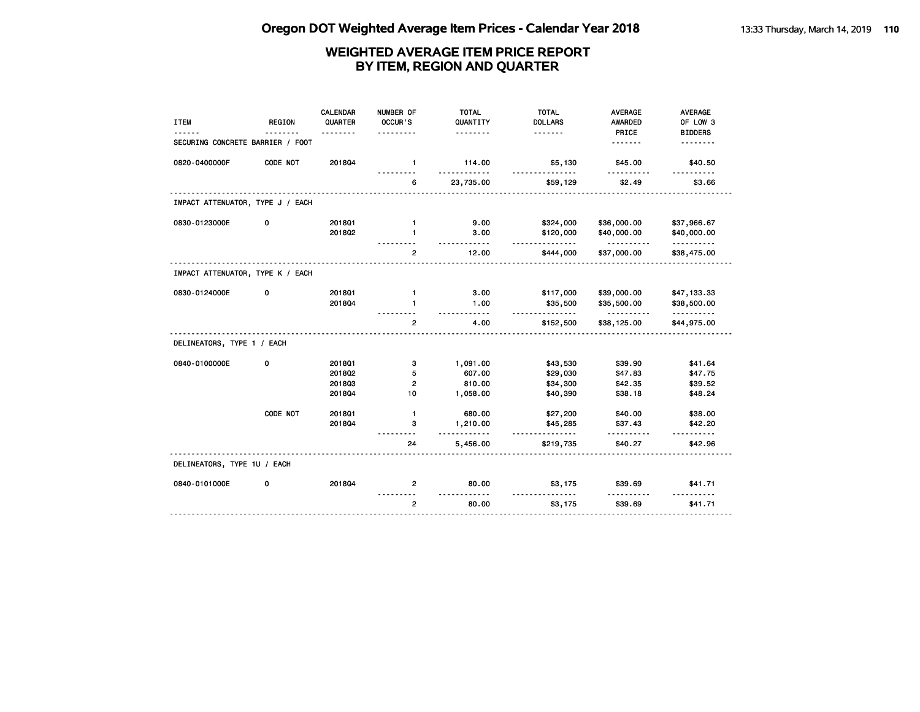# WEIGHTED AVERAGE ITEM PRICE REPORT BY ITEM, REGION AND QUARTER

| ITEM | REGION | CALENDAR QUARTER | NUMBER OF OCCUR'S | TOTAL QUANTITY | TOTAL DOLLARS | AVERAGE AWARDED PRICE | AVERAGE OF LOW 3 BIDDERS |
|---|---|---|---|---|---|---|---|
| SECURING CONCRETE BARRIER / FOOT | | | | | | | |
| 0820-0400000F | CODE NOT | 2018Q4 | 1 | 114.00 | $5,130 | $45.00 | $40.50 |
| | | | 6 | 23,735.00 | $59,129 | $2.49 | $3.66 |
| IMPACT ATTENUATOR, TYPE J / EACH | | | | | | | |
| 0830-0123000E | 0 | 2018Q1 | 1 | 9.00 | $324,000 | $36,000.00 | $37,966.67 |
| | | 2018Q2 | 1 | 3.00 | $120,000 | $40,000.00 | $40,000.00 |
| | | | 2 | 12.00 | $444,000 | $37,000.00 | $38,475.00 |
| IMPACT ATTENUATOR, TYPE K / EACH | | | | | | | |
| 0830-0124000E | 0 | 2018Q1 | 1 | 3.00 | $117,000 | $39,000.00 | $47,133.33 |
| | | 2018Q4 | 1 | 1.00 | $35,500 | $35,500.00 | $38,500.00 |
| | | | 2 | 4.00 | $152,500 | $38,125.00 | $44,975.00 |
| DELINEATORS, TYPE 1 / EACH | | | | | | | |
| 0840-0100000E | 0 | 2018Q1 | 3 | 1,091.00 | $43,530 | $39.90 | $41.64 |
| | | 2018Q2 | 5 | 607.00 | $29,030 | $47.83 | $47.75 |
| | | 2018Q3 | 2 | 810.00 | $34,300 | $42.35 | $39.52 |
| | | 2018Q4 | 10 | 1,058.00 | $40,390 | $38.18 | $48.24 |
| | CODE NOT | 2018Q1 | 1 | 680.00 | $27,200 | $40.00 | $38.00 |
| | | 2018Q4 | 3 | 1,210.00 | $45,285 | $37.43 | $42.20 |
| | | | 24 | 5,456.00 | $219,735 | $40.27 | $42.96 |
| DELINEATORS, TYPE 1U / EACH | | | | | | | |
| 0840-0101000E | 0 | 2018Q4 | 2 | 80.00 | $3,175 | $39.69 | $41.71 |
| | | | 2 | 80.00 | $3,175 | $39.69 | $41.71 |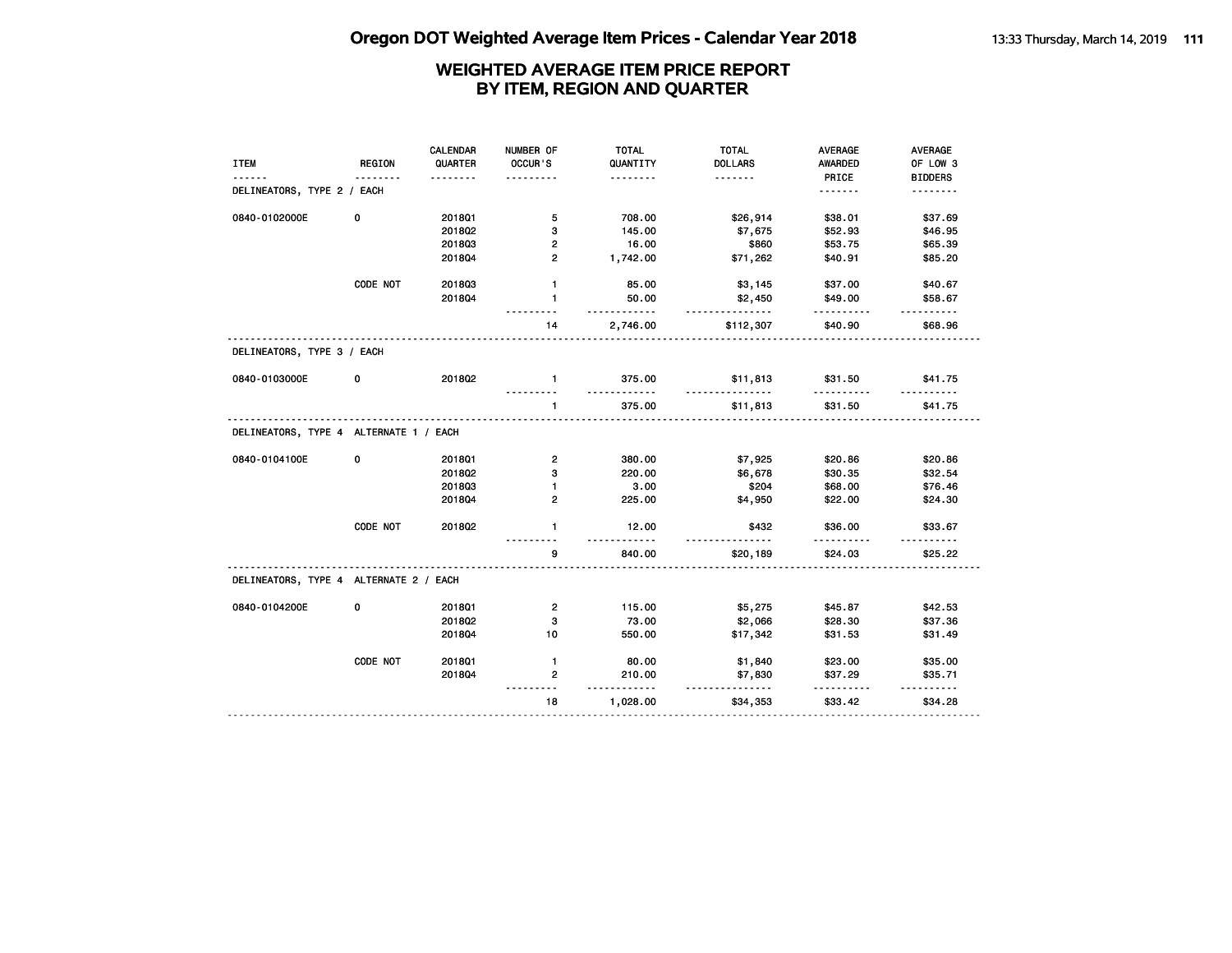# Oregon DOT Weighted Average Item Prices - Calendar Year 2018

## WEIGHTED AVERAGE ITEM PRICE REPORT BY ITEM, REGION AND QUARTER

| ITEM | REGION | CALENDAR QUARTER | NUMBER OF OCCUR'S | TOTAL QUANTITY | TOTAL DOLLARS | AVERAGE AWARDED PRICE | AVERAGE OF LOW 3 BIDDERS |
|---|---|---|---|---|---|---|---|
| DELINEATORS, TYPE 2 / EACH | | | | | | | |
| 0840-0102000E | 0 | 2018Q1 | 5 | 708.00 | $26,914 | $38.01 | $37.69 |
| | | 2018Q2 | 3 | 145.00 | $7,675 | $52.93 | $46.95 |
| | | 2018Q3 | 2 | 16.00 | $860 | $53.75 | $65.39 |
| | | 2018Q4 | 2 | 1,742.00 | $71,262 | $40.91 | $85.20 |
| | CODE NOT | 2018Q3 | 1 | 85.00 | $3,145 | $37.00 | $40.67 |
| | | 2018Q4 | 1 | 50.00 | $2,450 | $49.00 | $58.67 |
| | | | 14 | 2,746.00 | $112,307 | $40.90 | $68.96 |
| DELINEATORS, TYPE 3 / EACH | | | | | | | |
| 0840-0103000E | 0 | 2018Q2 | 1 | 375.00 | $11,813 | $31.50 | $41.75 |
| | | | 1 | 375.00 | $11,813 | $31.50 | $41.75 |
| DELINEATORS, TYPE 4 ALTERNATE 1 / EACH | | | | | | | |
| 0840-0104100E | 0 | 2018Q1 | 2 | 380.00 | $7,925 | $20.86 | $20.86 |
| | | 2018Q2 | 3 | 220.00 | $6,678 | $30.35 | $32.54 |
| | | 2018Q3 | 1 | 3.00 | $204 | $68.00 | $76.46 |
| | | 2018Q4 | 2 | 225.00 | $4,950 | $22.00 | $24.30 |
| | CODE NOT | 2018Q2 | 1 | 12.00 | $432 | $36.00 | $33.67 |
| | | | 9 | 840.00 | $20,189 | $24.03 | $25.22 |
| DELINEATORS, TYPE 4 ALTERNATE 2 / EACH | | | | | | | |
| 0840-0104200E | 0 | 2018Q1 | 2 | 115.00 | $5,275 | $45.87 | $42.53 |
| | | 2018Q2 | 3 | 73.00 | $2,066 | $28.30 | $37.36 |
| | | 2018Q4 | 10 | 550.00 | $17,342 | $31.53 | $31.49 |
| | CODE NOT | 2018Q1 | 1 | 80.00 | $1,840 | $23.00 | $35.00 |
| | | 2018Q4 | 2 | 210.00 | $7,830 | $37.29 | $35.71 |
| | | | 18 | 1,028.00 | $34,353 | $33.42 | $34.28 |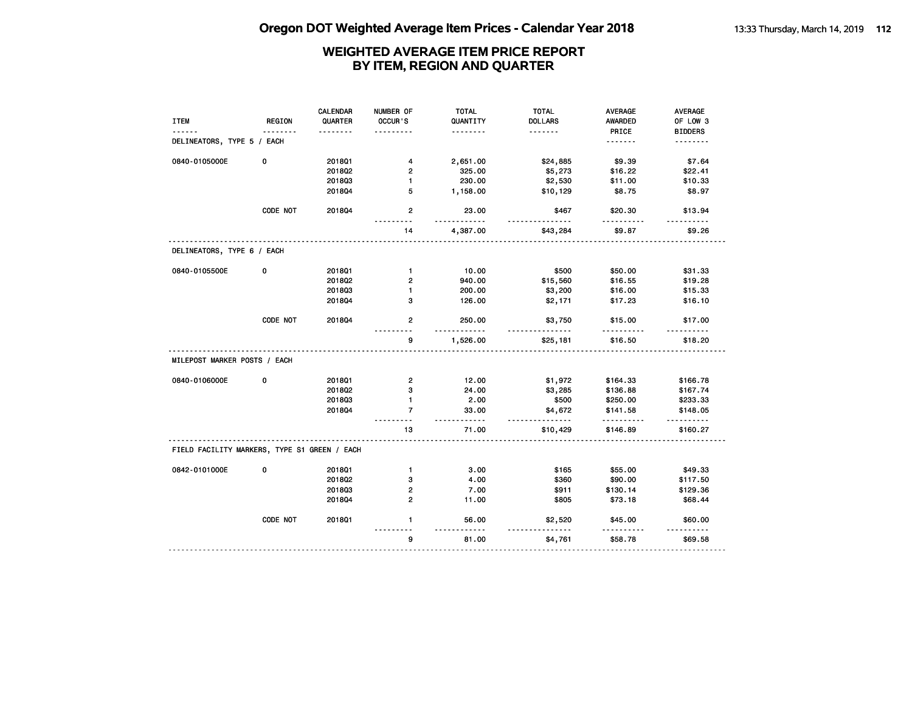# Oregon DOT Weighted Average Item Prices - Calendar Year 2018

## WEIGHTED AVERAGE ITEM PRICE REPORT BY ITEM, REGION AND QUARTER

| ITEM | REGION | CALENDAR QUARTER | NUMBER OF OCCUR'S | TOTAL QUANTITY | TOTAL DOLLARS | AVERAGE AWARDED PRICE | AVERAGE OF LOW 3 BIDDERS |
|---|---|---|---|---|---|---|---|
| DELINEATORS, TYPE 5 / EACH | | | | | | | |
| 0840-0105000E | 0 | 2018Q1 | 4 | 2,651.00 | $24,885 | $9.39 | $7.64 |
| | | 2018Q2 | 2 | 325.00 | $5,273 | $16.22 | $22.41 |
| | | 2018Q3 | 1 | 230.00 | $2,530 | $11.00 | $10.33 |
| | | 2018Q4 | 5 | 1,158.00 | $10,129 | $8.75 | $8.97 |
| | CODE NOT | 2018Q4 | 2 | 23.00 | $467 | $20.30 | $13.94 |
| | | | 14 | 4,387.00 | $43,284 | $9.87 | $9.26 |
| DELINEATORS, TYPE 6 / EACH | | | | | | | |
| 0840-0105500E | 0 | 2018Q1 | 1 | 10.00 | $500 | $50.00 | $31.33 |
| | | 2018Q2 | 2 | 940.00 | $15,560 | $16.55 | $19.28 |
| | | 2018Q3 | 1 | 200.00 | $3,200 | $16.00 | $15.33 |
| | | 2018Q4 | 3 | 126.00 | $2,171 | $17.23 | $16.10 |
| | CODE NOT | 2018Q4 | 2 | 250.00 | $3,750 | $15.00 | $17.00 |
| | | | 9 | 1,526.00 | $25,181 | $16.50 | $18.20 |
| MILEPOST MARKER POSTS / EACH | | | | | | | |
| 0840-0106000E | 0 | 2018Q1 | 2 | 12.00 | $1,972 | $164.33 | $166.78 |
| | | 2018Q2 | 3 | 24.00 | $3,285 | $136.88 | $167.74 |
| | | 2018Q3 | 1 | 2.00 | $500 | $250.00 | $233.33 |
| | | 2018Q4 | 7 | 33.00 | $4,672 | $141.58 | $148.05 |
| | | | 13 | 71.00 | $10,429 | $146.89 | $160.27 |
| FIELD FACILITY MARKERS, TYPE S1 GREEN / EACH | | | | | | | |
| 0842-0101000E | 0 | 2018Q1 | 1 | 3.00 | $165 | $55.00 | $49.33 |
| | | 2018Q2 | 3 | 4.00 | $360 | $90.00 | $117.50 |
| | | 2018Q3 | 2 | 7.00 | $911 | $130.14 | $129.36 |
| | | 2018Q4 | 2 | 11.00 | $805 | $73.18 | $68.44 |
| | CODE NOT | 2018Q1 | 1 | 56.00 | $2,520 | $45.00 | $60.00 |
| | | | 9 | 81.00 | $4,761 | $58.78 | $69.58 |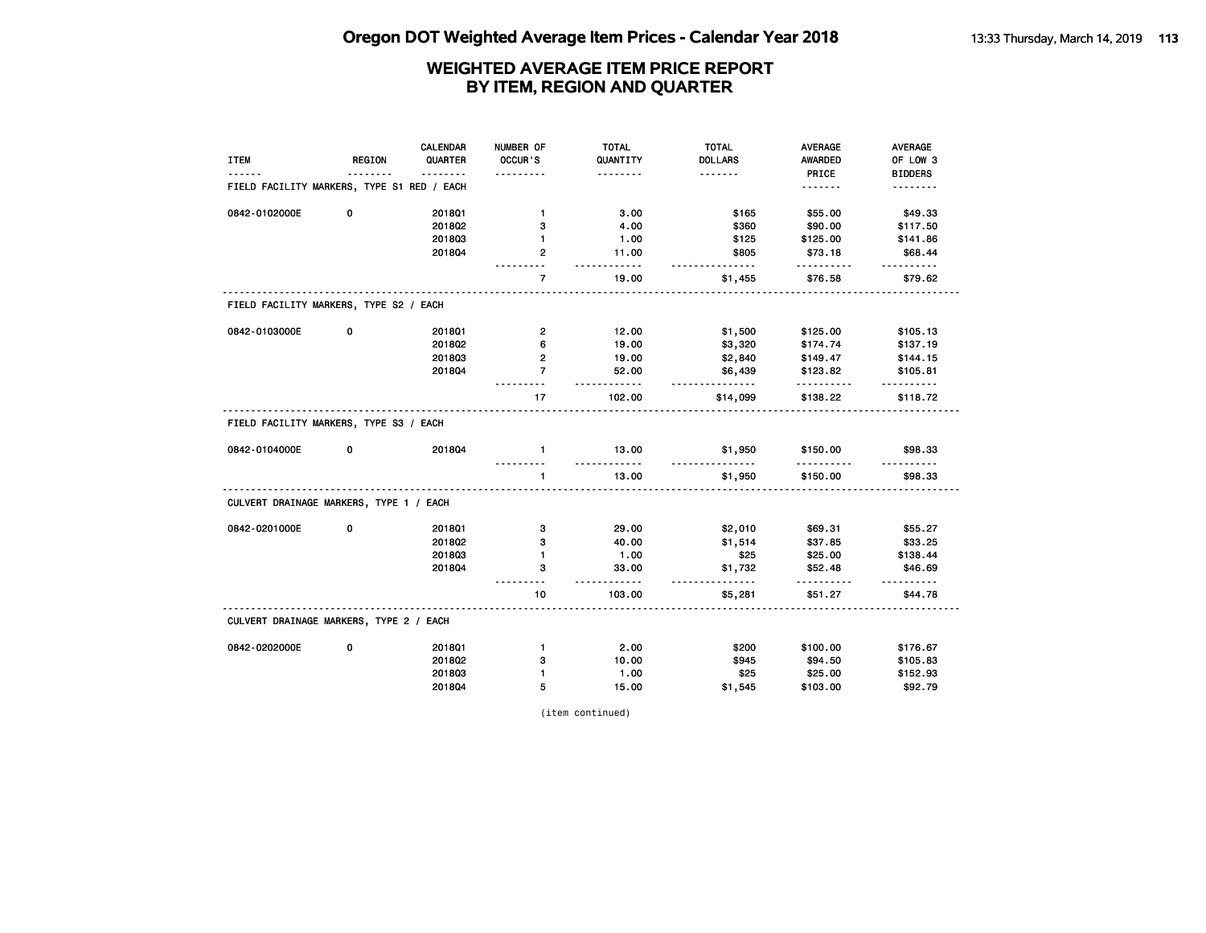# WEIGHTED AVERAGE ITEM PRICE REPORT
# BY ITEM, REGION AND QUARTER

| ITEM | REGION | CALENDAR QUARTER | NUMBER OF OCCUR'S | TOTAL QUANTITY | TOTAL DOLLARS | AVERAGE AWARDED PRICE | AVERAGE OF LOW 3 BIDDERS |
|---|---|---|---|---|---|---|---|
| **FIELD FACILITY MARKERS, TYPE S1 RED / EACH** | | | | | | | |
| 0842-0102000E | 0 | 2018Q1 | 1 | 3.00 | $165 | $55.00 | $49.33 |
| | | 2018Q2 | 3 | 4.00 | $360 | $90.00 | $117.50 |
| | | 2018Q3 | 1 | 1.00 | $125 | $125.00 | $141.86 |
| | | 2018Q4 | 2 | 11.00 | $805 | $73.18 | $68.44 |
| | | | 7 | 19.00 | $1,455 | $76.58 | $79.62 |
| **FIELD FACILITY MARKERS, TYPE S2 / EACH** | | | | | | | |
| 0842-0103000E | 0 | 2018Q1 | 2 | 12.00 | $1,500 | $125.00 | $105.13 |
| | | 2018Q2 | 6 | 19.00 | $3,320 | $174.74 | $137.19 |
| | | 2018Q3 | 2 | 19.00 | $2,840 | $149.47 | $144.15 |
| | | 2018Q4 | 7 | 52.00 | $6,439 | $123.82 | $105.81 |
| | | | 17 | 102.00 | $14,099 | $138.22 | $118.72 |
| **FIELD FACILITY MARKERS, TYPE S3 / EACH** | | | | | | | |
| 0842-0104000E | 0 | 2018Q4 | 1 | 13.00 | $1,950 | $150.00 | $98.33 |
| | | | 1 | 13.00 | $1,950 | $150.00 | $98.33 |
| **CULVERT DRAINAGE MARKERS, TYPE 1 / EACH** | | | | | | | |
| 0842-0201000E | 0 | 2018Q1 | 3 | 29.00 | $2,010 | $69.31 | $55.27 |
| | | 2018Q2 | 3 | 40.00 | $1,514 | $37.85 | $33.25 |
| | | 2018Q3 | 1 | 1.00 | $25 | $25.00 | $138.44 |
| | | 2018Q4 | 3 | 33.00 | $1,732 | $52.48 | $46.69 |
| | | | 10 | 103.00 | $5,281 | $51.27 | $44.78 |
| **CULVERT DRAINAGE MARKERS, TYPE 2 / EACH** | | | | | | | |
| 0842-0202000E | 0 | 2018Q1 | 1 | 2.00 | $200 | $100.00 | $176.67 |
| | | 2018Q2 | 3 | 10.00 | $945 | $94.50 | $105.83 |
| | | 2018Q3 | 1 | 1.00 | $25 | $25.00 | $152.93 |
| | | 2018Q4 | 5 | 15.00 | $1,545 | $103.00 | $92.79 |

(item continued)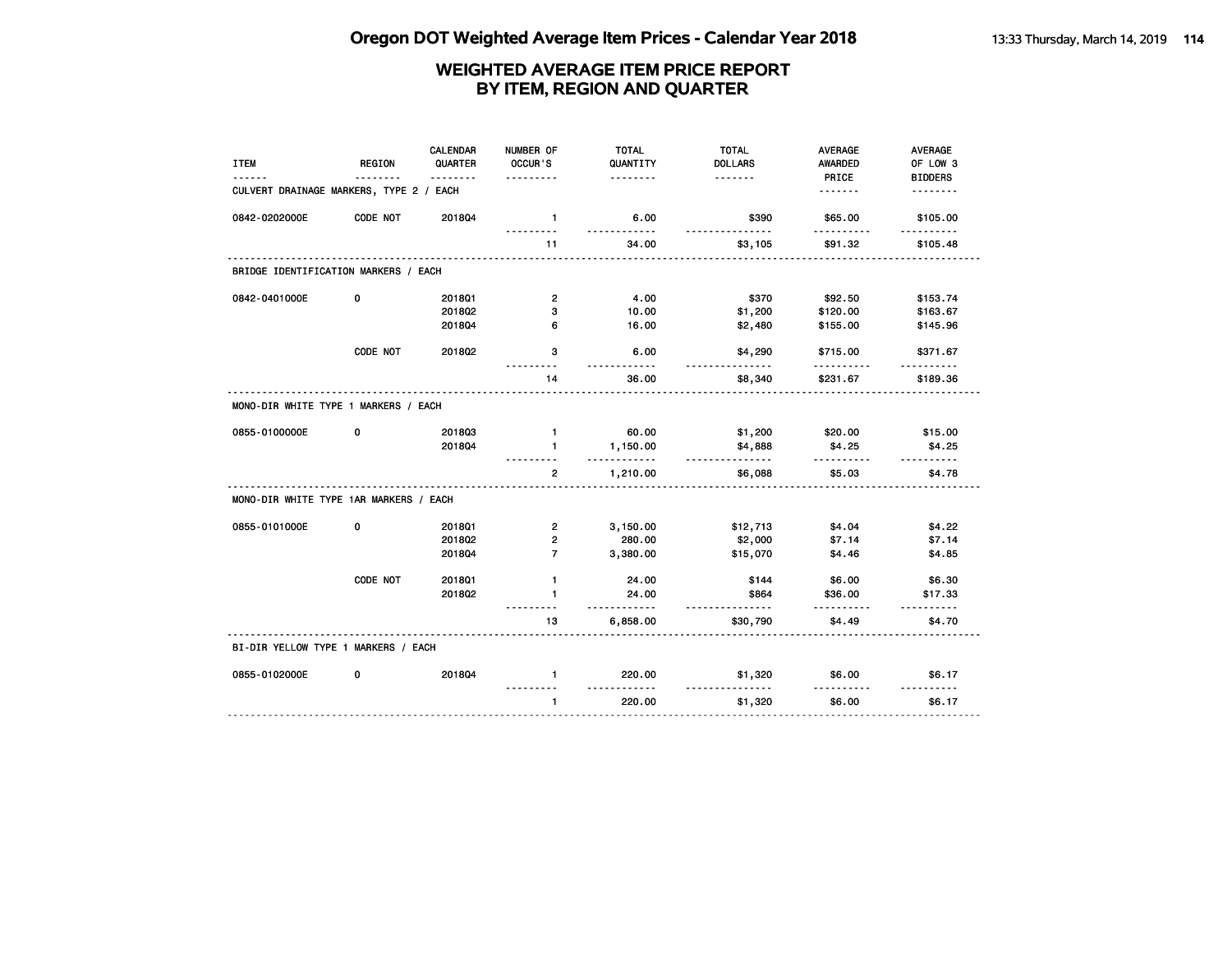# Oregon DOT Weighted Average Item Prices - Calendar Year 2018

## WEIGHTED AVERAGE ITEM PRICE REPORT BY ITEM, REGION AND QUARTER

| ITEM | REGION | CALENDAR QUARTER | NUMBER OF OCCUR'S | TOTAL QUANTITY | TOTAL DOLLARS | AVERAGE AWARDED PRICE | AVERAGE OF LOW 3 BIDDERS |
|---|---|---|---|---|---|---|---|
| **CULVERT DRAINAGE MARKERS, TYPE 2 / EACH** | | | | | | | |
| 0842-0202000E | CODE NOT | 2018Q4 | 1 | 6.00 | $390 | $65.00 | $105.00 |
| | | | 11 | 34.00 | $3,105 | $91.32 | $105.48 |
| **BRIDGE IDENTIFICATION MARKERS / EACH** | | | | | | | |
| 0842-0401000E | 0 | 2018Q1 | 2 | 4.00 | $370 | $92.50 | $153.74 |
| | | 2018Q2 | 3 | 10.00 | $1,200 | $120.00 | $163.67 |
| | | 2018Q4 | 6 | 16.00 | $2,480 | $155.00 | $145.96 |
| | CODE NOT | 2018Q2 | 3 | 6.00 | $4,290 | $715.00 | $371.67 |
| | | | 14 | 36.00 | $8,340 | $231.67 | $189.36 |
| **MONO-DIR WHITE TYPE 1 MARKERS / EACH** | | | | | | | |
| 0855-0100000E | 0 | 2018Q3 | 1 | 60.00 | $1,200 | $20.00 | $15.00 |
| | | 2018Q4 | 1 | 1,150.00 | $4,888 | $4.25 | $4.25 |
| | | | 2 | 1,210.00 | $6,088 | $5.03 | $4.78 |
| **MONO-DIR WHITE TYPE 1AR MARKERS / EACH** | | | | | | | |
| 0855-0101000E | 0 | 2018Q1 | 2 | 3,150.00 | $12,713 | $4.04 | $4.22 |
| | | 2018Q2 | 2 | 280.00 | $2,000 | $7.14 | $7.14 |
| | | 2018Q4 | 7 | 3,380.00 | $15,070 | $4.46 | $4.85 |
| | CODE NOT | 2018Q1 | 1 | 24.00 | $144 | $6.00 | $6.30 |
| | | 2018Q2 | 1 | 24.00 | $864 | $36.00 | $17.33 |
| | | | 13 | 6,858.00 | $30,790 | $4.49 | $4.70 |
| **BI-DIR YELLOW TYPE 1 MARKERS / EACH** | | | | | | | |
| 0855-0102000E | 0 | 2018Q4 | 1 | 220.00 | $1,320 | $6.00 | $6.17 |
| | | | 1 | 220.00 | $1,320 | $6.00 | $6.17 |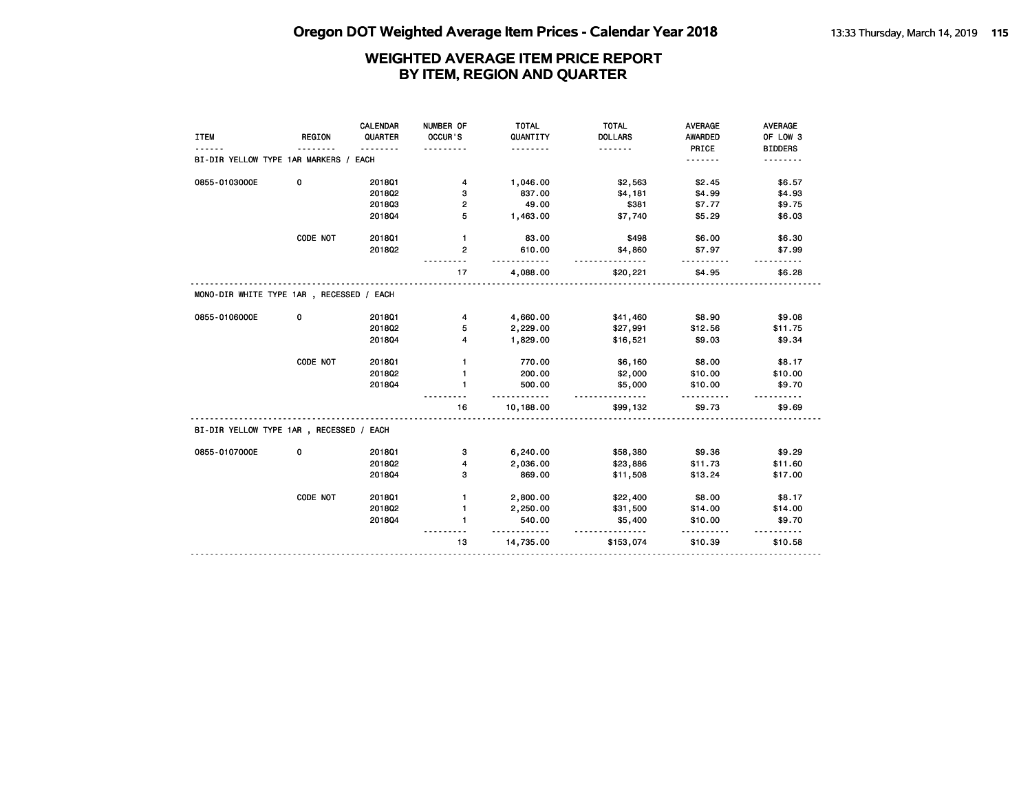# Oregon DOT Weighted Average Item Prices - Calendar Year 2018

## WEIGHTED AVERAGE ITEM PRICE REPORT BY ITEM, REGION AND QUARTER

| ITEM | REGION | CALENDAR QUARTER | NUMBER OF OCCUR'S | TOTAL QUANTITY | TOTAL DOLLARS | AVERAGE AWARDED PRICE | AVERAGE OF LOW 3 BIDDERS |
|---|---|---|---|---|---|---|---|
| **BI-DIR YELLOW TYPE 1AR MARKERS / EACH** | | | | | | | |
| 0855-0103000E | 0 | 2018Q1 | 4 | 1,046.00 | $2,563 | $2.45 | $6.57 |
| | | 2018Q2 | 3 | 837.00 | $4,181 | $4.99 | $4.93 |
| | | 2018Q3 | 2 | 49.00 | $381 | $7.77 | $9.75 |
| | | 2018Q4 | 5 | 1,463.00 | $7,740 | $5.29 | $6.03 |
| | CODE NOT | 2018Q1 | 1 | 83.00 | $498 | $6.00 | $6.30 |
| | | 2018Q2 | 2 | 610.00 | $4,860 | $7.97 | $7.99 |
| | | | 17 | 4,088.00 | $20,221 | $4.95 | $6.28 |
| **MONO-DIR WHITE TYPE 1AR , RECESSED / EACH** | | | | | | | |
| 0855-0106000E | 0 | 2018Q1 | 4 | 4,660.00 | $41,460 | $8.90 | $9.08 |
| | | 2018Q2 | 5 | 2,229.00 | $27,991 | $12.56 | $11.75 |
| | | 2018Q4 | 4 | 1,829.00 | $16,521 | $9.03 | $9.34 |
| | CODE NOT | 2018Q1 | 1 | 770.00 | $6,160 | $8.00 | $8.17 |
| | | 2018Q2 | 1 | 200.00 | $2,000 | $10.00 | $10.00 |
| | | 2018Q4 | 1 | 500.00 | $5,000 | $10.00 | $9.70 |
| | | | 16 | 10,188.00 | $99,132 | $9.73 | $9.69 |
| **BI-DIR YELLOW TYPE 1AR , RECESSED / EACH** | | | | | | | |
| 0855-0107000E | 0 | 2018Q1 | 3 | 6,240.00 | $58,380 | $9.36 | $9.29 |
| | | 2018Q2 | 4 | 2,036.00 | $23,886 | $11.73 | $11.60 |
| | | 2018Q4 | 3 | 869.00 | $11,508 | $13.24 | $17.00 |
| | CODE NOT | 2018Q1 | 1 | 2,800.00 | $22,400 | $8.00 | $8.17 |
| | | 2018Q2 | 1 | 2,250.00 | $31,500 | $14.00 | $14.00 |
| | | 2018Q4 | 1 | 540.00 | $5,400 | $10.00 | $9.70 |
| | | | 13 | 14,735.00 | $153,074 | $10.39 | $10.58 |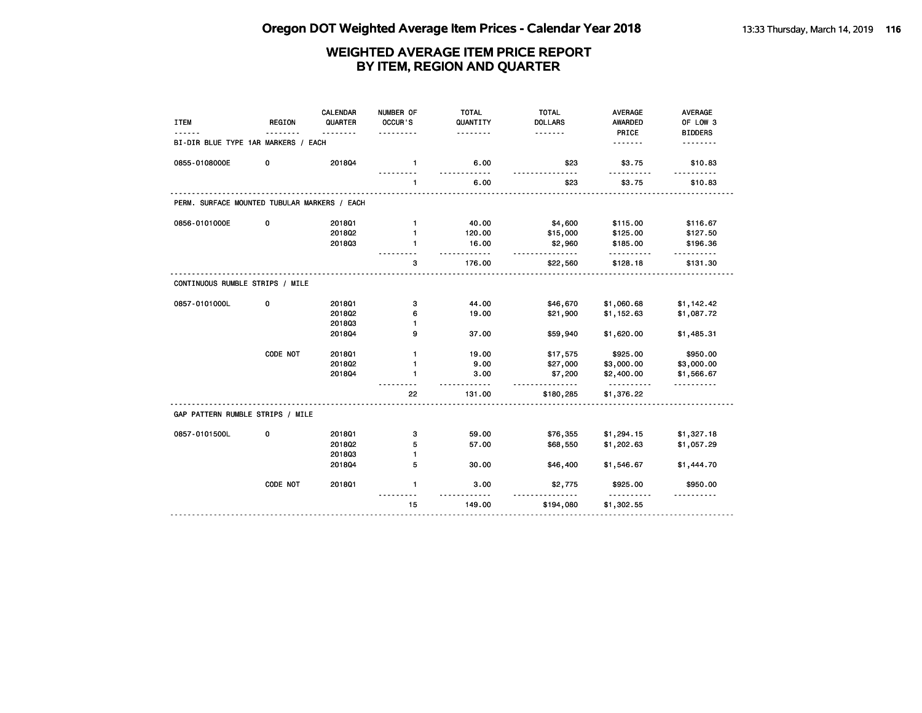# Oregon DOT Weighted Average Item Prices - Calendar Year 2018

## WEIGHTED AVERAGE ITEM PRICE REPORT BY ITEM, REGION AND QUARTER

| ITEM | REGION | CALENDAR QUARTER | NUMBER OF OCCUR'S | TOTAL QUANTITY | TOTAL DOLLARS | AVERAGE AWARDED PRICE | AVERAGE OF LOW 3 BIDDERS |
|---|---|---|---|---|---|---|---|
| **BI-DIR BLUE TYPE 1AR MARKERS / EACH** | | | | | | | |
| 0855-0108000E | 0 | 2018Q4 | 1 | 6.00 | $23 | $3.75 | $10.83 |
| | | | 1 | 6.00 | $23 | $3.75 | $10.83 |
| **PERM. SURFACE MOUNTED TUBULAR MARKERS / EACH** | | | | | | | |
| 0856-0101000E | 0 | 2018Q1 | 1 | 40.00 | $4,600 | $115.00 | $116.67 |
| | | 2018Q2 | 1 | 120.00 | $15,000 | $125.00 | $127.50 |
| | | 2018Q3 | 1 | 16.00 | $2,960 | $185.00 | $196.36 |
| | | | 3 | 176.00 | $22,560 | $128.18 | $131.30 |
| **CONTINUOUS RUMBLE STRIPS / MILE** | | | | | | | |
| 0857-0101000L | 0 | 2018Q1 | 3 | 44.00 | $46,670 | $1,060.68 | $1,142.42 |
| | | 2018Q2 | 6 | 19.00 | $21,900 | $1,152.63 | $1,087.72 |
| | | 2018Q3 | 1 | | | | |
| | | 2018Q4 | 9 | 37.00 | $59,940 | $1,620.00 | $1,485.31 |
| | CODE NOT | 2018Q1 | 1 | 19.00 | $17,575 | $925.00 | $950.00 |
| | | 2018Q2 | 1 | 9.00 | $27,000 | $3,000.00 | $3,000.00 |
| | | 2018Q4 | 1 | 3.00 | $7,200 | $2,400.00 | $1,566.67 |
| | | | 22 | 131.00 | $180,285 | $1,376.22 | |
| **GAP PATTERN RUMBLE STRIPS / MILE** | | | | | | | |
| 0857-0101500L | 0 | 2018Q1 | 3 | 59.00 | $76,355 | $1,294.15 | $1,327.18 |
| | | 2018Q2 | 5 | 57.00 | $68,550 | $1,202.63 | $1,057.29 |
| | | 2018Q3 | 1 | | | | |
| | | 2018Q4 | 5 | 30.00 | $46,400 | $1,546.67 | $1,444.70 |
| | CODE NOT | 2018Q1 | 1 | 3.00 | $2,775 | $925.00 | $950.00 |
| | | | 15 | 149.00 | $194,080 | $1,302.55 | |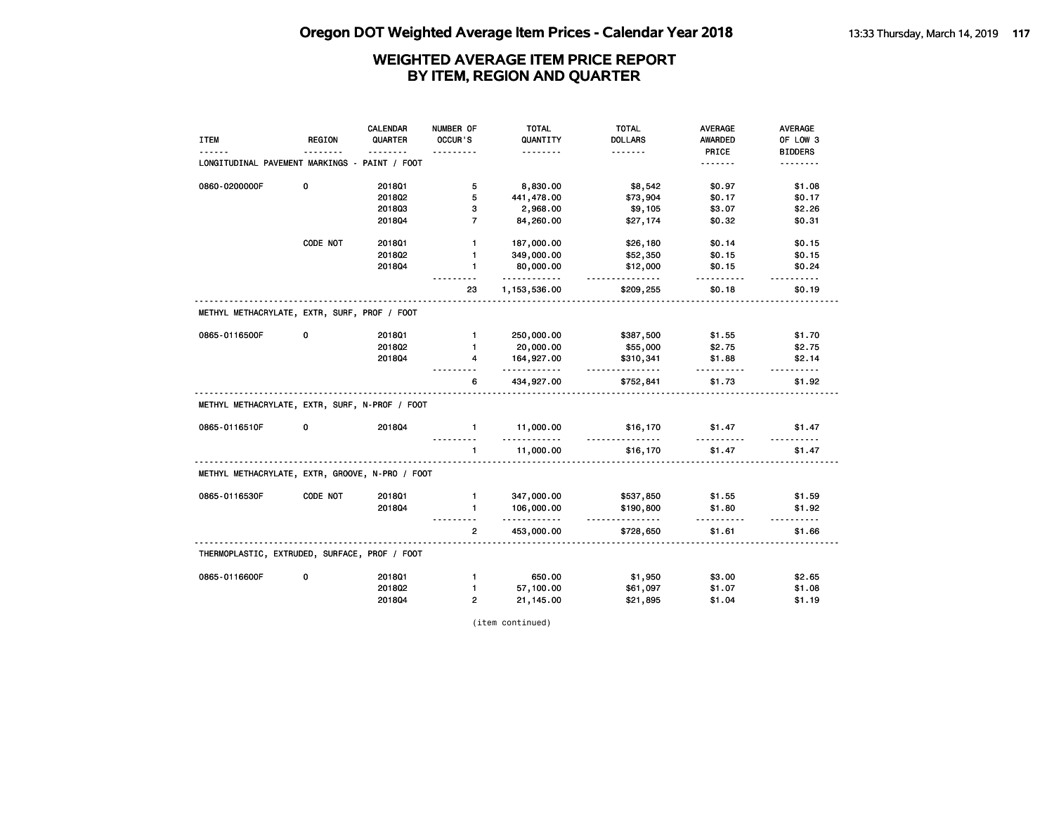# Oregon DOT Weighted Average Item Prices - Calendar Year 2018

## WEIGHTED AVERAGE ITEM PRICE REPORT BY ITEM, REGION AND QUARTER

| ITEM | REGION | CALENDAR QUARTER | NUMBER OF OCCUR'S | TOTAL QUANTITY | TOTAL DOLLARS | AVERAGE AWARDED PRICE | AVERAGE OF LOW 3 BIDDERS |
|---|---|---|---|---|---|---|---|
| LONGITUDINAL PAVEMENT MARKINGS - PAINT / FOOT | | | | | | | |
| 0860-0200000F | 0 | 2018Q1 | 5 | 8,830.00 | $8,542 | $0.97 | $1.08 |
| | | 2018Q2 | 5 | 441,478.00 | $73,904 | $0.17 | $0.17 |
| | | 2018Q3 | 3 | 2,968.00 | $9,105 | $3.07 | $2.26 |
| | | 2018Q4 | 7 | 84,260.00 | $27,174 | $0.32 | $0.31 |
| | CODE NOT | 2018Q1 | 1 | 187,000.00 | $26,180 | $0.14 | $0.15 |
| | | 2018Q2 | 1 | 349,000.00 | $52,350 | $0.15 | $0.15 |
| | | 2018Q4 | 1 | 80,000.00 | $12,000 | $0.15 | $0.24 |
| | | | 23 | 1,153,536.00 | $209,255 | $0.18 | $0.19 |
| METHYL METHACRYLATE, EXTR, SURF, PROF / FOOT | | | | | | | |
| 0865-0116500F | 0 | 2018Q1 | 1 | 250,000.00 | $387,500 | $1.55 | $1.70 |
| | | 2018Q2 | 1 | 20,000.00 | $55,000 | $2.75 | $2.75 |
| | | 2018Q4 | 4 | 164,927.00 | $310,341 | $1.88 | $2.14 |
| | | | 6 | 434,927.00 | $752,841 | $1.73 | $1.92 |
| METHYL METHACRYLATE, EXTR, SURF, N-PROF / FOOT | | | | | | | |
| 0865-0116510F | 0 | 2018Q4 | 1 | 11,000.00 | $16,170 | $1.47 | $1.47 |
| | | | 1 | 11,000.00 | $16,170 | $1.47 | $1.47 |
| METHYL METHACRYLATE, EXTR, GROOVE, N-PRO / FOOT | | | | | | | |
| 0865-0116530F | CODE NOT | 2018Q1 | 1 | 347,000.00 | $537,850 | $1.55 | $1.59 |
| | | 2018Q4 | 1 | 106,000.00 | $190,800 | $1.80 | $1.92 |
| | | | 2 | 453,000.00 | $728,650 | $1.61 | $1.66 |
| THERMOPLASTIC, EXTRUDED, SURFACE, PROF / FOOT | | | | | | | |
| 0865-0116600F | 0 | 2018Q1 | 1 | 650.00 | $1,950 | $3.00 | $2.65 |
| | | 2018Q2 | 1 | 57,100.00 | $61,097 | $1.07 | $1.08 |
| | | 2018Q4 | 2 | 21,145.00 | $21,895 | $1.04 | $1.19 |

(item continued)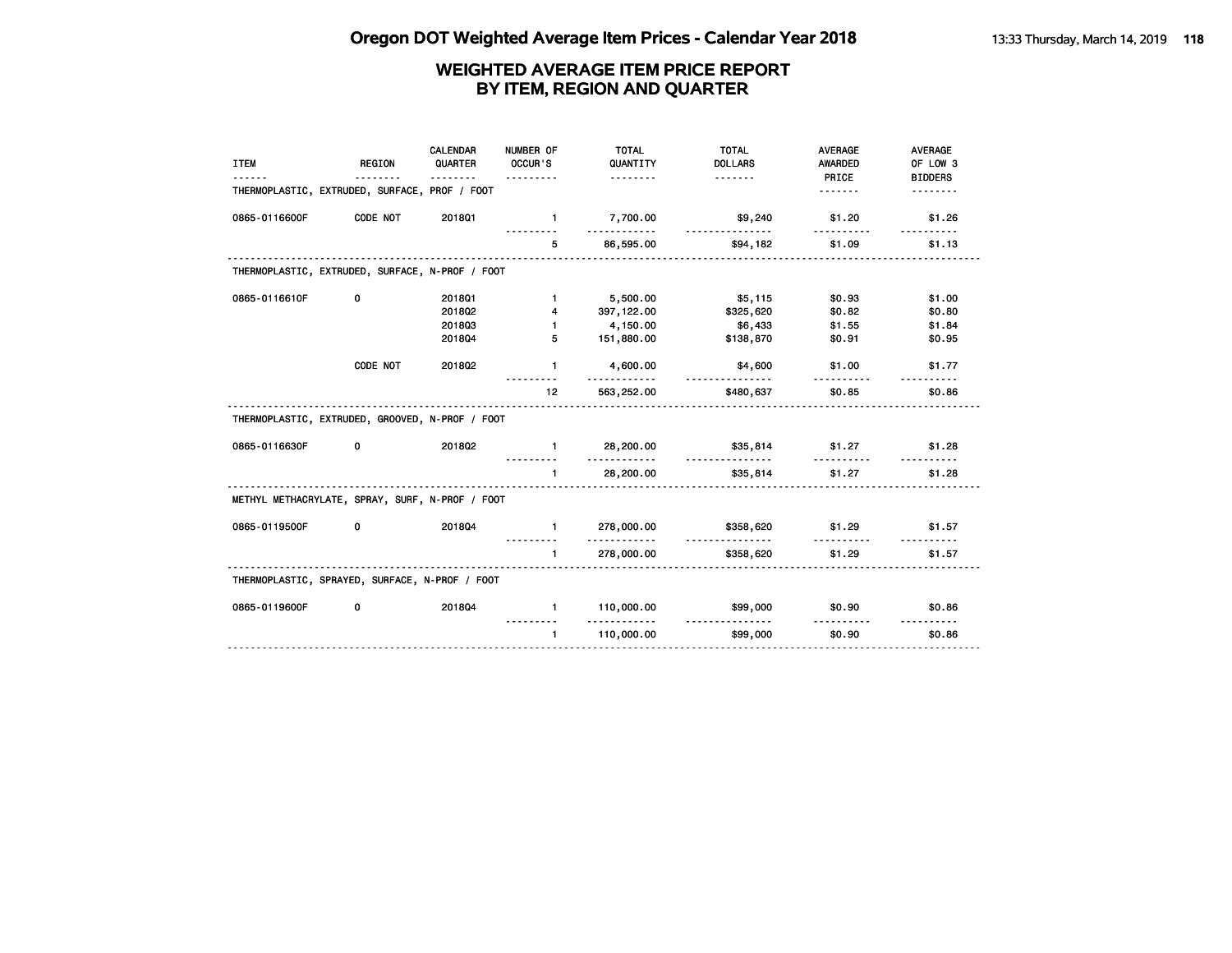# Oregon DOT Weighted Average Item Prices - Calendar Year 2018

## WEIGHTED AVERAGE ITEM PRICE REPORT BY ITEM, REGION AND QUARTER

| ITEM | REGION | CALENDAR QUARTER | NUMBER OF OCCUR'S | TOTAL QUANTITY | TOTAL DOLLARS | AVERAGE AWARDED PRICE | AVERAGE OF LOW 3 BIDDERS |
|---|---|---|---|---|---|---|---|
| THERMOPLASTIC, EXTRUDED, SURFACE, PROF / FOOT | | | | | | | |
| 0865-0116600F | CODE NOT | 2018Q1 | 1 | 7,700.00 | $9,240 | $1.20 | $1.26 |
| | | | 5 | 86,595.00 | $94,182 | $1.09 | $1.13 |
| THERMOPLASTIC, EXTRUDED, SURFACE, N-PROF / FOOT | | | | | | | |
| 0865-0116610F | 0 | 2018Q1 | 1 | 5,500.00 | $5,115 | $0.93 | $1.00 |
| | | 2018Q2 | 4 | 397,122.00 | $325,620 | $0.82 | $0.80 |
| | | 2018Q3 | 1 | 4,150.00 | $6,433 | $1.55 | $1.84 |
| | | 2018Q4 | 5 | 151,880.00 | $138,870 | $0.91 | $0.95 |
| | CODE NOT | 2018Q2 | 1 | 4,600.00 | $4,600 | $1.00 | $1.77 |
| | | | 12 | 563,252.00 | $480,637 | $0.85 | $0.86 |
| THERMOPLASTIC, EXTRUDED, GROOVED, N-PROF / FOOT | | | | | | | |
| 0865-0116630F | 0 | 2018Q2 | 1 | 28,200.00 | $35,814 | $1.27 | $1.28 |
| | | | 1 | 28,200.00 | $35,814 | $1.27 | $1.28 |
| METHYL METHACRYLATE, SPRAY, SURF, N-PROF / FOOT | | | | | | | |
| 0865-0119500F | 0 | 2018Q4 | 1 | 278,000.00 | $358,620 | $1.29 | $1.57 |
| | | | 1 | 278,000.00 | $358,620 | $1.29 | $1.57 |
| THERMOPLASTIC, SPRAYED, SURFACE, N-PROF / FOOT | | | | | | | |
| 0865-0119600F | 0 | 2018Q4 | 1 | 110,000.00 | $99,000 | $0.90 | $0.86 |
| | | | 1 | 110,000.00 | $99,000 | $0.90 | $0.86 |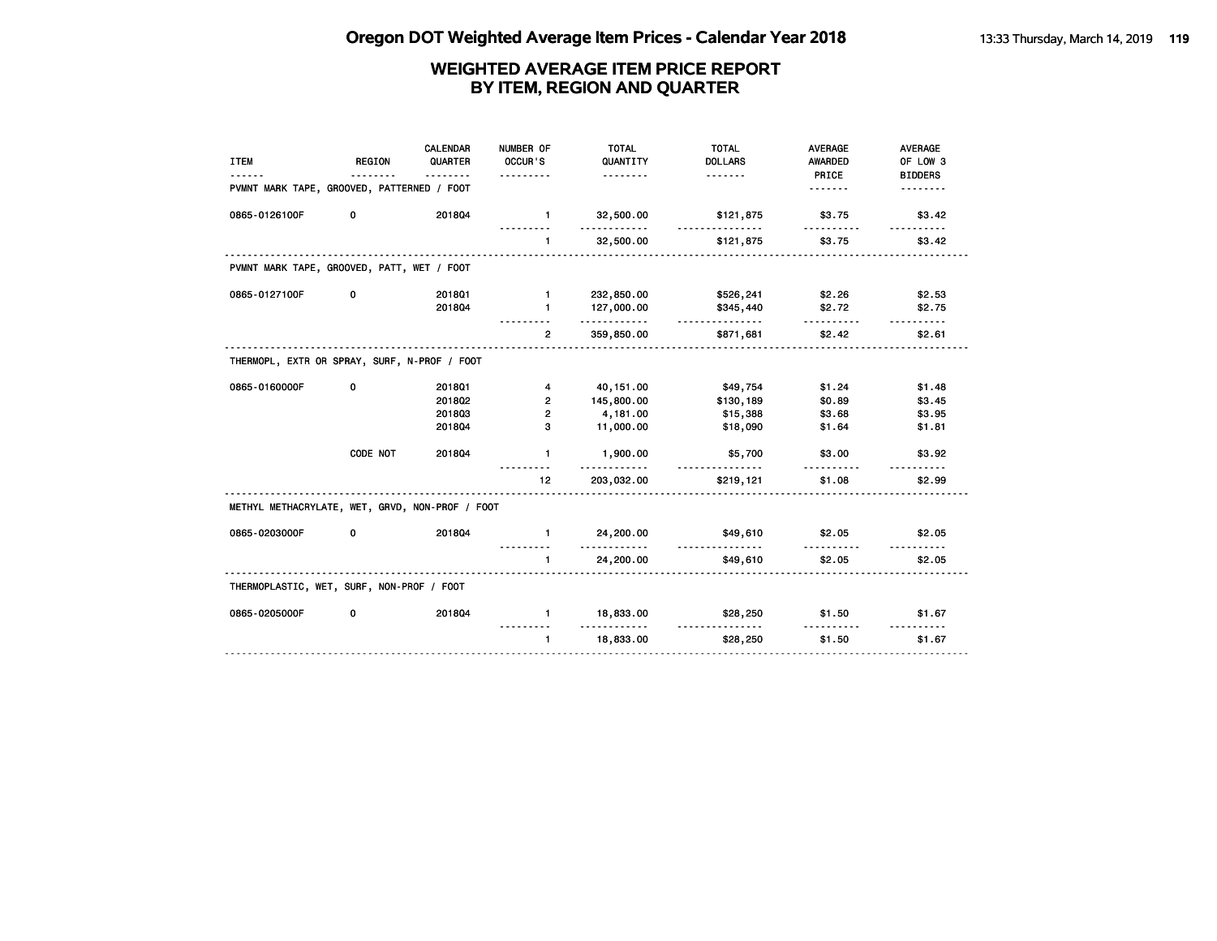# Oregon DOT Weighted Average Item Prices - Calendar Year 2018

## WEIGHTED AVERAGE ITEM PRICE REPORT BY ITEM, REGION AND QUARTER

| ITEM | REGION | CALENDAR QUARTER | NUMBER OF OCCUR'S | TOTAL QUANTITY | TOTAL DOLLARS | AVERAGE AWARDED PRICE | AVERAGE OF LOW 3 BIDDERS |
|---|---|---|---|---|---|---|---|
| **PVMNT MARK TAPE, GROOVED, PATTERNED / FOOT** | | | | | | | |
| 0865-0126100F | 0 | 2018Q4 | 1 | 32,500.00 | $121,875 | $3.75 | $3.42 |
| | | | 1 | 32,500.00 | $121,875 | $3.75 | $3.42 |
| **PVMNT MARK TAPE, GROOVED, PATT, WET / FOOT** | | | | | | | |
| 0865-0127100F | 0 | 2018Q1 | 1 | 232,850.00 | $526,241 | $2.26 | $2.53 |
| | | 2018Q4 | 1 | 127,000.00 | $345,440 | $2.72 | $2.75 |
| | | | 2 | 359,850.00 | $871,681 | $2.42 | $2.61 |
| **THERMOPL, EXTR OR SPRAY, SURF, N-PROF / FOOT** | | | | | | | |
| 0865-0160000F | 0 | 2018Q1 | 4 | 40,151.00 | $49,754 | $1.24 | $1.48 |
| | | 2018Q2 | 2 | 145,800.00 | $130,189 | $0.89 | $3.45 |
| | | 2018Q3 | 2 | 4,181.00 | $15,388 | $3.68 | $3.95 |
| | | 2018Q4 | 3 | 11,000.00 | $18,090 | $1.64 | $1.81 |
| | CODE NOT | 2018Q4 | 1 | 1,900.00 | $5,700 | $3.00 | $3.92 |
| | | | 12 | 203,032.00 | $219,121 | $1.08 | $2.99 |
| **METHYL METHACRYLATE, WET, GRVD, NON-PROF / FOOT** | | | | | | | |
| 0865-0203000F | 0 | 2018Q4 | 1 | 24,200.00 | $49,610 | $2.05 | $2.05 |
| | | | 1 | 24,200.00 | $49,610 | $2.05 | $2.05 |
| **THERMOPLASTIC, WET, SURF, NON-PROF / FOOT** | | | | | | | |
| 0865-0205000F | 0 | 2018Q4 | 1 | 18,833.00 | $28,250 | $1.50 | $1.67 |
| | | | 1 | 18,833.00 | $28,250 | $1.50 | $1.67 |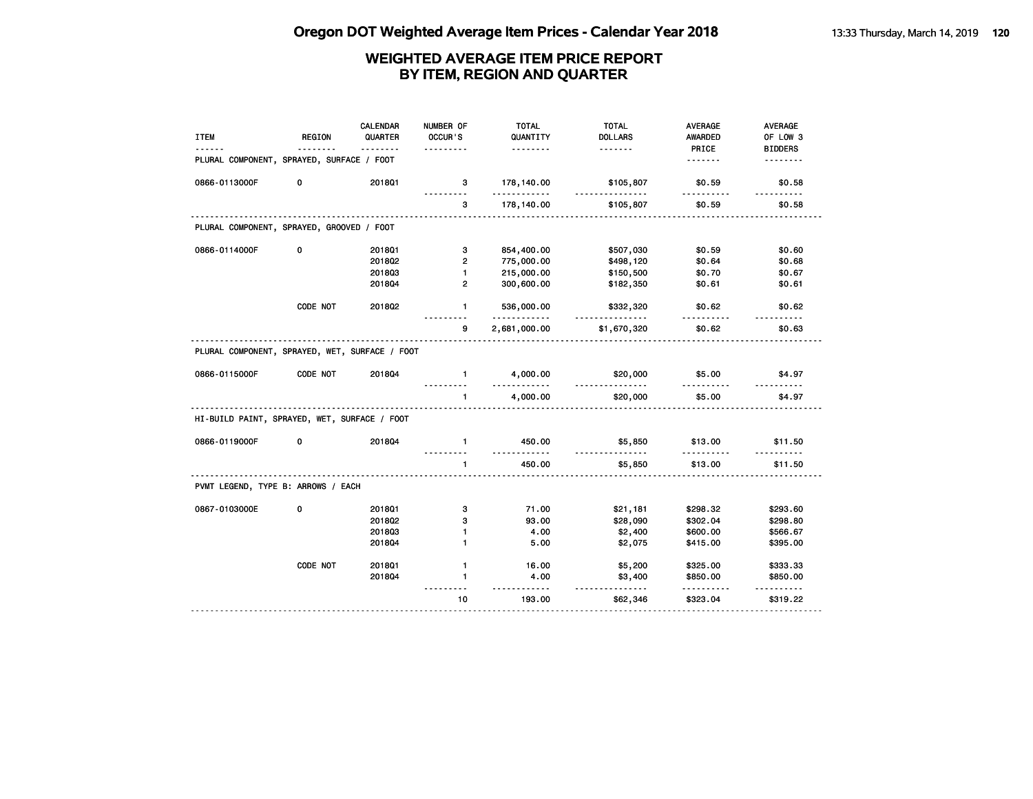# Oregon DOT Weighted Average Item Prices - Calendar Year 2018

## WEIGHTED AVERAGE ITEM PRICE REPORT BY ITEM, REGION AND QUARTER

| ITEM | REGION | CALENDAR QUARTER | NUMBER OF OCCUR'S | TOTAL QUANTITY | TOTAL DOLLARS | AVERAGE AWARDED PRICE | AVERAGE OF LOW 3 BIDDERS |
|---|---|---|---|---|---|---|---|
| PLURAL COMPONENT, SPRAYED, SURFACE / FOOT | | | | | | | |
| 0866-0113000F | 0 | 2018Q1 | 3 | 178,140.00 | $105,807 | $0.59 | $0.58 |
| | | | 3 | 178,140.00 | $105,807 | $0.59 | $0.58 |
| PLURAL COMPONENT, SPRAYED, GROOVED / FOOT | | | | | | | |
| 0866-0114000F | 0 | 2018Q1 | 3 | 854,400.00 | $507,030 | $0.59 | $0.60 |
| | | 2018Q2 | 2 | 775,000.00 | $498,120 | $0.64 | $0.68 |
| | | 2018Q3 | 1 | 215,000.00 | $150,500 | $0.70 | $0.67 |
| | | 2018Q4 | 2 | 300,600.00 | $182,350 | $0.61 | $0.61 |
| | CODE NOT | 2018Q2 | 1 | 536,000.00 | $332,320 | $0.62 | $0.62 |
| | | | 9 | 2,681,000.00 | $1,670,320 | $0.62 | $0.63 |
| PLURAL COMPONENT, SPRAYED, WET, SURFACE / FOOT | | | | | | | |
| 0866-0115000F | CODE NOT | 2018Q4 | 1 | 4,000.00 | $20,000 | $5.00 | $4.97 |
| | | | 1 | 4,000.00 | $20,000 | $5.00 | $4.97 |
| HI-BUILD PAINT, SPRAYED, WET, SURFACE / FOOT | | | | | | | |
| 0866-0119000F | 0 | 2018Q4 | 1 | 450.00 | $5,850 | $13.00 | $11.50 |
| | | | 1 | 450.00 | $5,850 | $13.00 | $11.50 |
| PVMT LEGEND, TYPE B: ARROWS / EACH | | | | | | | |
| 0867-0103000E | 0 | 2018Q1 | 3 | 71.00 | $21,181 | $298.32 | $293.60 |
| | | 2018Q2 | 3 | 93.00 | $28,090 | $302.04 | $298.80 |
| | | 2018Q3 | 1 | 4.00 | $2,400 | $600.00 | $566.67 |
| | | 2018Q4 | 1 | 5.00 | $2,075 | $415.00 | $395.00 |
| | CODE NOT | 2018Q1 | 1 | 16.00 | $5,200 | $325.00 | $333.33 |
| | | 2018Q4 | 1 | 4.00 | $3,400 | $850.00 | $850.00 |
| | | | 10 | 193.00 | $62,346 | $323.04 | $319.22 |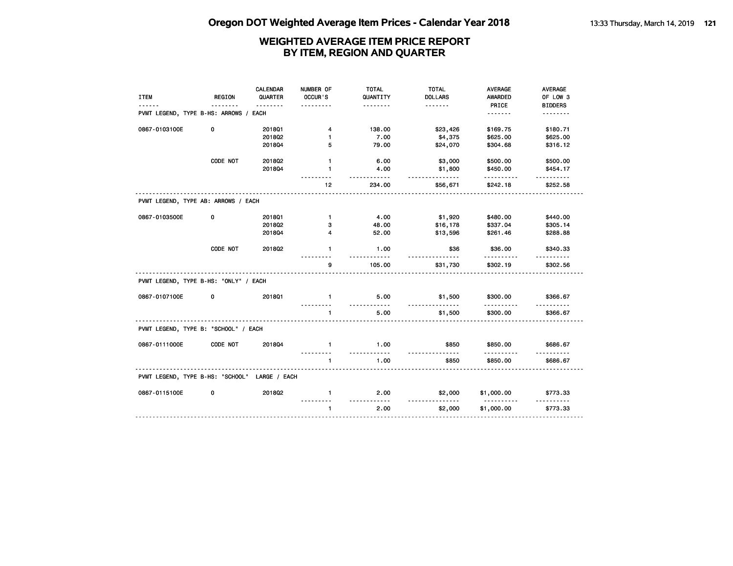# Oregon DOT Weighted Average Item Prices - Calendar Year 2018

## WEIGHTED AVERAGE ITEM PRICE REPORT BY ITEM, REGION AND QUARTER

| ITEM | REGION | CALENDAR QUARTER | NUMBER OF OCCUR'S | TOTAL QUANTITY | TOTAL DOLLARS | AVERAGE AWARDED PRICE | AVERAGE OF LOW 3 BIDDERS |
|---|---|---|---|---|---|---|---|
| PVMT LEGEND, TYPE B-HS: ARROWS / EACH | | | | | | | |
| 0867-0103100E | 0 | 2018Q1 | 4 | 138.00 | $23,426 | $169.75 | $180.71 |
| | | 2018Q2 | 1 | 7.00 | $4,375 | $625.00 | $625.00 |
| | | 2018Q4 | 5 | 79.00 | $24,070 | $304.68 | $316.12 |
| | CODE NOT | 2018Q2 | 1 | 6.00 | $3,000 | $500.00 | $500.00 |
| | | 2018Q4 | 1 | 4.00 | $1,800 | $450.00 | $454.17 |
| | | | 12 | 234.00 | $56,671 | $242.18 | $252.58 |
| PVMT LEGEND, TYPE AB: ARROWS / EACH | | | | | | | |
| 0867-0103500E | 0 | 2018Q1 | 1 | 4.00 | $1,920 | $480.00 | $440.00 |
| | | 2018Q2 | 3 | 48.00 | $16,178 | $337.04 | $305.14 |
| | | 2018Q4 | 4 | 52.00 | $13,596 | $261.46 | $288.88 |
| | CODE NOT | 2018Q2 | 1 | 1.00 | $36 | $36.00 | $340.33 |
| | | | 9 | 105.00 | $31,730 | $302.19 | $302.56 |
| PVMT LEGEND, TYPE B-HS: "ONLY" / EACH | | | | | | | |
| 0867-0107100E | 0 | 2018Q1 | 1 | 5.00 | $1,500 | $300.00 | $366.67 |
| | | | 1 | 5.00 | $1,500 | $300.00 | $366.67 |
| PVMT LEGEND, TYPE B: "SCHOOL" / EACH | | | | | | | |
| 0867-0111000E | CODE NOT | 2018Q4 | 1 | 1.00 | $850 | $850.00 | $686.67 |
| | | | 1 | 1.00 | $850 | $850.00 | $686.67 |
| PVMT LEGEND, TYPE B-HS: "SCHOOL" LARGE / EACH | | | | | | | |
| 0867-0115100E | 0 | 2018Q2 | 1 | 2.00 | $2,000 | $1,000.00 | $773.33 |
| | | | 1 | 2.00 | $2,000 | $1,000.00 | $773.33 |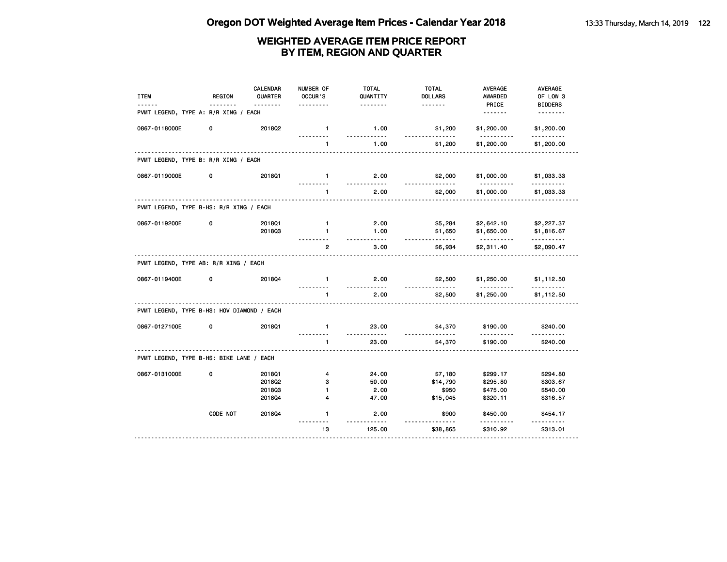# Oregon DOT Weighted Average Item Prices - Calendar Year 2018

## WEIGHTED AVERAGE ITEM PRICE REPORT BY ITEM, REGION AND QUARTER

| ITEM | REGION | CALENDAR QUARTER | NUMBER OF OCCUR'S | TOTAL QUANTITY | TOTAL DOLLARS | AVERAGE AWARDED PRICE | AVERAGE OF LOW 3 BIDDERS |
|---|---|---|---|---|---|---|---|
| **PVMT LEGEND, TYPE A: R/R XING / EACH** | | | | | | | |
| 0867-0118000E | 0 | 2018Q2 | 1 | 1.00 | $1,200 | $1,200.00 | $1,200.00 |
| | | | 1 | 1.00 | $1,200 | $1,200.00 | $1,200.00 |
| **PVMT LEGEND, TYPE B: R/R XING / EACH** | | | | | | | |
| 0867-0119000E | 0 | 2018Q1 | 1 | 2.00 | $2,000 | $1,000.00 | $1,033.33 |
| | | | 1 | 2.00 | $2,000 | $1,000.00 | $1,033.33 |
| **PVMT LEGEND, TYPE B-HS: R/R XING / EACH** | | | | | | | |
| 0867-0119200E | 0 | 2018Q1 | 1 | 2.00 | $5,284 | $2,642.10 | $2,227.37 |
| | | 2018Q3 | 1 | 1.00 | $1,650 | $1,650.00 | $1,816.67 |
| | | | 2 | 3.00 | $6,934 | $2,311.40 | $2,090.47 |
| **PVMT LEGEND, TYPE AB: R/R XING / EACH** | | | | | | | |
| 0867-0119400E | 0 | 2018Q4 | 1 | 2.00 | $2,500 | $1,250.00 | $1,112.50 |
| | | | 1 | 2.00 | $2,500 | $1,250.00 | $1,112.50 |
| **PVMT LEGEND, TYPE B-HS: HOV DIAMOND / EACH** | | | | | | | |
| 0867-0127100E | 0 | 2018Q1 | 1 | 23.00 | $4,370 | $190.00 | $240.00 |
| | | | 1 | 23.00 | $4,370 | $190.00 | $240.00 |
| **PVMT LEGEND, TYPE B-HS: BIKE LANE / EACH** | | | | | | | |
| 0867-0131000E | 0 | 2018Q1 | 4 | 24.00 | $7,180 | $299.17 | $294.80 |
| | | 2018Q2 | 3 | 50.00 | $14,790 | $295.80 | $303.67 |
| | | 2018Q3 | 1 | 2.00 | $950 | $475.00 | $540.00 |
| | | 2018Q4 | 4 | 47.00 | $15,045 | $320.11 | $316.57 |
| | CODE NOT | 2018Q4 | 1 | 2.00 | $900 | $450.00 | $454.17 |
| | | | 13 | 125.00 | $38,865 | $310.92 | $313.01 |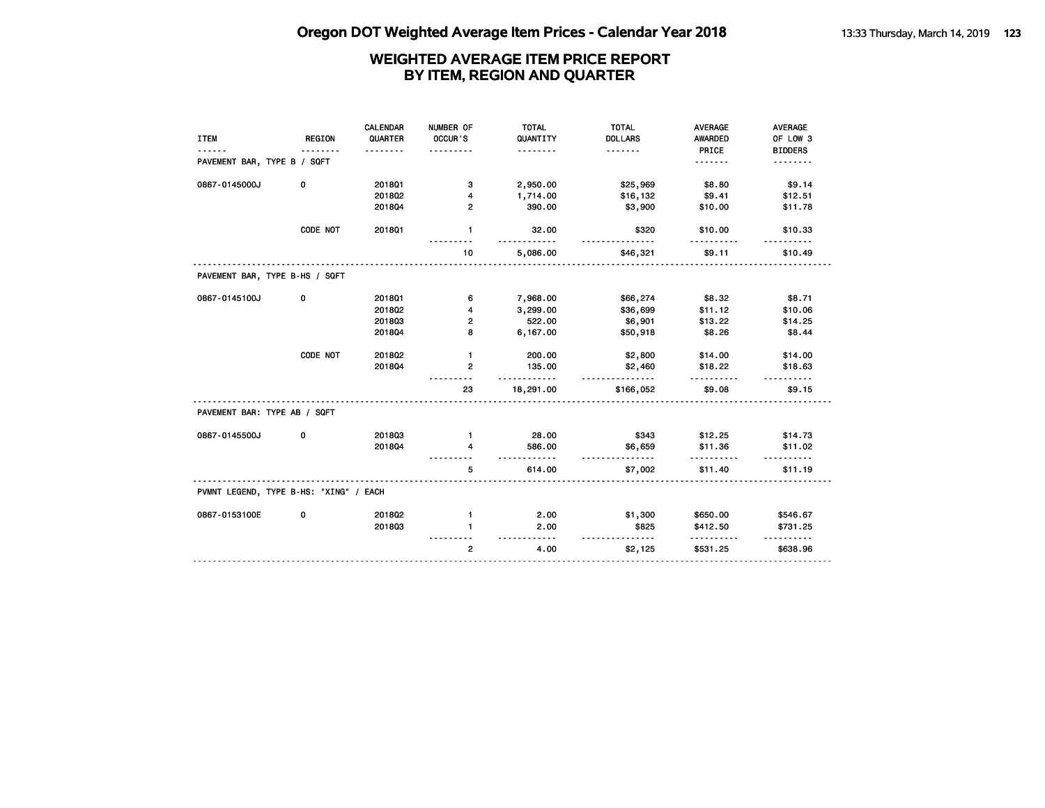# Oregon DOT Weighted Average Item Prices - Calendar Year 2018

## WEIGHTED AVERAGE ITEM PRICE REPORT BY ITEM, REGION AND QUARTER

| ITEM | REGION | CALENDAR QUARTER | NUMBER OF OCCUR'S | TOTAL QUANTITY | TOTAL DOLLARS | AVERAGE AWARDED PRICE | AVERAGE OF LOW 3 BIDDERS |
|---|---|---|---|---|---|---|---|
| **PAVEMENT BAR, TYPE B / SQFT** | | | | | | | |
| 0867-0145000J | 0 | 2018Q1 | 3 | 2,950.00 | $25,969 | $8.80 | $9.14 |
| | | 2018Q2 | 4 | 1,714.00 | $16,132 | $9.41 | $12.51 |
| | | 2018Q4 | 2 | 390.00 | $3,900 | $10.00 | $11.78 |
| | CODE NOT | 2018Q1 | 1 | 32.00 | $320 | $10.00 | $10.33 |
| | | | 10 | 5,086.00 | $46,321 | $9.11 | $10.49 |
| **PAVEMENT BAR, TYPE B-HS / SQFT** | | | | | | | |
| 0867-0145100J | 0 | 2018Q1 | 6 | 7,968.00 | $66,274 | $8.32 | $8.71 |
| | | 2018Q2 | 4 | 3,299.00 | $36,699 | $11.12 | $10.06 |
| | | 2018Q3 | 2 | 522.00 | $6,901 | $13.22 | $14.25 |
| | | 2018Q4 | 8 | 6,167.00 | $50,918 | $8.26 | $8.44 |
| | CODE NOT | 2018Q2 | 1 | 200.00 | $2,800 | $14.00 | $14.00 |
| | | 2018Q4 | 2 | 135.00 | $2,460 | $18.22 | $18.63 |
| | | | 23 | 18,291.00 | $166,052 | $9.08 | $9.15 |
| **PAVEMENT BAR: TYPE AB / SQFT** | | | | | | | |
| 0867-0145500J | 0 | 2018Q3 | 1 | 28.00 | $343 | $12.25 | $14.73 |
| | | 2018Q4 | 4 | 586.00 | $6,659 | $11.36 | $11.02 |
| | | | 5 | 614.00 | $7,002 | $11.40 | $11.19 |
| **PVMNT LEGEND, TYPE B-HS: "XING" / EACH** | | | | | | | |
| 0867-0153100E | 0 | 2018Q2 | 1 | 2.00 | $1,300 | $650.00 | $546.67 |
| | | 2018Q3 | 1 | 2.00 | $825 | $412.50 | $731.25 |
| | | | 2 | 4.00 | $2,125 | $531.25 | $638.96 |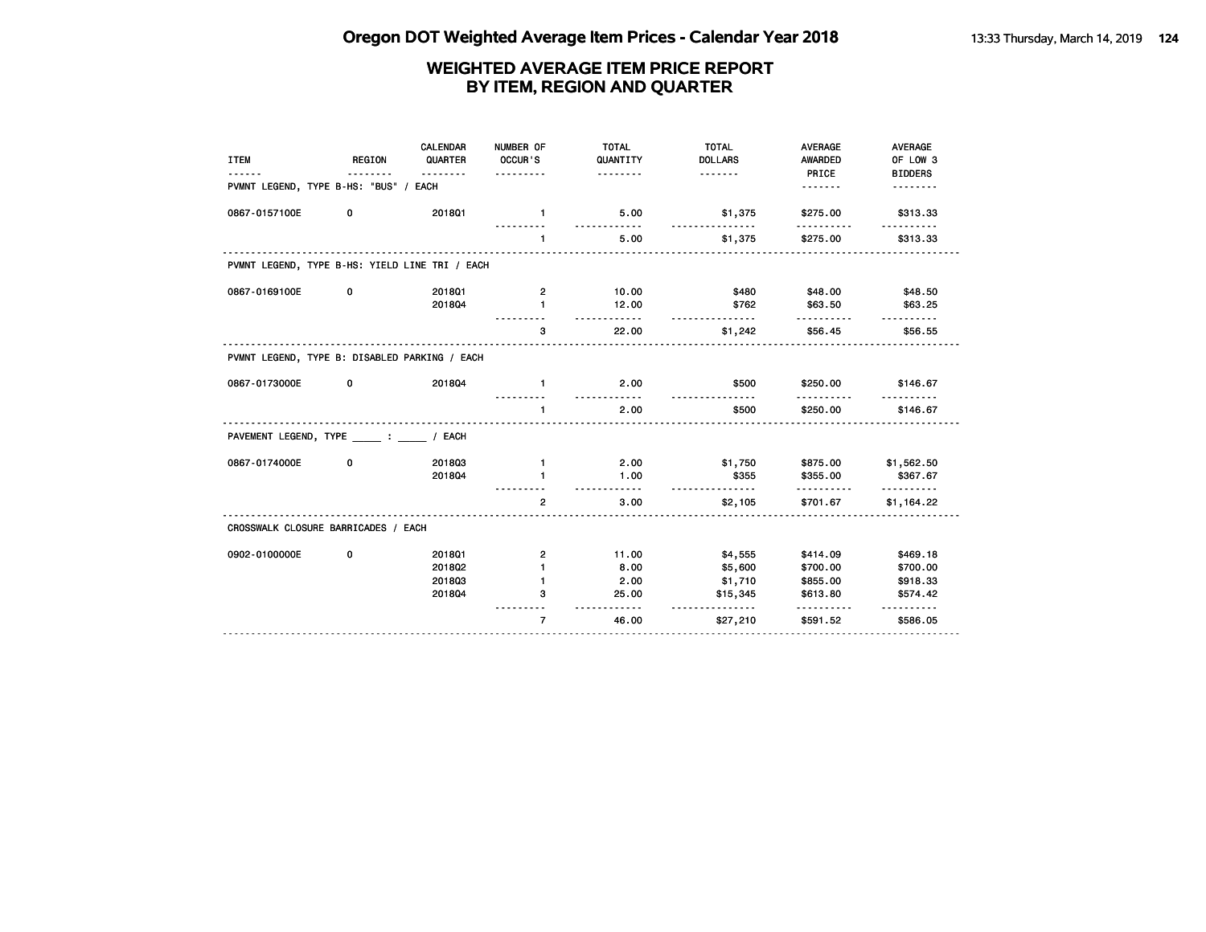# Oregon DOT Weighted Average Item Prices - Calendar Year 2018

## WEIGHTED AVERAGE ITEM PRICE REPORT BY ITEM, REGION AND QUARTER

| ITEM | REGION | CALENDAR QUARTER | NUMBER OF OCCUR'S | TOTAL QUANTITY | TOTAL DOLLARS | AVERAGE AWARDED PRICE | AVERAGE OF LOW 3 BIDDERS |
|---|---|---|---|---|---|---|---|
| **PVMNT LEGEND, TYPE B-HS: "BUS" / EACH** | | | | | | | |
| 0867-0157100E | 0 | 2018Q1 | 1 | 5.00 | $1,375 | $275.00 | $313.33 |
| | | | 1 | 5.00 | $1,375 | $275.00 | $313.33 |
| **PVMNT LEGEND, TYPE B-HS: YIELD LINE TRI / EACH** | | | | | | | |
| 0867-0169100E | 0 | 2018Q1 | 2 | 10.00 | $480 | $48.00 | $48.50 |
| | | 2018Q4 | 1 | 12.00 | $762 | $63.50 | $63.25 |
| | | | 3 | 22.00 | $1,242 | $56.45 | $56.55 |
| **PVMNT LEGEND, TYPE B: DISABLED PARKING / EACH** | | | | | | | |
| 0867-0173000E | 0 | 2018Q4 | 1 | 2.00 | $500 | $250.00 | $146.67 |
| | | | 1 | 2.00 | $500 | $250.00 | $146.67 |
| **PAVEMENT LEGEND, TYPE _____ : _____ / EACH** | | | | | | | |
| 0867-0174000E | 0 | 2018Q3 | 1 | 2.00 | $1,750 | $875.00 | $1,562.50 |
| | | 2018Q4 | 1 | 1.00 | $355 | $355.00 | $367.67 |
| | | | 2 | 3.00 | $2,105 | $701.67 | $1,164.22 |
| **CROSSWALK CLOSURE BARRICADES / EACH** | | | | | | | |
| 0902-0100000E | 0 | 2018Q1 | 2 | 11.00 | $4,555 | $414.09 | $469.18 |
| | | 2018Q2 | 1 | 8.00 | $5,600 | $700.00 | $700.00 |
| | | 2018Q3 | 1 | 2.00 | $1,710 | $855.00 | $918.33 |
| | | 2018Q4 | 3 | 25.00 | $15,345 | $613.80 | $574.42 |
| | | | 7 | 46.00 | $27,210 | $591.52 | $586.05 |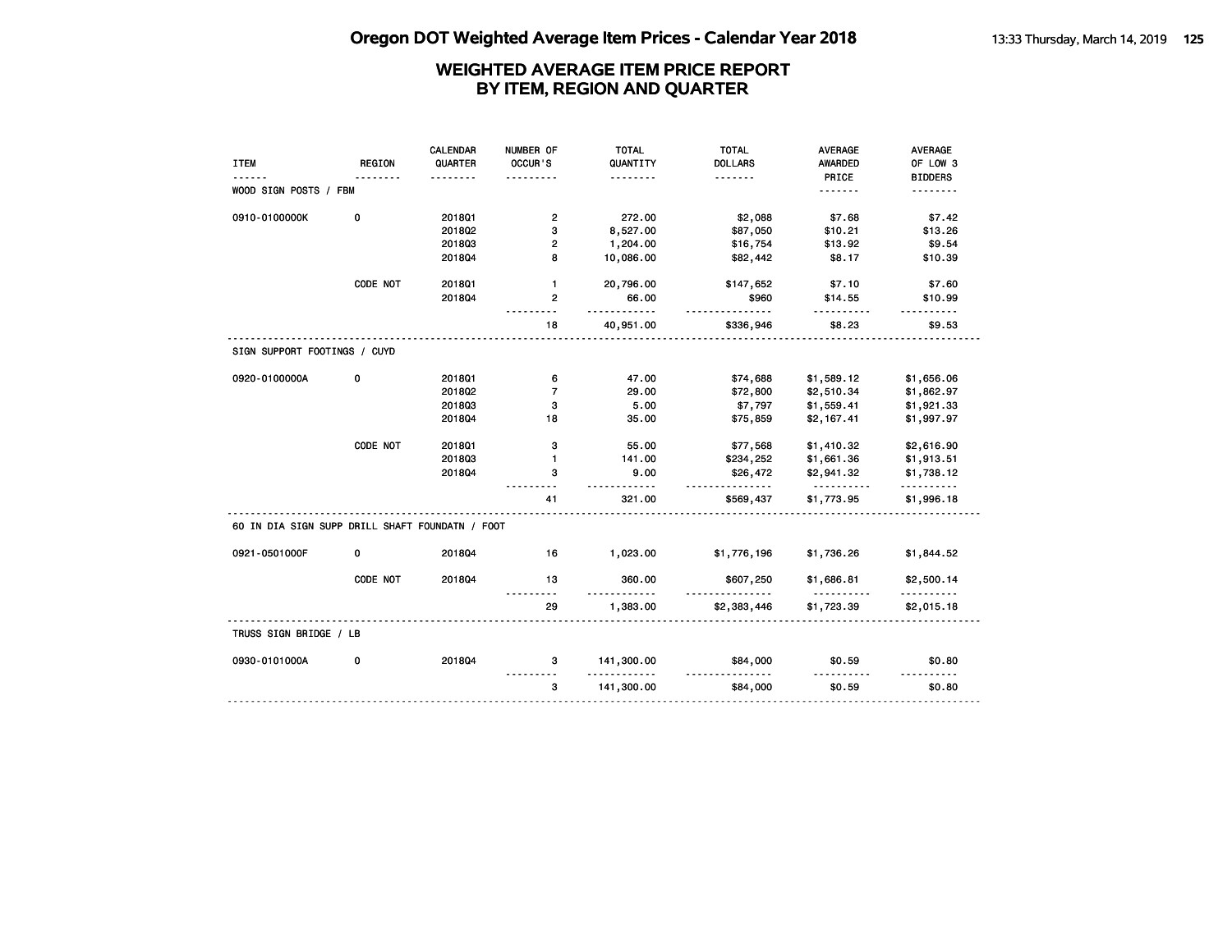# WEIGHTED AVERAGE ITEM PRICE REPORT
## BY ITEM, REGION AND QUARTER

| ITEM | REGION | CALENDAR QUARTER | NUMBER OF OCCUR'S | TOTAL QUANTITY | TOTAL DOLLARS | AVERAGE AWARDED PRICE | AVERAGE OF LOW 3 BIDDERS |
|---|---|---|---|---|---|---|---|
| WOOD SIGN POSTS / FBM | | | | | | | |
| 0910-0100000K | 0 | 2018Q1 | 2 | 272.00 | $2,088 | $7.68 | $7.42 |
| | | 2018Q2 | 3 | 8,527.00 | $87,050 | $10.21 | $13.26 |
| | | 2018Q3 | 2 | 1,204.00 | $16,754 | $13.92 | $9.54 |
| | | 2018Q4 | 8 | 10,086.00 | $82,442 | $8.17 | $10.39 |
| | CODE NOT | 2018Q1 | 1 | 20,796.00 | $147,652 | $7.10 | $7.60 |
| | | 2018Q4 | 2 | 66.00 | $960 | $14.55 | $10.99 |
| | | | 18 | 40,951.00 | $336,946 | $8.23 | $9.53 |
| SIGN SUPPORT FOOTINGS / CUYD | | | | | | | |
| 0920-0100000A | 0 | 2018Q1 | 6 | 47.00 | $74,688 | $1,589.12 | $1,656.06 |
| | | 2018Q2 | 7 | 29.00 | $72,800 | $2,510.34 | $1,862.97 |
| | | 2018Q3 | 3 | 5.00 | $7,797 | $1,559.41 | $1,921.33 |
| | | 2018Q4 | 18 | 35.00 | $75,859 | $2,167.41 | $1,997.97 |
| | CODE NOT | 2018Q1 | 3 | 55.00 | $77,568 | $1,410.32 | $2,616.90 |
| | | 2018Q3 | 1 | 141.00 | $234,252 | $1,661.36 | $1,913.51 |
| | | 2018Q4 | 3 | 9.00 | $26,472 | $2,941.32 | $1,738.12 |
| | | | 41 | 321.00 | $569,437 | $1,773.95 | $1,996.18 |
| 60 IN DIA SIGN SUPP DRILL SHAFT FOUNDATN / FOOT | | | | | | | |
| 0921-0501000F | 0 | 2018Q4 | 16 | 1,023.00 | $1,776,196 | $1,736.26 | $1,844.52 |
| | CODE NOT | 2018Q4 | 13 | 360.00 | $607,250 | $1,686.81 | $2,500.14 |
| | | | 29 | 1,383.00 | $2,383,446 | $1,723.39 | $2,015.18 |
| TRUSS SIGN BRIDGE / LB | | | | | | | |
| 0930-0101000A | 0 | 2018Q4 | 3 | 141,300.00 | $84,000 | $0.59 | $0.80 |
| | | | 3 | 141,300.00 | $84,000 | $0.59 | $0.80 |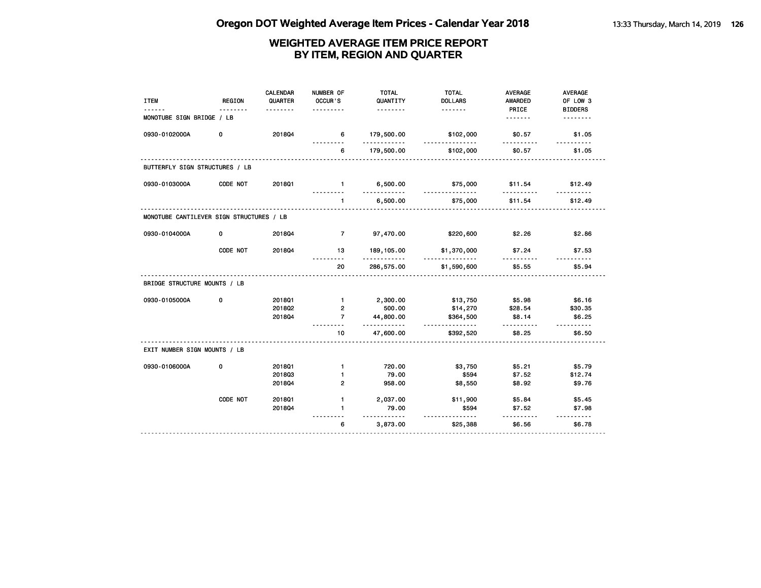# Oregon DOT Weighted Average Item Prices - Calendar Year 2018

## WEIGHTED AVERAGE ITEM PRICE REPORT BY ITEM, REGION AND QUARTER

| ITEM | REGION | CALENDAR QUARTER | NUMBER OF OCCUR'S | TOTAL QUANTITY | TOTAL DOLLARS | AVERAGE AWARDED PRICE | AVERAGE OF LOW 3 BIDDERS |
|---|---|---|---|---|---|---|---|
| **MONOTUBE SIGN BRIDGE / LB** | | | | | | | |
| 0930-0102000A | 0 | 2018Q4 | 6 | 179,500.00 | $102,000 | $0.57 | $1.05 |
| | | | 6 | 179,500.00 | $102,000 | $0.57 | $1.05 |
| **BUTTERFLY SIGN STRUCTURES / LB** | | | | | | | |
| 0930-0103000A | CODE NOT | 2018Q1 | 1 | 6,500.00 | $75,000 | $11.54 | $12.49 |
| | | | 1 | 6,500.00 | $75,000 | $11.54 | $12.49 |
| **MONOTUBE CANTILEVER SIGN STRUCTURES / LB** | | | | | | | |
| 0930-0104000A | 0 | 2018Q4 | 7 | 97,470.00 | $220,600 | $2.26 | $2.86 |
| | CODE NOT | 2018Q4 | 13 | 189,105.00 | $1,370,000 | $7.24 | $7.53 |
| | | | 20 | 286,575.00 | $1,590,600 | $5.55 | $5.94 |
| **BRIDGE STRUCTURE MOUNTS / LB** | | | | | | | |
| 0930-0105000A | 0 | 2018Q1 | 1 | 2,300.00 | $13,750 | $5.98 | $6.16 |
| | | 2018Q2 | 2 | 500.00 | $14,270 | $28.54 | $30.35 |
| | | 2018Q4 | 7 | 44,800.00 | $364,500 | $8.14 | $6.25 |
| | | | 10 | 47,600.00 | $392,520 | $8.25 | $6.50 |
| **EXIT NUMBER SIGN MOUNTS / LB** | | | | | | | |
| 0930-0106000A | 0 | 2018Q1 | 1 | 720.00 | $3,750 | $5.21 | $5.79 |
| | | 2018Q3 | 1 | 79.00 | $594 | $7.52 | $12.74 |
| | | 2018Q4 | 2 | 958.00 | $8,550 | $8.92 | $9.76 |
| | CODE NOT | 2018Q1 | 1 | 2,037.00 | $11,900 | $5.84 | $5.45 |
| | | 2018Q4 | 1 | 79.00 | $594 | $7.52 | $7.98 |
| | | | 6 | 3,873.00 | $25,388 | $6.56 | $6.78 |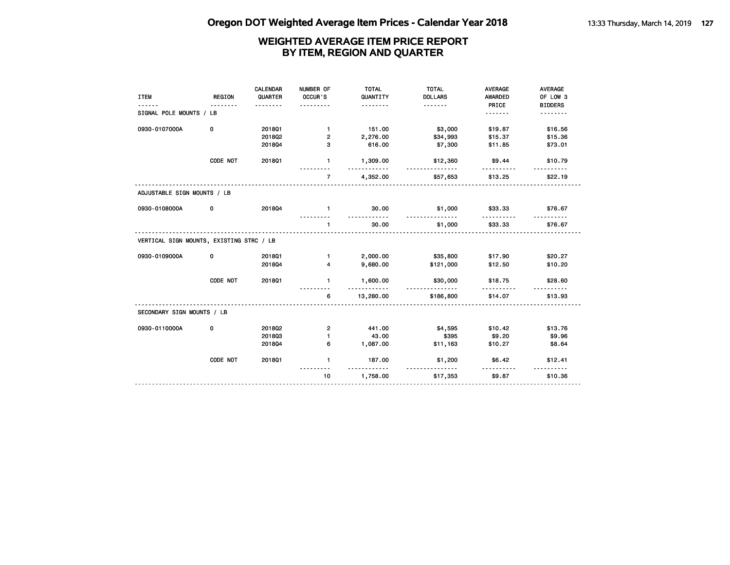## WEIGHTED AVERAGE ITEM PRICE REPORT BY ITEM, REGION AND QUARTER

| ITEM | REGION | CALENDAR QUARTER | NUMBER OF OCCUR'S | TOTAL QUANTITY | TOTAL DOLLARS | AVERAGE AWARDED PRICE | AVERAGE OF LOW 3 BIDDERS |
|---|---|---|---|---|---|---|---|
| SIGNAL POLE MOUNTS / LB | | | | | | | |
| 0930-0107000A | 0 | 2018Q1 | 1 | 151.00 | $3,000 | $19.87 | $16.56 |
| | | 2018Q2 | 2 | 2,276.00 | $34,993 | $15.37 | $15.36 |
| | | 2018Q4 | 3 | 616.00 | $7,300 | $11.85 | $73.01 |
| | CODE NOT | 2018Q1 | 1 | 1,309.00 | $12,360 | $9.44 | $10.79 |
| | | | 7 | 4,352.00 | $57,653 | $13.25 | $22.19 |
| ADJUSTABLE SIGN MOUNTS / LB | | | | | | | |
| 0930-0108000A | 0 | 2018Q4 | 1 | 30.00 | $1,000 | $33.33 | $76.67 |
| | | | 1 | 30.00 | $1,000 | $33.33 | $76.67 |
| VERTICAL SIGN MOUNTS, EXISTING STRC / LB | | | | | | | |
| 0930-0109000A | 0 | 2018Q1 | 1 | 2,000.00 | $35,800 | $17.90 | $20.27 |
| | | 2018Q4 | 4 | 9,680.00 | $121,000 | $12.50 | $10.20 |
| | CODE NOT | 2018Q1 | 1 | 1,600.00 | $30,000 | $18.75 | $28.60 |
| | | | 6 | 13,280.00 | $186,800 | $14.07 | $13.93 |
| SECONDARY SIGN MOUNTS / LB | | | | | | | |
| 0930-0110000A | 0 | 2018Q2 | 2 | 441.00 | $4,595 | $10.42 | $13.76 |
| | | 2018Q3 | 1 | 43.00 | $395 | $9.20 | $9.96 |
| | | 2018Q4 | 6 | 1,087.00 | $11,163 | $10.27 | $8.64 |
| | CODE NOT | 2018Q1 | 1 | 187.00 | $1,200 | $6.42 | $12.41 |
| | | | 10 | 1,758.00 | $17,353 | $9.87 | $10.36 |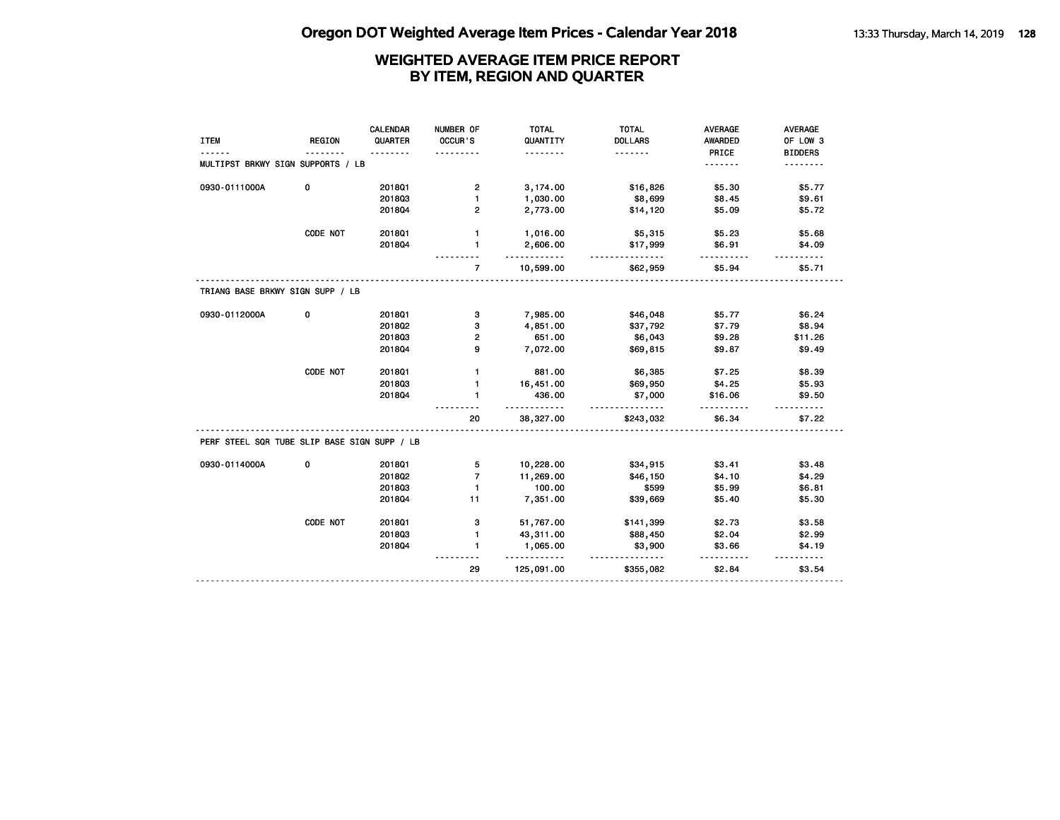# Oregon DOT Weighted Average Item Prices - Calendar Year 2018

## WEIGHTED AVERAGE ITEM PRICE REPORT BY ITEM, REGION AND QUARTER

| ITEM | REGION | CALENDAR QUARTER | NUMBER OF OCCUR'S | TOTAL QUANTITY | TOTAL DOLLARS | AVERAGE AWARDED PRICE | AVERAGE OF LOW 3 BIDDERS |
|---|---|---|---|---|---|---|---|
| MULTIPST BRKWY SIGN SUPPORTS / LB | | | | | | | |
| 0930-0111000A | 0 | 2018Q1 | 2 | 3,174.00 | $16,826 | $5.30 | $5.77 |
| | | 2018Q3 | 1 | 1,030.00 | $8,699 | $8.45 | $9.61 |
| | | 2018Q4 | 2 | 2,773.00 | $14,120 | $5.09 | $5.72 |
| | CODE NOT | 2018Q1 | 1 | 1,016.00 | $5,315 | $5.23 | $5.68 |
| | | 2018Q4 | 1 | 2,606.00 | $17,999 | $6.91 | $4.09 |
| | | | 7 | 10,599.00 | $62,959 | $5.94 | $5.71 |
| TRIANG BASE BRKWY SIGN SUPP / LB | | | | | | | |
| 0930-0112000A | 0 | 2018Q1 | 3 | 7,985.00 | $46,048 | $5.77 | $6.24 |
| | | 2018Q2 | 3 | 4,851.00 | $37,792 | $7.79 | $8.94 |
| | | 2018Q3 | 2 | 651.00 | $6,043 | $9.28 | $11.26 |
| | | 2018Q4 | 9 | 7,072.00 | $69,815 | $9.87 | $9.49 |
| | CODE NOT | 2018Q1 | 1 | 881.00 | $6,385 | $7.25 | $8.39 |
| | | 2018Q3 | 1 | 16,451.00 | $69,950 | $4.25 | $5.93 |
| | | 2018Q4 | 1 | 436.00 | $7,000 | $16.06 | $9.50 |
| | | | 20 | 38,327.00 | $243,032 | $6.34 | $7.22 |
| PERF STEEL SQR TUBE SLIP BASE SIGN SUPP / LB | | | | | | | |
| 0930-0114000A | 0 | 2018Q1 | 5 | 10,228.00 | $34,915 | $3.41 | $3.48 |
| | | 2018Q2 | 7 | 11,269.00 | $46,150 | $4.10 | $4.29 |
| | | 2018Q3 | 1 | 100.00 | $599 | $5.99 | $6.81 |
| | | 2018Q4 | 11 | 7,351.00 | $39,669 | $5.40 | $5.30 |
| | CODE NOT | 2018Q1 | 3 | 51,767.00 | $141,399 | $2.73 | $3.58 |
| | | 2018Q3 | 1 | 43,311.00 | $88,450 | $2.04 | $2.99 |
| | | 2018Q4 | 1 | 1,065.00 | $3,900 | $3.66 | $4.19 |
| | | | 29 | 125,091.00 | $355,082 | $2.84 | $3.54 |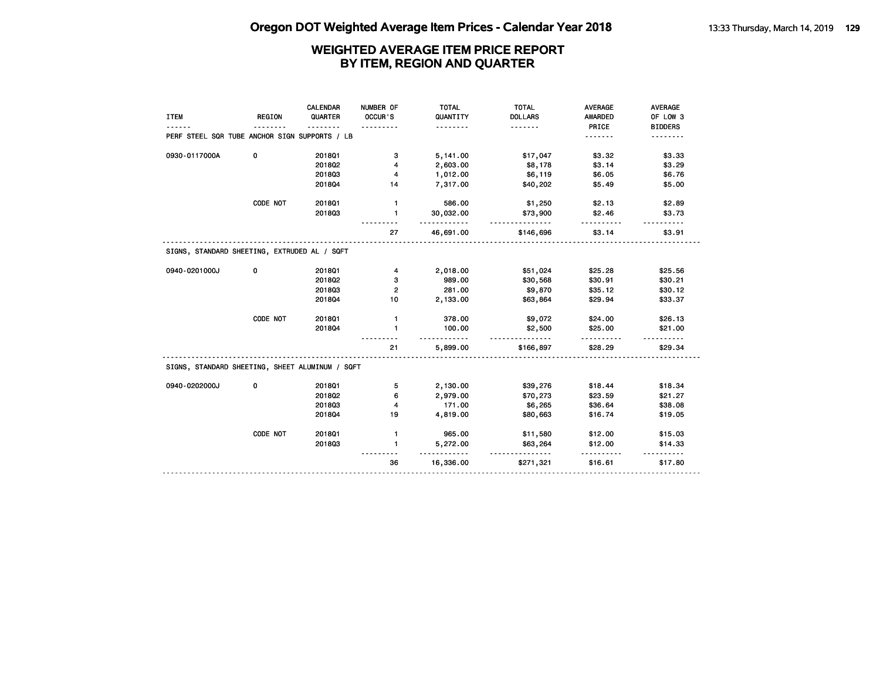# WEIGHTED AVERAGE ITEM PRICE REPORT
## BY ITEM, REGION AND QUARTER

| ITEM | REGION | CALENDAR QUARTER | NUMBER OF OCCUR'S | TOTAL QUANTITY | TOTAL DOLLARS | AVERAGE AWARDED PRICE | AVERAGE OF LOW 3 BIDDERS |
|---|---|---|---|---|---|---|---|
| **PERF STEEL SQR TUBE ANCHOR SIGN SUPPORTS / LB** | | | | | | | |
| 0930-0117000A | 0 | 2018Q1 | 3 | 5,141.00 | $17,047 | $3.32 | $3.33 |
| | | 2018Q2 | 4 | 2,603.00 | $8,178 | $3.14 | $3.29 |
| | | 2018Q3 | 4 | 1,012.00 | $6,119 | $6.05 | $6.76 |
| | | 2018Q4 | 14 | 7,317.00 | $40,202 | $5.49 | $5.00 |
| | CODE NOT | 2018Q1 | 1 | 586.00 | $1,250 | $2.13 | $2.89 |
| | | 2018Q3 | 1 | 30,032.00 | $73,900 | $2.46 | $3.73 |
| | | | 27 | 46,691.00 | $146,696 | $3.14 | $3.91 |
| **SIGNS, STANDARD SHEETING, EXTRUDED AL / SQFT** | | | | | | | |
| 0940-0201000J | 0 | 2018Q1 | 4 | 2,018.00 | $51,024 | $25.28 | $25.56 |
| | | 2018Q2 | 3 | 989.00 | $30,568 | $30.91 | $30.21 |
| | | 2018Q3 | 2 | 281.00 | $9,870 | $35.12 | $30.12 |
| | | 2018Q4 | 10 | 2,133.00 | $63,864 | $29.94 | $33.37 |
| | CODE NOT | 2018Q1 | 1 | 378.00 | $9,072 | $24.00 | $26.13 |
| | | 2018Q4 | 1 | 100.00 | $2,500 | $25.00 | $21.00 |
| | | | 21 | 5,899.00 | $166,897 | $28.29 | $29.34 |
| **SIGNS, STANDARD SHEETING, SHEET ALUMINUM / SQFT** | | | | | | | |
| 0940-0202000J | 0 | 2018Q1 | 5 | 2,130.00 | $39,276 | $18.44 | $18.34 |
| | | 2018Q2 | 6 | 2,979.00 | $70,273 | $23.59 | $21.27 |
| | | 2018Q3 | 4 | 171.00 | $6,265 | $36.64 | $38.08 |
| | | 2018Q4 | 19 | 4,819.00 | $80,663 | $16.74 | $19.05 |
| | CODE NOT | 2018Q1 | 1 | 965.00 | $11,580 | $12.00 | $15.03 |
| | | 2018Q3 | 1 | 5,272.00 | $63,264 | $12.00 | $14.33 |
| | | | 36 | 16,336.00 | $271,321 | $16.61 | $17.80 |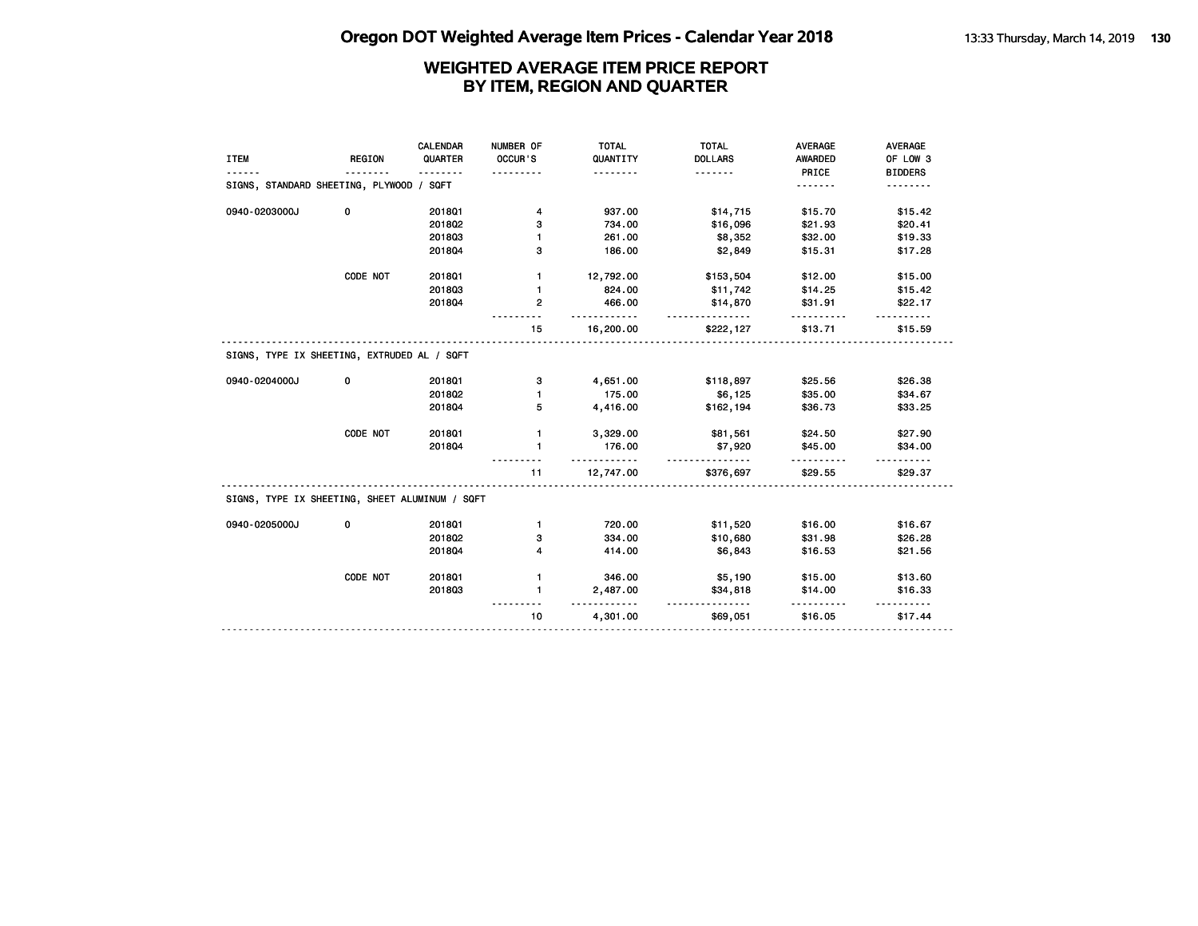# Oregon DOT Weighted Average Item Prices - Calendar Year 2018

## WEIGHTED AVERAGE ITEM PRICE REPORT BY ITEM, REGION AND QUARTER

| ITEM | REGION | CALENDAR QUARTER | NUMBER OF OCCUR'S | TOTAL QUANTITY | TOTAL DOLLARS | AVERAGE AWARDED PRICE | AVERAGE OF LOW 3 BIDDERS |
|---|---|---|---|---|---|---|---|
| SIGNS, STANDARD SHEETING, PLYWOOD / SQFT | | | | | | | |
| 0940-0203000J | 0 | 2018Q1 | 4 | 937.00 | $14,715 | $15.70 | $15.42 |
| | | 2018Q2 | 3 | 734.00 | $16,096 | $21.93 | $20.41 |
| | | 2018Q3 | 1 | 261.00 | $8,352 | $32.00 | $19.33 |
| | | 2018Q4 | 3 | 186.00 | $2,849 | $15.31 | $17.28 |
| | CODE NOT | 2018Q1 | 1 | 12,792.00 | $153,504 | $12.00 | $15.00 |
| | | 2018Q3 | 1 | 824.00 | $11,742 | $14.25 | $15.42 |
| | | 2018Q4 | 2 | 466.00 | $14,870 | $31.91 | $22.17 |
| | | | 15 | 16,200.00 | $222,127 | $13.71 | $15.59 |
| SIGNS, TYPE IX SHEETING, EXTRUDED AL / SQFT | | | | | | | |
| 0940-0204000J | 0 | 2018Q1 | 3 | 4,651.00 | $118,897 | $25.56 | $26.38 |
| | | 2018Q2 | 1 | 175.00 | $6,125 | $35.00 | $34.67 |
| | | 2018Q4 | 5 | 4,416.00 | $162,194 | $36.73 | $33.25 |
| | CODE NOT | 2018Q1 | 1 | 3,329.00 | $81,561 | $24.50 | $27.90 |
| | | 2018Q4 | 1 | 176.00 | $7,920 | $45.00 | $34.00 |
| | | | 11 | 12,747.00 | $376,697 | $29.55 | $29.37 |
| SIGNS, TYPE IX SHEETING, SHEET ALUMINUM / SQFT | | | | | | | |
| 0940-0205000J | 0 | 2018Q1 | 1 | 720.00 | $11,520 | $16.00 | $16.67 |
| | | 2018Q2 | 3 | 334.00 | $10,680 | $31.98 | $26.28 |
| | | 2018Q4 | 4 | 414.00 | $6,843 | $16.53 | $21.56 |
| | CODE NOT | 2018Q1 | 1 | 346.00 | $5,190 | $15.00 | $13.60 |
| | | 2018Q3 | 1 | 2,487.00 | $34,818 | $14.00 | $16.33 |
| | | | 10 | 4,301.00 | $69,051 | $16.05 | $17.44 |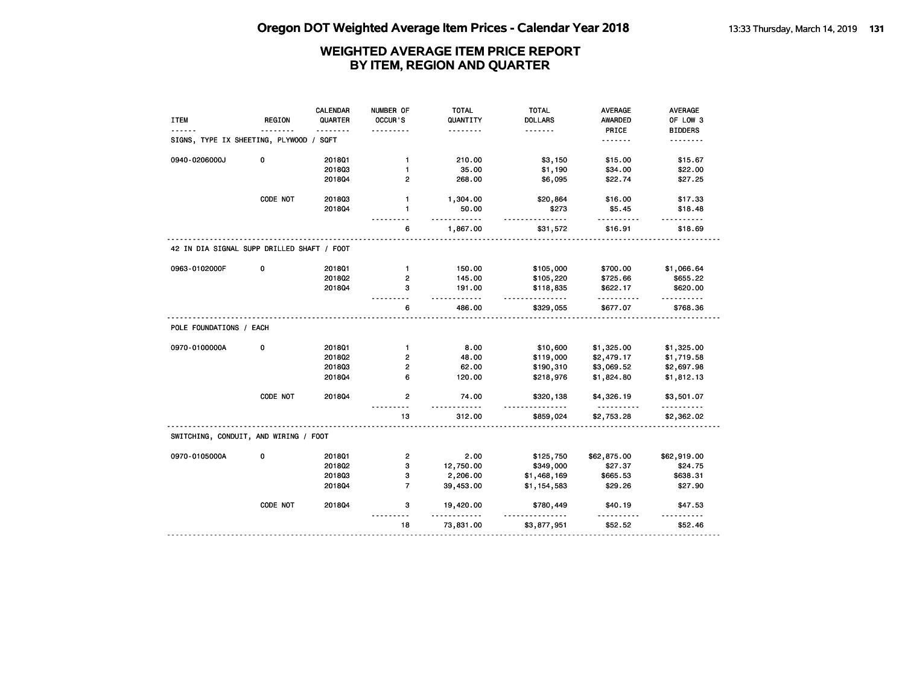# Oregon DOT Weighted Average Item Prices - Calendar Year 2018

## WEIGHTED AVERAGE ITEM PRICE REPORT BY ITEM, REGION AND QUARTER

| ITEM | REGION | CALENDAR QUARTER | NUMBER OF OCCUR'S | TOTAL QUANTITY | TOTAL DOLLARS | AVERAGE AWARDED PRICE | AVERAGE OF LOW 3 BIDDERS |
|---|---|---|---|---|---|---|---|
| **SIGNS, TYPE IX SHEETING, PLYWOOD / SQFT** | | | | | | | |
| 0940-0206000J | 0 | 2018Q1 | 1 | 210.00 | $3,150 | $15.00 | $15.67 |
| | | 2018Q3 | 1 | 35.00 | $1,190 | $34.00 | $22.00 |
| | | 2018Q4 | 2 | 268.00 | $6,095 | $22.74 | $27.25 |
| | CODE NOT | 2018Q3 | 1 | 1,304.00 | $20,864 | $16.00 | $17.33 |
| | | 2018Q4 | 1 | 50.00 | $273 | $5.45 | $18.48 |
| | | | 6 | 1,867.00 | $31,572 | $16.91 | $18.69 |
| **42 IN DIA SIGNAL SUPP DRILLED SHAFT / FOOT** | | | | | | | |
| 0963-0102000F | 0 | 2018Q1 | 1 | 150.00 | $105,000 | $700.00 | $1,066.64 |
| | | 2018Q2 | 2 | 145.00 | $105,220 | $725.66 | $655.22 |
| | | 2018Q4 | 3 | 191.00 | $118,835 | $622.17 | $620.00 |
| | | | 6 | 486.00 | $329,055 | $677.07 | $768.36 |
| **POLE FOUNDATIONS / EACH** | | | | | | | |
| 0970-0100000A | 0 | 2018Q1 | 1 | 8.00 | $10,600 | $1,325.00 | $1,325.00 |
| | | 2018Q2 | 2 | 48.00 | $119,000 | $2,479.17 | $1,719.58 |
| | | 2018Q3 | 2 | 62.00 | $190,310 | $3,069.52 | $2,697.98 |
| | | 2018Q4 | 6 | 120.00 | $218,976 | $1,824.80 | $1,812.13 |
| | CODE NOT | 2018Q4 | 2 | 74.00 | $320,138 | $4,326.19 | $3,501.07 |
| | | | 13 | 312.00 | $859,024 | $2,753.28 | $2,362.02 |
| **SWITCHING, CONDUIT, AND WIRING / FOOT** | | | | | | | |
| 0970-0105000A | 0 | 2018Q1 | 2 | 2.00 | $125,750 | $62,875.00 | $62,919.00 |
| | | 2018Q2 | 3 | 12,750.00 | $349,000 | $27.37 | $24.75 |
| | | 2018Q3 | 3 | 2,206.00 | $1,468,169 | $665.53 | $638.31 |
| | | 2018Q4 | 7 | 39,453.00 | $1,154,583 | $29.26 | $27.90 |
| | CODE NOT | 2018Q4 | 3 | 19,420.00 | $780,449 | $40.19 | $47.53 |
| | | | 18 | 73,831.00 | $3,877,951 | $52.52 | $52.46 |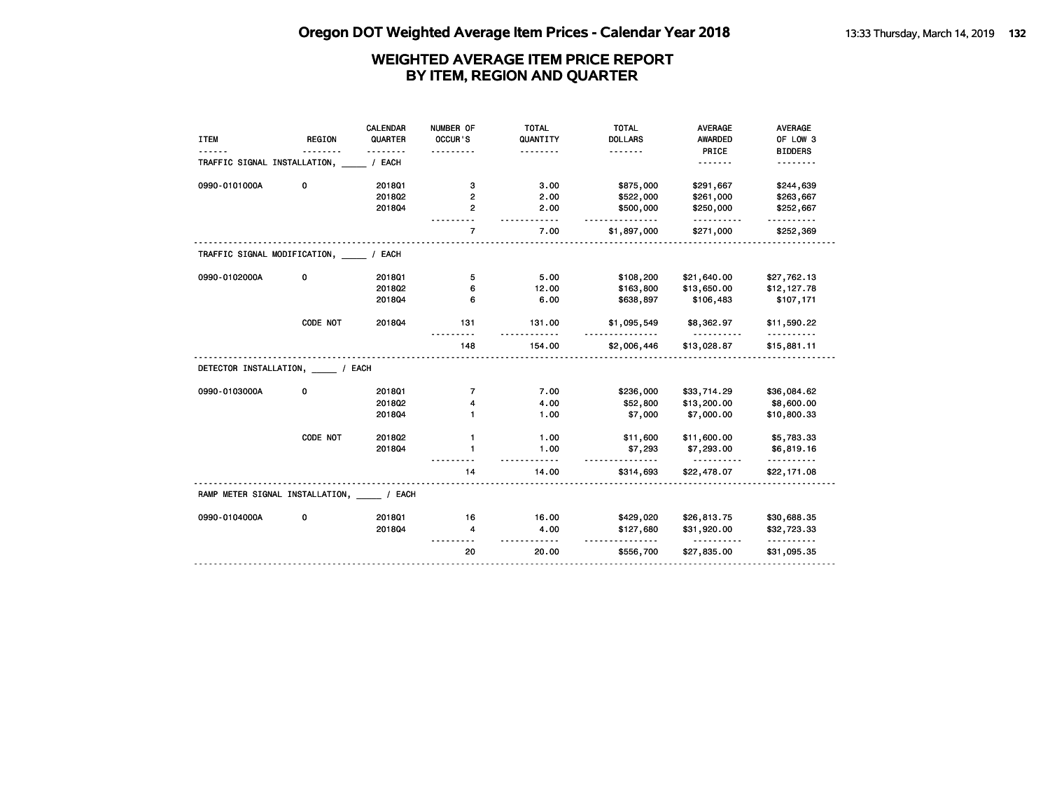# Oregon DOT Weighted Average Item Prices - Calendar Year 2018

## WEIGHTED AVERAGE ITEM PRICE REPORT
## BY ITEM, REGION AND QUARTER

| ITEM | REGION | CALENDAR QUARTER | NUMBER OF OCCUR'S | TOTAL QUANTITY | TOTAL DOLLARS | AVERAGE AWARDED PRICE | AVERAGE OF LOW 3 BIDDERS |
|---|---|---|---|---|---|---|---|
| TRAFFIC SIGNAL INSTALLATION, _____ / EACH | | | | | | | |
| 0990-0101000A | 0 | 2018Q1 | 3 | 3.00 | $875,000 | $291,667 | $244,639 |
| | | 2018Q2 | 2 | 2.00 | $522,000 | $261,000 | $263,667 |
| | | 2018Q4 | 2 | 2.00 | $500,000 | $250,000 | $252,667 |
| | | | 7 | 7.00 | $1,897,000 | $271,000 | $252,369 |
| TRAFFIC SIGNAL MODIFICATION, _____ / EACH | | | | | | | |
| 0990-0102000A | 0 | 2018Q1 | 5 | 5.00 | $108,200 | $21,640.00 | $27,762.13 |
| | | 2018Q2 | 6 | 12.00 | $163,800 | $13,650.00 | $12,127.78 |
| | | 2018Q4 | 6 | 6.00 | $638,897 | $106,483 | $107,171 |
| | CODE NOT | 2018Q4 | 131 | 131.00 | $1,095,549 | $8,362.97 | $11,590.22 |
| | | | 148 | 154.00 | $2,006,446 | $13,028.87 | $15,881.11 |
| DETECTOR INSTALLATION, _____ / EACH | | | | | | | |
| 0990-0103000A | 0 | 2018Q1 | 7 | 7.00 | $236,000 | $33,714.29 | $36,084.62 |
| | | 2018Q2 | 4 | 4.00 | $52,800 | $13,200.00 | $8,600.00 |
| | | 2018Q4 | 1 | 1.00 | $7,000 | $7,000.00 | $10,800.33 |
| | CODE NOT | 2018Q2 | 1 | 1.00 | $11,600 | $11,600.00 | $5,783.33 |
| | | 2018Q4 | 1 | 1.00 | $7,293 | $7,293.00 | $6,819.16 |
| | | | 14 | 14.00 | $314,693 | $22,478.07 | $22,171.08 |
| RAMP METER SIGNAL INSTALLATION, _____ / EACH | | | | | | | |
| 0990-0104000A | 0 | 2018Q1 | 16 | 16.00 | $429,020 | $26,813.75 | $30,688.35 |
| | | 2018Q4 | 4 | 4.00 | $127,680 | $31,920.00 | $32,723.33 |
| | | | 20 | 20.00 | $556,700 | $27,835.00 | $31,095.35 |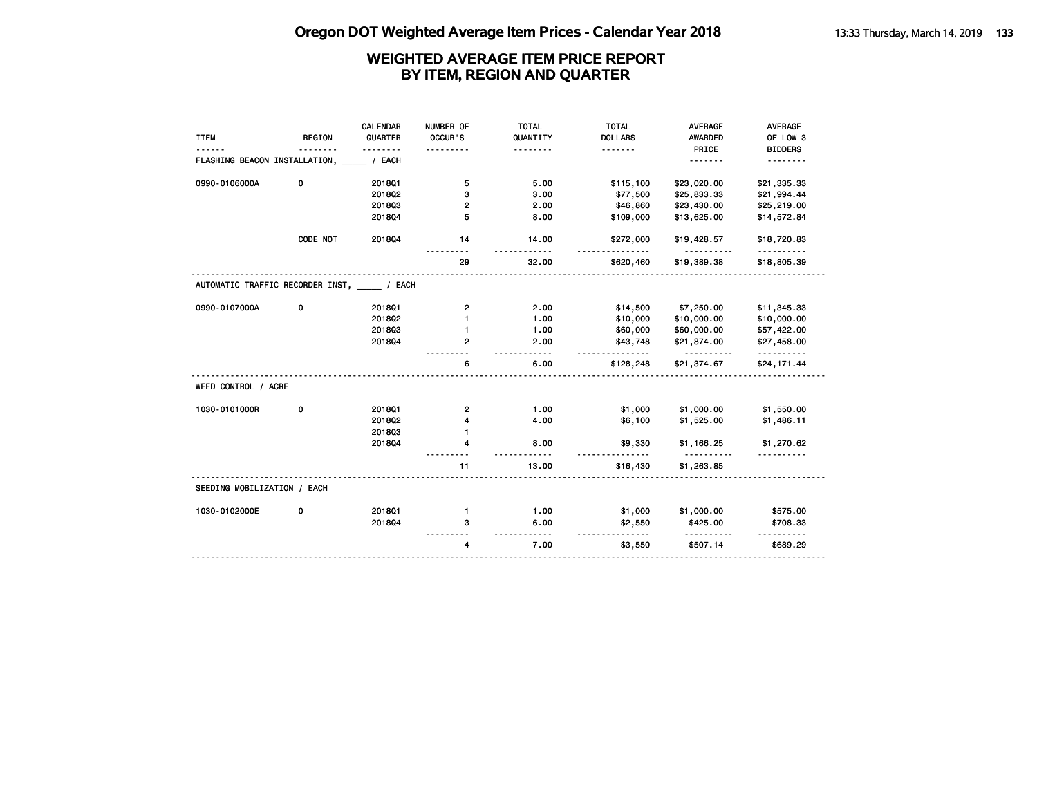## WEIGHTED AVERAGE ITEM PRICE REPORT BY ITEM, REGION AND QUARTER

| ITEM | REGION | CALENDAR QUARTER | NUMBER OF OCCUR'S | TOTAL QUANTITY | TOTAL DOLLARS | AVERAGE AWARDED PRICE | AVERAGE OF LOW 3 BIDDERS |
|---|---|---|---|---|---|---|---|
| FLASHING BEACON INSTALLATION, _____ / EACH | | | | | | | |
| 0990-0106000A | 0 | 2018Q1 | 5 | 5.00 | $115,100 | $23,020.00 | $21,335.33 |
| | | 2018Q2 | 3 | 3.00 | $77,500 | $25,833.33 | $21,994.44 |
| | | 2018Q3 | 2 | 2.00 | $46,860 | $23,430.00 | $25,219.00 |
| | | 2018Q4 | 5 | 8.00 | $109,000 | $13,625.00 | $14,572.84 |
| | CODE NOT | 2018Q4 | 14 | 14.00 | $272,000 | $19,428.57 | $18,720.83 |
| | | | 29 | 32.00 | $620,460 | $19,389.38 | $18,805.39 |
| AUTOMATIC TRAFFIC RECORDER INST, _____ / EACH | | | | | | | |
| 0990-0107000A | 0 | 2018Q1 | 2 | 2.00 | $14,500 | $7,250.00 | $11,345.33 |
| | | 2018Q2 | 1 | 1.00 | $10,000 | $10,000.00 | $10,000.00 |
| | | 2018Q3 | 1 | 1.00 | $60,000 | $60,000.00 | $57,422.00 |
| | | 2018Q4 | 2 | 2.00 | $43,748 | $21,874.00 | $27,458.00 |
| | | | 6 | 6.00 | $128,248 | $21,374.67 | $24,171.44 |
| WEED CONTROL / ACRE | | | | | | | |
| 1030-0101000R | 0 | 2018Q1 | 2 | 1.00 | $1,000 | $1,000.00 | $1,550.00 |
| | | 2018Q2 | 4 | 4.00 | $6,100 | $1,525.00 | $1,486.11 |
| | | 2018Q3 | 1 | | | | |
| | | 2018Q4 | 4 | 8.00 | $9,330 | $1,166.25 | $1,270.62 |
| | | | 11 | 13.00 | $16,430 | $1,263.85 | |
| SEEDING MOBILIZATION / EACH | | | | | | | |
| 1030-0102000E | 0 | 2018Q1 | 1 | 1.00 | $1,000 | $1,000.00 | $575.00 |
| | | 2018Q4 | 3 | 6.00 | $2,550 | $425.00 | $708.33 |
| | | | 4 | 7.00 | $3,550 | $507.14 | $689.29 |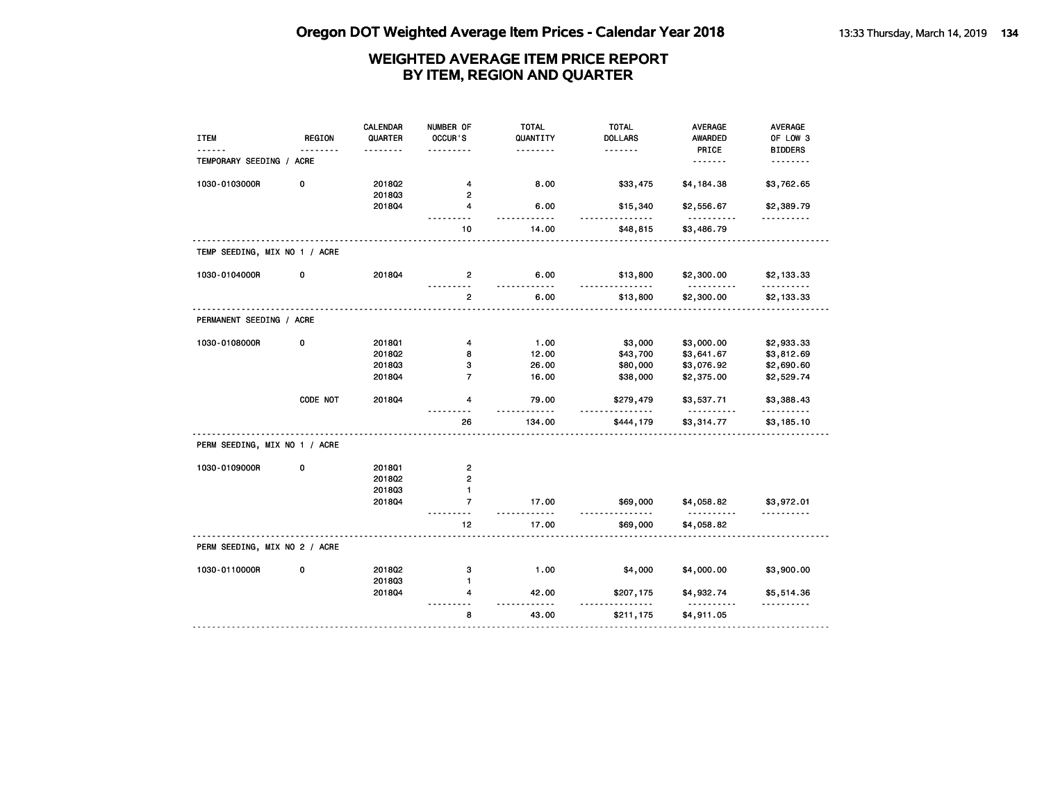# Oregon DOT Weighted Average Item Prices - Calendar Year 2018

## WEIGHTED AVERAGE ITEM PRICE REPORT BY ITEM, REGION AND QUARTER

| ITEM | REGION | CALENDAR QUARTER | NUMBER OF OCCUR'S | TOTAL QUANTITY | TOTAL DOLLARS | AVERAGE AWARDED PRICE | AVERAGE OF LOW 3 BIDDERS |
|---|---|---|---|---|---|---|---|
| **TEMPORARY SEEDING / ACRE** | | | | | | | |
| 1030-0103000R | 0 | 2018Q2 | 4 | 8.00 | $33,475 | $4,184.38 | $3,762.65 |
| | | 2018Q3 | 2 | | | | |
| | | 2018Q4 | 4 | 6.00 | $15,340 | $2,556.67 | $2,389.79 |
| | | | 10 | 14.00 | $48,815 | $3,486.79 | |
| **TEMP SEEDING, MIX NO 1 / ACRE** | | | | | | | |
| 1030-0104000R | 0 | 2018Q4 | 2 | 6.00 | $13,800 | $2,300.00 | $2,133.33 |
| | | | 2 | 6.00 | $13,800 | $2,300.00 | $2,133.33 |
| **PERMANENT SEEDING / ACRE** | | | | | | | |
| 1030-0108000R | 0 | 2018Q1 | 4 | 1.00 | $3,000 | $3,000.00 | $2,933.33 |
| | | 2018Q2 | 8 | 12.00 | $43,700 | $3,641.67 | $3,812.69 |
| | | 2018Q3 | 3 | 26.00 | $80,000 | $3,076.92 | $2,690.60 |
| | | 2018Q4 | 7 | 16.00 | $38,000 | $2,375.00 | $2,529.74 |
| | CODE NOT | 2018Q4 | 4 | 79.00 | $279,479 | $3,537.71 | $3,388.43 |
| | | | 26 | 134.00 | $444,179 | $3,314.77 | $3,185.10 |
| **PERM SEEDING, MIX NO 1 / ACRE** | | | | | | | |
| 1030-0109000R | 0 | 2018Q1 | 2 | | | | |
| | | 2018Q2 | 2 | | | | |
| | | 2018Q3 | 1 | | | | |
| | | 2018Q4 | 7 | 17.00 | $69,000 | $4,058.82 | $3,972.01 |
| | | | 12 | 17.00 | $69,000 | $4,058.82 | |
| **PERM SEEDING, MIX NO 2 / ACRE** | | | | | | | |
| 1030-0110000R | 0 | 2018Q2 | 3 | 1.00 | $4,000 | $4,000.00 | $3,900.00 |
| | | 2018Q3 | 1 | | | | |
| | | 2018Q4 | 4 | 42.00 | $207,175 | $4,932.74 | $5,514.36 |
| | | | 8 | 43.00 | $211,175 | $4,911.05 | |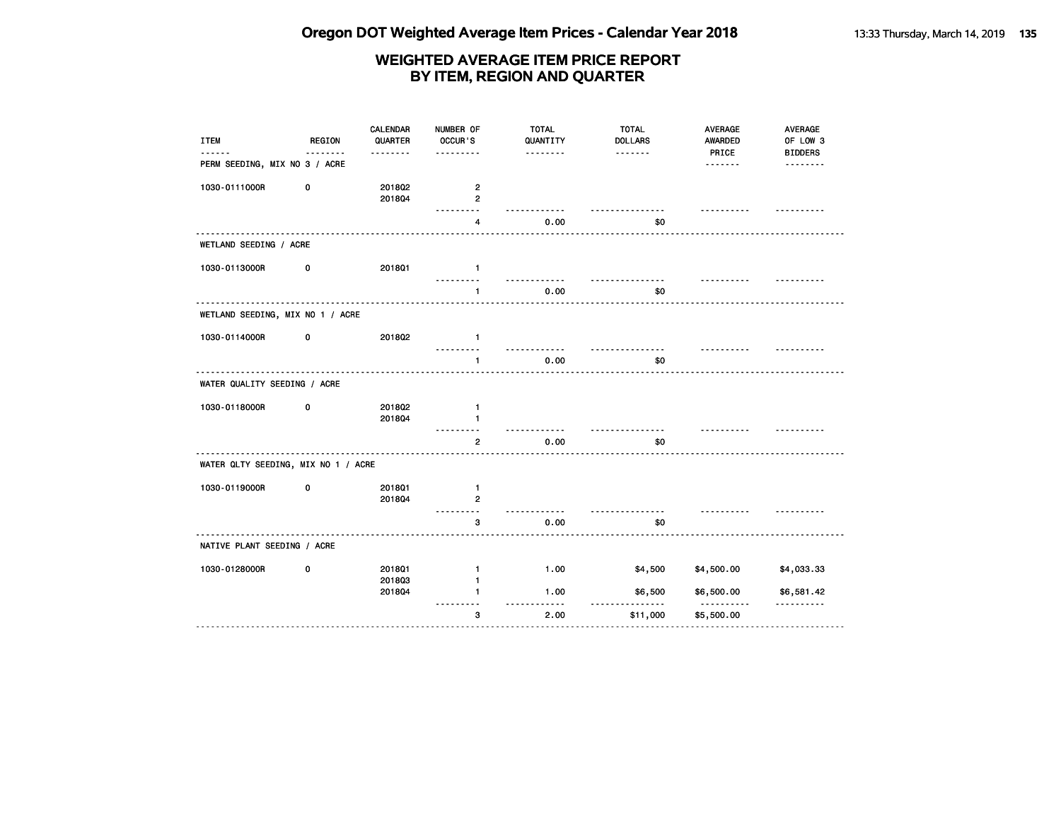# Oregon DOT Weighted Average Item Prices - Calendar Year 2018

## WEIGHTED AVERAGE ITEM PRICE REPORT
## BY ITEM, REGION AND QUARTER

| ITEM | REGION | CALENDAR QUARTER | NUMBER OF OCCUR'S | TOTAL QUANTITY | TOTAL DOLLARS | AVERAGE AWARDED PRICE | AVERAGE OF LOW 3 BIDDERS |
|---|---|---|---|---|---|---|---|
| **PERM SEEDING, MIX NO 3 / ACRE** | | | | | | | |
| 1030-0111000R | 0 | 2018Q2 | 2 | | | | |
| | | 2018Q4 | 2 | | | | |
| | | | 4 | 0.00 | $0 | | |
| **WETLAND SEEDING / ACRE** | | | | | | | |
| 1030-0113000R | 0 | 2018Q1 | 1 | | | | |
| | | | 1 | 0.00 | $0 | | |
| **WETLAND SEEDING, MIX NO 1 / ACRE** | | | | | | | |
| 1030-0114000R | 0 | 2018Q2 | 1 | | | | |
| | | | 1 | 0.00 | $0 | | |
| **WATER QUALITY SEEDING / ACRE** | | | | | | | |
| 1030-0118000R | 0 | 2018Q2 | 1 | | | | |
| | | 2018Q4 | 1 | | | | |
| | | | 2 | 0.00 | $0 | | |
| **WATER QLTY SEEDING, MIX NO 1 / ACRE** | | | | | | | |
| 1030-0119000R | 0 | 2018Q1 | 1 | | | | |
| | | 2018Q4 | 2 | | | | |
| | | | 3 | 0.00 | $0 | | |
| **NATIVE PLANT SEEDING / ACRE** | | | | | | | |
| 1030-0128000R | 0 | 2018Q1 | 1 | 1.00 | $4,500 | $4,500.00 | $4,033.33 |
| | | 2018Q3 | 1 | | | | |
| | | 2018Q4 | 1 | 1.00 | $6,500 | $6,500.00 | $6,581.42 |
| | | | 3 | 2.00 | $11,000 | $5,500.00 | |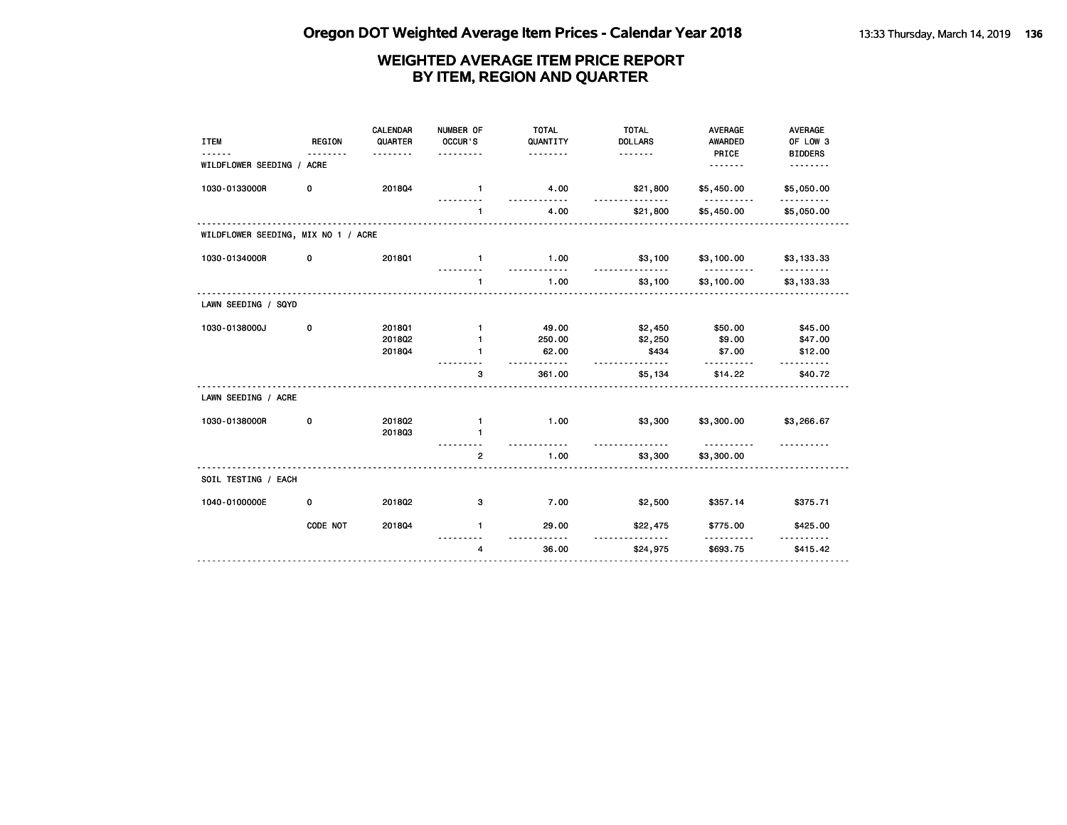# Oregon DOT Weighted Average Item Prices - Calendar Year 2018

## WEIGHTED AVERAGE ITEM PRICE REPORT BY ITEM, REGION AND QUARTER

| ITEM | REGION | CALENDAR QUARTER | NUMBER OF OCCUR'S | TOTAL QUANTITY | TOTAL DOLLARS | AVERAGE AWARDED PRICE | AVERAGE OF LOW 3 BIDDERS |
|---|---|---|---|---|---|---|---|
| **WILDFLOWER SEEDING / ACRE** | | | | | | | |
| 1030-0133000R | 0 | 2018Q4 | 1 | 4.00 | $21,800 | $5,450.00 | $5,050.00 |
| | | | 1 | 4.00 | $21,800 | $5,450.00 | $5,050.00 |
| **WILDFLOWER SEEDING, MIX NO 1 / ACRE** | | | | | | | |
| 1030-0134000R | 0 | 2018Q1 | 1 | 1.00 | $3,100 | $3,100.00 | $3,133.33 |
| | | | 1 | 1.00 | $3,100 | $3,100.00 | $3,133.33 |
| **LAWN SEEDING / SQYD** | | | | | | | |
| 1030-0138000J | 0 | 2018Q1 | 1 | 49.00 | $2,450 | $50.00 | $45.00 |
| | | 2018Q2 | 1 | 250.00 | $2,250 | $9.00 | $47.00 |
| | | 2018Q4 | 1 | 62.00 | $434 | $7.00 | $12.00 |
| | | | 3 | 361.00 | $5,134 | $14.22 | $40.72 |
| **LAWN SEEDING / ACRE** | | | | | | | |
| 1030-0138000R | 0 | 2018Q2 | 1 | 1.00 | $3,300 | $3,300.00 | $3,266.67 |
| | | 2018Q3 | 1 | | | | |
| | | | 2 | 1.00 | $3,300 | $3,300.00 | |
| **SOIL TESTING / EACH** | | | | | | | |
| 1040-0100000E | 0 | 2018Q2 | 3 | 7.00 | $2,500 | $357.14 | $375.71 |
| | CODE NOT | 2018Q4 | 1 | 29.00 | $22,475 | $775.00 | $425.00 |
| | | | 4 | 36.00 | $24,975 | $693.75 | $415.42 |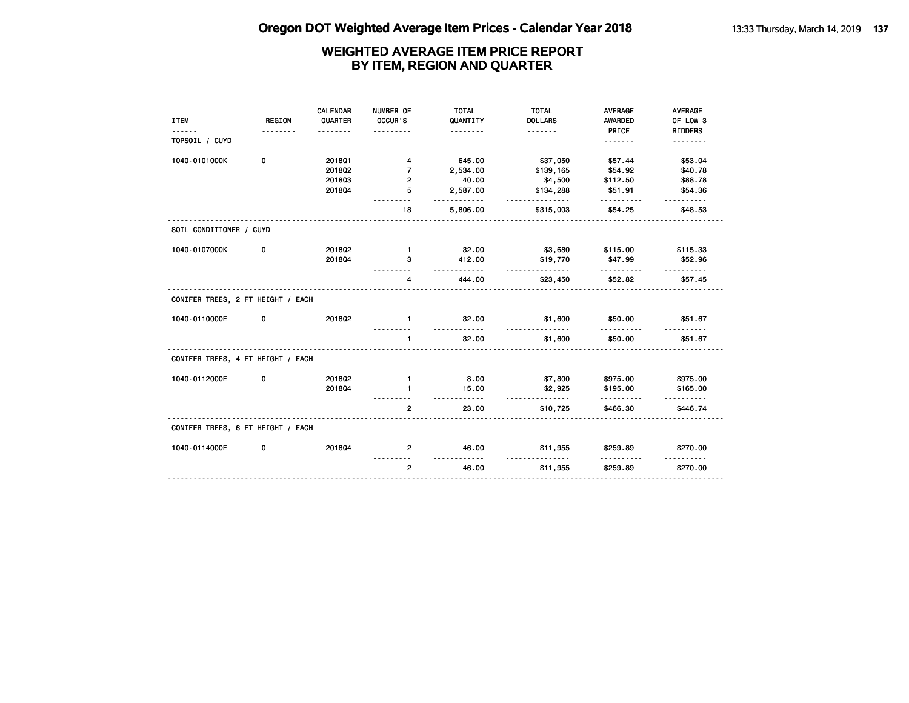# Oregon DOT Weighted Average Item Prices - Calendar Year 2018

## WEIGHTED AVERAGE ITEM PRICE REPORT BY ITEM, REGION AND QUARTER

| ITEM | REGION | CALENDAR QUARTER | NUMBER OF OCCUR'S | TOTAL QUANTITY | TOTAL DOLLARS | AVERAGE AWARDED PRICE | AVERAGE OF LOW 3 BIDDERS |
|---|---|---|---|---|---|---|---|
| TOPSOIL / CUYD | | | | | | | |
| 1040-0101000K | 0 | 2018Q1 | 4 | 645.00 | $37,050 | $57.44 | $53.04 |
| | | 2018Q2 | 7 | 2,534.00 | $139,165 | $54.92 | $40.78 |
| | | 2018Q3 | 2 | 40.00 | $4,500 | $112.50 | $88.78 |
| | | 2018Q4 | 5 | 2,587.00 | $134,288 | $51.91 | $54.36 |
| | | | 18 | 5,806.00 | $315,003 | $54.25 | $48.53 |
| SOIL CONDITIONER / CUYD | | | | | | | |
| 1040-0107000K | 0 | 2018Q2 | 1 | 32.00 | $3,680 | $115.00 | $115.33 |
| | | 2018Q4 | 3 | 412.00 | $19,770 | $47.99 | $52.96 |
| | | | 4 | 444.00 | $23,450 | $52.82 | $57.45 |
| CONIFER TREES, 2 FT HEIGHT / EACH | | | | | | | |
| 1040-0110000E | 0 | 2018Q2 | 1 | 32.00 | $1,600 | $50.00 | $51.67 |
| | | | 1 | 32.00 | $1,600 | $50.00 | $51.67 |
| CONIFER TREES, 4 FT HEIGHT / EACH | | | | | | | |
| 1040-0112000E | 0 | 2018Q2 | 1 | 8.00 | $7,800 | $975.00 | $975.00 |
| | | 2018Q4 | 1 | 15.00 | $2,925 | $195.00 | $165.00 |
| | | | 2 | 23.00 | $10,725 | $466.30 | $446.74 |
| CONIFER TREES, 6 FT HEIGHT / EACH | | | | | | | |
| 1040-0114000E | 0 | 2018Q4 | 2 | 46.00 | $11,955 | $259.89 | $270.00 |
| | | | 2 | 46.00 | $11,955 | $259.89 | $270.00 |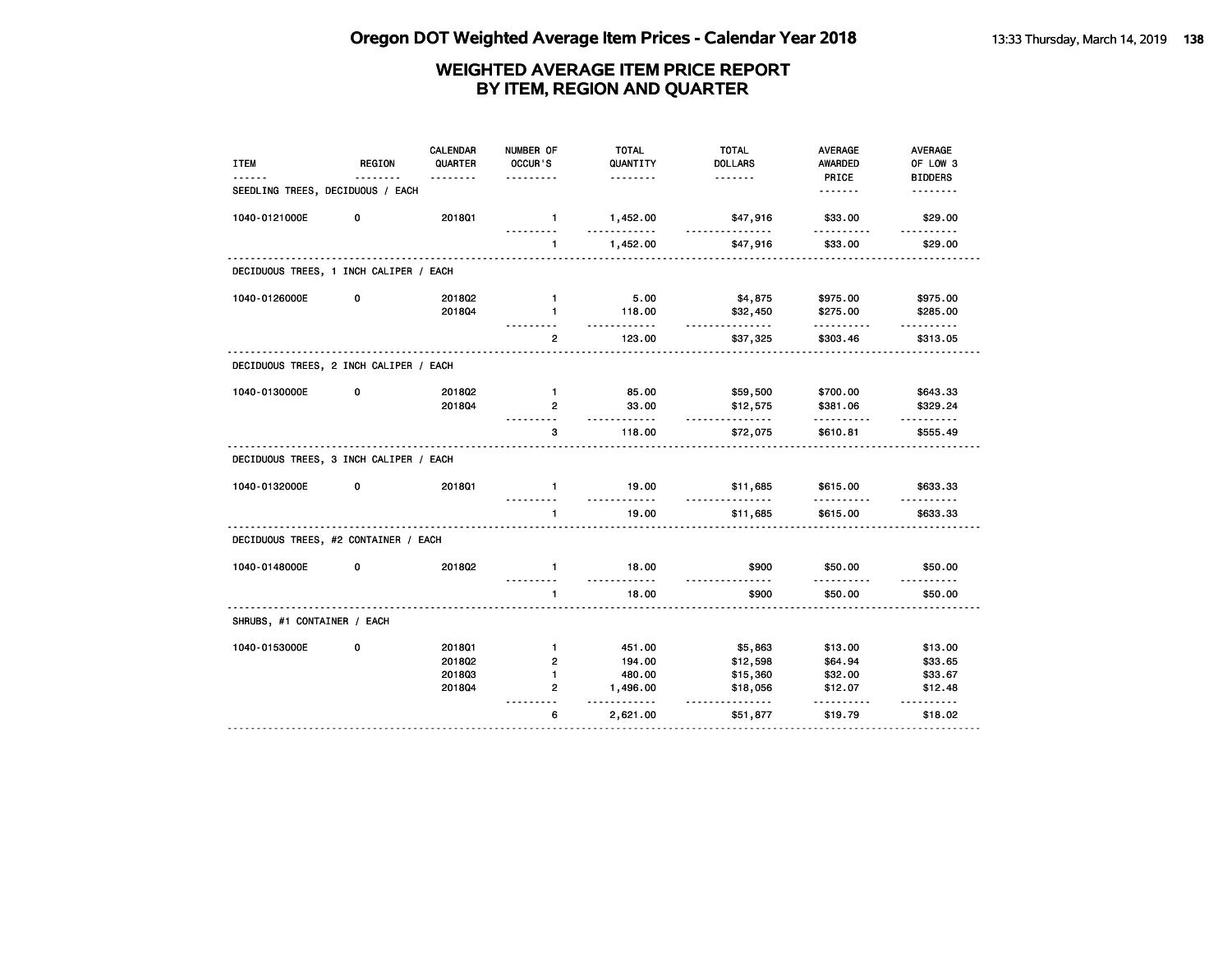# Oregon DOT Weighted Average Item Prices - Calendar Year 2018

## WEIGHTED AVERAGE ITEM PRICE REPORT BY ITEM, REGION AND QUARTER

| ITEM | REGION | CALENDAR QUARTER | NUMBER OF OCCUR'S | TOTAL QUANTITY | TOTAL DOLLARS | AVERAGE AWARDED PRICE | AVERAGE OF LOW 3 BIDDERS |
|---|---|---|---|---|---|---|---|
| **SEEDLING TREES, DECIDUOUS / EACH** | | | | | | | |
| 1040-0121000E | 0 | 2018Q1 | 1 | 1,452.00 | $47,916 | $33.00 | $29.00 |
| | | | 1 | 1,452.00 | $47,916 | $33.00 | $29.00 |
| **DECIDUOUS TREES, 1 INCH CALIPER / EACH** | | | | | | | |
| 1040-0126000E | 0 | 2018Q2 | 1 | 5.00 | $4,875 | $975.00 | $975.00 |
| | | 2018Q4 | 1 | 118.00 | $32,450 | $275.00 | $285.00 |
| | | | 2 | 123.00 | $37,325 | $303.46 | $313.05 |
| **DECIDUOUS TREES, 2 INCH CALIPER / EACH** | | | | | | | |
| 1040-0130000E | 0 | 2018Q2 | 1 | 85.00 | $59,500 | $700.00 | $643.33 |
| | | 2018Q4 | 2 | 33.00 | $12,575 | $381.06 | $329.24 |
| | | | 3 | 118.00 | $72,075 | $610.81 | $555.49 |
| **DECIDUOUS TREES, 3 INCH CALIPER / EACH** | | | | | | | |
| 1040-0132000E | 0 | 2018Q1 | 1 | 19.00 | $11,685 | $615.00 | $633.33 |
| | | | 1 | 19.00 | $11,685 | $615.00 | $633.33 |
| **DECIDUOUS TREES, #2 CONTAINER / EACH** | | | | | | | |
| 1040-0148000E | 0 | 2018Q2 | 1 | 18.00 | $900 | $50.00 | $50.00 |
| | | | 1 | 18.00 | $900 | $50.00 | $50.00 |
| **SHRUBS, #1 CONTAINER / EACH** | | | | | | | |
| 1040-0153000E | 0 | 2018Q1 | 1 | 451.00 | $5,863 | $13.00 | $13.00 |
| | | 2018Q2 | 2 | 194.00 | $12,598 | $64.94 | $33.65 |
| | | 2018Q3 | 1 | 480.00 | $15,360 | $32.00 | $33.67 |
| | | 2018Q4 | 2 | 1,496.00 | $18,056 | $12.07 | $12.48 |
| | | | 6 | 2,621.00 | $51,877 | $19.79 | $18.02 |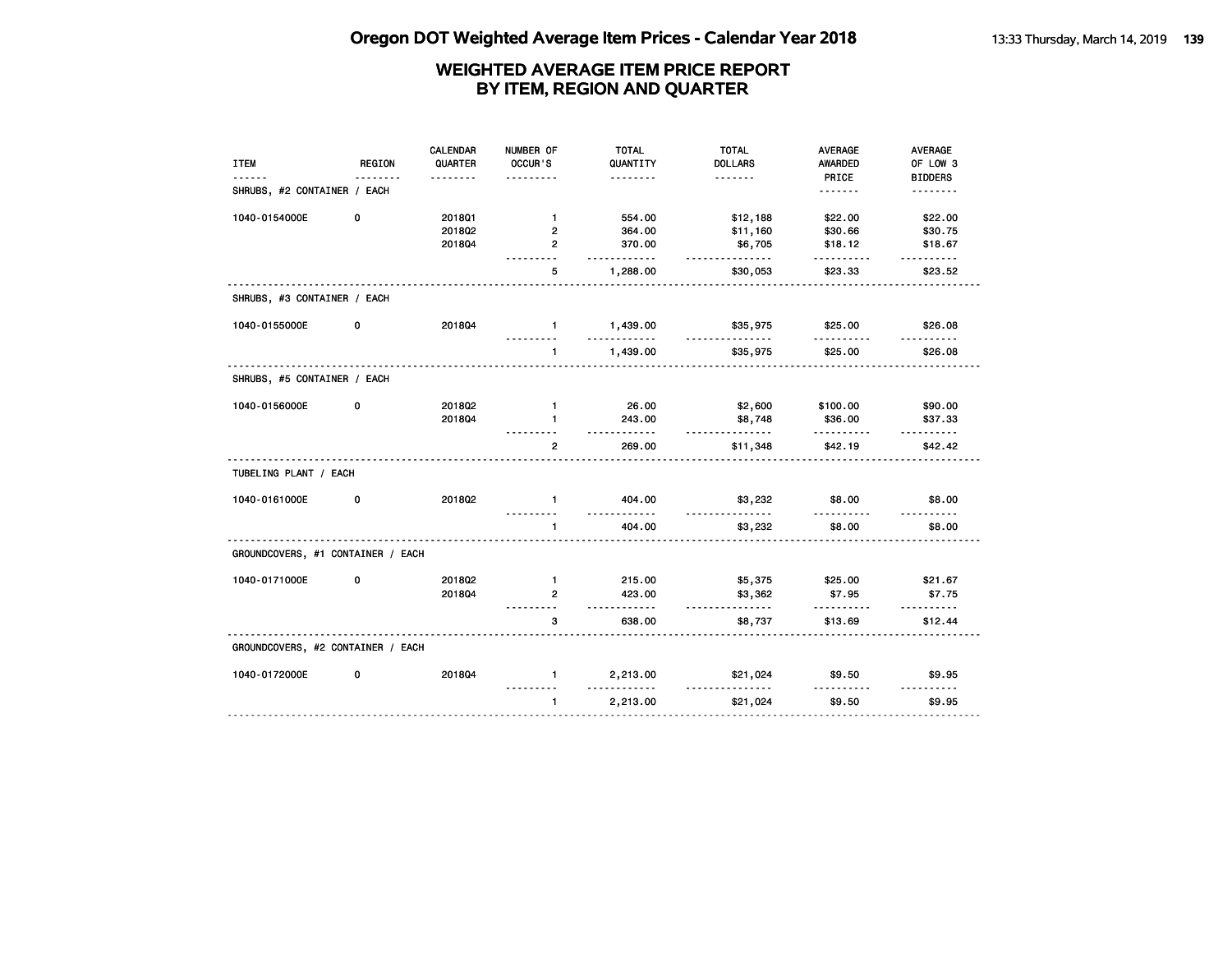# Oregon DOT Weighted Average Item Prices - Calendar Year 2018

## WEIGHTED AVERAGE ITEM PRICE REPORT BY ITEM, REGION AND QUARTER

| ITEM | REGION | CALENDAR QUARTER | NUMBER OF OCCUR'S | TOTAL QUANTITY | TOTAL DOLLARS | AVERAGE AWARDED PRICE | AVERAGE OF LOW 3 BIDDERS |
|---|---|---|---|---|---|---|---|
| SHRUBS, #2 CONTAINER / EACH | | | | | | | |
| 1040-0154000E | 0 | 2018Q1 | 1 | 554.00 | $12,188 | $22.00 | $22.00 |
| | | 2018Q2 | 2 | 364.00 | $11,160 | $30.66 | $30.75 |
| | | 2018Q4 | 2 | 370.00 | $6,705 | $18.12 | $18.67 |
| | | | 5 | 1,288.00 | $30,053 | $23.33 | $23.52 |
| SHRUBS, #3 CONTAINER / EACH | | | | | | | |
| 1040-0155000E | 0 | 2018Q4 | 1 | 1,439.00 | $35,975 | $25.00 | $26.08 |
| | | | 1 | 1,439.00 | $35,975 | $25.00 | $26.08 |
| SHRUBS, #5 CONTAINER / EACH | | | | | | | |
| 1040-0156000E | 0 | 2018Q2 | 1 | 26.00 | $2,600 | $100.00 | $90.00 |
| | | 2018Q4 | 1 | 243.00 | $8,748 | $36.00 | $37.33 |
| | | | 2 | 269.00 | $11,348 | $42.19 | $42.42 |
| TUBELING PLANT / EACH | | | | | | | |
| 1040-0161000E | 0 | 2018Q2 | 1 | 404.00 | $3,232 | $8.00 | $8.00 |
| | | | 1 | 404.00 | $3,232 | $8.00 | $8.00 |
| GROUNDCOVERS, #1 CONTAINER / EACH | | | | | | | |
| 1040-0171000E | 0 | 2018Q2 | 1 | 215.00 | $5,375 | $25.00 | $21.67 |
| | | 2018Q4 | 2 | 423.00 | $3,362 | $7.95 | $7.75 |
| | | | 3 | 638.00 | $8,737 | $13.69 | $12.44 |
| GROUNDCOVERS, #2 CONTAINER / EACH | | | | | | | |
| 1040-0172000E | 0 | 2018Q4 | 1 | 2,213.00 | $21,024 | $9.50 | $9.95 |
| | | | 1 | 2,213.00 | $21,024 | $9.50 | $9.95 |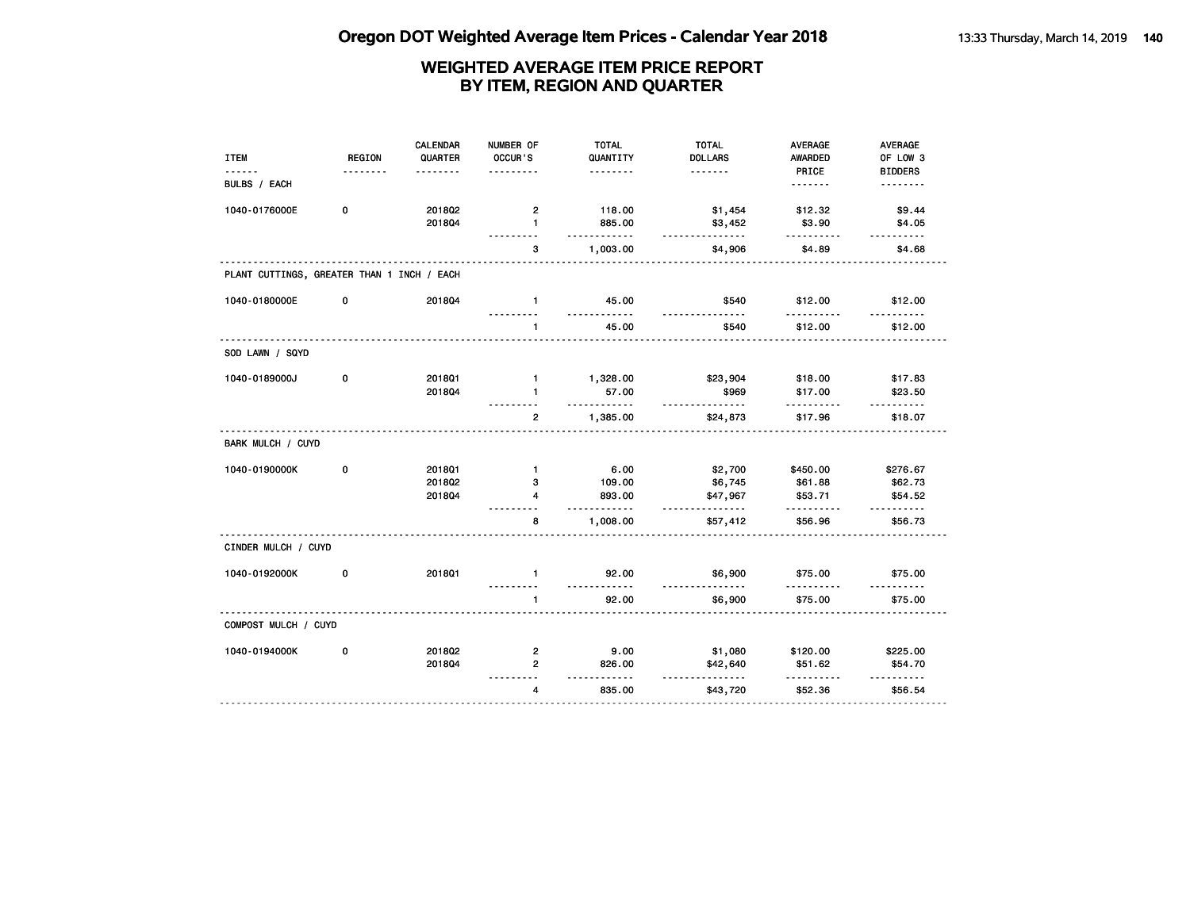# Oregon DOT Weighted Average Item Prices - Calendar Year 2018

## WEIGHTED AVERAGE ITEM PRICE REPORT BY ITEM, REGION AND QUARTER

| ITEM | REGION | CALENDAR QUARTER | NUMBER OF OCCUR'S | TOTAL QUANTITY | TOTAL DOLLARS | AVERAGE AWARDED PRICE | AVERAGE OF LOW 3 BIDDERS |
|---|---|---|---|---|---|---|---|
| **BULBS / EACH** | | | | | | | |
| 1040-0176000E | 0 | 2018Q2 | 2 | 118.00 | $1,454 | $12.32 | $9.44 |
| | | 2018Q4 | 1 | 885.00 | $3,452 | $3.90 | $4.05 |
| | | | 3 | 1,003.00 | $4,906 | $4.89 | $4.68 |
| **PLANT CUTTINGS, GREATER THAN 1 INCH / EACH** | | | | | | | |
| 1040-0180000E | 0 | 2018Q4 | 1 | 45.00 | $540 | $12.00 | $12.00 |
| | | | 1 | 45.00 | $540 | $12.00 | $12.00 |
| **SOD LAWN / SQYD** | | | | | | | |
| 1040-0189000J | 0 | 2018Q1 | 1 | 1,328.00 | $23,904 | $18.00 | $17.83 |
| | | 2018Q4 | 1 | 57.00 | $969 | $17.00 | $23.50 |
| | | | 2 | 1,385.00 | $24,873 | $17.96 | $18.07 |
| **BARK MULCH / CUYD** | | | | | | | |
| 1040-0190000K | 0 | 2018Q1 | 1 | 6.00 | $2,700 | $450.00 | $276.67 |
| | | 2018Q2 | 3 | 109.00 | $6,745 | $61.88 | $62.73 |
| | | 2018Q4 | 4 | 893.00 | $47,967 | $53.71 | $54.52 |
| | | | 8 | 1,008.00 | $57,412 | $56.96 | $56.73 |
| **CINDER MULCH / CUYD** | | | | | | | |
| 1040-0192000K | 0 | 2018Q1 | 1 | 92.00 | $6,900 | $75.00 | $75.00 |
| | | | 1 | 92.00 | $6,900 | $75.00 | $75.00 |
| **COMPOST MULCH / CUYD** | | | | | | | |
| 1040-0194000K | 0 | 2018Q2 | 2 | 9.00 | $1,080 | $120.00 | $225.00 |
| | | 2018Q4 | 2 | 826.00 | $42,640 | $51.62 | $54.70 |
| | | | 4 | 835.00 | $43,720 | $52.36 | $56.54 |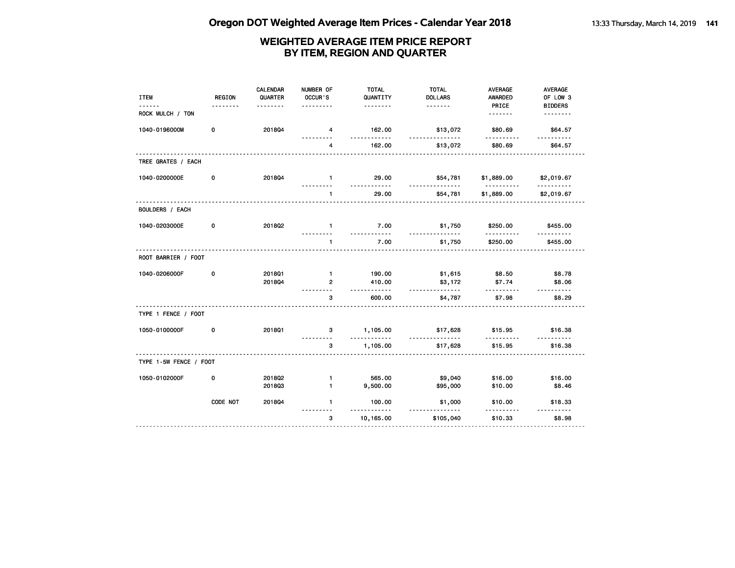# Oregon DOT Weighted Average Item Prices - Calendar Year 2018

## WEIGHTED AVERAGE ITEM PRICE REPORT BY ITEM, REGION AND QUARTER

| ITEM | REGION | CALENDAR QUARTER | NUMBER OF OCCUR'S | TOTAL QUANTITY | TOTAL DOLLARS | AVERAGE AWARDED PRICE | AVERAGE OF LOW 3 BIDDERS |
|---|---|---|---|---|---|---|---|
| ROCK MULCH / TON | | | | | | | |
| 1040-0196000M | 0 | 2018Q4 | 4 | 162.00 | $13,072 | $80.69 | $64.57 |
| | | | 4 | 162.00 | $13,072 | $80.69 | $64.57 |
| TREE GRATES / EACH | | | | | | | |
| 1040-0200000E | 0 | 2018Q4 | 1 | 29.00 | $54,781 | $1,889.00 | $2,019.67 |
| | | | 1 | 29.00 | $54,781 | $1,889.00 | $2,019.67 |
| BOULDERS / EACH | | | | | | | |
| 1040-0203000E | 0 | 2018Q2 | 1 | 7.00 | $1,750 | $250.00 | $455.00 |
| | | | 1 | 7.00 | $1,750 | $250.00 | $455.00 |
| ROOT BARRIER / FOOT | | | | | | | |
| 1040-0206000F | 0 | 2018Q1 | 1 | 190.00 | $1,615 | $8.50 | $8.78 |
| | | 2018Q4 | 2 | 410.00 | $3,172 | $7.74 | $8.06 |
| | | | 3 | 600.00 | $4,787 | $7.98 | $8.29 |
| TYPE 1 FENCE / FOOT | | | | | | | |
| 1050-0100000F | 0 | 2018Q1 | 3 | 1,105.00 | $17,628 | $15.95 | $16.38 |
| | | | 3 | 1,105.00 | $17,628 | $15.95 | $16.38 |
| TYPE 1-5W FENCE / FOOT | | | | | | | |
| 1050-0102000F | 0 | 2018Q2 | 1 | 565.00 | $9,040 | $16.00 | $16.00 |
| | | 2018Q3 | 1 | 9,500.00 | $95,000 | $10.00 | $8.46 |
| | CODE NOT | 2018Q4 | 1 | 100.00 | $1,000 | $10.00 | $18.33 |
| | | | 3 | 10,165.00 | $105,040 | $10.33 | $8.98 |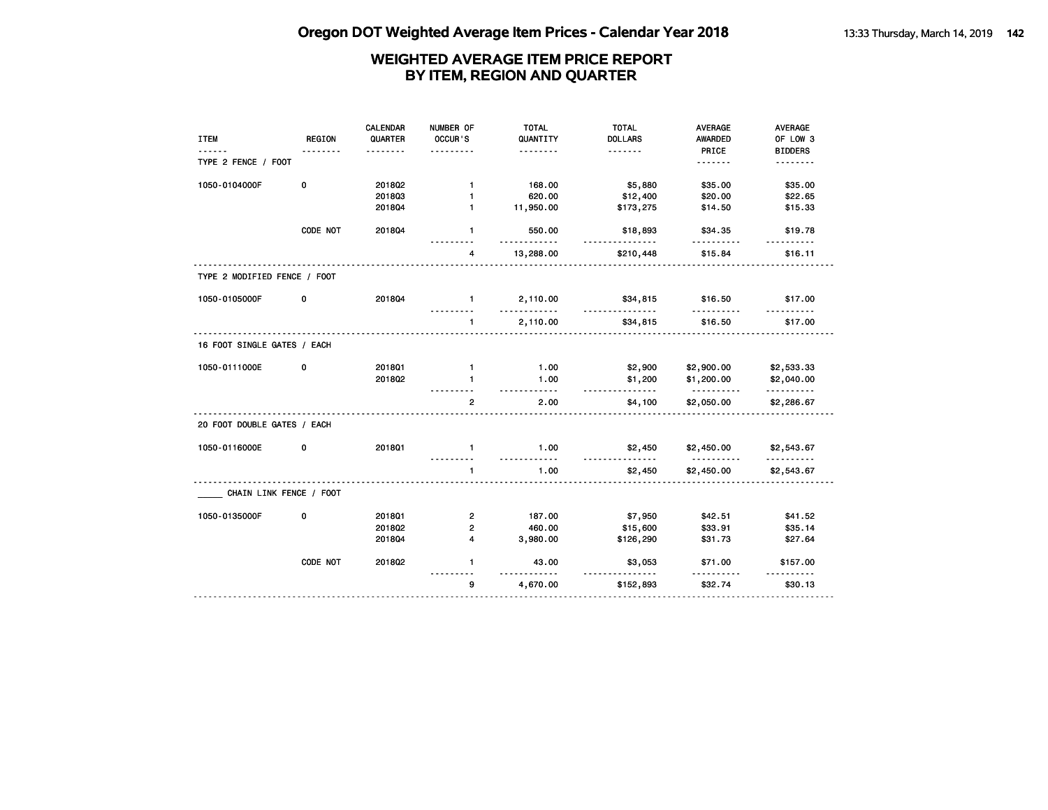# Oregon DOT Weighted Average Item Prices - Calendar Year 2018

## WEIGHTED AVERAGE ITEM PRICE REPORT
## BY ITEM, REGION AND QUARTER

| ITEM | REGION | CALENDAR QUARTER | NUMBER OF OCCUR'S | TOTAL QUANTITY | TOTAL DOLLARS | AVERAGE AWARDED PRICE | AVERAGE OF LOW 3 BIDDERS |
|---|---|---|---|---|---|---|---|
| **TYPE 2 FENCE / FOOT** | | | | | | | |
| 1050-0104000F | 0 | 2018Q2 | 1 | 168.00 | $5,880 | $35.00 | $35.00 |
| | | 2018Q3 | 1 | 620.00 | $12,400 | $20.00 | $22.65 |
| | | 2018Q4 | 1 | 11,950.00 | $173,275 | $14.50 | $15.33 |
| | CODE NOT | 2018Q4 | 1 | 550.00 | $18,893 | $34.35 | $19.78 |
| | | | 4 | 13,288.00 | $210,448 | $15.84 | $16.11 |
| **TYPE 2 MODIFIED FENCE / FOOT** | | | | | | | |
| 1050-0105000F | 0 | 2018Q4 | 1 | 2,110.00 | $34,815 | $16.50 | $17.00 |
| | | | 1 | 2,110.00 | $34,815 | $16.50 | $17.00 |
| **16 FOOT SINGLE GATES / EACH** | | | | | | | |
| 1050-0111000E | 0 | 2018Q1 | 1 | 1.00 | $2,900 | $2,900.00 | $2,533.33 |
| | | 2018Q2 | 1 | 1.00 | $1,200 | $1,200.00 | $2,040.00 |
| | | | 2 | 2.00 | $4,100 | $2,050.00 | $2,286.67 |
| **20 FOOT DOUBLE GATES / EACH** | | | | | | | |
| 1050-0116000E | 0 | 2018Q1 | 1 | 1.00 | $2,450 | $2,450.00 | $2,543.67 |
| | | | 1 | 1.00 | $2,450 | $2,450.00 | $2,543.67 |
| **_____ CHAIN LINK FENCE / FOOT** | | | | | | | |
| 1050-0135000F | 0 | 2018Q1 | 2 | 187.00 | $7,950 | $42.51 | $41.52 |
| | | 2018Q2 | 2 | 460.00 | $15,600 | $33.91 | $35.14 |
| | | 2018Q4 | 4 | 3,980.00 | $126,290 | $31.73 | $27.64 |
| | CODE NOT | 2018Q2 | 1 | 43.00 | $3,053 | $71.00 | $157.00 |
| | | | 9 | 4,670.00 | $152,893 | $32.74 | $30.13 |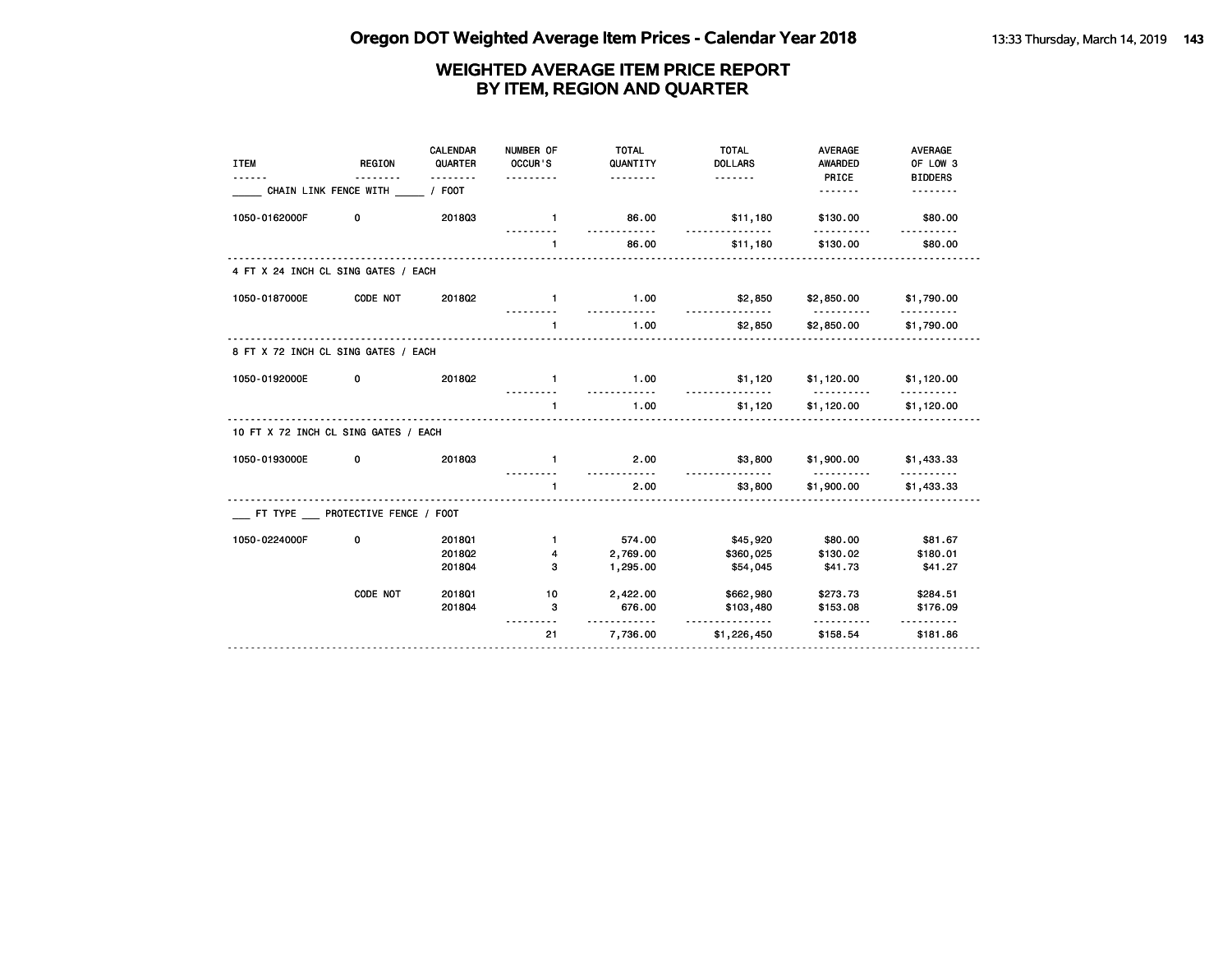# Oregon DOT Weighted Average Item Prices - Calendar Year 2018

## WEIGHTED AVERAGE ITEM PRICE REPORT BY ITEM, REGION AND QUARTER

| ITEM | REGION | CALENDAR QUARTER | NUMBER OF OCCUR'S | TOTAL QUANTITY | TOTAL DOLLARS | AVERAGE AWARDED PRICE | AVERAGE OF LOW 3 BIDDERS |
|---|---|---|---|---|---|---|---|
| _____ CHAIN LINK FENCE WITH _____ / FOOT | | | | | | | |
| 1050-0162000F | 0 | 2018Q3 | 1 | 86.00 | $11,180 | $130.00 | $80.00 |
| | | | 1 | 86.00 | $11,180 | $130.00 | $80.00 |
| 4 FT X 24 INCH CL SING GATES / EACH | | | | | | | |
| 1050-0187000E | CODE NOT | 2018Q2 | 1 | 1.00 | $2,850 | $2,850.00 | $1,790.00 |
| | | | 1 | 1.00 | $2,850 | $2,850.00 | $1,790.00 |
| 8 FT X 72 INCH CL SING GATES / EACH | | | | | | | |
| 1050-0192000E | 0 | 2018Q2 | 1 | 1.00 | $1,120 | $1,120.00 | $1,120.00 |
| | | | 1 | 1.00 | $1,120 | $1,120.00 | $1,120.00 |
| 10 FT X 72 INCH CL SING GATES / EACH | | | | | | | |
| 1050-0193000E | 0 | 2018Q3 | 1 | 2.00 | $3,800 | $1,900.00 | $1,433.33 |
| | | | 1 | 2.00 | $3,800 | $1,900.00 | $1,433.33 |
| ___ FT TYPE ___ PROTECTIVE FENCE / FOOT | | | | | | | |
| 1050-0224000F | 0 | 2018Q1 | 1 | 574.00 | $45,920 | $80.00 | $81.67 |
| | | 2018Q2 | 4 | 2,769.00 | $360,025 | $130.02 | $180.01 |
| | | 2018Q4 | 3 | 1,295.00 | $54,045 | $41.73 | $41.27 |
| | CODE NOT | 2018Q1 | 10 | 2,422.00 | $662,980 | $273.73 | $284.51 |
| | | 2018Q4 | 3 | 676.00 | $103,480 | $153.08 | $176.09 |
| | | | 21 | 7,736.00 | $1,226,450 | $158.54 | $181.86 |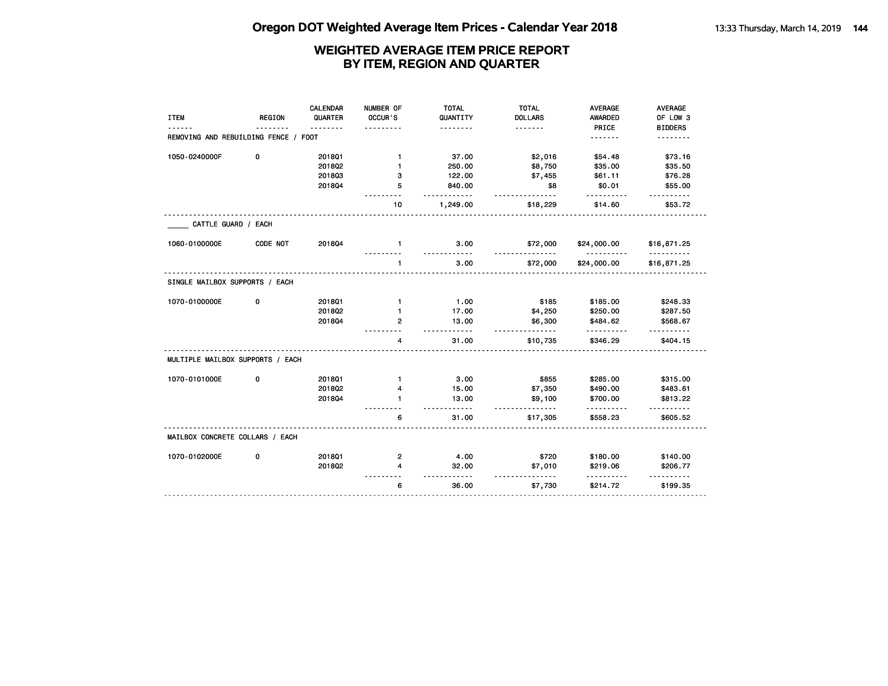# Oregon DOT Weighted Average Item Prices - Calendar Year 2018

## WEIGHTED AVERAGE ITEM PRICE REPORT BY ITEM, REGION AND QUARTER

| ITEM | REGION | CALENDAR QUARTER | NUMBER OF OCCUR'S | TOTAL QUANTITY | TOTAL DOLLARS | AVERAGE AWARDED PRICE | AVERAGE OF LOW 3 BIDDERS |
|---|---|---|---|---|---|---|---|
| **REMOVING AND REBUILDING FENCE / FOOT** | | | | | | | |
| 1050-0240000F | 0 | 2018Q1 | 1 | 37.00 | $2,016 | $54.48 | $73.16 |
| | | 2018Q2 | 1 | 250.00 | $8,750 | $35.00 | $35.50 |
| | | 2018Q3 | 3 | 122.00 | $7,455 | $61.11 | $76.28 |
| | | 2018Q4 | 5 | 840.00 | $8 | $0.01 | $55.00 |
| | | | 10 | 1,249.00 | $18,229 | $14.60 | $53.72 |
| **_____ CATTLE GUARD / EACH** | | | | | | | |
| 1060-0100000E | CODE NOT | 2018Q4 | 1 | 3.00 | $72,000 | $24,000.00 | $16,871.25 |
| | | | 1 | 3.00 | $72,000 | $24,000.00 | $16,871.25 |
| **SINGLE MAILBOX SUPPORTS / EACH** | | | | | | | |
| 1070-0100000E | 0 | 2018Q1 | 1 | 1.00 | $185 | $185.00 | $248.33 |
| | | 2018Q2 | 1 | 17.00 | $4,250 | $250.00 | $287.50 |
| | | 2018Q4 | 2 | 13.00 | $6,300 | $484.62 | $568.67 |
| | | | 4 | 31.00 | $10,735 | $346.29 | $404.15 |
| **MULTIPLE MAILBOX SUPPORTS / EACH** | | | | | | | |
| 1070-0101000E | 0 | 2018Q1 | 1 | 3.00 | $855 | $285.00 | $315.00 |
| | | 2018Q2 | 4 | 15.00 | $7,350 | $490.00 | $483.61 |
| | | 2018Q4 | 1 | 13.00 | $9,100 | $700.00 | $813.22 |
| | | | 6 | 31.00 | $17,305 | $558.23 | $605.52 |
| **MAILBOX CONCRETE COLLARS / EACH** | | | | | | | |
| 1070-0102000E | 0 | 2018Q1 | 2 | 4.00 | $720 | $180.00 | $140.00 |
| | | 2018Q2 | 4 | 32.00 | $7,010 | $219.06 | $206.77 |
| | | | 6 | 36.00 | $7,730 | $214.72 | $199.35 |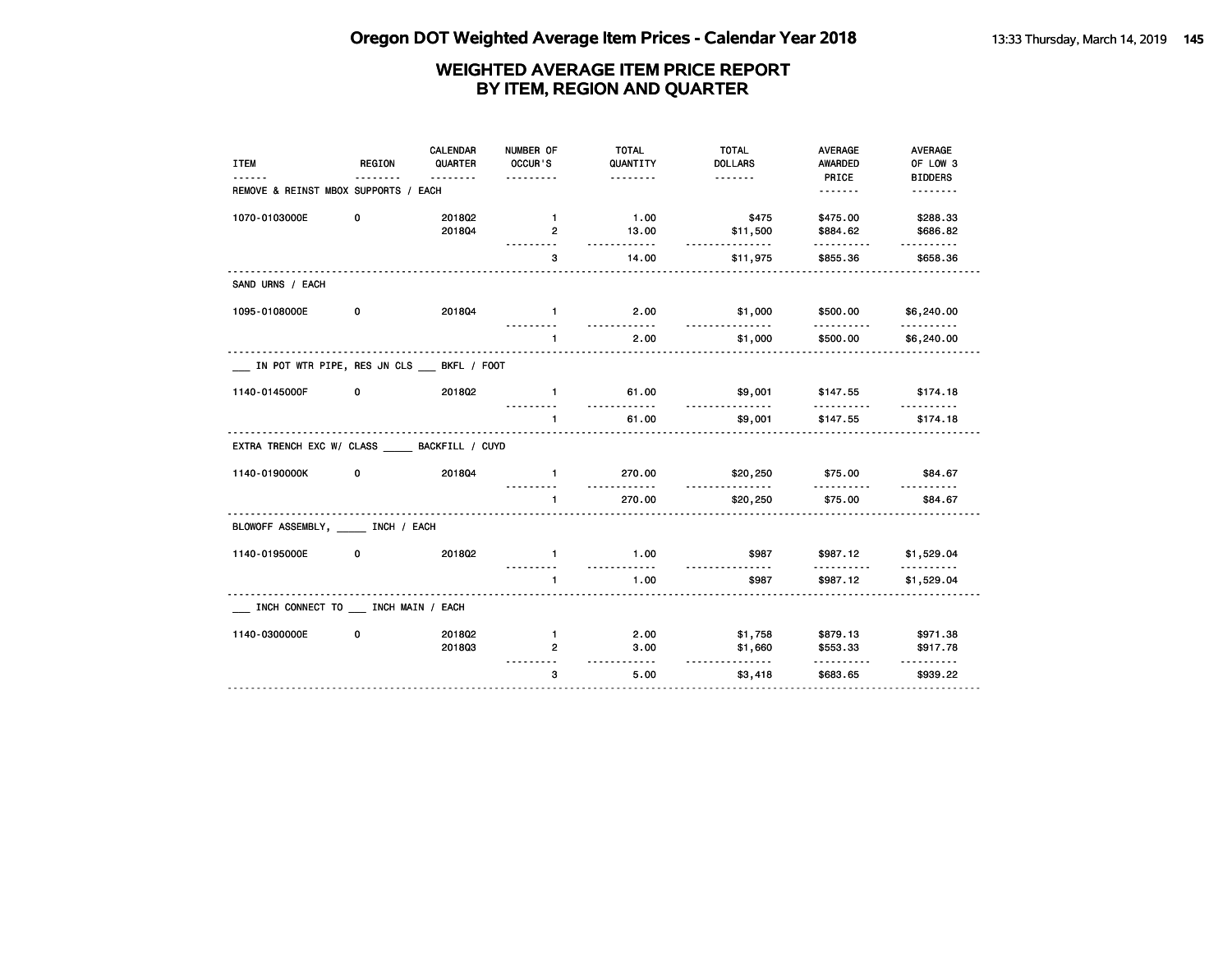# WEIGHTED AVERAGE ITEM PRICE REPORT
# BY ITEM, REGION AND QUARTER

| ITEM | REGION | CALENDAR QUARTER | NUMBER OF OCCUR'S | TOTAL QUANTITY | TOTAL DOLLARS | AVERAGE AWARDED PRICE | AVERAGE OF LOW 3 BIDDERS |
|---|---|---|---|---|---|---|---|
| **REMOVE & REINST MBOX SUPPORTS / EACH** | | | | | | | |
| 1070-0103000E | 0 | 2018Q2 | 1 | 1.00 | $475 | $475.00 | $288.33 |
| | | 2018Q4 | 2 | 13.00 | $11,500 | $884.62 | $686.82 |
| | | | 3 | 14.00 | $11,975 | $855.36 | $658.36 |
| **SAND URNS / EACH** | | | | | | | |
| 1095-0108000E | 0 | 2018Q4 | 1 | 2.00 | $1,000 | $500.00 | $6,240.00 |
| | | | 1 | 2.00 | $1,000 | $500.00 | $6,240.00 |
| **___ IN POT WTR PIPE, RES JN CLS ___ BKFL / FOOT** | | | | | | | |
| 1140-0145000F | 0 | 2018Q2 | 1 | 61.00 | $9,001 | $147.55 | $174.18 |
| | | | 1 | 61.00 | $9,001 | $147.55 | $174.18 |
| **EXTRA TRENCH EXC W/ CLASS _____ BACKFILL / CUYD** | | | | | | | |
| 1140-0190000K | 0 | 2018Q4 | 1 | 270.00 | $20,250 | $75.00 | $84.67 |
| | | | 1 | 270.00 | $20,250 | $75.00 | $84.67 |
| **BLOWOFF ASSEMBLY, _____ INCH / EACH** | | | | | | | |
| 1140-0195000E | 0 | 2018Q2 | 1 | 1.00 | $987 | $987.12 | $1,529.04 |
| | | | 1 | 1.00 | $987 | $987.12 | $1,529.04 |
| **___ INCH CONNECT TO ___ INCH MAIN / EACH** | | | | | | | |
| 1140-0300000E | 0 | 2018Q2 | 1 | 2.00 | $1,758 | $879.13 | $971.38 |
| | | 2018Q3 | 2 | 3.00 | $1,660 | $553.33 | $917.78 |
| | | | 3 | 5.00 | $3,418 | $683.65 | $939.22 |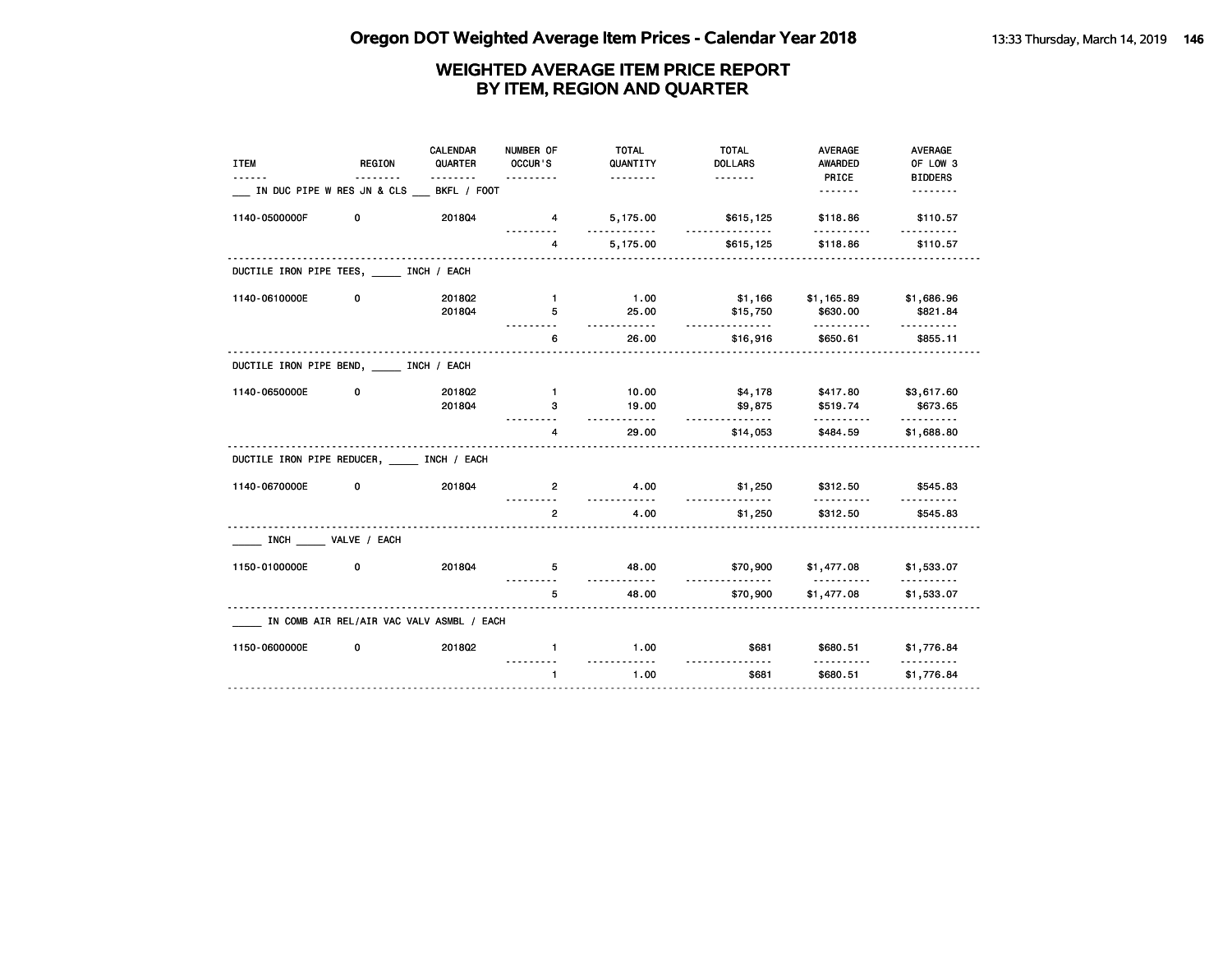# Oregon DOT Weighted Average Item Prices - Calendar Year 2018

## WEIGHTED AVERAGE ITEM PRICE REPORT BY ITEM, REGION AND QUARTER

| ITEM | REGION | CALENDAR QUARTER | NUMBER OF OCCUR'S | TOTAL QUANTITY | TOTAL DOLLARS | AVERAGE AWARDED PRICE | AVERAGE OF LOW 3 BIDDERS |
|---|---|---|---|---|---|---|---|
| ___ IN DUC PIPE W RES JN & CLS ___ BKFL / FOOT | | | | | | | |
| 1140-0500000F | 0 | 2018Q4 | 4 | 5,175.00 | $615,125 | $118.86 | $110.57 |
| | | | 4 | 5,175.00 | $615,125 | $118.86 | $110.57 |
| DUCTILE IRON PIPE TEES, _____ INCH / EACH | | | | | | | |
| 1140-0610000E | 0 | 2018Q2 | 1 | 1.00 | $1,166 | $1,165.89 | $1,686.96 |
| | | 2018Q4 | 5 | 25.00 | $15,750 | $630.00 | $821.84 |
| | | | 6 | 26.00 | $16,916 | $650.61 | $855.11 |
| DUCTILE IRON PIPE BEND, _____ INCH / EACH | | | | | | | |
| 1140-0650000E | 0 | 2018Q2 | 1 | 10.00 | $4,178 | $417.80 | $3,617.60 |
| | | 2018Q4 | 3 | 19.00 | $9,875 | $519.74 | $673.65 |
| | | | 4 | 29.00 | $14,053 | $484.59 | $1,688.80 |
| DUCTILE IRON PIPE REDUCER, _____ INCH / EACH | | | | | | | |
| 1140-0670000E | 0 | 2018Q4 | 2 | 4.00 | $1,250 | $312.50 | $545.83 |
| | | | 2 | 4.00 | $1,250 | $312.50 | $545.83 |
| _____ INCH _____ VALVE / EACH | | | | | | | |
| 1150-0100000E | 0 | 2018Q4 | 5 | 48.00 | $70,900 | $1,477.08 | $1,533.07 |
| | | | 5 | 48.00 | $70,900 | $1,477.08 | $1,533.07 |
| _____ IN COMB AIR REL/AIR VAC VALV ASMBL / EACH | | | | | | | |
| 1150-0600000E | 0 | 2018Q2 | 1 | 1.00 | $681 | $680.51 | $1,776.84 |
| | | | 1 | 1.00 | $681 | $680.51 | $1,776.84 |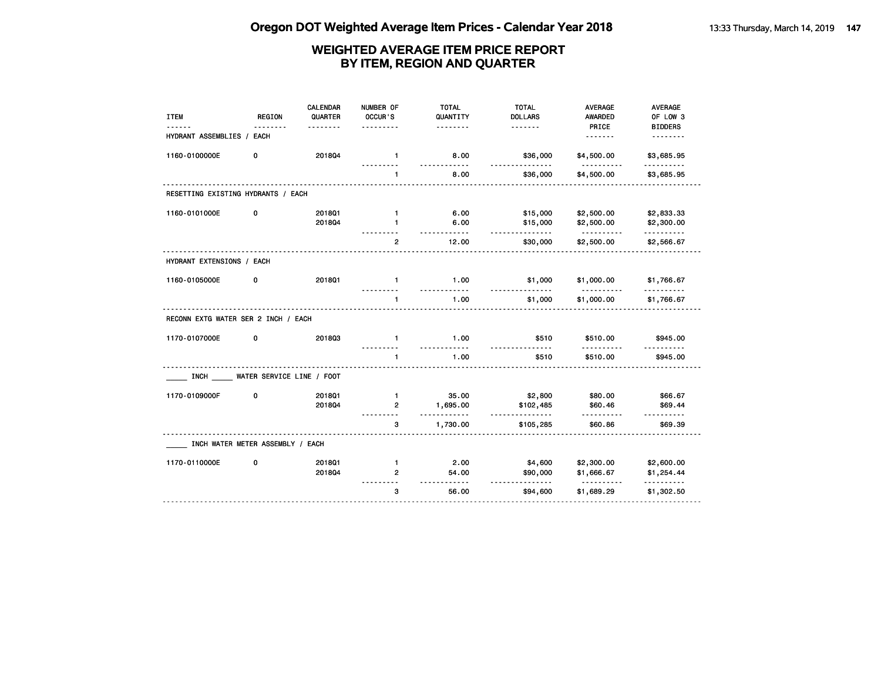# Oregon DOT Weighted Average Item Prices - Calendar Year 2018

## WEIGHTED AVERAGE ITEM PRICE REPORT BY ITEM, REGION AND QUARTER

| ITEM | REGION | CALENDAR QUARTER | NUMBER OF OCCUR'S | TOTAL QUANTITY | TOTAL DOLLARS | AVERAGE AWARDED PRICE | AVERAGE OF LOW 3 BIDDERS |
|---|---|---|---|---|---|---|---|
| HYDRANT ASSEMBLIES / EACH | | | | | | | |
| 1160-0100000E | 0 | 2018Q4 | 1 | 8.00 | $36,000 | $4,500.00 | $3,685.95 |
| | | | 1 | 8.00 | $36,000 | $4,500.00 | $3,685.95 |
| RESETTING EXISTING HYDRANTS / EACH | | | | | | | |
| 1160-0101000E | 0 | 2018Q1 | 1 | 6.00 | $15,000 | $2,500.00 | $2,833.33 |
| | | 2018Q4 | 1 | 6.00 | $15,000 | $2,500.00 | $2,300.00 |
| | | | 2 | 12.00 | $30,000 | $2,500.00 | $2,566.67 |
| HYDRANT EXTENSIONS / EACH | | | | | | | |
| 1160-0105000E | 0 | 2018Q1 | 1 | 1.00 | $1,000 | $1,000.00 | $1,766.67 |
| | | | 1 | 1.00 | $1,000 | $1,000.00 | $1,766.67 |
| RECONN EXTG WATER SER 2 INCH / EACH | | | | | | | |
| 1170-0107000E | 0 | 2018Q3 | 1 | 1.00 | $510 | $510.00 | $945.00 |
| | | | 1 | 1.00 | $510 | $510.00 | $945.00 |
| _____ INCH _____ WATER SERVICE LINE / FOOT | | | | | | | |
| 1170-0109000F | 0 | 2018Q1 | 1 | 35.00 | $2,800 | $80.00 | $66.67 |
| | | 2018Q4 | 2 | 1,695.00 | $102,485 | $60.46 | $69.44 |
| | | | 3 | 1,730.00 | $105,285 | $60.86 | $69.39 |
| _____ INCH WATER METER ASSEMBLY / EACH | | | | | | | |
| 1170-0110000E | 0 | 2018Q1 | 1 | 2.00 | $4,600 | $2,300.00 | $2,600.00 |
| | | 2018Q4 | 2 | 54.00 | $90,000 | $1,666.67 | $1,254.44 |
| | | | 3 | 56.00 | $94,600 | $1,689.29 | $1,302.50 |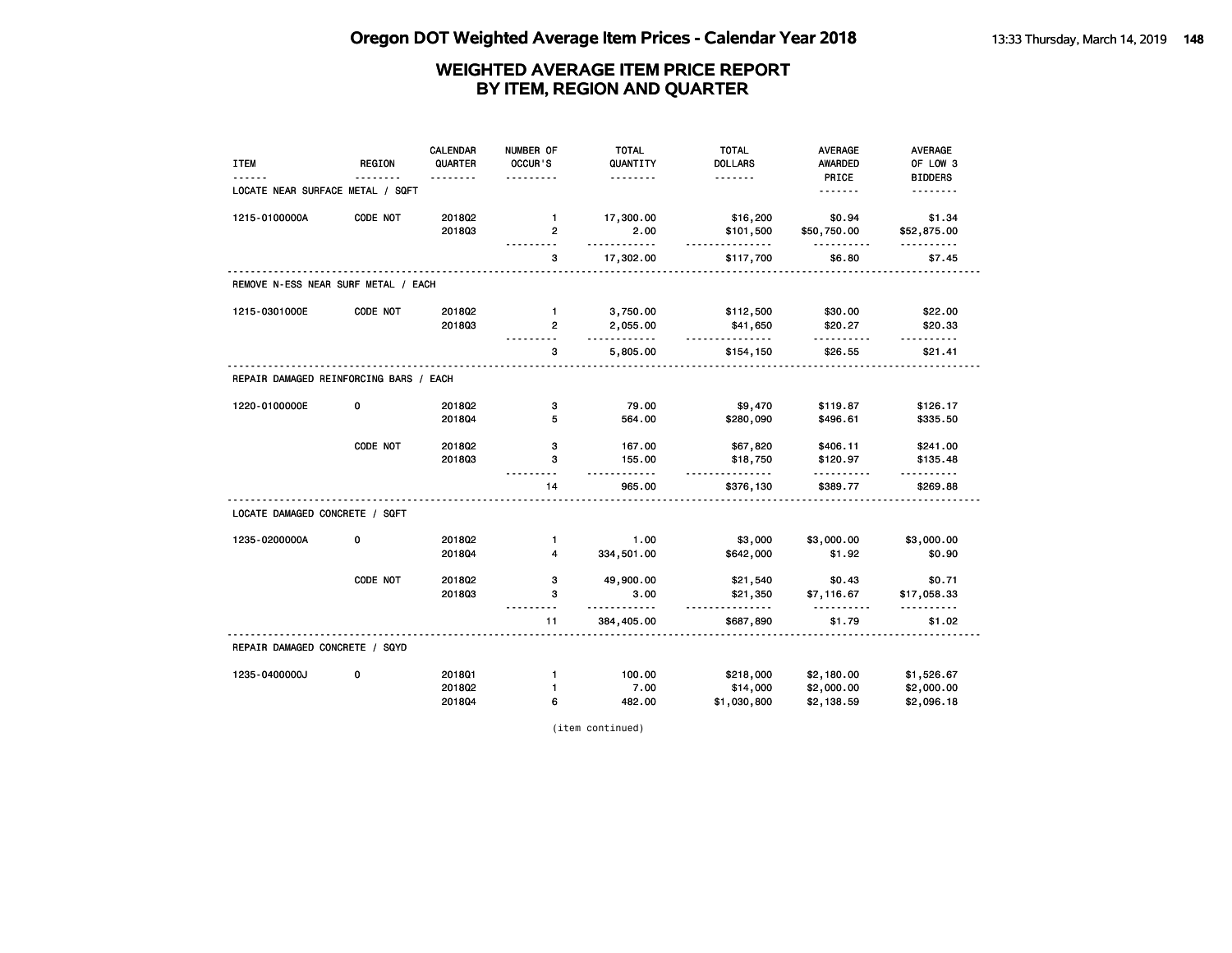# WEIGHTED AVERAGE ITEM PRICE REPORT
## BY ITEM, REGION AND QUARTER

| ITEM | REGION | CALENDAR QUARTER | NUMBER OF OCCUR'S | TOTAL QUANTITY | TOTAL DOLLARS | AVERAGE AWARDED PRICE | AVERAGE OF LOW 3 BIDDERS |
|---|---|---|---|---|---|---|---|
| **LOCATE NEAR SURFACE METAL / SQFT** | | | | | | | |
| 1215-0100000A | CODE NOT | 2018Q2 | 1 | 17,300.00 | $16,200 | $0.94 | $1.34 |
| | | 2018Q3 | 2 | 2.00 | $101,500 | $50,750.00 | $52,875.00 |
| | | | 3 | 17,302.00 | $117,700 | $6.80 | $7.45 |
| **REMOVE N-ESS NEAR SURF METAL / EACH** | | | | | | | |
| 1215-0301000E | CODE NOT | 2018Q2 | 1 | 3,750.00 | $112,500 | $30.00 | $22.00 |
| | | 2018Q3 | 2 | 2,055.00 | $41,650 | $20.27 | $20.33 |
| | | | 3 | 5,805.00 | $154,150 | $26.55 | $21.41 |
| **REPAIR DAMAGED REINFORCING BARS / EACH** | | | | | | | |
| 1220-0100000E | 0 | 2018Q2 | 3 | 79.00 | $9,470 | $119.87 | $126.17 |
| | | 2018Q4 | 5 | 564.00 | $280,090 | $496.61 | $335.50 |
| | CODE NOT | 2018Q2 | 3 | 167.00 | $67,820 | $406.11 | $241.00 |
| | | 2018Q3 | 3 | 155.00 | $18,750 | $120.97 | $135.48 |
| | | | 14 | 965.00 | $376,130 | $389.77 | $269.88 |
| **LOCATE DAMAGED CONCRETE / SQFT** | | | | | | | |
| 1235-0200000A | 0 | 2018Q2 | 1 | 1.00 | $3,000 | $3,000.00 | $3,000.00 |
| | | 2018Q4 | 4 | 334,501.00 | $642,000 | $1.92 | $0.90 |
| | CODE NOT | 2018Q2 | 3 | 49,900.00 | $21,540 | $0.43 | $0.71 |
| | | 2018Q3 | 3 | 3.00 | $21,350 | $7,116.67 | $17,058.33 |
| | | | 11 | 384,405.00 | $687,890 | $1.79 | $1.02 |
| **REPAIR DAMAGED CONCRETE / SQYD** | | | | | | | |
| 1235-0400000J | 0 | 2018Q1 | 1 | 100.00 | $218,000 | $2,180.00 | $1,526.67 |
| | | 2018Q2 | 1 | 7.00 | $14,000 | $2,000.00 | $2,000.00 |
| | | 2018Q4 | 6 | 482.00 | $1,030,800 | $2,138.59 | $2,096.18 |

(item continued)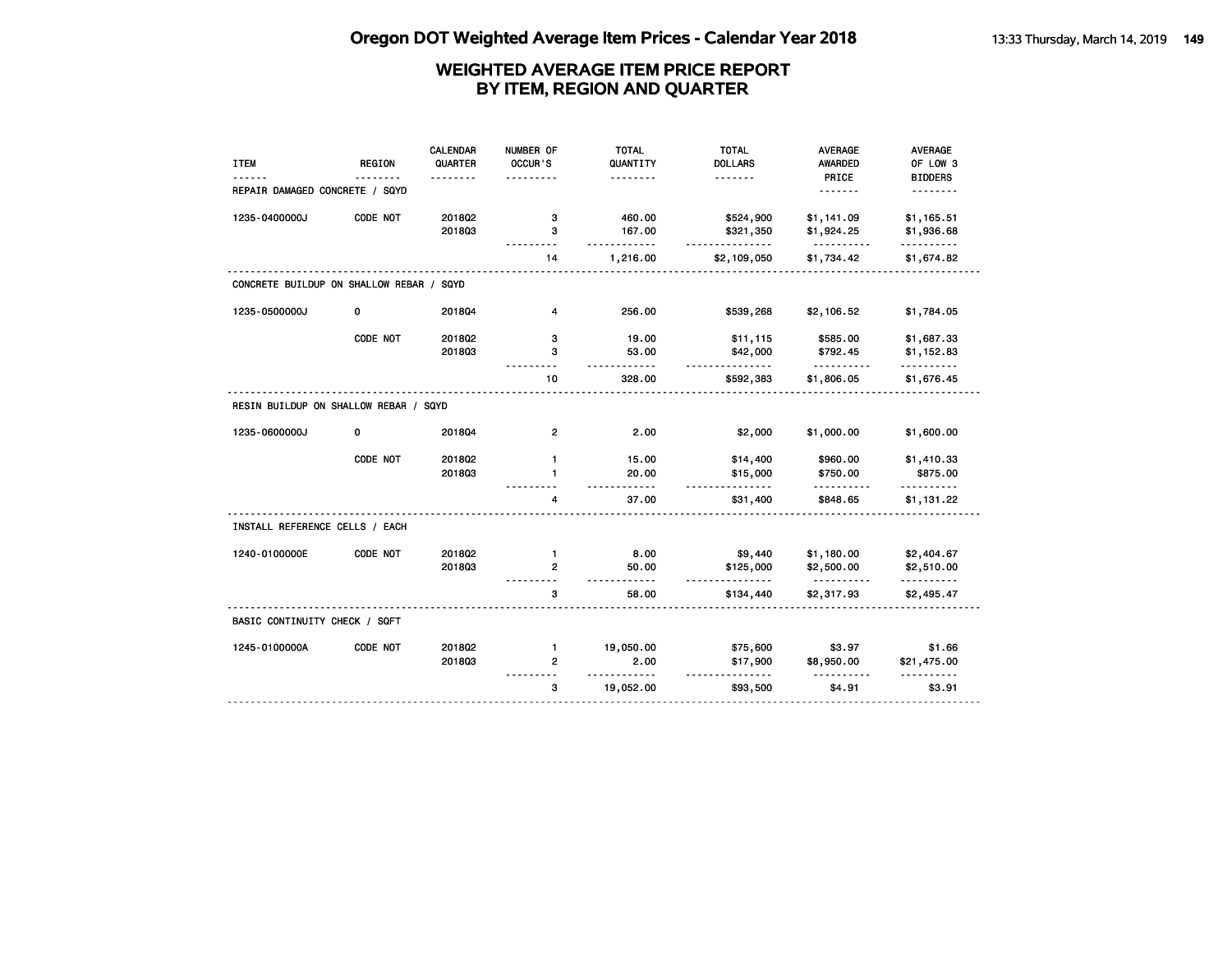# Oregon DOT Weighted Average Item Prices - Calendar Year 2018

## WEIGHTED AVERAGE ITEM PRICE REPORT BY ITEM, REGION AND QUARTER

| ITEM | REGION | CALENDAR QUARTER | NUMBER OF OCCUR'S | TOTAL QUANTITY | TOTAL DOLLARS | AVERAGE AWARDED PRICE | AVERAGE OF LOW 3 BIDDERS |
|---|---|---|---|---|---|---|---|
| REPAIR DAMAGED CONCRETE / SQYD | | | | | | | |
| 1235-0400000J | CODE NOT | 2018Q2 | 3 | 460.00 | $524,900 | $1,141.09 | $1,165.51 |
| | | 2018Q3 | 3 | 167.00 | $321,350 | $1,924.25 | $1,936.68 |
| | | | 14 | 1,216.00 | $2,109,050 | $1,734.42 | $1,674.82 |
| CONCRETE BUILDUP ON SHALLOW REBAR / SQYD | | | | | | | |
| 1235-0500000J | 0 | 2018Q4 | 4 | 256.00 | $539,268 | $2,106.52 | $1,784.05 |
| | CODE NOT | 2018Q2 | 3 | 19.00 | $11,115 | $585.00 | $1,687.33 |
| | | 2018Q3 | 3 | 53.00 | $42,000 | $792.45 | $1,152.83 |
| | | | 10 | 328.00 | $592,383 | $1,806.05 | $1,676.45 |
| RESIN BUILDUP ON SHALLOW REBAR / SQYD | | | | | | | |
| 1235-0600000J | 0 | 2018Q4 | 2 | 2.00 | $2,000 | $1,000.00 | $1,600.00 |
| | CODE NOT | 2018Q2 | 1 | 15.00 | $14,400 | $960.00 | $1,410.33 |
| | | 2018Q3 | 1 | 20.00 | $15,000 | $750.00 | $875.00 |
| | | | 4 | 37.00 | $31,400 | $848.65 | $1,131.22 |
| INSTALL REFERENCE CELLS / EACH | | | | | | | |
| 1240-0100000E | CODE NOT | 2018Q2 | 1 | 8.00 | $9,440 | $1,180.00 | $2,404.67 |
| | | 2018Q3 | 2 | 50.00 | $125,000 | $2,500.00 | $2,510.00 |
| | | | 3 | 58.00 | $134,440 | $2,317.93 | $2,495.47 |
| BASIC CONTINUITY CHECK / SQFT | | | | | | | |
| 1245-0100000A | CODE NOT | 2018Q2 | 1 | 19,050.00 | $75,600 | $3.97 | $1.66 |
| | | 2018Q3 | 2 | 2.00 | $17,900 | $8,950.00 | $21,475.00 |
| | | | 3 | 19,052.00 | $93,500 | $4.91 | $3.91 |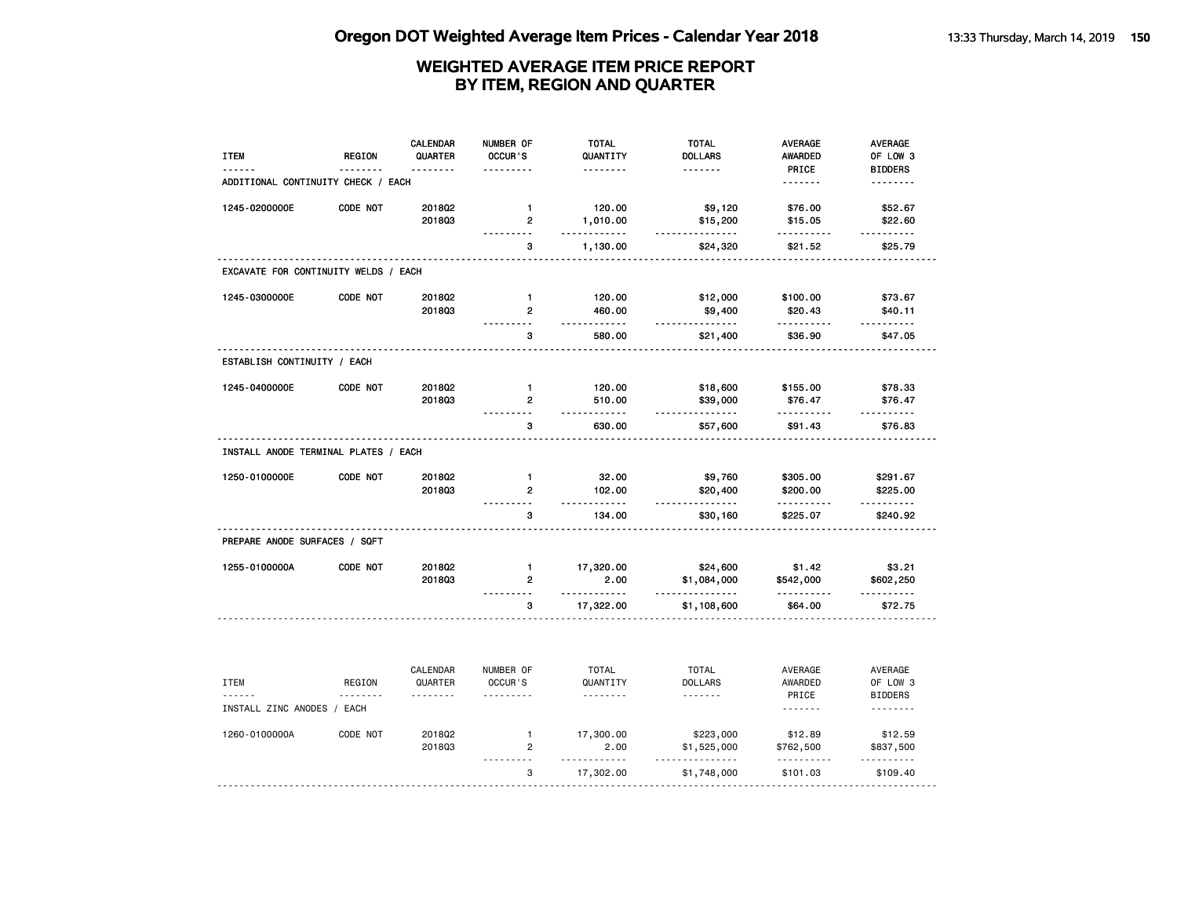# WEIGHTED AVERAGE ITEM PRICE REPORT
## BY ITEM, REGION AND QUARTER

| ITEM | REGION | CALENDAR QUARTER | NUMBER OF OCCUR'S | TOTAL QUANTITY | TOTAL DOLLARS | AVERAGE AWARDED PRICE | AVERAGE OF LOW 3 BIDDERS |
|---|---|---|---|---|---|---|---|
| ADDITIONAL CONTINUITY CHECK / EACH | | | | | | | |
| 1245-0200000E | CODE NOT | 2018Q2 | 1 | 120.00 | $9,120 | $76.00 | $52.67 |
| | | 2018Q3 | 2 | 1,010.00 | $15,200 | $15.05 | $22.60 |
| | | | 3 | 1,130.00 | $24,320 | $21.52 | $25.79 |
| EXCAVATE FOR CONTINUITY WELDS / EACH | | | | | | | |
| 1245-0300000E | CODE NOT | 2018Q2 | 1 | 120.00 | $12,000 | $100.00 | $73.67 |
| | | 2018Q3 | 2 | 460.00 | $9,400 | $20.43 | $40.11 |
| | | | 3 | 580.00 | $21,400 | $36.90 | $47.05 |
| ESTABLISH CONTINUITY / EACH | | | | | | | |
| 1245-0400000E | CODE NOT | 2018Q2 | 1 | 120.00 | $18,600 | $155.00 | $78.33 |
| | | 2018Q3 | 2 | 510.00 | $39,000 | $76.47 | $76.47 |
| | | | 3 | 630.00 | $57,600 | $91.43 | $76.83 |
| INSTALL ANODE TERMINAL PLATES / EACH | | | | | | | |
| 1250-0100000E | CODE NOT | 2018Q2 | 1 | 32.00 | $9,760 | $305.00 | $291.67 |
| | | 2018Q3 | 2 | 102.00 | $20,400 | $200.00 | $225.00 |
| | | | 3 | 134.00 | $30,160 | $225.07 | $240.92 |
| PREPARE ANODE SURFACES / SQFT | | | | | | | |
| 1255-0100000A | CODE NOT | 2018Q2 | 1 | 17,320.00 | $24,600 | $1.42 | $3.21 |
| | | 2018Q3 | 2 | 2.00 | $1,084,000 | $542,000 | $602,250 |
| | | | 3 | 17,322.00 | $1,108,600 | $64.00 | $72.75 |

| ITEM | REGION | CALENDAR QUARTER | NUMBER OF OCCUR'S | TOTAL QUANTITY | TOTAL DOLLARS | AVERAGE AWARDED PRICE | AVERAGE OF LOW 3 BIDDERS |
|---|---|---|---|---|---|---|---|
| INSTALL ZINC ANODES / EACH | | | | | | | |
| 1260-0100000A | CODE NOT | 2018Q2 | 1 | 17,300.00 | $223,000 | $12.89 | $12.59 |
| | | 2018Q3 | 2 | 2.00 | $1,525,000 | $762,500 | $837,500 |
| | | | 3 | 17,302.00 | $1,748,000 | $101.03 | $109.40 |